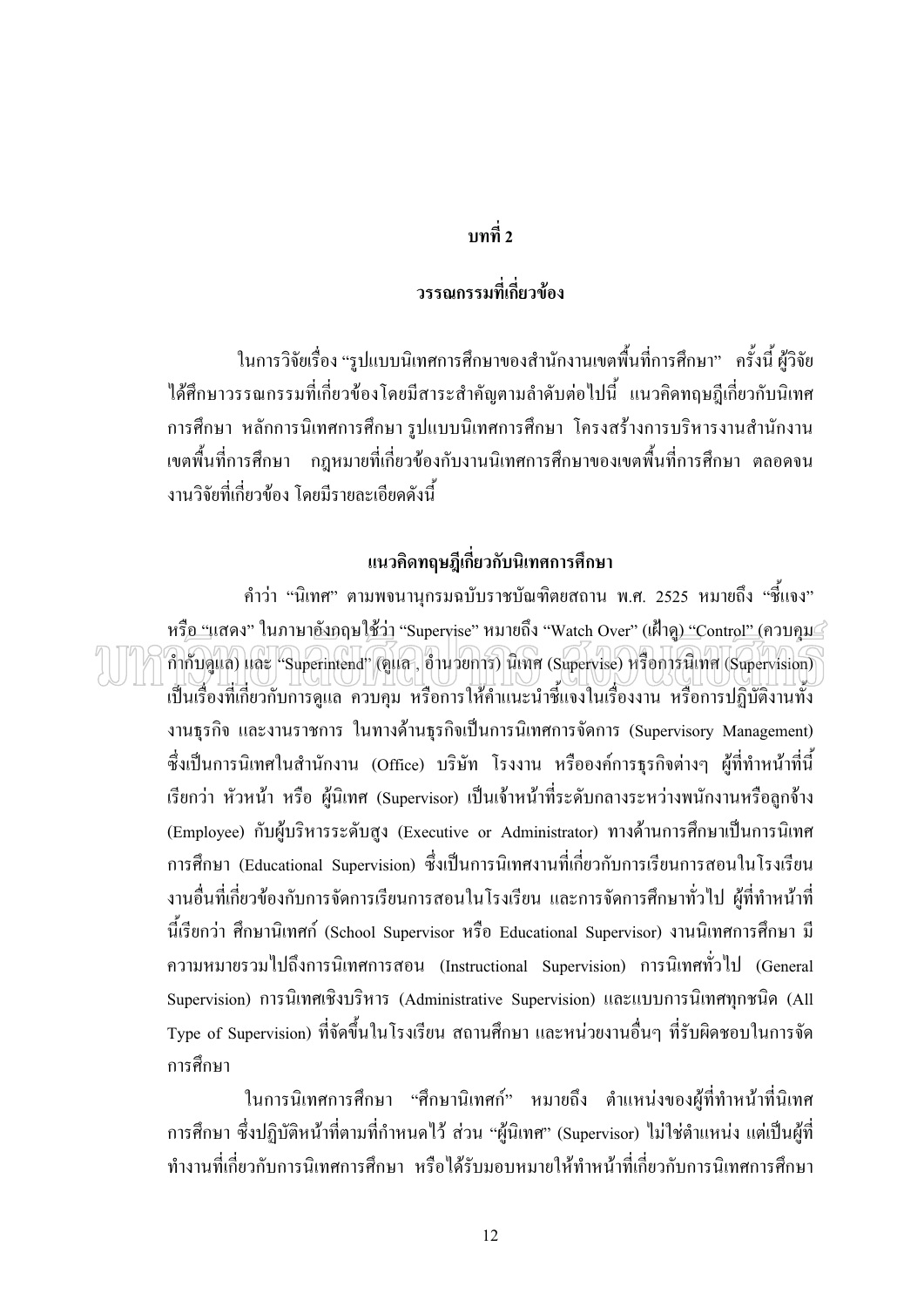# บทที่ 2

# วรรณกรรมที่เกี่ยวข้อง

ในการวิจัยเรื่อง "รูปแบบนิเทศการศึกษาของสำนักงานเขตพื้นที่การศึกษา" ครั้งนี้ ผู้วิจัยได้ศึกษาวรรณกรรมที่เกี่ยวข้องโดยมีสาระสำคัญตามลำดับต่อไปนี้ แนวคิดทฤษฎีเกี่ยวกับนิเทศการศึกษา หลักการนิเทศการศึกษา รูปแบบนิเทศการศึกษา โครงสร้างการบริหารงานสำนักงานเขตพื้นที่การศึกษา กฎหมายที่เกี่ยวข้องกับงานนิเทศการศึกษาของเขตพื้นที่การศึกษา ตลอดจนงานวิจัยที่เกี่ยวข้อง โดยมีรายละเอียดดังนี้

## แนวคิดทฤษฎีเกี่ยวกับนิเทศการศึกษา

คำว่า "นิเทศ" ตามพจนานุกรมฉบับราชบัณฑิตยสถาน พ.ศ. 2525 หมายถึง "ชี้แจง" หรือ "แสดง" ในภาษาอังกฤษใช้ว่า "Supervise" หมายถึง "Watch Over" (เฝ้าดู) "Control" (ควบคุมกำกับดูแล) และ "Superintend" (ดูแล , อำนวยการ) นิเทศ (Supervise) หรือการนิเทศ (Supervision) เป็นเรื่องที่เกี่ยวกับการดูแล ควบคุม หรือการให้คำแนะนำชี้แจงในเรื่องงาน หรือการปฏิบัติงานทั้งงานธุรกิจ และงานราชการ ในทางด้านธุรกิจเป็นการนิเทศการจัดการ (Supervisory Management) ซึ่งเป็นการนิเทศในสำนักงาน (Office) บริษัท โรงงาน หรือองค์การธุรกิจต่างๆ ผู้ที่ทำหน้าที่นี้เรียกว่า หัวหน้า หรือ ผู้นิเทศ (Supervisor) เป็นเจ้าหน้าที่ระดับกลางระหว่างพนักงานหรือลูกจ้าง (Employee) กับผู้บริหารระดับสูง (Executive or Administrator) ทางด้านการศึกษาเป็นการนิเทศการศึกษา (Educational Supervision) ซึ่งเป็นการนิเทศงานที่เกี่ยวกับการเรียนการสอนในโรงเรียน งานอื่นที่เกี่ยวข้องกับการจัดการเรียนการสอนในโรงเรียน และการจัดการศึกษาทั่วไป ผู้ที่ทำหน้าที่นี้เรียกว่า ศึกษานิเทศก์ (School Supervisor หรือ Educational Supervisor) งานนิเทศการศึกษา มีความหมายรวมไปถึงการนิเทศการสอน (Instructional Supervision) การนิเทศทั่วไป (General Supervision) การนิเทศเชิงบริหาร (Administrative Supervision) และแบบการนิเทศทุกชนิด (All Type of Supervision) ที่จัดขึ้นในโรงเรียน สถานศึกษา และหน่วยงานอื่นๆ ที่รับผิดชอบในการจัดการศึกษา

ในการนิเทศการศึกษา "ศึกษานิเทศก์" หมายถึง ตำแหน่งของผู้ที่ทำหน้าที่นิเทศการศึกษา ซึ่งปฏิบัติหน้าที่ตามที่กำหนดไว้ ส่วน "ผู้นิเทศ" (Supervisor) ไม่ใช่ตำแหน่ง แต่เป็นผู้ที่ทำงานที่เกี่ยวกับการนิเทศการศึกษา หรือได้รับมอบหมายให้ทำหน้าที่เกี่ยวกับการนิเทศการศึกษา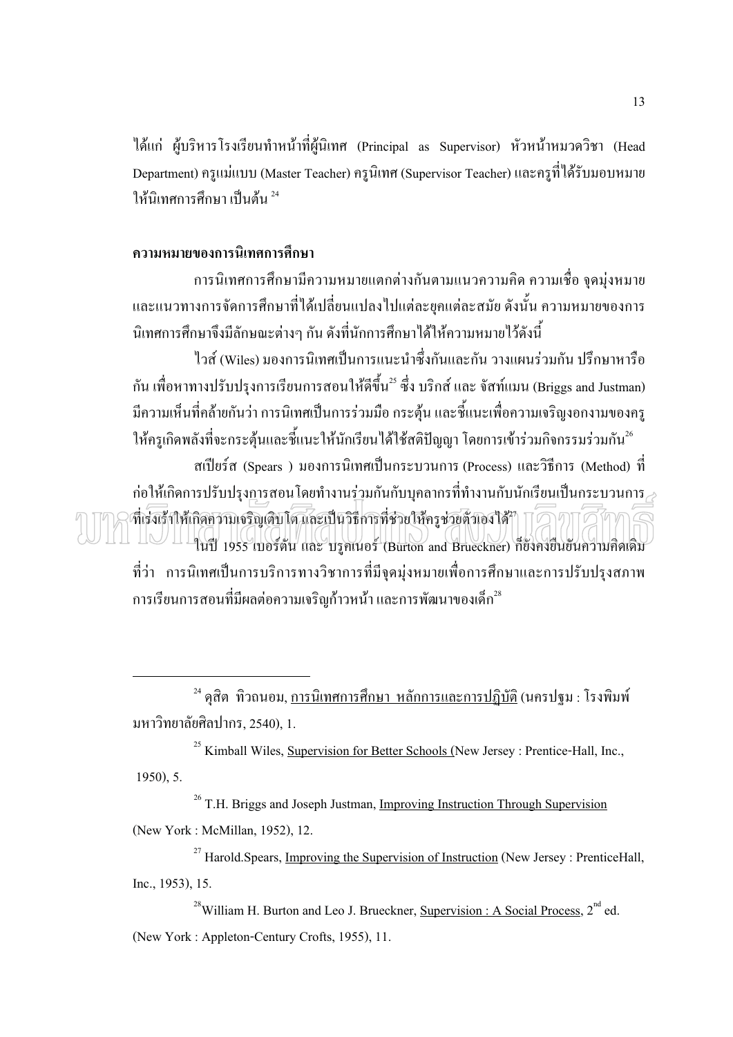ได้แก่ ผู้บริหารโรงเรียนทำหน้าที่ผู้นิเทศ (Principal as Supervisor) หัวหน้าหมวดวิชา (Head Department) ครูแม่แบบ (Master Teacher) ครูนิเทศ (Supervisor Teacher) และครูที่ได้รับมอบหมายให้นิเทศการศึกษา เป็นต้น [24]

**ความหมายของการนิเทศการศึกษา**

การนิเทศการศึกษามีความหมายแตกต่างกันตามแนวความคิด ความเชื่อ จุดมุ่งหมาย และแนวทางการจัดการศึกษาที่ได้เปลี่ยนแปลงไปแต่ละยุคแต่ละสมัย ดังนั้น ความหมายของการนิเทศการศึกษาจึงมีลักษณะต่างๆ กัน ดังที่นักการศึกษาได้ให้ความหมายไว้ดังนี้

ไวส์ (Wiles) มองการนิเทศเป็นการแนะนำซึ่งกันและกัน วางแผนร่วมกัน ปรึกษาหารือกัน เพื่อหาทางปรับปรุงการเรียนการสอนให้ดีขึ้น[25] ซึ่ง บริกส์ และ จัสท์แมน (Briggs and Justman) มีความเห็นที่คล้ายกันว่า การนิเทศเป็นการร่วมมือ กระตุ้น และชี้แนะเพื่อความเจริญงอกงามของครูให้ครูเกิดพลังที่จะกระตุ้นและชี้แนะให้นักเรียนได้ใช้สติปัญญา โดยการเข้าร่วมกิจกรรมร่วมกัน[26]

สเปียร์ส (Spears ) มองการนิเทศเป็นกระบวนการ (Process) และวิธีการ (Method) ที่ก่อให้เกิดการปรับปรุงการสอนโดยทำงานร่วมกันกับบุคลากรที่ทำงานกับนักเรียนเป็นกระบวนการที่เร่งเร้าให้เกิดความเจริญเติบโต และเป็นวิธีการที่ช่วยให้ครูช่วยตัวเองได้[27]

ในปี 1955 เบอร์ตัน และ บรูคเนอร์ (Burton and Brueckner) ก็ยังคงยืนยันความคิดเดิมที่ว่า การนิเทศเป็นการบริการทางวิชาการที่มีจุดมุ่งหมายเพื่อการศึกษาและการปรับปรุงสภาพการเรียนการสอนที่มีผลต่อความเจริญก้าวหน้า และการพัฒนาของเด็ก[28]

---

[24] ดุสิต ทิวถนอม, การนิเทศการศึกษา หลักการและการปฏิบัติ (นครปฐม : โรงพิมพ์มหาวิทยาลัยศิลปากร, 2540), 1.

[25] Kimball Wiles, Supervision for Better Schools (New Jersey : Prentice-Hall, Inc., 1950), 5.

[26] T.H. Briggs and Joseph Justman, Improving Instruction Through Supervision (New York : McMillan, 1952), 12.

[27] Harold.Spears, Improving the Supervision of Instruction (New Jersey : PrenticeHall, Inc., 1953), 15.

[28] William H. Burton and Leo J. Brueckner, Supervision : A Social Process, 2nd ed. (New York : Appleton-Century Crofts, 1955), 11.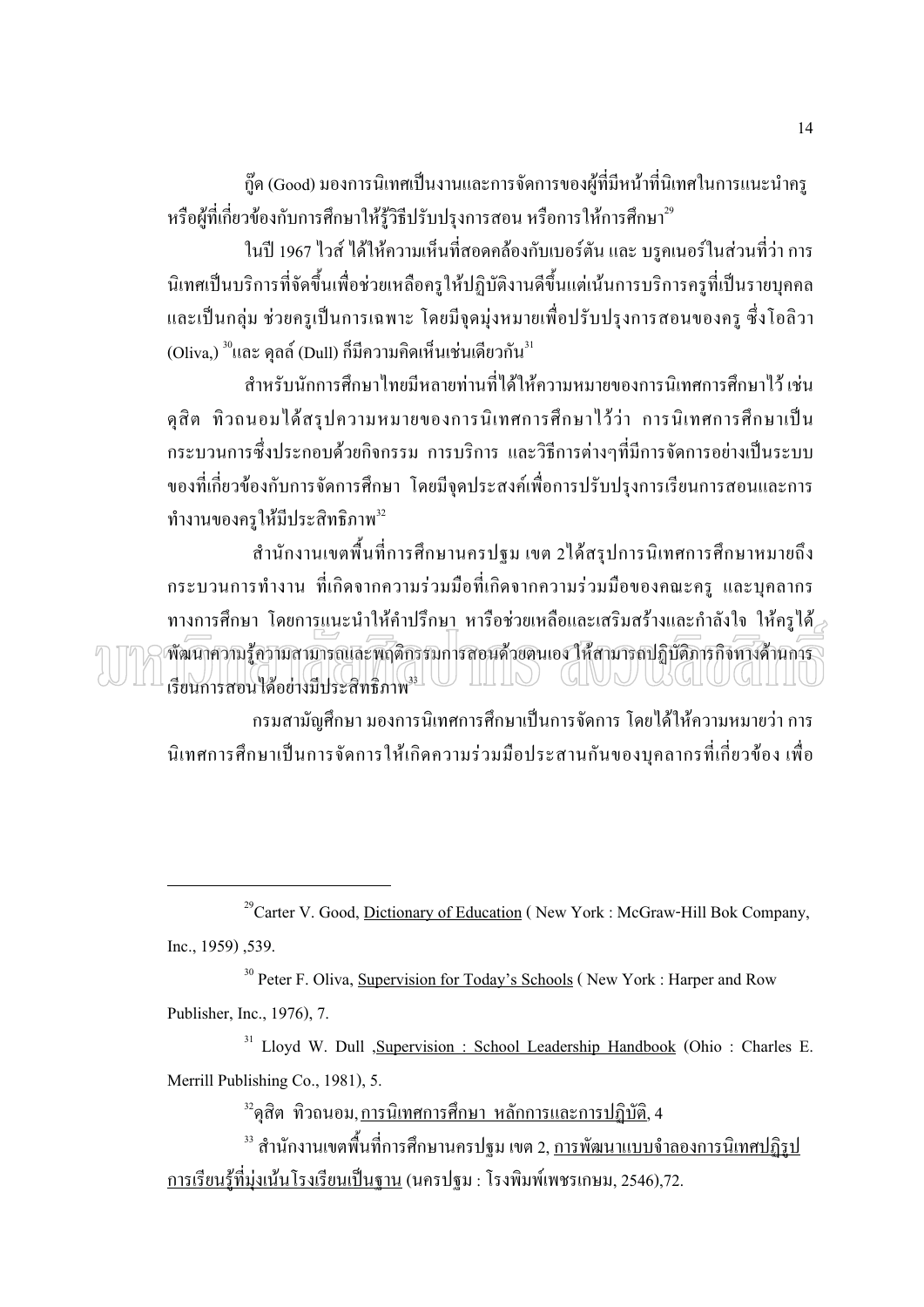กู๊ด (Good) มองการนิเทศเป็นงานและการจัดการของผู้ที่มีหน้าที่นิเทศในการแนะนำครูหรือผู้ที่เกี่ยวข้องกับการศึกษาให้รู้วิธีปรับปรุงการสอน หรือการให้การศึกษา[29]

ในปี 1967 ไวส์ ได้ให้ความเห็นที่สอดคล้องกับเบอร์ตัน และ บรูคเนอร์ในส่วนที่ว่า การนิเทศเป็นบริการที่จัดขึ้นเพื่อช่วยเหลือครูให้ปฏิบัติงานดีขึ้นแต่เน้นการบริการครูที่เป็นรายบุคคลและเป็นกลุ่ม ช่วยครูเป็นการเฉพาะ โดยมีจุดมุ่งหมายเพื่อปรับปรุงการสอนของครู ซึ่งโอลิวา (Oliva,) [30]และ ดุลล์ (Dull) ก็มีความคิดเห็นเช่นเดียวกัน[31]

สำหรับนักการศึกษาไทยมีหลายท่านที่ได้ให้ความหมายของการนิเทศการศึกษาไว้ เช่น ดุสิต ทิวถนอมได้สรุปความหมายของการนิเทศการศึกษาไว้ว่า การนิเทศการศึกษาเป็นกระบวนการซึ่งประกอบด้วยกิจกรรม การบริการ และวิธีการต่างๆที่มีการจัดการอย่างเป็นระบบของที่เกี่ยวข้องกับการจัดการศึกษา โดยมีจุดประสงค์เพื่อการปรับปรุงการเรียนการสอนและการทำงานของครูให้มีประสิทธิภาพ[32]

สำนักงานเขตพื้นที่การศึกษานครปฐม เขต 2ได้สรุปการนิเทศการศึกษาหมายถึง กระบวนการทำงาน ที่เกิดจากความร่วมมือที่เกิดจากความร่วมมือของคณะครู และบุคลากรทางการศึกษา โดยการแนะนำให้คำปรึกษา หารือช่วยเหลือและเสริมสร้างและกำลังใจ ให้ครูได้พัฒนาความรู้ความสามารถและพฤติกรรมการสอนด้วยตนเอง ให้สามารถปฏิบัติภารกิจทางด้านการเรียนการสอนได้อย่างมีประสิทธิภาพ[33]

กรมสามัญศึกษา มองการนิเทศการศึกษาเป็นการจัดการ โดยได้ให้ความหมายว่า การนิเทศการศึกษาเป็นการจัดการให้เกิดความร่วมมือประสานกันของบุคลากรที่เกี่ยวข้อง เพื่อ

---

[29]Carter V. Good, Dictionary of Education ( New York : McGraw-Hill Bok Company, Inc., 1959) ,539.

[30] Peter F. Oliva, Supervision for Today's Schools ( New York : Harper and Row Publisher, Inc., 1976), 7.

[31] Lloyd W. Dull ,Supervision : School Leadership Handbook (Ohio : Charles E. Merrill Publishing Co., 1981), 5.

[32]ดุสิต ทิวถนอม, การนิเทศการศึกษา หลักการและการปฏิบัติ, 4

[33] สำนักงานเขตพื้นที่การศึกษานครปฐม เขต 2, การพัฒนาแบบจำลองการนิเทศปฏิรูปการเรียนรู้ที่มุ่งเน้นโรงเรียนเป็นฐาน (นครปฐม : โรงพิมพ์เพชรเกษม, 2546),72.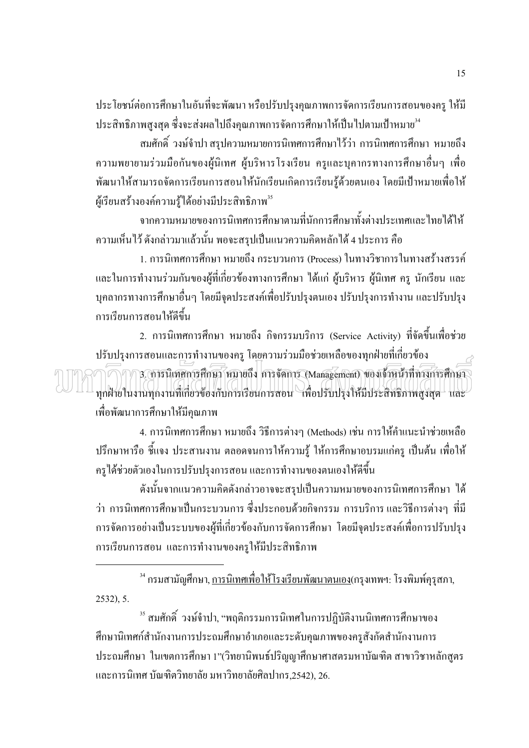ประโยชน์ต่อการศึกษาในอันที่จะพัฒนา หรือปรับปรุงคุณภาพการจัดการเรียนการสอนของครู ให้มีประสิทธิภาพสูงสุด ซึ่งจะส่งผลไปถึงคุณภาพการจัดการศึกษาให้เป็นไปตามเป้าหมาย[34]

สมศักดิ์ วงษ์จำปา สรุปความหมายการนิเทศการศึกษาไว้ว่า การนิเทศการศึกษา หมายถึง ความพยายามร่วมมือกันของผู้นิเทศ ผู้บริหารโรงเรียน ครูและบุคากรทางการศึกษาอื่นๆ เพื่อพัฒนาให้สามารถจัดการเรียนการสอนให้นักเรียนเกิดการเรียนรู้ด้วยตนเอง โดยมีเป้าหมายเพื่อให้ผู้เรียนสร้างองค์ความรู้ได้อย่างมีประสิทธิภาพ[35]

จากความหมายของการนิเทศการศึกษาตามที่นักการศึกษาทั้งต่างประเทศและไทยได้ให้ความเห็นไว้ ดังกล่าวมาแล้วนั้น พอจะสรุปเป็นแนวความคิดหลักได้ 4 ประการ คือ

1. การนิเทศการศึกษา หมายถึง กระบวนการ (Process) ในทางวิชาการในทางสร้างสรรค์และในการทำงานร่วมกันของผู้ที่เกี่ยวข้องทางการศึกษา ได้แก่ ผู้บริหาร ผู้นิเทศ ครู นักเรียน และบุคลากรทางการศึกษาอื่นๆ โดยมีจุดประสงค์เพื่อปรับปรุงตนเอง ปรับปรุงการทำงาน และปรับปรุงการเรียนการสอนให้ดีขึ้น

2. การนิเทศการศึกษา หมายถึง กิจกรรมบริการ (Service Activity) ที่จัดขึ้นเพื่อช่วยปรับปรุงการสอนและการทำงานของครู โดยความร่วมมือช่วยเหลือของทุกฝ่ายที่เกี่ยวข้อง

3. การนิเทศการศึกษา หมายถึง การจัดการ (Management) ของเจ้าหน้าที่ทางการศึกษาทุกฝ่ายในงานทุกงานที่เกี่ยวข้องกับการเรียนการสอน เพื่อปรับปรุงให้มีประสิทธิภาพสูงสุด และเพื่อพัฒนาการศึกษาให้มีคุณภาพ

4. การนิเทศการศึกษา หมายถึง วิธีการต่างๆ (Methods) เช่น การให้คำแนะนำช่วยเหลือ ปรึกษาหารือ ชี้แจง ประสานงาน ตลอดจนการให้ความรู้ ให้การศึกษาอบรมแก่ครู เป็นต้น เพื่อให้ครูได้ช่วยตัวเองในการปรับปรุงการสอน และการทำงานของตนเองให้ดีขึ้น

ดังนั้นจากแนวความคิดดังกล่าวอาจจะสรุปเป็นความหมายของการนิเทศการศึกษา ได้ว่า การนิเทศการศึกษาเป็นกระบวนการ ซึ่งประกอบด้วยกิจกรรม การบริการ และวิธีการต่างๆ ที่มีการจัดการอย่างเป็นระบบของผู้ที่เกี่ยวข้องกับการจัดการศึกษา โดยมีจุดประสงค์เพื่อการปรับปรุงการเรียนการสอน และการทำงานของครูให้มีประสิทธิภาพ

---

[34] กรมสามัญศึกษา, การนิเทศเพื่อให้โรงเรียนพัฒนาตนเอง(กรุงเทพฯ: โรงพิมพ์คุรุสภา, 2532), 5.

[35] สมศักดิ์ วงษ์จำปา, "พฤติกรรมการนิเทศในการปฏิบัติงานนิเทศการศึกษาของศึกษานิเทศก์สำนักงานการประถมศึกษาอำเภอและระดับคุณภาพของครูสังกัดสำนักงานการประถมศึกษา ในเขตการศึกษา 1"(วิทยานิพนธ์ปริญญาศึกษาศาสตรมหาบัณฑิต สาขาวิชาหลักสูตรและการนิเทศ บัณฑิตวิทยาลัย มหาวิทยาลัยศิลปากร,2542), 26.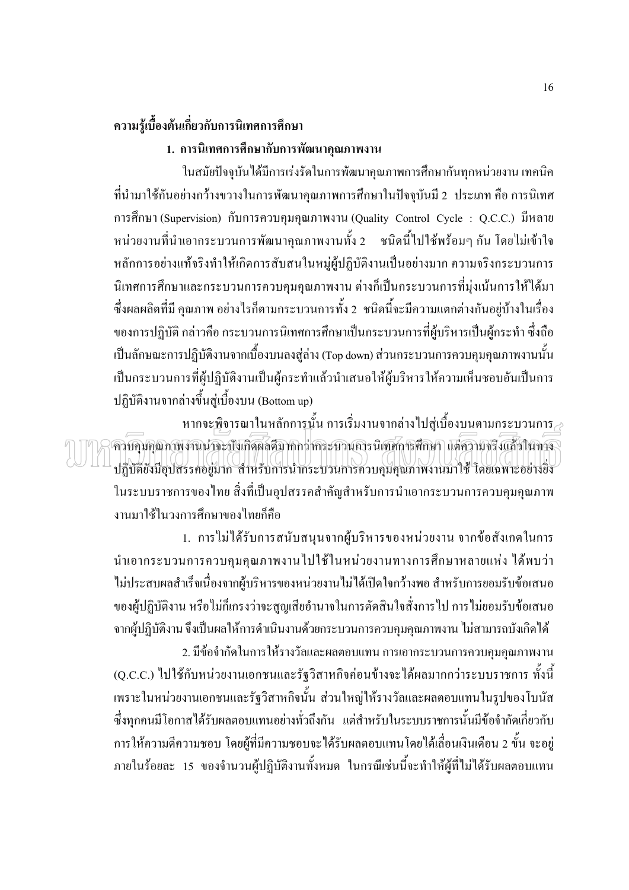## ความรู้เบื้องต้นเกี่ยวกับการนิเทศการศึกษา

### 1. การนิเทศการศึกษากับการพัฒนาคุณภาพงาน

ในสมัยปัจจุบันได้มีการเร่งรัดในการพัฒนาคุณภาพการศึกษากันทุกหน่วยงาน เทคนิคที่นำมาใช้กันอย่างกว้างขวางในการพัฒนาคุณภาพการศึกษาในปัจจุบันมี 2 ประเภท คือ การนิเทศการศึกษา (Supervision) กับการควบคุมคุณภาพงาน (Quality Control Cycle : Q.C.C.) มีหลายหน่วยงานที่นำเอากระบวนการพัฒนาคุณภาพงานทั้ง 2 ชนิดนี้ไปใช้พร้อมๆ กัน โดยไม่เข้าใจหลักการอย่างแท้จริงทำให้เกิดการสับสนในหมู่ผู้ปฏิบัติงานเป็นอย่างมาก ความจริงกระบวนการนิเทศการศึกษาและกระบวนการควบคุมคุณภาพงาน ต่างก็เป็นกระบวนการที่มุ่งเน้นการให้ได้มาซึ่งผลผลิตที่มี คุณภาพ อย่างไรก็ตามกระบวนการทั้ง 2 ชนิดนี้จะมีความแตกต่างกันอยู่บ้างในเรื่องของการปฏิบัติ กล่าวคือ กระบวนการนิเทศการศึกษาเป็นกระบวนการที่ผู้บริหารเป็นผู้กระทำ ซึ่งถือเป็นลักษณะการปฏิบัติงานจากเบื้องบนลงสู่ล่าง (Top down) ส่วนกระบวนการควบคุมคุณภาพงานนั้นเป็นกระบวนการที่ผู้ปฏิบัติงานเป็นผู้กระทำแล้วนำเสนอให้ผู้บริหารให้ความเห็นชอบอันเป็นการปฏิบัติงานจากล่างขึ้นสู่เบื้องบน (Bottom up)

หากจะพิจารณาในหลักการนั้น การเริ่มงานจากล่างไปสู่เบื้องบนตามกระบวนการควบคุมคุณภาพงานน่าจะบังเกิดผลดีมากกว่ากระบวนการนิเทศการศึกษา แต่ความจริงแล้วในทางปฏิบัติยังมีอุปสรรคอยู่มาก สำหรับการนำกระบวนการควบคุมคุณภาพงานมาใช้ โดยเฉพาะอย่างยิ่งในระบบราชการของไทย สิ่งที่เป็นอุปสรรคสำคัญสำหรับการนำเอากระบวนการควบคุมคุณภาพงานมาใช้ในวงการศึกษาของไทยก็คือ

1. การไม่ได้รับการสนับสนุนจากผู้บริหารของหน่วยงาน จากข้อสังเกตในการนำเอากระบวนการควบคุมคุณภาพงานไปใช้ในหน่วยงานทางการศึกษาหลายแห่ง ได้พบว่าไม่ประสบผลสำเร็จเนื่องจากผู้บริหารของหน่วยงานไม่ได้เปิดใจกว้างพอ สำหรับการยอมรับข้อเสนอของผู้ปฏิบัติงาน หรือไม่ก็เกรงว่าจะสูญเสียอำนาจในการตัดสินใจสั่งการไป การไม่ยอมรับข้อเสนอจากผู้ปฏิบัติงาน จึงเป็นผลให้การดำเนินงานด้วยกระบวนการควบคุมคุณภาพงาน ไม่สามารถบังเกิดได้

2. มีข้อจำกัดในการให้รางวัลและผลตอบแทน การเอากระบวนการควบคุมคุณภาพงาน (Q.C.C.) ไปใช้กับหน่วยงานเอกชนและรัฐวิสาหกิจค่อนข้างจะได้ผลมากกว่าระบบราชการ ทั้งนี้เพราะในหน่วยงานเอกชนและรัฐวิสาหกิจนั้น ส่วนใหญ่ให้รางวัลและผลตอบแทนในรูปของโบนัสซึ่งทุกคนมีโอกาสได้รับผลตอบแทนอย่างทั่วถึงกัน แต่สำหรับในระบบราชการนั้นมีข้อจำกัดเกี่ยวกับการให้ความดีความชอบ โดยผู้ที่มีความชอบจะได้รับผลตอบแทนโดยได้เลื่อนเงินเดือน 2 ขั้น จะอยู่ภายในร้อยละ 15 ของจำนวนผู้ปฏิบัติงานทั้งหมด ในกรณีเช่นนี้จะทำให้ผู้ที่ไม่ได้รับผลตอบแทน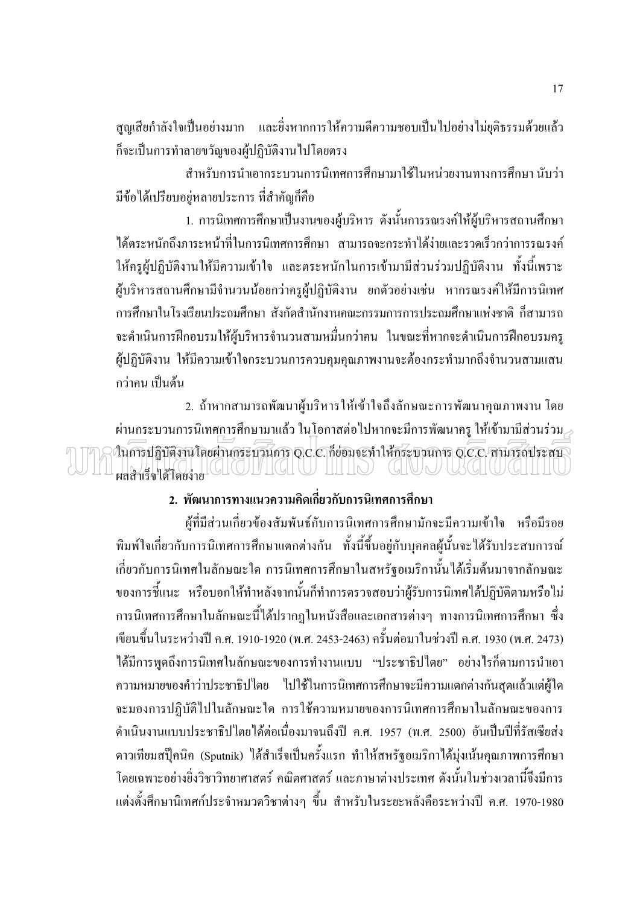สูญเสียกำลังใจเป็นอย่างมาก และยิ่งหากการให้ความดีความชอบเป็นไปอย่างไม่ยุติธรรมด้วยแล้ว ก็จะเป็นการทำลายขวัญของผู้ปฏิบัติงานไปโดยตรง

สำหรับการนำเอากระบวนการนิเทศการศึกษามาใช้ในหน่วยงานทางการศึกษา นับว่ามีข้อได้เปรียบอยู่หลายประการ ที่สำคัญก็คือ

1. การนิเทศการศึกษาเป็นงานของผู้บริหาร ดังนั้นการรณรงค์ให้ผู้บริหารสถานศึกษาได้ตระหนักถึงภาระหน้าที่ในการนิเทศการศึกษา สามารถจะกระทำได้ง่ายและรวดเร็วกว่าการรณรงค์ให้ครูผู้ปฏิบัติงานให้มีความเข้าใจ และตระหนักในการเข้ามามีส่วนร่วมปฏิบัติงาน ทั้งนี้เพราะผู้บริหารสถานศึกษามีจำนวนน้อยกว่าครูผู้ปฏิบัติงาน ยกตัวอย่างเช่น หากรณรงค์ให้มีการนิเทศการศึกษาในโรงเรียนประถมศึกษา สังกัดสำนักงานคณะกรรมการการประถมศึกษาแห่งชาติ ก็สามารถจะดำเนินการฝึกอบรมให้ผู้บริหารจำนวนสามหมื่นกว่าคน ในขณะที่หากจะดำเนินการฝึกอบรมครูผู้ปฏิบัติงาน ให้มีความเข้าใจกระบวนการควบคุมคุณภาพงานจะต้องกระทำมากถึงจำนวนสามแสนกว่าคน เป็นต้น

2. ถ้าหากสามารถพัฒนาผู้บริหารให้เข้าใจถึงลักษณะการพัฒนาคุณภาพงาน โดยผ่านกระบวนการนิเทศการศึกษามาแล้ว ในโอกาสต่อไปหากจะมีการพัฒนาครู ให้เข้ามามีส่วนร่วมในการปฏิบัติงานโดยผ่านกระบวนการ Q.C.C. ก็ย่อมจะทำให้กระบวนการ Q.C.C. สามารถประสบผลสำเร็จได้โดยง่าย

**2. พัฒนาการทางแนวความคิดเกี่ยวกับการนิเทศการศึกษา**

ผู้ที่มีส่วนเกี่ยวข้องสัมพันธ์กับการนิเทศการศึกษามักจะมีความเข้าใจ หรือมีรอยพิมพ์ใจเกี่ยวกับการนิเทศการศึกษาแตกต่างกัน ทั้งนี้ขึ้นอยู่กับบุคคลผู้นั้นจะได้รับประสบการณ์เกี่ยวกับการนิเทศในลักษณะใด การนิเทศการศึกษาในสหรัฐอเมริกานั้นได้เริ่มต้นมาจากลักษณะของการชี้แนะ หรือบอกให้ทำหลังจากนั้นก็ทำการตรวจสอบว่าผู้รับการนิเทศได้ปฏิบัติตามหรือไม่ การนิเทศการศึกษาในลักษณะนี้ได้ปรากฏในหนังสือและเอกสารต่างๆ ทางการนิเทศการศึกษา ซึ่งเขียนขึ้นในระหว่างปี ค.ศ. 1910-1920 (พ.ศ. 2453-2463) ครั้นต่อมาในช่วงปี ค.ศ. 1930 (พ.ศ. 2473) ได้มีการพูดถึงการนิเทศในลักษณะของการทำงานแบบ "ประชาธิปไตย" อย่างไรก็ตามการนำเอาความหมายของคำว่าประชาธิปไตย ไปใช้ในการนิเทศการศึกษาจะมีความแตกต่างกันสุดแล้วแต่ผู้ใดจะมองการปฏิบัติไปในลักษณะใด การใช้ความหมายของการนิเทศการศึกษาในลักษณะของการดำเนินงานแบบประชาธิปไตยได้ต่อเนื่องมาจนถึงปี ค.ศ. 1957 (พ.ศ. 2500) อันเป็นปีที่รัสเซียส่งดาวเทียมสปุ๊คนิค (Sputnik) ได้สำเร็จเป็นครั้งแรก ทำให้สหรัฐอเมริกาได้มุ่งเน้นคุณภาพการศึกษาโดยเฉพาะอย่างยิ่งวิชาวิทยาศาสตร์ คณิตศาสตร์ และภาษาต่างประเทศ ดังนั้นในช่วงเวลานี้จึงมีการแต่งตั้งศึกษานิเทศก์ประจำหมวดวิชาต่างๆ ขึ้น สำหรับในระยะหลังคือระหว่างปี ค.ศ. 1970-1980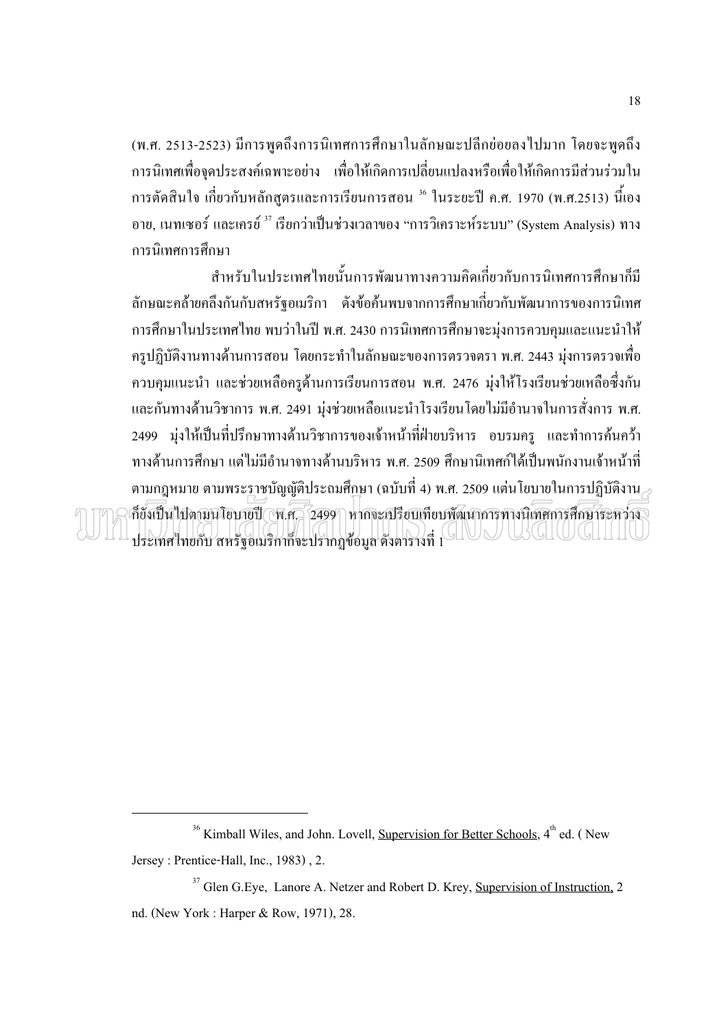(พ.ศ. 2513-2523) มีการพูดถึงการนิเทศการศึกษาในลักษณะปลีกย่อยลงไปมาก โดยจะพูดถึงการนิเทศเพื่อจุดประสงค์เฉพาะอย่าง เพื่อให้เกิดการเปลี่ยนแปลงหรือเพื่อให้เกิดการมีส่วนร่วมในการตัดสินใจ เกี่ยวกับหลักสูตรและการเรียนการสอน [36] ในระยะปี ค.ศ. 1970 (พ.ศ.2513) นี้เอง อาย, เนทเซอร์ และเครย์ [37] เรียกว่าเป็นช่วงเวลาของ "การวิเคราะห์ระบบ" (System Analysis) ทางการนิเทศการศึกษา

สำหรับในประเทศไทยนั้นการพัฒนาทางความคิดเกี่ยวกับการนิเทศการศึกษาก็มีลักษณะคล้ายคลึงกันกับสหรัฐอเมริกา ดังข้อค้นพบจากการศึกษาเกี่ยวกับพัฒนาการของการนิเทศการศึกษาในประเทศไทย พบว่าในปี พ.ศ. 2430 การนิเทศการศึกษาจะมุ่งการควบคุมและแนะนำให้ครูปฏิบัติงานทางด้านการสอน โดยกระทำในลักษณะของการตรวจตรา พ.ศ. 2443 มุ่งการตรวจเพื่อควบคุมแนะนำ และช่วยเหลือครูด้านการเรียนการสอน พ.ศ. 2476 มุ่งให้โรงเรียนช่วยเหลือซึ่งกันและกันทางด้านวิชาการ พ.ศ. 2491 มุ่งช่วยเหลือแนะนำโรงเรียนโดยไม่มีอำนาจในการสั่งการ พ.ศ. 2499 มุ่งให้เป็นที่ปรึกษาทางด้านวิชาการของเจ้าหน้าที่ฝ่ายบริหาร อบรมครู และทำการค้นคว้าทางด้านการศึกษา แต่ไม่มีอำนาจทางด้านบริหาร พ.ศ. 2509 ศึกษานิเทศก์ได้เป็นพนักงานเจ้าหน้าที่ตามกฎหมาย ตามพระราชบัญญัติประถมศึกษา (ฉบับที่ 4) พ.ศ. 2509 แต่นโยบายในการปฏิบัติงานก็ยังเป็นไปตามนโยบายปี พ.ศ. 2499 หากจะเปรียบเทียบพัฒนาการทางนิเทศการศึกษาระหว่างประเทศไทยกับ สหรัฐอเมริกาก็จะปรากฏข้อมูล ดังตารางที่ 1

---

[36] Kimball Wiles, and John. Lovell, Supervision for Better Schools, 4th ed. ( New Jersey : Prentice-Hall, Inc., 1983) , 2.

[37] Glen G.Eye, Lanore A. Netzer and Robert D. Krey, Supervision of Instruction, 2 nd. (New York : Harper & Row, 1971), 28.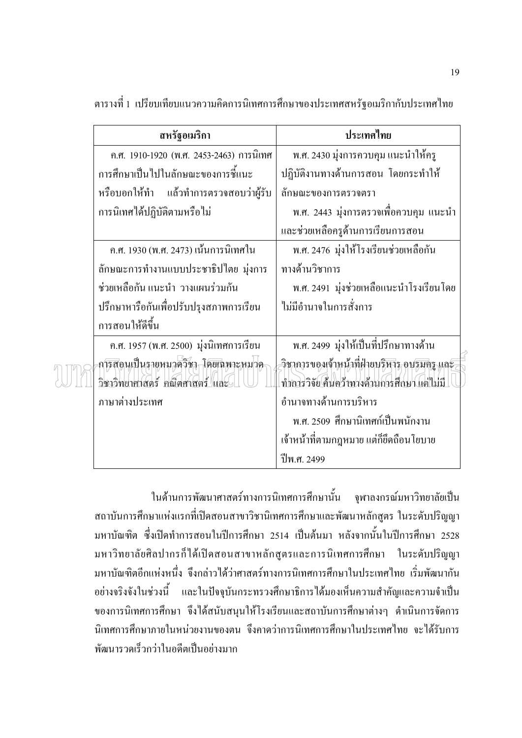ตารางที่ 1 เปรียบเทียบแนวความคิดการนิเทศการศึกษาของประเทศสหรัฐอเมริกากับประเทศไทย

| สหรัฐอเมริกา | ประเทศไทย |
|---|---|
| ค.ศ. 1910-1920 (พ.ศ. 2453-2463) การนิเทศการศึกษาเป็นไปในลักษณะของการชี้แนะหรือบอกให้ทำ แล้วทำการตรวจสอบว่าผู้รับการนิเทศได้ปฏิบัติตามหรือไม่ | พ.ศ. 2430 มุ่งการควบคุม แนะนำให้ครูปฏิบัติงานทางด้านการสอน โดยกระทำให้ลักษณะของการตรวจตรา<br>พ.ศ. 2443 มุ่งการตรวจเพื่อควบคุม แนะนำและช่วยเหลือครูด้านการเรียนการสอน |
| ค.ศ. 1930 (พ.ศ. 2473) เน้นการนิเทศในลักษณะการทำงานแบบประชาธิปไตย มุ่งการช่วยเหลือกัน แนะนำ วางแผนร่วมกัน ปรึกษาหารือกันเพื่อปรับปรุงสภาพการเรียนการสอนให้ดีขึ้น | พ.ศ. 2476 มุ่งให้โรงเรียนช่วยเหลือกันทางด้านวิชาการ<br>พ.ศ. 2491 มุ่งช่วยเหลือแนะนำโรงเรียนโดยไม่มีอำนาจในการสั่งการ |
| ค.ศ. 1957 (พ.ศ. 2500) มุ่งนิเทศการเรียนการสอนเป็นรายหมวดวิชา โดยเฉพาะหมวดวิชาวิทยาศาสตร์ คณิตศาสตร์ และภาษาต่างประเทศ | พ.ศ. 2499 มุ่งให้เป็นที่ปรึกษาทางด้านวิชาการของเจ้าหน้าที่ฝ่ายบริหาร อบรมครู และทำการวิจัย ค้นคว้าทางด้านการศึกษา แต่ไม่มีอำนาจทางด้านการบริหาร<br>พ.ศ. 2509 ศึกษานิเทศก์เป็นพนักงานเจ้าหน้าที่ตามกฎหมาย แต่ก็ยึดถือนโยบายปีพ.ศ. 2499 |

ในด้านการพัฒนาศาสตร์ทางการนิเทศการศึกษานั้น จุฬาลงกรณ์มหาวิทยาลัยเป็นสถาบันการศึกษาแห่งแรกที่เปิดสอนสาขาวิชานิเทศการศึกษาและพัฒนาหลักสูตร ในระดับปริญญามหาบัณฑิต ซึ่งเปิดทำการสอนในปีการศึกษา 2514 เป็นต้นมา หลังจากนั้นในปีการศึกษา 2528 มหาวิทยาลัยศิลปากรก็ได้เปิดสอนสาขาหลักสูตรและการนิเทศการศึกษา ในระดับปริญญามหาบัณฑิตอีกแห่งหนึ่ง จึงกล่าวได้ว่าศาสตร์ทางการนิเทศการศึกษาในประเทศไทย เริ่มพัฒนากันอย่างจริงจังในช่วงนี้ และในปัจจุบันกระทรวงศึกษาธิการได้มองเห็นความสำคัญและความจำเป็นของการนิเทศการศึกษา จึงได้สนับสนุนให้โรงเรียนและสถาบันการศึกษาต่างๆ ดำเนินการจัดการนิเทศการศึกษาภายในหน่วยงานของตน จึงคาดว่าการนิเทศการศึกษาในประเทศไทย จะได้รับการพัฒนารวดเร็วกว่าในอดีตเป็นอย่างมาก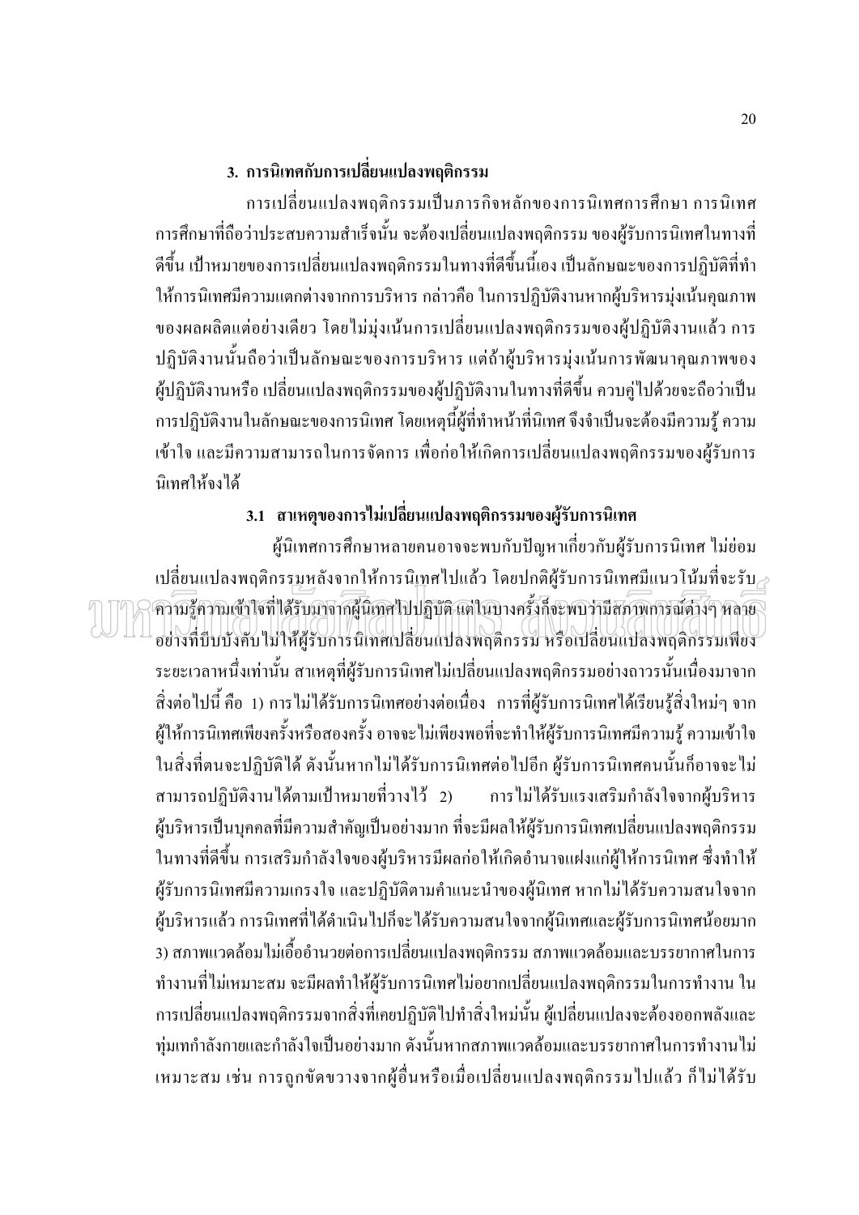### 3. การนิเทศกับการเปลี่ยนแปลงพฤติกรรม

การเปลี่ยนแปลงพฤติกรรมเป็นภารกิจหลักของการนิเทศการศึกษา การนิเทศการศึกษาที่ถือว่าประสบความสำเร็จนั้น จะต้องเปลี่ยนแปลงพฤติกรรม ของผู้รับการนิเทศในทางที่ดีขึ้น เป้าหมายของการเปลี่ยนแปลงพฤติกรรมในทางที่ดีขึ้นนี้เอง เป็นลักษณะของการปฏิบัติที่ทำให้การนิเทศมีความแตกต่างจากการบริหาร กล่าวคือ ในการปฏิบัติงานหากผู้บริหารมุ่งเน้นคุณภาพของผลผลิตแต่อย่างเดียว โดยไม่มุ่งเน้นการเปลี่ยนแปลงพฤติกรรมของผู้ปฏิบัติงานแล้ว การปฏิบัติงานนั้นถือว่าเป็นลักษณะของการบริหาร แต่ถ้าผู้บริหารมุ่งเน้นการพัฒนาคุณภาพของผู้ปฏิบัติงานหรือ เปลี่ยนแปลงพฤติกรรมของผู้ปฏิบัติงานในทางที่ดีขึ้น ควบคู่ไปด้วยจะถือว่าเป็นการปฏิบัติงานในลักษณะของการนิเทศ โดยเหตุนี้ผู้ที่ทำหน้าที่นิเทศ จึงจำเป็นจะต้องมีความรู้ ความเข้าใจ และมีความสามารถในการจัดการ เพื่อก่อให้เกิดการเปลี่ยนแปลงพฤติกรรมของผู้รับการนิเทศให้จงได้

#### 3.1 สาเหตุของการไม่เปลี่ยนแปลงพฤติกรรมของผู้รับการนิเทศ

ผู้นิเทศการศึกษาหลายคนอาจจะพบกับปัญหาเกี่ยวกับผู้รับการนิเทศ ไม่ย่อมเปลี่ยนแปลงพฤติกรรมหลังจากให้การนิเทศไปแล้ว โดยปกติผู้รับการนิเทศมีแนวโน้มที่จะรับความรู้ความเข้าใจที่ได้รับมาจากผู้นิเทศไปปฏิบัติ แต่ในบางครั้งก็จะพบว่ามีสภาพการณ์ต่างๆ หลายอย่างที่บีบบังคับไม่ให้ผู้รับการนิเทศเปลี่ยนแปลงพฤติกรรม หรือเปลี่ยนแปลงพฤติกรรมเพียงระยะเวลาหนึ่งเท่านั้น สาเหตุที่ผู้รับการนิเทศไม่เปลี่ยนแปลงพฤติกรรมอย่างถาวรนั้นเนื่องมาจากสิ่งต่อไปนี้ คือ 1) การไม่ได้รับการนิเทศอย่างต่อเนื่อง การที่ผู้รับการนิเทศได้เรียนรู้สิ่งใหม่ๆ จากผู้ให้การนิเทศเพียงครั้งหรือสองครั้ง อาจจะไม่เพียงพอที่จะทำให้ผู้รับการนิเทศมีความรู้ ความเข้าใจในสิ่งที่ตนจะปฏิบัติได้ ดังนั้นหากไม่ได้รับการนิเทศต่อไปอีก ผู้รับการนิเทศคนนั้นก็อาจจะไม่สามารถปฏิบัติงานได้ตามเป้าหมายที่วางไว้ 2) การไม่ได้รับแรงเสริมกำลังใจจากผู้บริหาร ผู้บริหารเป็นบุคคลที่มีความสำคัญเป็นอย่างมาก ที่จะมีผลให้ผู้รับการนิเทศเปลี่ยนแปลงพฤติกรรมในทางที่ดีขึ้น การเสริมกำลังใจของผู้บริหารมีผลก่อให้เกิดอำนาจแฝงแก่ผู้ให้การนิเทศ ซึ่งทำให้ผู้รับการนิเทศมีความเกรงใจ และปฏิบัติตามคำแนะนำของผู้นิเทศ หากไม่ได้รับความสนใจจากผู้บริหารแล้ว การนิเทศที่ได้ดำเนินไปก็จะได้รับความสนใจจากผู้นิเทศและผู้รับการนิเทศน้อยมาก 3) สภาพแวดล้อมไม่เอื้ออำนวยต่อการเปลี่ยนแปลงพฤติกรรม สภาพแวดล้อมและบรรยากาศในการทำงานที่ไม่เหมาะสม จะมีผลทำให้ผู้รับการนิเทศไม่อยากเปลี่ยนแปลงพฤติกรรมในการทำงาน ในการเปลี่ยนแปลงพฤติกรรมจากสิ่งที่เคยปฏิบัติไปทำสิ่งใหม่นั้น ผู้เปลี่ยนแปลงจะต้องออกพลังและทุ่มเทกำลังกายและกำลังใจเป็นอย่างมาก ดังนั้นหากสภาพแวดล้อมและบรรยากาศในการทำงานไม่เหมาะสม เช่น การถูกขัดขวางจากผู้อื่นหรือเมื่อเปลี่ยนแปลงพฤติกรรมไปแล้ว ก็ไม่ได้รับ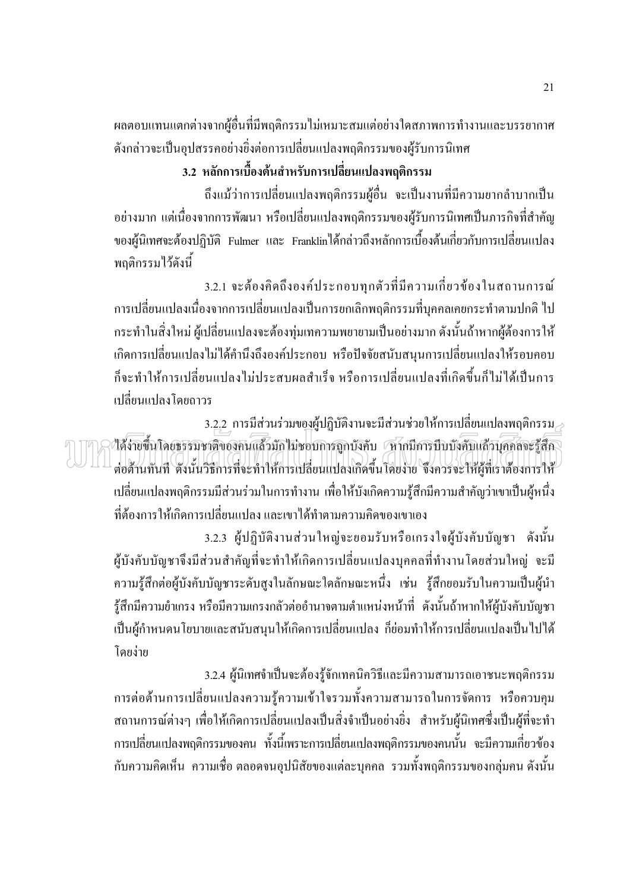ผลตอบแทนแตกต่างจากผู้อื่นที่มีพฤติกรรมไม่เหมาะสมแต่อย่างใดสภาพการทำงานและบรรยากาศดังกล่าวจะเป็นอุปสรรคอย่างยิ่งต่อการเปลี่ยนแปลงพฤติกรรมของผู้รับการนิเทศ

**3.2 หลักการเบื้องต้นสำหรับการเปลี่ยนแปลงพฤติกรรม**

ถึงแม้ว่าการเปลี่ยนแปลงพฤติกรรมผู้อื่น จะเป็นงานที่มีความยากลำบากเป็นอย่างมาก แต่เนื่องจากการพัฒนา หรือเปลี่ยนแปลงพฤติกรรมของผู้รับการนิเทศเป็นภารกิจที่สำคัญของผู้นิเทศจะต้องปฏิบัติ Fulmer และ Franklinได้กล่าวถึงหลักการเบื้องต้นเกี่ยวกับการเปลี่ยนแปลงพฤติกรรมไว้ดังนี้

3.2.1 จะต้องคิดถึงองค์ประกอบทุกตัวที่มีความเกี่ยวข้องในสถานการณ์การเปลี่ยนแปลงเนื่องจากการเปลี่ยนแปลงเป็นการยกเลิกพฤติกรรมที่บุคคลเคยกระทำตามปกติ ไปกระทำในสิ่งใหม่ ผู้เปลี่ยนแปลงจะต้องทุ่มเทความพยายามเป็นอย่างมาก ดังนั้นถ้าหากผู้ต้องการให้เกิดการเปลี่ยนแปลงไม่ได้คำนึงถึงองค์ประกอบ หรือปัจจัยสนับสนุนการเปลี่ยนแปลงให้รอบคอบ ก็จะทำให้การเปลี่ยนแปลงไม่ประสบผลสำเร็จ หรือการเปลี่ยนแปลงที่เกิดขึ้นก็ไม่ได้เป็นการเปลี่ยนแปลงโดยถาวร

3.2.2 การมีส่วนร่วมของผู้ปฏิบัติงานจะมีส่วนช่วยให้การเปลี่ยนแปลงพฤติกรรมได้ง่ายขึ้นโดยธรรมชาติของคนแล้วมักไม่ชอบการถูกบังคับ หากมีการบีบบังคับแล้วบุคคลจะรู้สึกต่อต้านทันที ดังนั้นวิธีการที่จะทำให้การเปลี่ยนแปลงเกิดขึ้นโดยง่าย จึงควรจะให้ผู้ที่เราต้องการให้เปลี่ยนแปลงพฤติกรรมมีส่วนร่วมในการทำงาน เพื่อให้บังเกิดความรู้สึกมีความสำคัญว่าเขาเป็นผู้หนึ่งที่ต้องการให้เกิดการเปลี่ยนแปลง และเขาได้ทำตามความคิดของเขาเอง

3.2.3 ผู้ปฏิบัติงานส่วนใหญ่จะยอมรับหรือเกรงใจผู้บังคับบัญชา ดังนั้นผู้บังคับบัญชาจึงมีส่วนสำคัญที่จะทำให้เกิดการเปลี่ยนแปลงบุคคลที่ทำงาน โดยส่วนใหญ่ จะมีความรู้สึกต่อผู้บังคับบัญชาระดับสูงในลักษณะใดลักษณะหนึ่ง เช่น รู้สึกยอมรับในความเป็นผู้นำ รู้สึกมีความยำเกรง หรือมีความเกรงกลัวต่ออำนาจตามตำแหน่งหน้าที่ ดังนั้นถ้าหากให้ผู้บังคับบัญชาเป็นผู้กำหนดนโยบายและสนับสนุนให้เกิดการเปลี่ยนแปลง ก็ย่อมทำให้การเปลี่ยนแปลงเป็นไปได้โดยง่าย

3.2.4 ผู้นิเทศจำเป็นจะต้องรู้จักเทคนิควิธีและมีความสามารถเอาชนะพฤติกรรมการต่อต้านการเปลี่ยนแปลงความรู้ความเข้าใจรวมทั้งความสามารถในการจัดการ หรือควบคุมสถานการณ์ต่างๆ เพื่อให้เกิดการเปลี่ยนแปลงเป็นสิ่งจำเป็นอย่างยิ่ง สำหรับผู้นิเทศซึ่งเป็นผู้ที่จะทำการเปลี่ยนแปลงพฤติกรรมของคน ทั้งนี้เพราะการเปลี่ยนแปลงพฤติกรรมของคนนั้น จะมีความเกี่ยวข้องกับความคิดเห็น ความเชื่อ ตลอดจนอุปนิสัยของแต่ละบุคคล รวมทั้งพฤติกรรมของกลุ่มคน ดังนั้น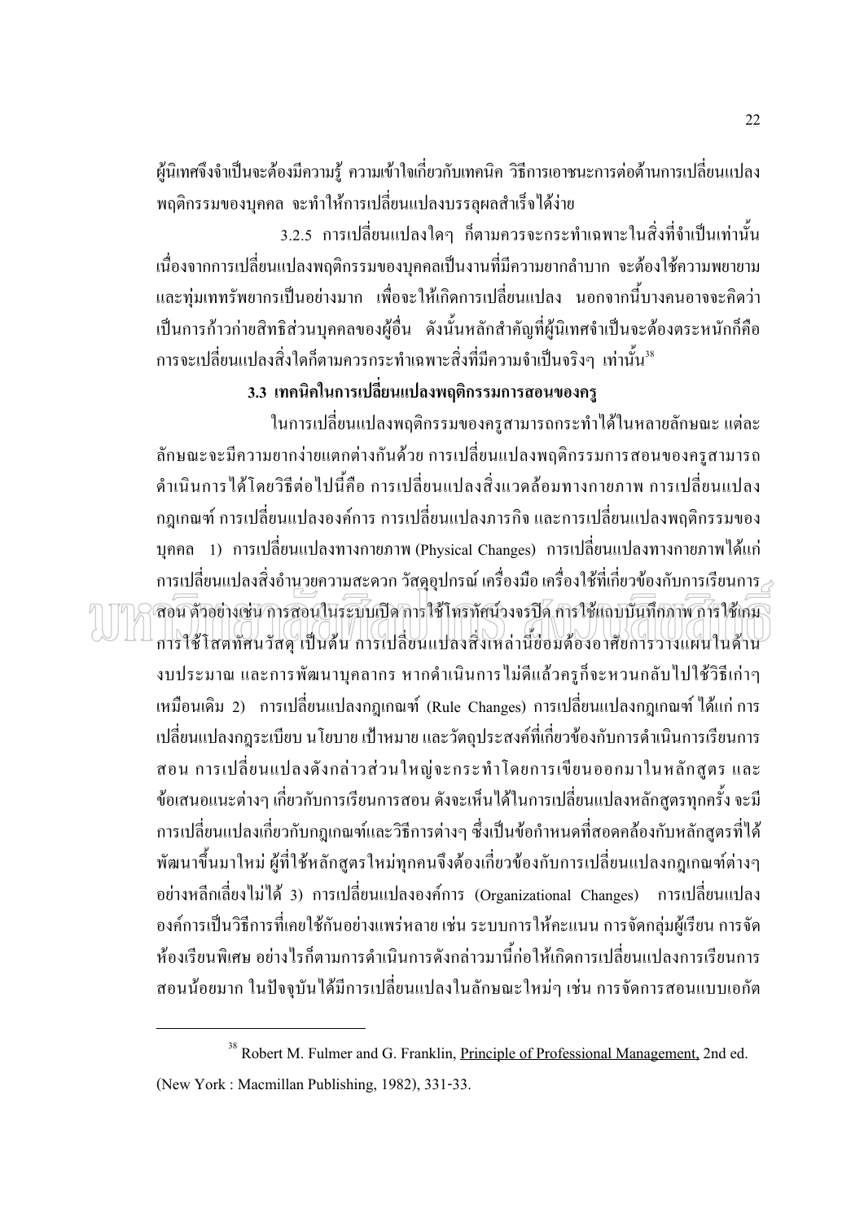ผู้นิเทศจึงจำเป็นจะต้องมีความรู้ ความเข้าใจเกี่ยวกับเทคนิค วิธีการเอาชนะการต่อต้านการเปลี่ยนแปลงพฤติกรรมของบุคคล จะทำให้การเปลี่ยนแปลงบรรลุผลสำเร็จได้ง่าย

3.2.5 การเปลี่ยนแปลงใดๆ ก็ตามควรจะกระทำเฉพาะในสิ่งที่จำเป็นเท่านั้น เนื่องจากการเปลี่ยนแปลงพฤติกรรมของบุคคลเป็นงานที่มีความยากลำบาก จะต้องใช้ความพยายามและทุ่มเททรัพยากรเป็นอย่างมาก เพื่อจะให้เกิดการเปลี่ยนแปลง นอกจากนี้บางคนอาจจะคิดว่าเป็นการก้าวก่ายสิทธิส่วนบุคคลของผู้อื่น ดังนั้นหลักสำคัญที่ผู้นิเทศจำเป็นจะต้องตระหนักก็คือ การจะเปลี่ยนแปลงสิ่งใดก็ตามควรกระทำเฉพาะสิ่งที่มีความจำเป็นจริงๆ เท่านั้น[38]

### 3.3 เทคนิคในการเปลี่ยนแปลงพฤติกรรมการสอนของครู

ในการเปลี่ยนแปลงพฤติกรรมของครูสามารถกระทำได้ในหลายลักษณะ แต่ละลักษณะจะมีความยากง่ายแตกต่างกันด้วย การเปลี่ยนแปลงพฤติกรรมการสอนของครูสามารถดำเนินการได้โดยวิธีต่อไปนี้คือ การเปลี่ยนแปลงสิ่งแวดล้อมทางกายภาพ การเปลี่ยนแปลงกฎเกณฑ์ การเปลี่ยนแปลงองค์การ การเปลี่ยนแปลงภารกิจ และการเปลี่ยนแปลงพฤติกรรมของบุคคล 1) การเปลี่ยนแปลงทางกายภาพ (Physical Changes) การเปลี่ยนแปลงทางกายภาพได้แก่ การเปลี่ยนแปลงสิ่งอำนวยความสะดวก วัสดุอุปกรณ์ เครื่องมือ เครื่องใช้ที่เกี่ยวข้องกับการเรียนการสอน ตัวอย่างเช่น การสอนในระบบเปิด การใช้โทรทัศน์วงจรปิด การใช้แถบบันทึกภาพ การใช้เกม การใช้โสตทัศนวัสดุ เป็นต้น การเปลี่ยนแปลงสิ่งเหล่านี้ย่อมต้องอาศัยการวางแผนในด้านงบประมาณ และการพัฒนาบุคลากร หากดำเนินการไม่ดีแล้วครูก็จะหวนกลับไปใช้วิธีเก่าๆ เหมือนเดิม 2) การเปลี่ยนแปลงกฎเกณฑ์ (Rule Changes) การเปลี่ยนแปลงกฎเกณฑ์ ได้แก่ การเปลี่ยนแปลงกฎระเบียบ นโยบาย เป้าหมาย และวัตถุประสงค์ที่เกี่ยวข้องกับการดำเนินการเรียนการสอน การเปลี่ยนแปลงดังกล่าวส่วนใหญ่จะกระทำโดยการเขียนออกมาในหลักสูตร และข้อเสนอแนะต่างๆ เกี่ยวกับการเรียนการสอน ดังจะเห็นได้ในการเปลี่ยนแปลงหลักสูตรทุกครั้ง จะมีการเปลี่ยนแปลงเกี่ยวกับกฎเกณฑ์และวิธีการต่างๆ ซึ่งเป็นข้อกำหนดที่สอดคล้องกับหลักสูตรที่ได้พัฒนาขึ้นมาใหม่ ผู้ที่ใช้หลักสูตรใหม่ทุกคนจึงต้องเกี่ยวข้องกับการเปลี่ยนแปลงกฎเกณฑ์ต่างๆ อย่างหลีกเลี่ยงไม่ได้ 3) การเปลี่ยนแปลงองค์การ (Organizational Changes) การเปลี่ยนแปลงองค์การเป็นวิธีการที่เคยใช้กันอย่างแพร่หลาย เช่น ระบบการให้คะแนน การจัดกลุ่มผู้เรียน การจัดห้องเรียนพิเศษ อย่างไรก็ตามการดำเนินการดังกล่าวมานี้ก่อให้เกิดการเปลี่ยนแปลงการเรียนการสอนน้อยมาก ในปัจจุบันได้มีการเปลี่ยนแปลงในลักษณะใหม่ๆ เช่น การจัดการสอนแบบเอกัต

---

[38] Robert M. Fulmer and G. Franklin, Principle of Professional Management, 2nd ed. (New York : Macmillan Publishing, 1982), 331-33.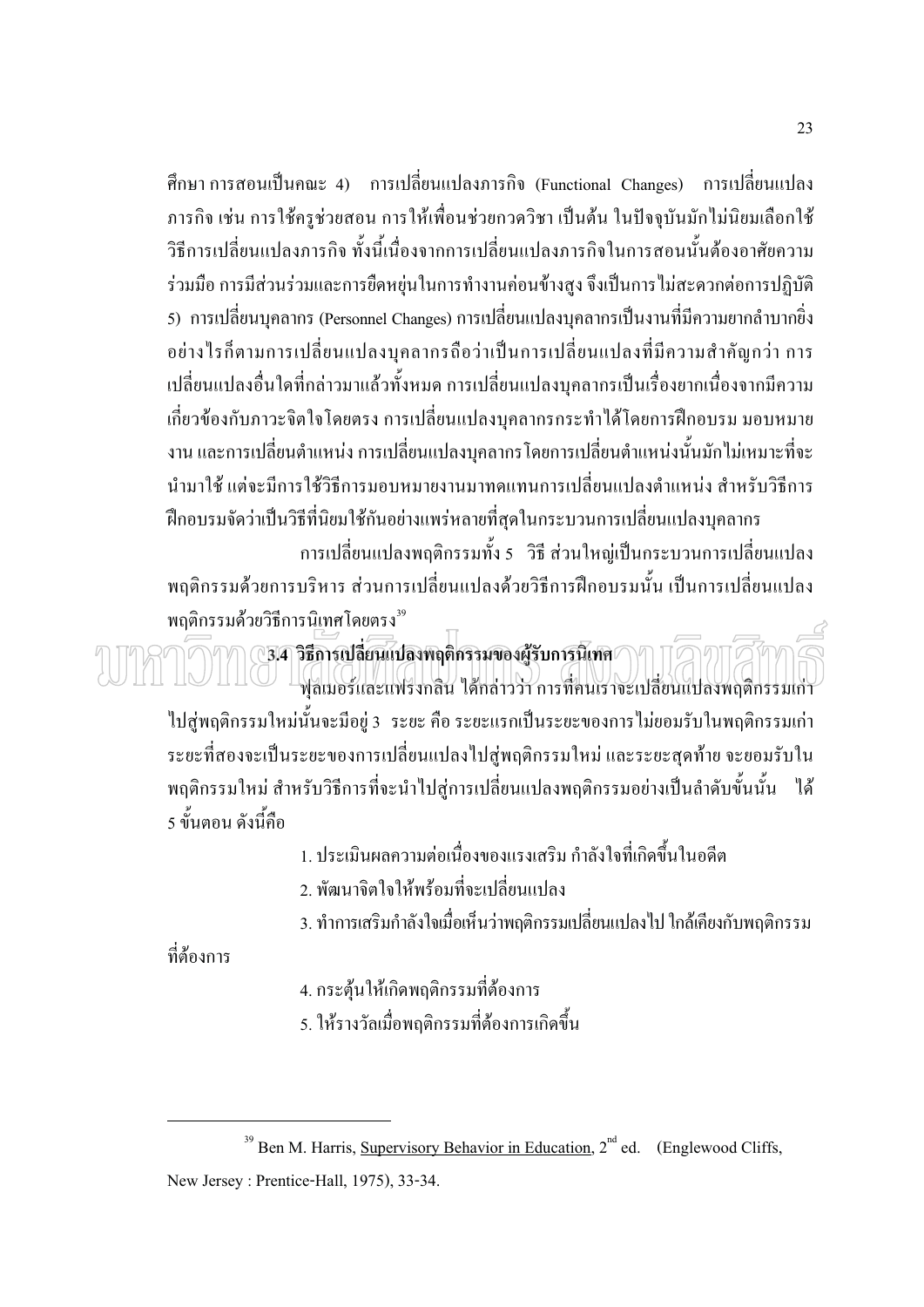ศึกษา การสอนเป็นคณะ 4) การเปลี่ยนแปลงภารกิจ (Functional Changes) การเปลี่ยนแปลงภารกิจ เช่น การใช้ครูช่วยสอน การให้เพื่อนช่วยกวดวิชา เป็นต้น ในปัจจุบันมักไม่นิยมเลือกใช้วิธีการเปลี่ยนแปลงภารกิจ ทั้งนี้เนื่องจากการเปลี่ยนแปลงภารกิจในการสอนนั้นต้องอาศัยความร่วมมือ การมีส่วนร่วมและการยืดหยุ่นในการทำงานค่อนข้างสูง จึงเป็นการไม่สะดวกต่อการปฏิบัติ 5) การเปลี่ยนบุคลากร (Personnel Changes) การเปลี่ยนแปลงบุคลากรเป็นงานที่มีความยากลำบากยิ่ง อย่างไรก็ตามการเปลี่ยนแปลงบุคลากรถือว่าเป็นการเปลี่ยนแปลงที่มีความสำคัญกว่า การเปลี่ยนแปลงอื่นใดที่กล่าวมาแล้วทั้งหมด การเปลี่ยนแปลงบุคลากรเป็นเรื่องยากเนื่องจากมีความเกี่ยวข้องกับภาวะจิตใจโดยตรง การเปลี่ยนแปลงบุคลากรกระทำได้โดยการฝึกอบรม มอบหมายงาน และการเปลี่ยนตำแหน่ง การเปลี่ยนแปลงบุคลากรโดยการเปลี่ยนตำแหน่งนั้นมักไม่เหมาะที่จะนำมาใช้ แต่จะมีการใช้วิธีการมอบหมายงานมาทดแทนการเปลี่ยนแปลงตำแหน่ง สำหรับวิธีการฝึกอบรมจัดว่าเป็นวิธีที่นิยมใช้กันอย่างแพร่หลายที่สุดในกระบวนการเปลี่ยนแปลงบุคลากร

การเปลี่ยนแปลงพฤติกรรมทั้ง 5 วิธี ส่วนใหญ่เป็นกระบวนการเปลี่ยนแปลงพฤติกรรมด้วยการบริหาร ส่วนการเปลี่ยนแปลงด้วยวิธีการฝึกอบรมนั้น เป็นการเปลี่ยนแปลงพฤติกรรมด้วยวิธีการนิเทศโดยตรง[39]

**3.4 วิธีการเปลี่ยนแปลงพฤติกรรมของผู้รับการนิเทศ**

ฟุลเมอร์และแฟรงกลิน ได้กล่าวว่า การที่คนเราจะเปลี่ยนแปลงพฤติกรรมเก่าไปสู่พฤติกรรมใหม่นั้นจะมีอยู่ 3 ระยะ คือ ระยะแรกเป็นระยะของการไม่ยอมรับในพฤติกรรมเก่า ระยะที่สองจะเป็นระยะของการเปลี่ยนแปลงไปสู่พฤติกรรมใหม่ และระยะสุดท้าย จะยอมรับในพฤติกรรมใหม่ สำหรับวิธีการที่จะนำไปสู่การเปลี่ยนแปลงพฤติกรรมอย่างเป็นลำดับขั้นนั้น ได้ 5 ขั้นตอน ดังนี้คือ

1. ประเมินผลความต่อเนื่องของแรงเสริม กำลังใจที่เกิดขึ้นในอดีต
2. พัฒนาจิตใจให้พร้อมที่จะเปลี่ยนแปลง
3. ทำการเสริมกำลังใจเมื่อเห็นว่าพฤติกรรมเปลี่ยนแปลงไป ใกล้เคียงกับพฤติกรรมที่ต้องการ
4. กระตุ้นให้เกิดพฤติกรรมที่ต้องการ
5. ให้รางวัลเมื่อพฤติกรรมที่ต้องการเกิดขึ้น

---

[39] Ben M. Harris, Supervisory Behavior in Education, 2nd ed. (Englewood Cliffs, New Jersey : Prentice-Hall, 1975), 33-34.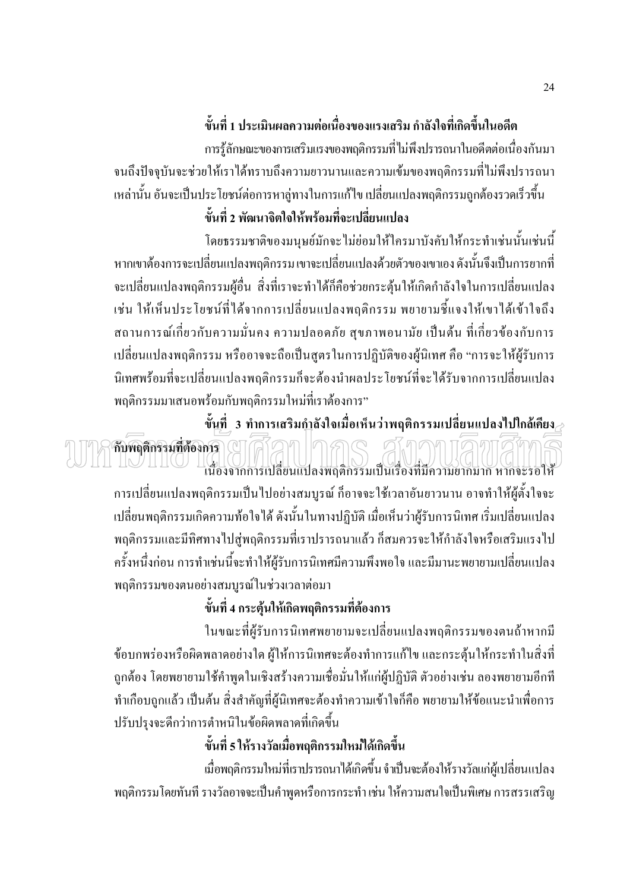**ขั้นที่ 1 ประเมินผลความต่อเนื่องของแรงเสริม กำลังใจที่เกิดขึ้นในอดีต**

การรู้ลักษณะของการเสริมแรงของพฤติกรรมที่ไม่พึงปรารถนาในอดีตต่อเนื่องกันมาจนถึงปัจจุบันจะช่วยให้เราได้ทราบถึงความยาวนานและความเข้มของพฤติกรรมที่ไม่พึงปรารถนาเหล่านั้น อันจะเป็นประโยชน์ต่อการหาลู่ทางในการแก้ไข เปลี่ยนแปลงพฤติกรรมถูกต้องรวดเร็วขึ้น

**ขั้นที่ 2 พัฒนาจิตใจให้พร้อมที่จะเปลี่ยนแปลง**

โดยธรรมชาติของมนุษย์มักจะไม่ยอมให้ใครมาบังคับให้กระทำเช่นนั้นเช่นนี้ หากเขาต้องการจะเปลี่ยนแปลงพฤติกรรม เขาจะเปลี่ยนแปลงด้วยตัวของเขาเอง ดังนั้นจึงเป็นการยากที่จะเปลี่ยนแปลงพฤติกรรมผู้อื่น สิ่งที่เราจะทำได้ก็คือช่วยกระตุ้นให้เกิดกำลังใจในการเปลี่ยนแปลง เช่น ให้เห็นประโยชน์ที่ได้จากการเปลี่ยนแปลงพฤติกรรม พยายามชี้แจงให้เขาได้เข้าใจถึงสถานการณ์เกี่ยวกับความมั่นคง ความปลอดภัย สุขภาพอนามัย เป็นต้น ที่เกี่ยวข้องกับการเปลี่ยนแปลงพฤติกรรม หรืออาจจะถือเป็นสูตรในการปฏิบัติของผู้นิเทศ คือ "การจะให้ผู้รับการนิเทศพร้อมที่จะเปลี่ยนแปลงพฤติกรรมก็จะต้องนำผลประโยชน์ที่จะได้รับจากการเปลี่ยนแปลงพฤติกรรมมาเสนอพร้อมกับพฤติกรรมใหม่ที่เราต้องการ"

**ขั้นที่ 3 ทำการเสริมกำลังใจเมื่อเห็นว่าพฤติกรรมเปลี่ยนแปลงไปใกล้เคียงกับพฤติกรรมที่ต้องการ**

เนื่องจากการเปลี่ยนแปลงพฤติกรรมเป็นเรื่องที่มีความยากมาก หากจะรอให้การเปลี่ยนแปลงพฤติกรรมเป็นไปอย่างสมบูรณ์ ก็อาจจะใช้เวลาอันยาวนาน อาจทำให้ผู้ตั้งใจจะเปลี่ยนพฤติกรรมเกิดความท้อใจได้ ดังนั้นในทางปฏิบัติ เมื่อเห็นว่าผู้รับการนิเทศ เริ่มเปลี่ยนแปลงพฤติกรรมและมีทิศทางไปสู่พฤติกรรมที่เราปรารถนาแล้ว ก็สมควรจะให้กำลังใจหรือเสริมแรงไปครั้งหนึ่งก่อน การทำเช่นนี้จะทำให้ผู้รับการนิเทศมีความพึงพอใจ และมีมานะพยายามเปลี่ยนแปลงพฤติกรรมของตนอย่างสมบูรณ์ในช่วงเวลาต่อมา

**ขั้นที่ 4 กระตุ้นให้เกิดพฤติกรรมที่ต้องการ**

ในขณะที่ผู้รับการนิเทศพยายามจะเปลี่ยนแปลงพฤติกรรมของตนถ้าหากมีข้อบกพร่องหรือผิดพลาดอย่างใด ผู้ให้การนิเทศจะต้องทำการแก้ไข และกระตุ้นให้กระทำในสิ่งที่ถูกต้อง โดยพยายามใช้คำพูดในเชิงสร้างความเชื่อมั่นให้แก่ผู้ปฏิบัติ ตัวอย่างเช่น ลองพยายามอีกทีทำเกือบถูกแล้ว เป็นต้น สิ่งสำคัญที่ผู้นิเทศจะต้องทำความเข้าใจก็คือ พยายามให้ข้อแนะนำเพื่อการปรับปรุงจะดีกว่าการตำหนิในข้อผิดพลาดที่เกิดขึ้น

**ขั้นที่ 5 ให้รางวัลเมื่อพฤติกรรมใหม่ได้เกิดขึ้น**

เมื่อพฤติกรรมใหม่ที่เราปรารถนาได้เกิดขึ้น จำเป็นจะต้องให้รางวัลแก่ผู้เปลี่ยนแปลงพฤติกรรมโดยทันที รางวัลอาจจะเป็นคำพูดหรือการกระทำ เช่น ให้ความสนใจเป็นพิเศษ การสรรเสริญ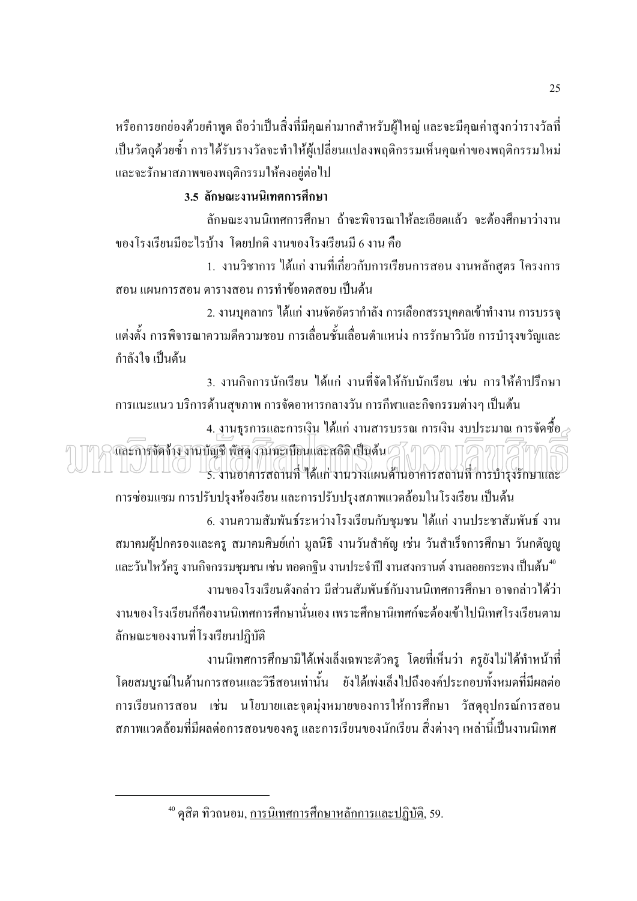หรือการยกย่องด้วยคำพูด ถือว่าเป็นสิ่งที่มีคุณค่ามากสำหรับผู้ใหญ่ และจะมีคุณค่าสูงกว่ารางวัลที่เป็นวัตถุด้วยซ้ำ การได้รับรางวัลจะทำให้ผู้เปลี่ยนแปลงพฤติกรรมเห็นคุณค่าของพฤติกรรมใหม่และจะรักษาสภาพของพฤติกรรมให้คงอยู่ต่อไป

**3.5 ลักษณะงานนิเทศการศึกษา**

ลักษณะงานนิเทศการศึกษา ถ้าจะพิจารณาให้ละเอียดแล้ว จะต้องศึกษาว่างานของโรงเรียนมีอะไรบ้าง โดยปกติ งานของโรงเรียนมี 6 งาน คือ

1. งานวิชาการ ได้แก่ งานที่เกี่ยวกับการเรียนการสอน งานหลักสูตร โครงการสอน แผนการสอน ตารางสอน การทำข้อทดสอบ เป็นต้น

2. งานบุคลากร ได้แก่ งานจัดอัตรากำลัง การเลือกสรรบุคคลเข้าทำงาน การบรรจุแต่งตั้ง การพิจารณาความดีความชอบ การเลื่อนชั้นเลื่อนตำแหน่ง การรักษาวินัย การบำรุงขวัญและกำลังใจ เป็นต้น

3. งานกิจการนักเรียน ได้แก่ งานที่จัดให้กับนักเรียน เช่น การให้คำปรึกษา การแนะแนว บริการด้านสุขภาพ การจัดอาหารกลางวัน การกีฬาและกิจกรรมต่างๆ เป็นต้น

4. งานธุรการและการเงิน ได้แก่ งานสารบรรณ การเงิน งบประมาณ การจัดซื้อและการจัดจ้าง งานบัญชี พัสดุ งานทะเบียนและสถิติ เป็นต้น

5. งานอาคารสถานที่ ได้แก่ งานวางแผนด้านอาคารสถานที่ การบำรุงรักษาและการซ่อมแซม การปรับปรุงห้องเรียน และการปรับปรุงสภาพแวดล้อมในโรงเรียน เป็นต้น

6. งานความสัมพันธ์ระหว่างโรงเรียนกับชุมชน ได้แก่ งานประชาสัมพันธ์ งานสมาคมผู้ปกครองและครู สมาคมศิษย์เก่า มูลนิธิ งานวันสำคัญ เช่น วันสำเร็จการศึกษา วันกตัญญูและวันไหว้ครู งานกิจกรรมชุมชน เช่น ทอดกฐิน งานประจำปี งานสงกรานต์ งานลอยกระทง เป็นต้น[40]

งานของโรงเรียนดังกล่าว มีส่วนสัมพันธ์กับงานนิเทศการศึกษา อาจกล่าวได้ว่างานของโรงเรียนก็คืองานนิเทศการศึกษานั่นเอง เพราะศึกษานิเทศก์จะต้องเข้าไปนิเทศโรงเรียนตามลักษณะของงานที่โรงเรียนปฏิบัติ

งานนิเทศการศึกษามิได้เพ่งเล็งเฉพาะตัวครู โดยที่เห็นว่า ครูยังไม่ได้ทำหน้าที่โดยสมบูรณ์ในด้านการสอนและวิธีสอนเท่านั้น ยังได้เพ่งเล็งไปถึงองค์ประกอบทั้งหมดที่มีผลต่อการเรียนการสอน เช่น นโยบายและจุดมุ่งหมายของการให้การศึกษา วัสดุอุปกรณ์การสอน สภาพแวดล้อมที่มีผลต่อการสอนของครู และการเรียนของนักเรียน สิ่งต่างๆ เหล่านี้เป็นงานนิเทศ

---

[40] ดุสิต ทิวถนอม, การนิเทศการศึกษาหลักการและปฏิบัติ, 59.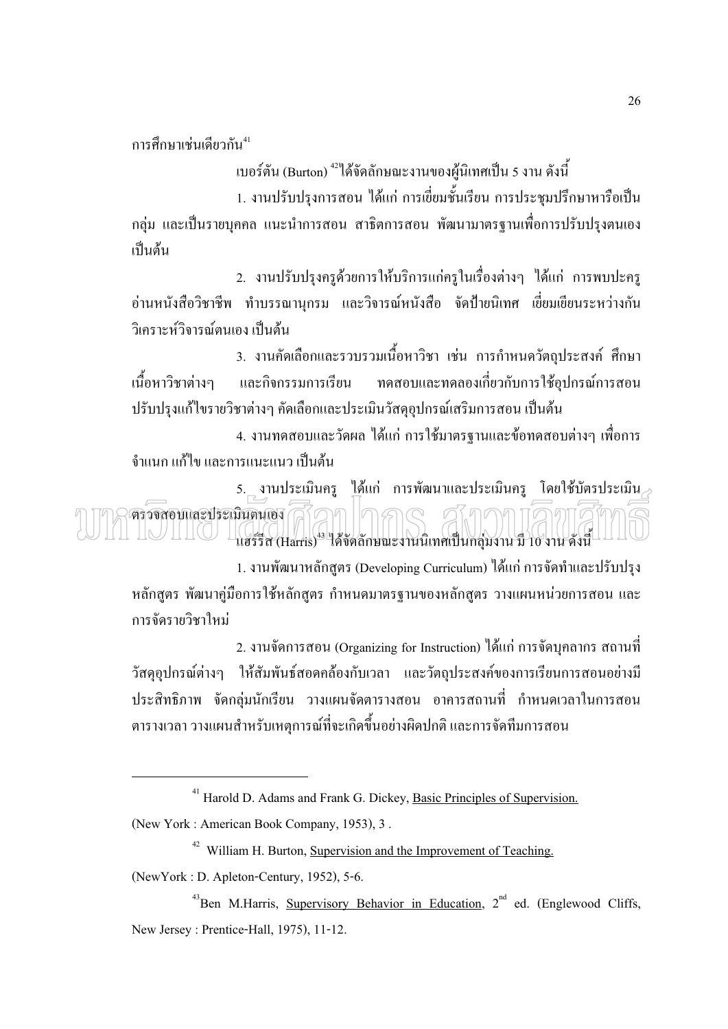การศึกษาเช่นเดียวกัน[41]

เบอร์ตัน (Burton)[42] ได้จัดลักษณะงานของผู้นิเทศเป็น 5 งาน ดังนี้

1. งานปรับปรุงการสอน ได้แก่ การเยี่ยมชั้นเรียน การประชุมปรึกษาหารือเป็นกลุ่ม และเป็นรายบุคคล แนะนำการสอน สาธิตการสอน พัฒนามาตรฐานเพื่อการปรับปรุงตนเอง เป็นต้น

2. งานปรับปรุงครูด้วยการให้บริการแก่ครูในเรื่องต่างๆ ได้แก่ การพบปะครู อ่านหนังสือวิชาชีพ ทำบรรณานุกรม และวิจารณ์หนังสือ จัดป้ายนิเทศ เยี่ยมเยียนระหว่างกัน วิเคราะห์วิจารณ์ตนเอง เป็นต้น

3. งานคัดเลือกและรวบรวมเนื้อหาวิชา เช่น การกำหนดวัตถุประสงค์ ศึกษาเนื้อหาวิชาต่างๆ และกิจกรรมการเรียน ทดสอบและทดลองเกี่ยวกับการใช้อุปกรณ์การสอน ปรับปรุงแก้ไขรายวิชาต่างๆ คัดเลือกและประเมินวัสดุอุปกรณ์เสริมการสอน เป็นต้น

4. งานทดสอบและวัดผล ได้แก่ การใช้มาตรฐานและข้อทดสอบต่างๆ เพื่อการจำแนก แก้ไข และการแนะแนว เป็นต้น

5. งานประเมินครู ได้แก่ การพัฒนาและประเมินครู โดยใช้บัตรประเมินตรวจสอบและประเมินตนเอง

แฮร์ริส (Harris)[43] ได้จัดลักษณะงานนิเทศเป็นกลุ่มงาน มี 10 งาน ดังนี้

1. งานพัฒนาหลักสูตร (Developing Curriculum) ได้แก่ การจัดทำและปรับปรุงหลักสูตร พัฒนาคู่มือการใช้หลักสูตร กำหนดมาตรฐานของหลักสูตร วางแผนหน่วยการสอน และการจัดรายวิชาใหม่

2. งานจัดการสอน (Organizing for Instruction) ได้แก่ การจัดบุคลากร สถานที่ วัสดุอุปกรณ์ต่างๆ ให้สัมพันธ์สอดคล้องกับเวลา และวัตถุประสงค์ของการเรียนการสอนอย่างมีประสิทธิภาพ จัดกลุ่มนักเรียน วางแผนจัดตารางสอน อาคารสถานที่ กำหนดเวลาในการสอน ตารางเวลา วางแผนสำหรับเหตุการณ์ที่จะเกิดขึ้นอย่างผิดปกติ และการจัดทีมการสอน

---

[41] Harold D. Adams and Frank G. Dickey, Basic Principles of Supervision. (New York : American Book Company, 1953), 3 .

[42] William H. Burton, Supervision and the Improvement of Teaching. (NewYork : D. Apleton-Century, 1952), 5-6.

[43] Ben M.Harris, Supervisory Behavior in Education, 2nd ed. (Englewood Cliffs, New Jersey : Prentice-Hall, 1975), 11-12.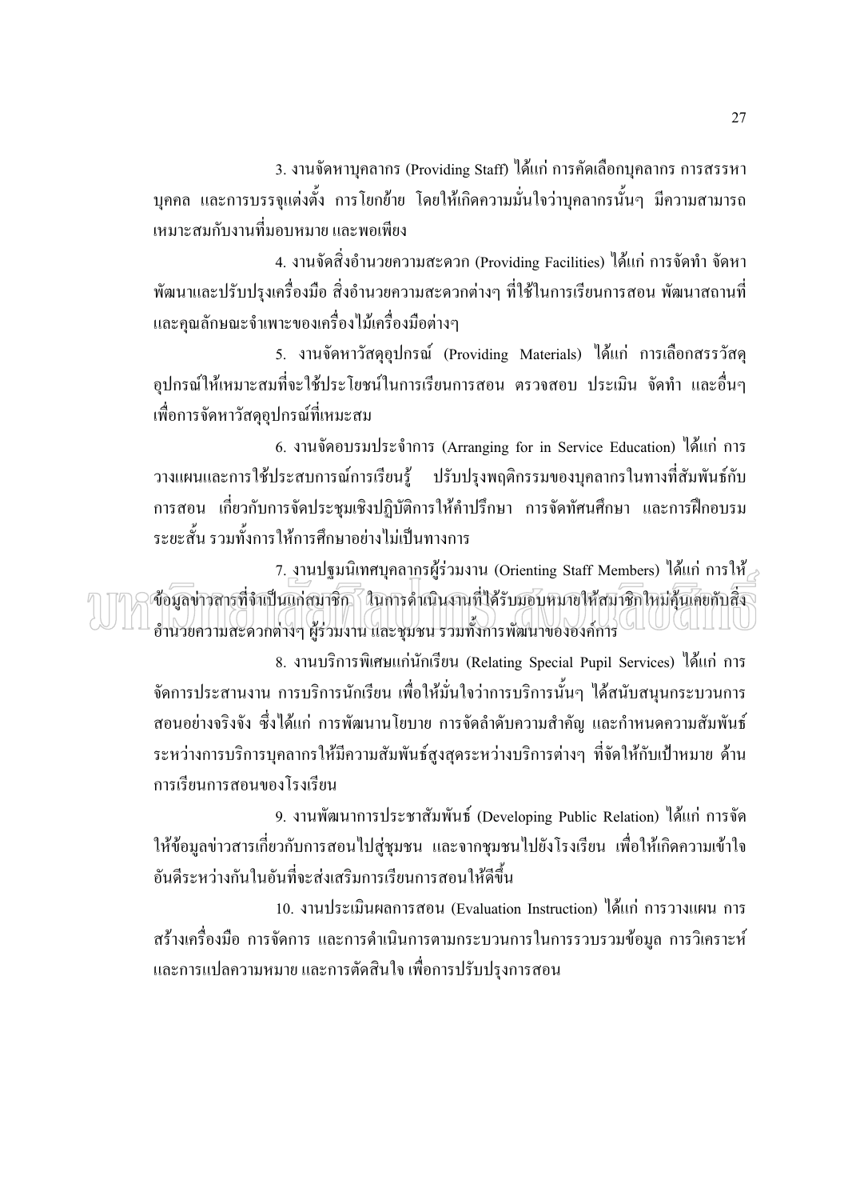3. งานจัดหาบุคลากร (Providing Staff) ได้แก่ การคัดเลือกบุคลากร การสรรหาบุคคล และการบรรจุแต่งตั้ง การโยกย้าย โดยให้เกิดความมั่นใจว่าบุคลากรนั้นๆ มีความสามารถเหมาะสมกับงานที่มอบหมาย และพอเพียง

4. งานจัดสิ่งอำนวยความสะดวก (Providing Facilities) ได้แก่ การจัดทำ จัดหา พัฒนาและปรับปรุงเครื่องมือ สิ่งอำนวยความสะดวกต่างๆ ที่ใช้ในการเรียนการสอน พัฒนาสถานที่ และคุณลักษณะจำเพาะของเครื่องไม้เครื่องมือต่างๆ

5. งานจัดหาวัสดุอุปกรณ์ (Providing Materials) ได้แก่ การเลือกสรรวัสดุอุปกรณ์ให้เหมาะสมที่จะใช้ประโยชน์ในการเรียนการสอน ตรวจสอบ ประเมิน จัดทำ และอื่นๆ เพื่อการจัดหาวัสดุอุปกรณ์ที่เหมะสม

6. งานจัดอบรมประจำการ (Arranging for in Service Education) ได้แก่ การวางแผนและการใช้ประสบการณ์การเรียนรู้ ปรับปรุงพฤติกรรมของบุคลากรในทางที่สัมพันธ์กับการสอน เกี่ยวกับการจัดประชุมเชิงปฏิบัติการให้คำปรึกษา การจัดทัศนศึกษา และการฝึกอบรมระยะสั้น รวมทั้งการให้การศึกษาอย่างไม่เป็นทางการ

7. งานปฐมนิเทศบุคลากรผู้ร่วมงาน (Orienting Staff Members) ได้แก่ การให้ข้อมูลข่าวสารที่จำเป็นแก่สมาชิก ในการดำเนินงานที่ได้รับมอบหมายให้สมาชิกใหม่คุ้นเคยกับสิ่งอำนวยความสะดวกต่างๆ ผู้ร่วมงาน และชุมชน รวมทั้งการพัฒนาขององค์การ

8. งานบริการพิเศษแก่นักเรียน (Relating Special Pupil Services) ได้แก่ การจัดการประสานงาน การบริการนักเรียน เพื่อให้มั่นใจว่าการบริการนั้นๆ ได้สนับสนุนกระบวนการสอนอย่างจริงจัง ซึ่งได้แก่ การพัฒนานโยบาย การจัดลำดับความสำคัญ และกำหนดความสัมพันธ์ระหว่างการบริการบุคลากรให้มีความสัมพันธ์สูงสุดระหว่างบริการต่างๆ ที่จัดให้กับเป้าหมาย ด้านการเรียนการสอนของโรงเรียน

9. งานพัฒนาการประชาสัมพันธ์ (Developing Public Relation) ได้แก่ การจัดให้ข้อมูลข่าวสารเกี่ยวกับการสอนไปสู่ชุมชน และจากชุมชนไปยังโรงเรียน เพื่อให้เกิดความเข้าใจอันดีระหว่างกันในอันที่จะส่งเสริมการเรียนการสอนให้ดีขึ้น

10. งานประเมินผลการสอน (Evaluation Instruction) ได้แก่ การวางแผน การสร้างเครื่องมือ การจัดการ และการดำเนินการตามกระบวนการในการรวบรวมข้อมูล การวิเคราะห์ และการแปลความหมาย และการตัดสินใจ เพื่อการปรับปรุงการสอน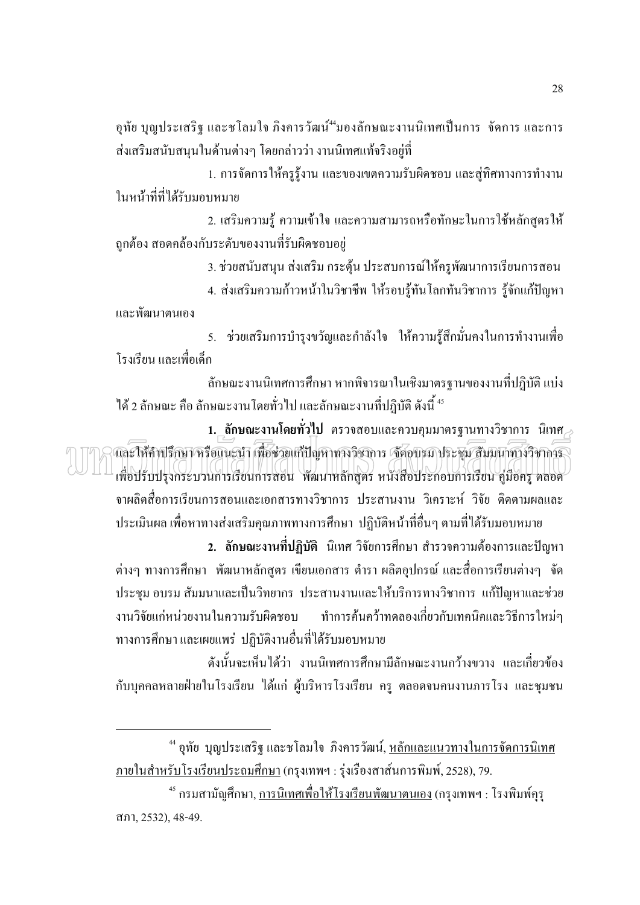อุทัย บุญประเสริฐ และชโลมใจ ภิงคารวัฒน์[44]มองลักษณะงานนิเทศเป็นการ จัดการ และการส่งเสริมสนับสนุนในด้านต่างๆ โดยกล่าวว่า งานนิเทศแท้จริงอยู่ที่

1. การจัดการให้ครูรู้งาน และของเขตความรับผิดชอบ และสู่ทิศทางการทำงานในหน้าที่ที่ได้รับมอบหมาย

2. เสริมความรู้ ความเข้าใจ และความสามารถหรือทักษะในการใช้หลักสูตรให้ถูกต้อง สอดคล้องกับระดับของงานที่รับผิดชอบอยู่

3. ช่วยสนับสนุน ส่งเสริม กระตุ้น ประสบการณ์ให้ครูพัฒนาการเรียนการสอน

4. ส่งเสริมความก้าวหน้าในวิชาชีพ ให้รอบรู้ทันโลกทันวิชาการ รู้จักแก้ปัญหาและพัฒนาตนเอง

5. ช่วยเสริมการบำรุงขวัญและกำลังใจ ให้ความรู้สึกมั่นคงในการทำงานเพื่อโรงเรียน และเพื่อเด็ก

ลักษณะงานนิเทศการศึกษา หากพิจารณาในเชิงมาตรฐานของงานที่ปฏิบัติ แบ่งได้ 2 ลักษณะ คือ ลักษณะงานโดยทั่วไป และลักษณะงานที่ปฏิบัติ ดังนี้[45]

**1. ลักษณะงานโดยทั่วไป** ตรวจสอบและควบคุมมาตรฐานทางวิชาการ นิเทศและให้คำปรึกษา หรือแนะนำ เพื่อช่วยแก้ปัญหาทางวิชาการ จัดอบรม ประชุม สัมมนาทางวิชาการเพื่อปรับปรุงกระบวนการเรียนการสอน พัฒนาหลักสูตร หนังสือประกอบการเรียน คู่มือครู ตลอดจาผลิตสื่อการเรียนการสอนและเอกสารทางวิชาการ ประสานงาน วิเคราะห์ วิจัย ติดตามผลและประเมินผล เพื่อหาทางส่งเสริมคุณภาพทางการศึกษา ปฏิบัติหน้าที่อื่นๆ ตามที่ได้รับมอบหมาย

**2. ลักษณะงานที่ปฏิบัติ** นิเทศ วิจัยการศึกษา สำรวจความต้องการและปัญหาต่างๆ ทางการศึกษา พัฒนาหลักสูตร เขียนเอกสาร ตำรา ผลิตอุปกรณ์ และสื่อการเรียนต่างๆ จัดประชุม อบรม สัมมนาและเป็นวิทยากร ประสานงานและให้บริการทางวิชาการ แก้ปัญหาและช่วยงานวิจัยแก่หน่วยงานในความรับผิดชอบ ทำการค้นคว้าทดลองเกี่ยวกับเทคนิคและวิธีการใหม่ๆ ทางการศึกษา และเผยแพร่ ปฏิบัติงานอื่นที่ได้รับมอบหมาย

ดังนั้นจะเห็นได้ว่า งานนิเทศการศึกษามีลักษณะงานกว้างขวาง และเกี่ยวข้องกับบุคคลหลายฝ่ายในโรงเรียน ได้แก่ ผู้บริหารโรงเรียน ครู ตลอดจนคนงานภารโรง และชุมชน

---

[44] อุทัย บุญประเสริฐ และชโลมใจ ภิงคารวัฒน์, หลักและแนวทางในการจัดการนิเทศภายในสำหรับโรงเรียนประถมศึกษา (กรุงเทพฯ : รุ่งเรืองสาส์นการพิมพ์, 2528), 79.

[45] กรมสามัญศึกษา, การนิเทศเพื่อให้โรงเรียนพัฒนาตนเอง (กรุงเทพฯ : โรงพิมพ์คุรุสภา, 2532), 48-49.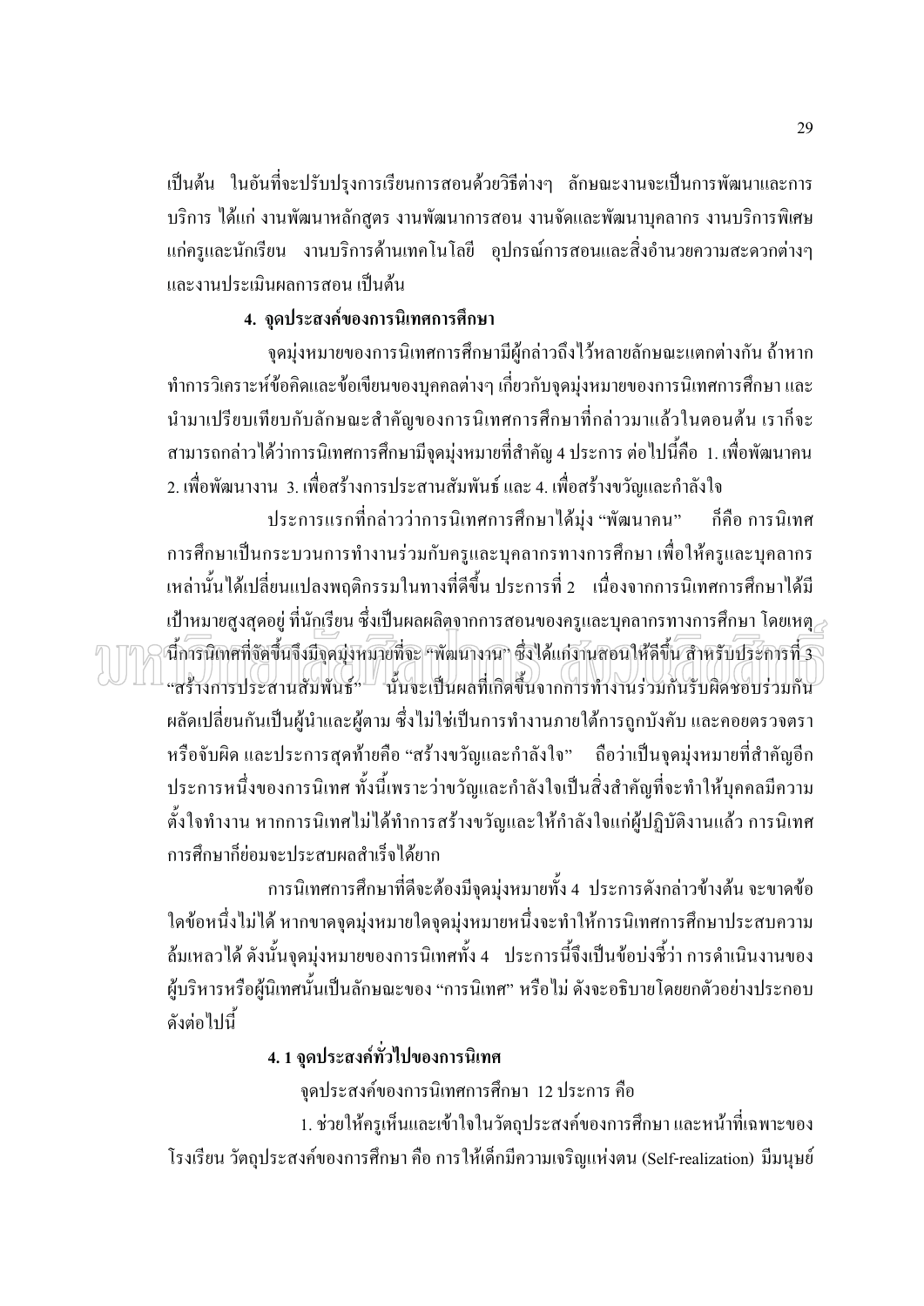เป็นต้น ในอันที่จะปรับปรุงการเรียนการสอนด้วยวิธีต่างๆ ลักษณะงานจะเป็นการพัฒนาและการบริการ ได้แก่ งานพัฒนาหลักสูตร งานพัฒนาการสอน งานจัดและพัฒนาบุคลากร งานบริการพิเศษแก่ครูและนักเรียน งานบริการด้านเทคโนโลยี อุปกรณ์การสอนและสิ่งอำนวยความสะดวกต่างๆ และงานประเมินผลการสอน เป็นต้น

**4. จุดประสงค์ของการนิเทศการศึกษา**

จุดมุ่งหมายของการนิเทศการศึกษามีผู้กล่าวถึงไว้หลายลักษณะแตกต่างกัน ถ้าหากทำการวิเคราะห์ข้อคิดและข้อเขียนของบุคคลต่างๆ เกี่ยวกับจุดมุ่งหมายของการนิเทศการศึกษา และนำมาเปรียบเทียบกับลักษณะสำคัญของการนิเทศการศึกษาที่กล่าวมาแล้วในตอนต้น เราก็จะสามารถกล่าวได้ว่าการนิเทศการศึกษามีจุดมุ่งหมายที่สำคัญ 4 ประการ ต่อไปนี้คือ 1. เพื่อพัฒนาคน 2. เพื่อพัฒนางาน 3. เพื่อสร้างการประสานสัมพันธ์ และ 4. เพื่อสร้างขวัญและกำลังใจ

ประการแรกที่กล่าวว่าการนิเทศการศึกษาได้มุ่ง "พัฒนาคน" ก็คือ การนิเทศการศึกษาเป็นกระบวนการทำงานร่วมกับครูและบุคลากรทางการศึกษา เพื่อให้ครูและบุคลากรเหล่านั้นได้เปลี่ยนแปลงพฤติกรรมในทางที่ดีขึ้น ประการที่ 2 เนื่องจากการนิเทศการศึกษาได้มีเป้าหมายสูงสุดอยู่ ที่นักเรียน ซึ่งเป็นผลผลิตจากการสอนของครูและบุคลากรทางการศึกษา โดยเหตุนี้การนิเทศที่จัดขึ้นจึงมีจุดมุ่งหมายที่จะ "พัฒนางาน" ซึ่งได้แก่งานสอนให้ดีขึ้น สำหรับประการที่ 3 "สร้างการประสานสัมพันธ์" นั้นจะเป็นผลที่เกิดขึ้นจากการทำงานร่วมกันรับผิดชอบร่วมกันผลัดเปลี่ยนกันเป็นผู้นำและผู้ตาม ซึ่งไม่ใช่เป็นการทำงานภายใต้การถูกบังคับ และคอยตรวจตราหรือจับผิด และประการสุดท้ายคือ "สร้างขวัญและกำลังใจ" ถือว่าเป็นจุดมุ่งหมายที่สำคัญอีกประการหนึ่งของการนิเทศ ทั้งนี้เพราะว่าขวัญและกำลังใจเป็นสิ่งสำคัญที่จะทำให้บุคคลมีความตั้งใจทำงาน หากการนิเทศไม่ได้ทำการสร้างขวัญและให้กำลังใจแก่ผู้ปฏิบัติงานแล้ว การนิเทศการศึกษาก็ย่อมจะประสบผลสำเร็จได้ยาก

การนิเทศการศึกษาที่ดีจะต้องมีจุดมุ่งหมายทั้ง 4 ประการดังกล่าวข้างต้น จะขาดข้อใดข้อหนึ่งไม่ได้ หากขาดจุดมุ่งหมายใดจุดมุ่งหมายหนึ่งจะทำให้การนิเทศการศึกษาประสบความล้มเหลวได้ ดังนั้นจุดมุ่งหมายของการนิเทศทั้ง 4 ประการนี้จึงเป็นข้อบ่งชี้ว่า การดำเนินงานของผู้บริหารหรือผู้นิเทศนั้นเป็นลักษณะของ "การนิเทศ" หรือไม่ ดังจะอธิบายโดยยกตัวอย่างประกอบดังต่อไปนี้

**4. 1 จุดประสงค์ทั่วไปของการนิเทศ**

จุดประสงค์ของการนิเทศการศึกษา 12 ประการ คือ

1. ช่วยให้ครูเห็นและเข้าใจในวัตถุประสงค์ของการศึกษา และหน้าที่เฉพาะของโรงเรียน วัตถุประสงค์ของการศึกษา คือ การให้เด็กมีความเจริญแห่งตน (Self-realization) มีมนุษย์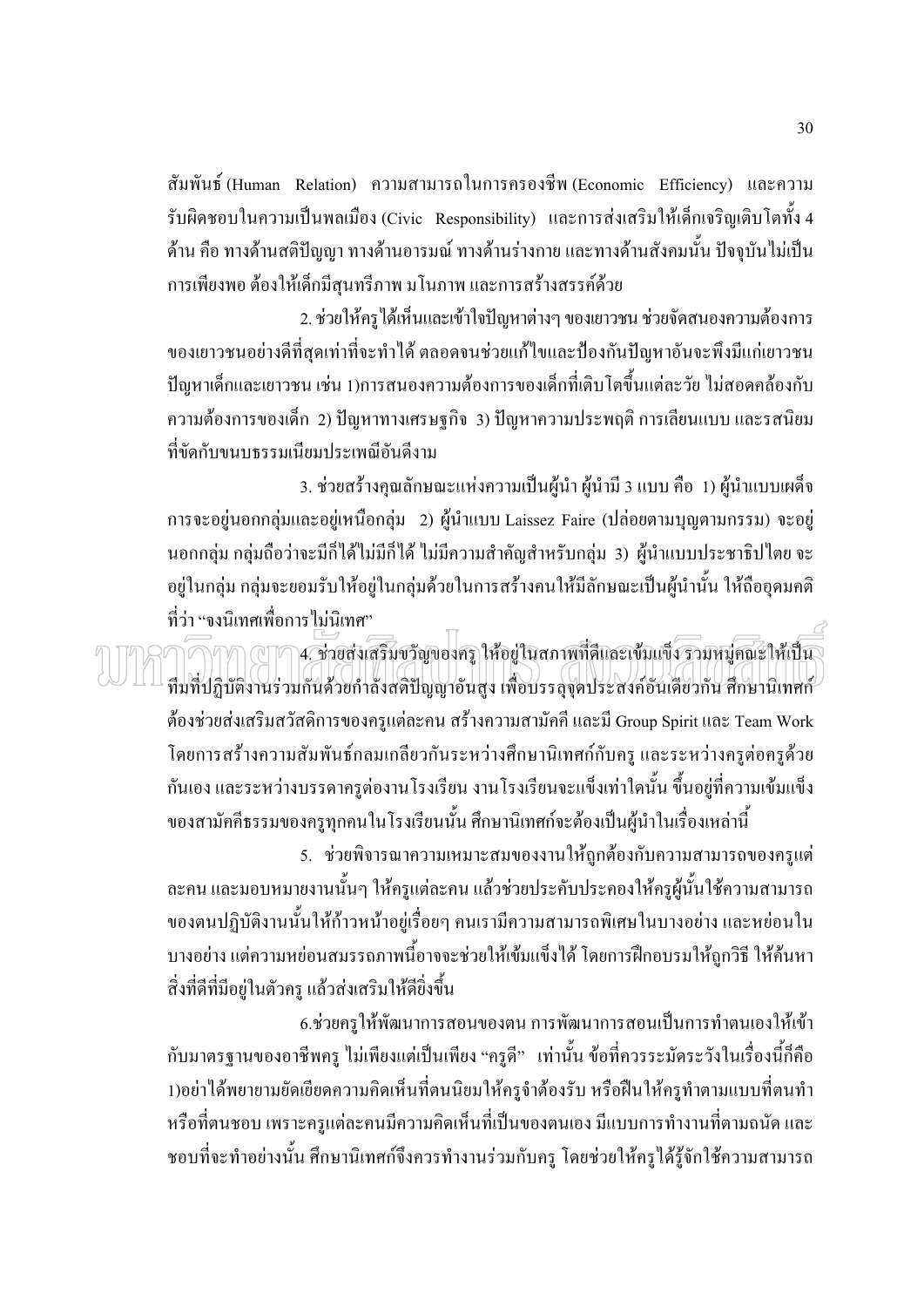สัมพันธ์ (Human Relation) ความสามารถในการครองชีพ (Economic Efficiency) และความรับผิดชอบในความเป็นพลเมือง (Civic Responsibility) และการส่งเสริมให้เด็กเจริญเติบโตทั้ง 4 ด้าน คือ ทางด้านสติปัญญา ทางด้านอารมณ์ ทางด้านร่างกาย และทางด้านสังคมนั้น ปัจจุบันไม่เป็นการเพียงพอ ต้องให้เด็กมีสุนทรีภาพ มโนภาพ และการสร้างสรรค์ด้วย

2. ช่วยให้ครูได้เห็นและเข้าใจปัญหาต่างๆ ของเยาวชน ช่วยจัดสนองความต้องการของเยาวชนอย่างดีที่สุดเท่าที่จะทำได้ ตลอดจนช่วยแก้ไขและป้องกันปัญหาอันจะพึงมีแก่เยาวชน ปัญหาเด็กและเยาวชน เช่น 1)การสนองความต้องการของเด็กที่เติบโตขึ้นแต่ละวัย ไม่สอดคล้องกับความต้องการของเด็ก 2) ปัญหาทางเศรษฐกิจ 3) ปัญหาความประพฤติ การเลียนแบบ และรสนิยมที่ขัดกับขนบธรรมเนียมประเพณีอันดีงาม

3. ช่วยสร้างคุณลักษณะแห่งความเป็นผู้นำ ผู้นำมี 3 แบบ คือ 1) ผู้นำแบบเผด็จการจะอยู่นอกกลุ่มและอยู่เหนือกลุ่ม 2) ผู้นำแบบ Laissez Faire (ปล่อยตามบุญตามกรรม) จะอยู่นอกกลุ่ม กลุ่มถือว่าจะมีก็ได้ไม่มีก็ได้ ไม่มีความสำคัญสำหรับกลุ่ม 3) ผู้นำแบบประชาธิปไตย จะอยู่ในกลุ่ม กลุ่มจะยอมรับให้อยู่ในกลุ่มด้วยในการสร้างคนให้มีลักษณะเป็นผู้นำนั้น ให้ถืออุดมคติที่ว่า "จงนิเทศเพื่อการไม่นิเทศ"

4. ช่วยส่งเสริมขวัญของครู ให้อยู่ในสภาพที่ดีและเข้มแข็ง รวมหมู่คณะให้เป็นทีมที่ปฏิบัติงานร่วมกันด้วยกำลังสติปัญญาอันสูง เพื่อบรรลุจุดประสงค์อันเดียวกัน ศึกษานิเทศก์ต้องช่วยส่งเสริมสวัสดิการของครูแต่ละคน สร้างความสามัคคี และมี Group Spirit และ Team Work โดยการสร้างความสัมพันธ์กลมเกลียวกันระหว่างศึกษานิเทศก์กับครู และระหว่างครูต่อครูด้วยกันเอง และระหว่างบรรดาครูต่องานโรงเรียน งานโรงเรียนจะแข็งเท่าใดนั้น ขึ้นอยู่ที่ความเข้มแข็งของสามัคคีธรรมของครูทุกคนในโรงเรียนนั้น ศึกษานิเทศก์จะต้องเป็นผู้นำในเรื่องเหล่านี้

5. ช่วยพิจารณาความเหมาะสมของงานให้ถูกต้องกับความสามารถของครูแต่ละคน และมอบหมายงานนั้นๆ ให้ครูแต่ละคน แล้วช่วยประคับประคองให้ครูผู้นั้นใช้ความสามารถของตนปฏิบัติงานนั้นให้ก้าวหน้าอยู่เรื่อยๆ คนเรามีความสามารถพิเศษในบางอย่าง และหย่อนในบางอย่าง แต่ความหย่อนสมรรถภาพนี้อาจจะช่วยให้เข้มแข็งได้ โดยการฝึกอบรมให้ถูกวิธี ให้ค้นหาสิ่งที่ดีที่มีอยู่ในตัวครู แล้วส่งเสริมให้ดียิ่งขึ้น

6.ช่วยครูให้พัฒนาการสอนของตน การพัฒนาการสอนเป็นการทำตนเองให้เข้ากับมาตรฐานของอาชีพครู ไม่เพียงแต่เป็นเพียง "ครูดี" เท่านั้น ข้อที่ควรระมัดระวังในเรื่องนี้ก็คือ 1)อย่าได้พยายามยัดเยียดความคิดเห็นที่ตนนิยมให้ครูจำต้องรับ หรือฝืนให้ครูทำตามแบบที่ตนทำหรือที่ตนชอบ เพราะครูแต่ละคนมีความคิดเห็นที่เป็นของตนเอง มีแบบการทำงานที่ตามถนัด และชอบที่จะทำอย่างนั้น ศึกษานิเทศก์จึงควรทำงานร่วมกับครู โดยช่วยให้ครูได้รู้จักใช้ความสามารถ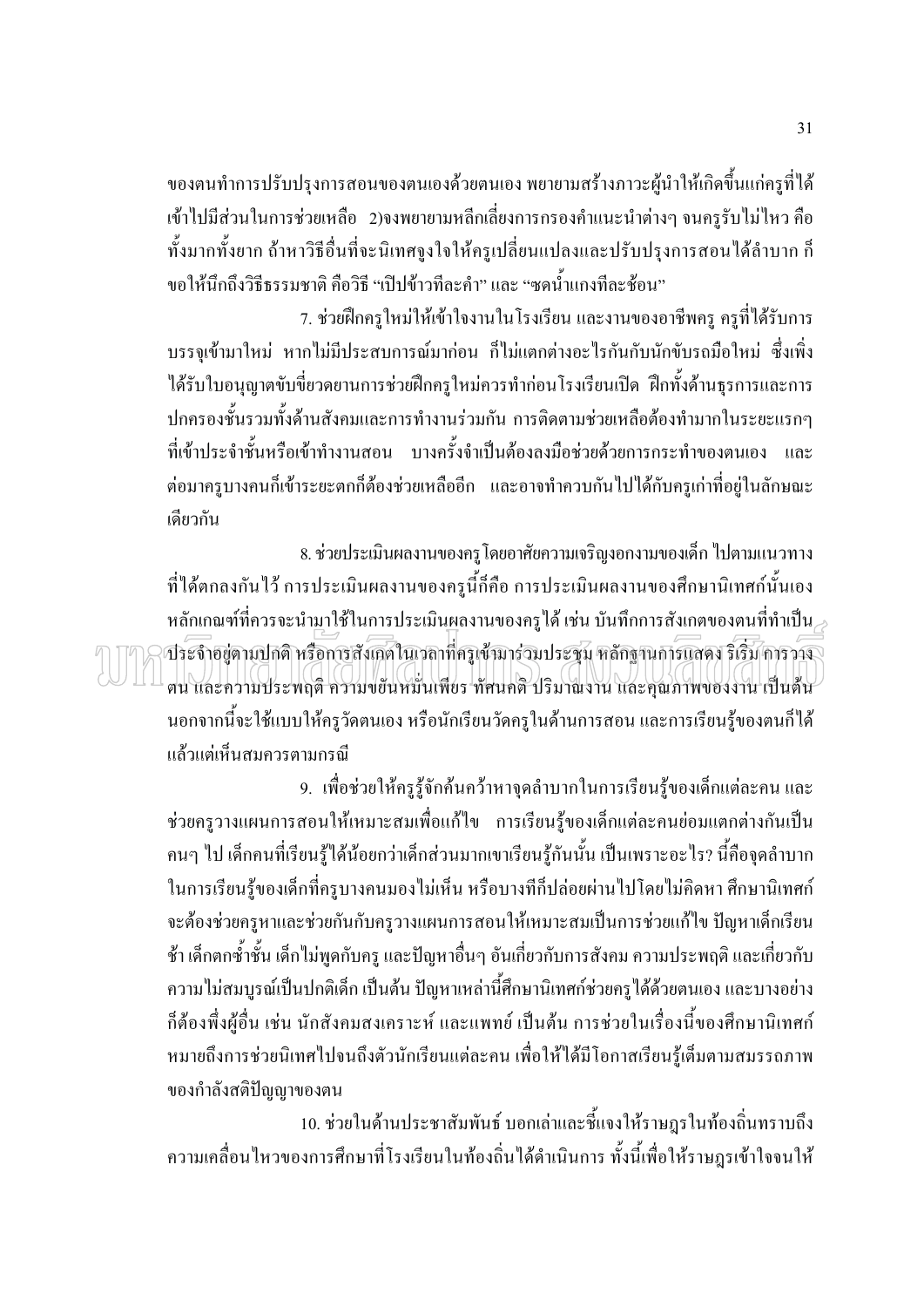ของตนทำการปรับปรุงการสอนของตนเองด้วยตนเอง พยายามสร้างภาวะผู้นำให้เกิดขึ้นแก่ครูที่ได้เข้าไปมีส่วนในการช่วยเหลือ 2)จงพยายามหลีกเลี่ยงการกรองคำแนะนำต่างๆ จนครูรับไม่ไหว คือทั้งมากทั้งยาก ถ้าหาวิธีอื่นที่จะนิเทศจูงใจให้ครูเปลี่ยนแปลงและปรับปรุงการสอนได้ลำบาก ก็ขอให้นึกถึงวิธีธรรมชาติ คือวิธี “เปิบข้าวทีละคำ” และ “ซดน้ำแกงทีละช้อน”

7. ช่วยฝึกครูใหม่ให้เข้าใจงานในโรงเรียน และงานของอาชีพครู ครูที่ได้รับการบรรจุเข้ามาใหม่ หากไม่มีประสบการณ์มาก่อน ก็ไม่แตกต่างอะไรกันกับนักขับรถมือใหม่ ซึ่งเพิ่งได้รับใบอนุญาตขับขี่ยวดยานการช่วยฝึกครูใหม่ควรทำก่อนโรงเรียนเปิด ฝึกทั้งด้านธุรการและการปกครองชั้นรวมทั้งด้านสังคมและการทำงานร่วมกัน การติดตามช่วยเหลือต้องทำมากในระยะแรกๆ ที่เข้าประจำชั้นหรือเข้าทำงานสอน บางครั้งจำเป็นต้องลงมือช่วยด้วยการกระทำของตนเอง และต่อมาครูบางคนก็เข้าระยะตกก็ต้องช่วยเหลืออีก และอาจทำควบกันไปได้กับครูเก่าที่อยู่ในลักษณะเดียวกัน

8. ช่วยประเมินผลงานของครู โดยอาศัยความเจริญงอกงามของเด็ก ไปตามแนวทางที่ได้ตกลงกันไว้ การประเมินผลงานของครูนี้ก็คือ การประเมินผลงานของศึกษานิเทศก์นั่นเอง หลักเกณฑ์ที่ควรจะนำมาใช้ในการประเมินผลงานของครูได้ เช่น บันทึกการสังเกตของตนที่ทำเป็นประจำอยู่ตามปกติ หรือการสังเกตในเวลาที่ครูเข้ามาร่วมประชุม หลักฐานการแสดง ริเริ่ม การวางตน และความประพฤติ ความขยันหมั่นเพียร ทัศนคติ ปริมาณงาน และคุณภาพของงาน เป็นต้น นอกจากนี้จะใช้แบบให้ครูวัดตนเอง หรือนักเรียนวัดครูในด้านการสอน และการเรียนรู้ของตนก็ได้ แล้วแต่เห็นสมควรตามกรณี

9. เพื่อช่วยให้ครูรู้จักค้นคว้าหาจุดลำบากในการเรียนรู้ของเด็กแต่ละคน และช่วยครูวางแผนการสอนให้เหมาะสมเพื่อแก้ไข การเรียนรู้ของเด็กแต่ละคนย่อมแตกต่างกันเป็นคนๆ ไป เด็กคนที่เรียนรู้ได้น้อยกว่าเด็กส่วนมากเขาเรียนรู้กันนั้น เป็นเพราะอะไร? นี่คือจุดลำบากในการเรียนรู้ของเด็กที่ครูบางคนมองไม่เห็น หรือบางทีก็ปล่อยผ่านไปโดยไม่คิดหา ศึกษานิเทศก์จะต้องช่วยครูหาและช่วยกันกับครูวางแผนการสอนให้เหมาะสมเป็นการช่วยแก้ไข ปัญหาเด็กเรียนช้า เด็กตกซ้ำชั้น เด็กไม่พูดกับครู และปัญหาอื่นๆ อันเกี่ยวกับการสังคม ความประพฤติ และเกี่ยวกับความไม่สมบูรณ์เป็นปกติเด็ก เป็นต้น ปัญหาเหล่านี้ศึกษานิเทศก์ช่วยครูได้ด้วยตนเอง และบางอย่างก็ต้องพึ่งผู้อื่น เช่น นักสังคมสงเคราะห์ และแพทย์ เป็นต้น การช่วยในเรื่องนี้ของศึกษานิเทศก์หมายถึงการช่วยนิเทศไปจนถึงตัวนักเรียนแต่ละคน เพื่อให้ได้มีโอกาสเรียนรู้เต็มตามสมรรถภาพของกำลังสติปัญญาของตน

10. ช่วยในด้านประชาสัมพันธ์ บอกเล่าและชี้แจงให้ราษฎรในท้องถิ่นทราบถึงความเคลื่อนไหวของการศึกษาที่โรงเรียนในท้องถิ่นได้ดำเนินการ ทั้งนี้เพื่อให้ราษฎรเข้าใจจนให้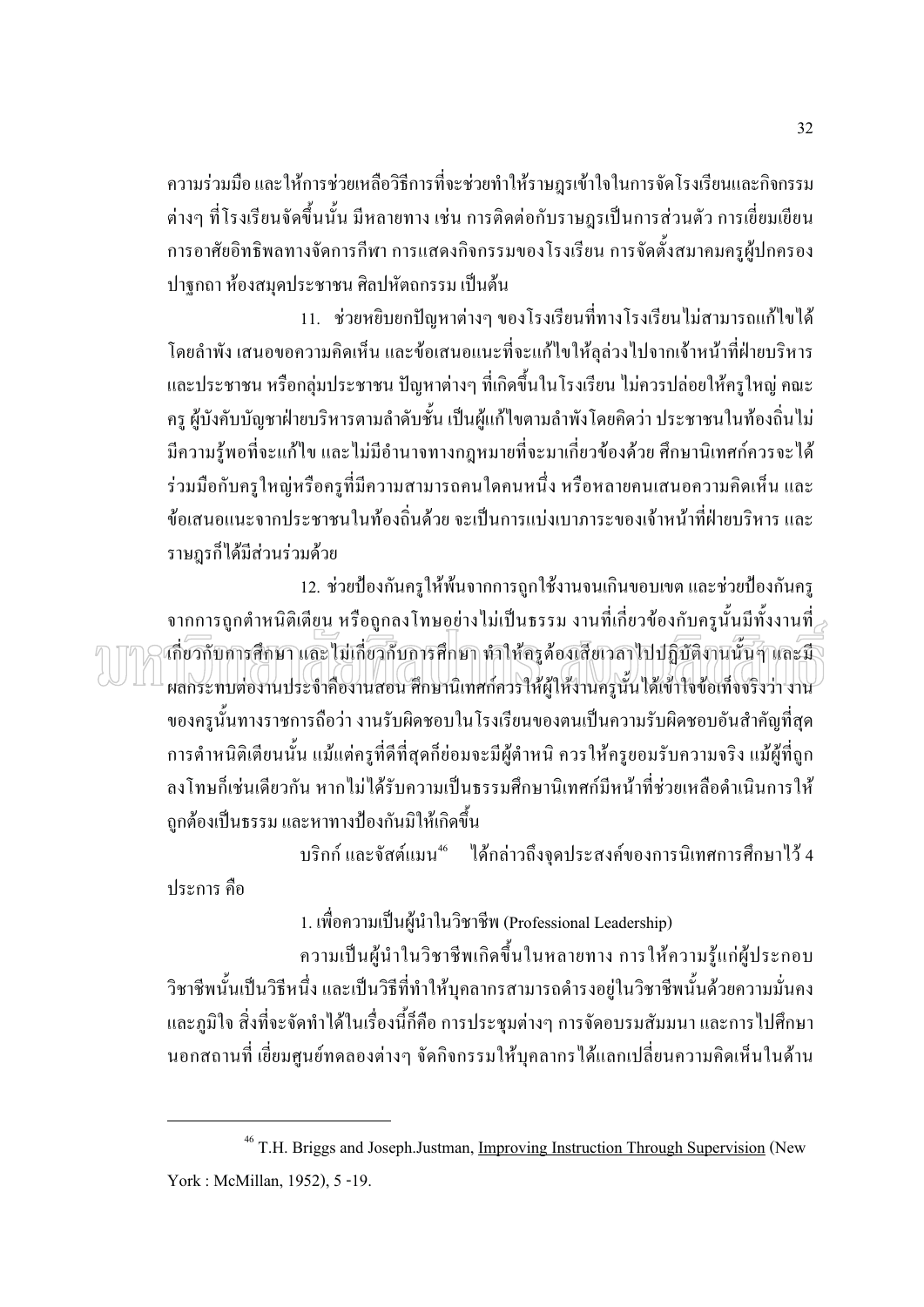ความร่วมมือ และให้การช่วยเหลือวิธีการที่จะช่วยทำให้ราษฎรเข้าใจในการจัดโรงเรียนและกิจกรรมต่างๆ ที่โรงเรียนจัดขึ้นนั้น มีหลายทาง เช่น การติดต่อกับราษฎรเป็นการส่วนตัว การเยี่ยมเยียน การอาศัยอิทธิพลทางจัดการกีฬา การแสดงกิจกรรมของโรงเรียน การจัดตั้งสมาคมครูผู้ปกครอง ปาฐกถา ห้องสมุดประชาชน ศิลปหัตถกรรม เป็นต้น

11. ช่วยหยิบยกปัญหาต่างๆ ของโรงเรียนที่ทางโรงเรียนไม่สามารถแก้ไขได้โดยลำพัง เสนอขอความคิดเห็น และข้อเสนอแนะที่จะแก้ไขให้ลุล่วงไปจากเจ้าหน้าที่ฝ่ายบริหาร และประชาชน หรือกลุ่มประชาชน ปัญหาต่างๆ ที่เกิดขึ้นในโรงเรียน ไม่ควรปล่อยให้ครูใหญ่ คณะครู ผู้บังคับบัญชาฝ่ายบริหารตามลำดับชั้น เป็นผู้แก้ไขตามลำพังโดยคิดว่า ประชาชนในท้องถิ่นไม่มีความรู้พอที่จะแก้ไข และไม่มีอำนาจทางกฎหมายที่จะมาเกี่ยวข้องด้วย ศึกษานิเทศก์ควรจะได้ร่วมมือกับครูใหญ่หรือครูที่มีความสามารถคนใดคนหนึ่ง หรือหลายคนเสนอความคิดเห็น และข้อเสนอแนะจากประชาชนในท้องถิ่นด้วย จะเป็นการแบ่งเบาภาระของเจ้าหน้าที่ฝ่ายบริหาร และราษฎรก็ได้มีส่วนร่วมด้วย

12. ช่วยป้องกันครูให้พ้นจากการถูกใช้งานจนเกินขอบเขต และช่วยป้องกันครูจากการถูกตำหนิติเตียน หรือถูกลงโทษอย่างไม่เป็นธรรม งานที่เกี่ยวข้องกับครูนั้นมีทั้งงานที่เกี่ยวกับการศึกษา และไม่เกี่ยวกับการศึกษา ทำให้ครูต้องเสียเวลาไปปฏิบัติงานนั้นๆ และมีผลกระทบต่องานประจำคืองานสอน ศึกษานิเทศก์ควรให้ผู้ให้งานครูนั้นได้เข้าใจข้อเท็จจริงว่า งานของครูนั้นทางราชการถือว่า งานรับผิดชอบในโรงเรียนของตนเป็นความรับผิดชอบอันสำคัญที่สุด การตำหนิติเตียนนั้น แม้แต่ครูที่ดีที่สุดก็ย่อมจะมีผู้ตำหนิ ควรให้ครูยอมรับความจริง แม้ผู้ที่ถูกลงโทษก็เช่นเดียวกัน หากไม่ได้รับความเป็นธรรมศึกษานิเทศก์มีหน้าที่ช่วยเหลือดำเนินการให้ถูกต้องเป็นธรรม และหาทางป้องกันมิให้เกิดขึ้น

บริกก์ และจัสต์แมน[46] ได้กล่าวถึงจุดประสงค์ของการนิเทศการศึกษาไว้ 4 ประการ คือ

1. เพื่อความเป็นผู้นำในวิชาชีพ (Professional Leadership)

ความเป็นผู้นำในวิชาชีพเกิดขึ้นในหลายทาง การให้ความรู้แก่ผู้ประกอบวิชาชีพนั้นเป็นวิธีหนึ่ง และเป็นวิธีที่ทำให้บุคลากรสามารถดำรงอยู่ในวิชาชีพนั้นด้วยความมั่นคงและภูมิใจ สิ่งที่จะจัดทำได้ในเรื่องนี้ก็คือ การประชุมต่างๆ การจัดอบรมสัมมนา และการไปศึกษานอกสถานที่ เยี่ยมศูนย์ทดลองต่างๆ จัดกิจกรรมให้บุคลากรได้แลกเปลี่ยนความคิดเห็นในด้าน

---

[46] T.H. Briggs and Joseph.Justman, Improving Instruction Through Supervision (New York : McMillan, 1952), 5 -19.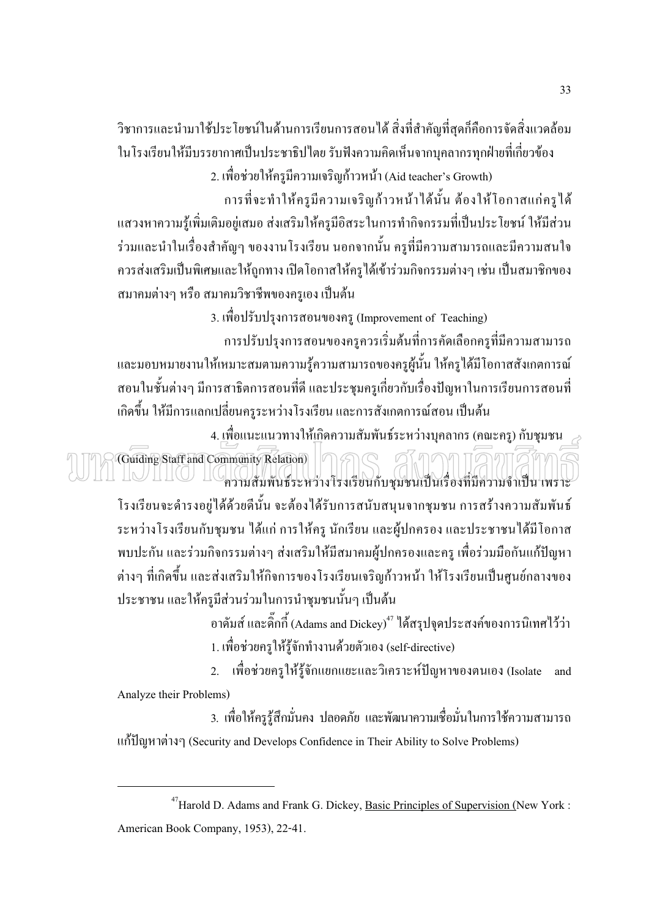วิชาการและนำมาใช้ประโยชน์ในด้านการเรียนการสอนได้ สิ่งที่สำคัญที่สุดก็คือการจัดสิ่งแวดล้อมในโรงเรียนให้มีบรรยากาศเป็นประชาธิปไตย รับฟังความคิดเห็นจากบุคลากรทุกฝ่ายที่เกี่ยวข้อง

2. เพื่อช่วยให้ครูมีความเจริญก้าวหน้า (Aid teacher's Growth)

การที่จะทำให้ครูมีความเจริญก้าวหน้าได้นั้น ต้องให้โอกาสแก่ครูได้แสวงหาความรู้เพิ่มเติมอยู่เสมอ ส่งเสริมให้ครูมีอิสระในการทำกิจกรรมที่เป็นประโยชน์ ให้มีส่วนร่วมและนำในเรื่องสำคัญๆ ของงานโรงเรียน นอกจากนั้น ครูที่มีความสามารถและมีความสนใจควรส่งเสริมเป็นพิเศษและให้ถูกทาง เปิดโอกาสให้ครูได้เข้าร่วมกิจกรรมต่างๆ เช่น เป็นสมาชิกของสมาคมต่างๆ หรือ สมาคมวิชาชีพของครูเอง เป็นต้น

3. เพื่อปรับปรุงการสอนของครู (Improvement of Teaching)

การปรับปรุงการสอนของครูควรเริ่มต้นที่การคัดเลือกครูที่มีความสามารถและมอบหมายงานให้เหมาะสมตามความรู้ความสามารถของครูผู้นั้น ให้ครูได้มีโอกาสสังเกตการณ์สอนในชั้นต่างๆ มีการสาธิตการสอนที่ดี และประชุมครูเกี่ยวกับเรื่องปัญหาในการเรียนการสอนที่เกิดขึ้น ให้มีการแลกเปลี่ยนครูระหว่างโรงเรียน และการสังเกตการณ์สอน เป็นต้น

4. เพื่อแนะแนวทางให้เกิดความสัมพันธ์ระหว่างบุคลากร (คณะครู) กับชุมชน (Guiding Staff and Community Relation)

ความสัมพันธ์ระหว่างโรงเรียนกับชุมชนเป็นเรื่องที่มีความจำเป็น เพราะโรงเรียนจะดำรงอยู่ได้ด้วยดีนั้น จะต้องได้รับการสนับสนุนจากชุมชน การสร้างความสัมพันธ์ระหว่างโรงเรียนกับชุมชน ได้แก่ การให้ครู นักเรียน และผู้ปกครอง และประชาชนได้มีโอกาสพบปะกัน และร่วมกิจกรรมต่างๆ ส่งเสริมให้มีสมาคมผู้ปกครองและครู เพื่อร่วมมือกันแก้ปัญหาต่างๆ ที่เกิดขึ้น และส่งเสริมให้กิจการของโรงเรียนเจริญก้าวหน้า ให้โรงเรียนเป็นศูนย์กลางของประชาชน และให้ครูมีส่วนร่วมในการนำชุมชนนั้นๆ เป็นต้น

อาดัมส์ และดิ๊กกี้ (Adams and Dickey)[47] ได้สรุปจุดประสงค์ของการนิเทศไว้ว่า

1. เพื่อช่วยครูให้รู้จักทำงานด้วยตัวเอง (self-directive)
2. เพื่อช่วยครูให้รู้จักแยกแยะและวิเคราะห์ปัญหาของตนเอง (Isolate and Analyze their Problems)
3. เพื่อให้ครูรู้สึกมั่นคง ปลอดภัย และพัฒนาความเชื่อมั่นในการใช้ความสามารถแก้ปัญหาต่างๆ (Security and Develops Confidence in Their Ability to Solve Problems)

---

[47] Harold D. Adams and Frank G. Dickey, Basic Principles of Supervision (New York : American Book Company, 1953), 22-41.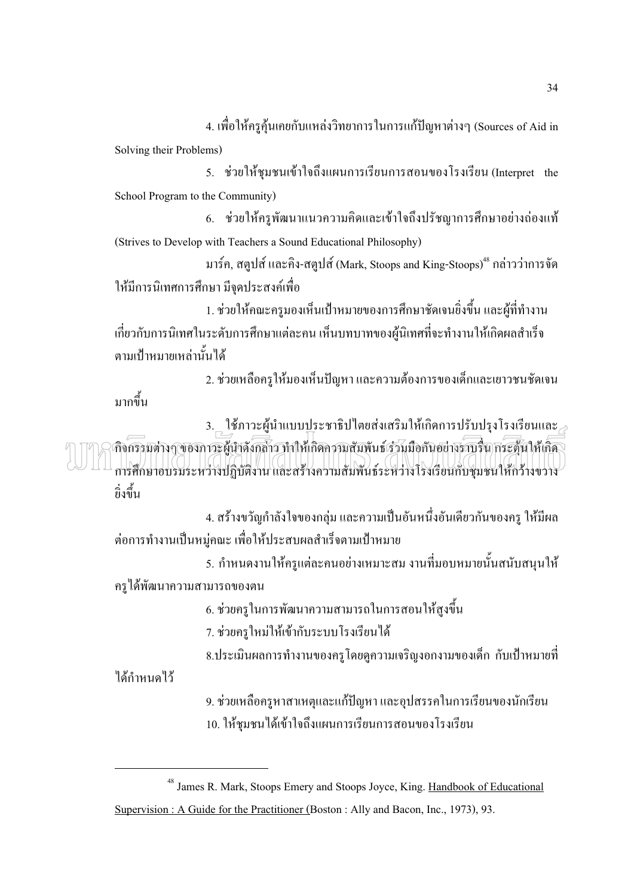4. เพื่อให้ครูคุ้นเคยกับแหล่งวิทยาการในการแก้ปัญหาต่างๆ (Sources of Aid in Solving their Problems)

5. ช่วยให้ชุมชนเข้าใจถึงแผนการเรียนการสอนของโรงเรียน (Interpret the School Program to the Community)

6. ช่วยให้ครูพัฒนาแนวความคิดและเข้าใจถึงปรัชญาการศึกษาอย่างถ่องแท้ (Strives to Develop with Teachers a Sound Educational Philosophy)

มาร์ค, สตูปส์ และคิง-สตูปส์ (Mark, Stoops and King-Stoops)[48] กล่าวว่าการจัดให้มีการนิเทศการศึกษา มีจุดประสงค์เพื่อ

1. ช่วยให้คณะครูมองเห็นเป้าหมายของการศึกษาชัดเจนยิ่งขึ้น และผู้ที่ทำงานเกี่ยวกับการนิเทศในระดับการศึกษาแต่ละคน เห็นบทบาทของผู้นิเทศที่จะทำงานให้เกิดผลสำเร็จตามเป้าหมายเหล่านั้นได้

2. ช่วยเหลือครูให้มองเห็นปัญหา และความต้องการของเด็กและเยาวชนชัดเจนมากขึ้น

3. ใช้ภาวะผู้นำแบบประชาธิปไตยส่งเสริมให้เกิดการปรับปรุงโรงเรียนและกิจกรรมต่างๆ ของภาวะผู้นำดังกล่าว ทำให้เกิดความสัมพันธ์ ร่วมมือกันอย่างราบรื่น กระตุ้นให้เกิดการศึกษาอบรมระหว่างปฏิบัติงาน และสร้างความสัมพันธ์ระหว่างโรงเรียนกับชุมชนให้กว้างขวางยิ่งขึ้น

4. สร้างขวัญกำลังใจของกลุ่ม และความเป็นอันหนึ่งอันเดียวกันของครู ให้มีผลต่อการทำงานเป็นหมู่คณะ เพื่อให้ประสบผลสำเร็จตามเป้าหมาย

5. กำหนดงานให้ครูแต่ละคนอย่างเหมาะสม งานที่มอบหมายนั้นสนับสนุนให้ครูได้พัฒนาความสามารถของตน

6. ช่วยครูในการพัฒนาความสามารถในการสอนให้สูงขึ้น

7. ช่วยครูใหม่ให้เข้ากับระบบโรงเรียนได้

8.ประเมินผลการทำงานของครูโดยดูความเจริญงอกงามของเด็ก กับเป้าหมายที่ได้กำหนดไว้

9. ช่วยเหลือครูหาสาเหตุและแก้ปัญหา และอุปสรรคในการเรียนของนักเรียน

10. ให้ชุมชนได้เข้าใจถึงแผนการเรียนการสอนของโรงเรียน

---

[48] James R. Mark, Stoops Emery and Stoops Joyce, King. Handbook of Educational Supervision : A Guide for the Practitioner (Boston : Ally and Bacon, Inc., 1973), 93.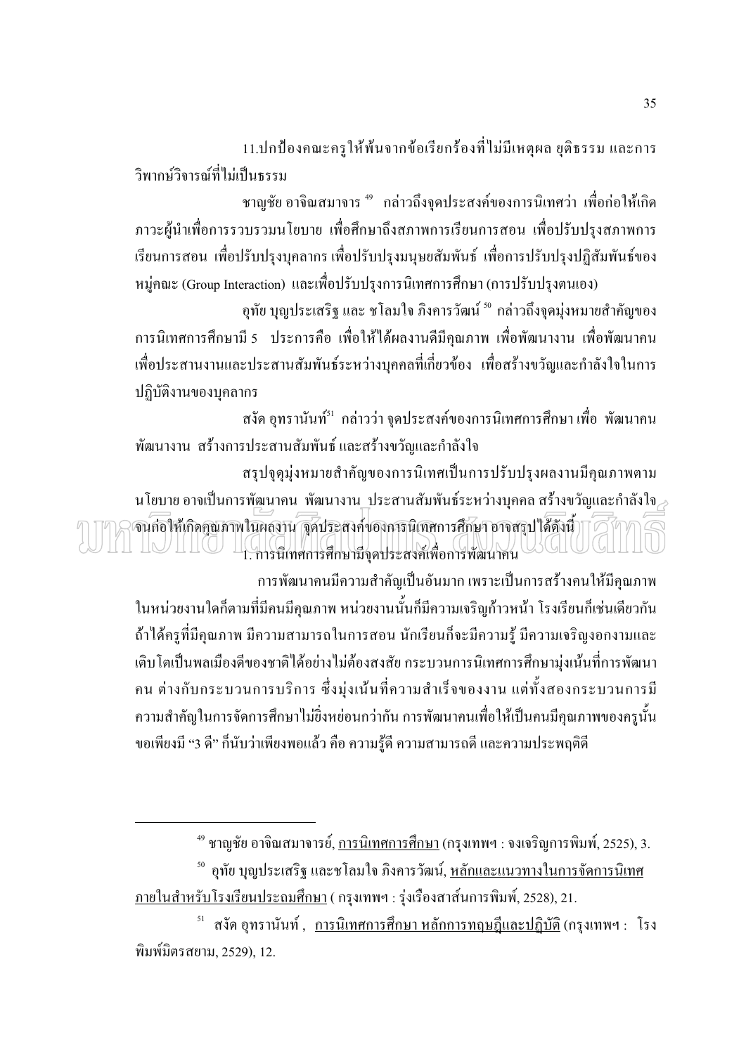11.ปกป้องคณะครูให้พ้นจากข้อเรียกร้องที่ไม่มีเหตุผล ยุติธรรม และการวิพากษ์วิจารณ์ที่ไม่เป็นธรรม

ชาญชัย อาจิณสมาจาร [49] กล่าวถึงจุดประสงค์ของการนิเทศว่า เพื่อก่อให้เกิดภาวะผู้นำเพื่อการรวบรวมนโยบาย เพื่อศึกษาถึงสภาพการเรียนการสอน เพื่อปรับปรุงสภาพการเรียนการสอน เพื่อปรับปรุงบุคลากร เพื่อปรับปรุงมนุษยสัมพันธ์ เพื่อการปรับปรุงปฏิสัมพันธ์ของหมู่คณะ (Group Interaction) และเพื่อปรับปรุงการนิเทศการศึกษา (การปรับปรุงตนเอง)

อุทัย บุญประเสริฐ และ ชโลมใจ ภิงคารวัฒน์ [50] กล่าวถึงจุดมุ่งหมายสำคัญของการนิเทศการศึกษามี 5 ประการคือ เพื่อให้ได้ผลงานดีมีคุณภาพ เพื่อพัฒนางาน เพื่อพัฒนาคน เพื่อประสานงานและประสานสัมพันธ์ระหว่างบุคคลที่เกี่ยวข้อง เพื่อสร้างขวัญและกำลังใจในการปฏิบัติงานของบุคลากร

สงัด อุทรานันท์[51] กล่าวว่า จุดประสงค์ของการนิเทศการศึกษา เพื่อ พัฒนาคน พัฒนางาน สร้างการประสานสัมพันธ์ และสร้างขวัญและกำลังใจ

สรุปจุดมุ่งหมายสำคัญของการนิเทศเป็นการปรับปรุงผลงานมีคุณภาพตามนโยบาย อาจเป็นการพัฒนาคน พัฒนางาน ประสานสัมพันธ์ระหว่างบุคคล สร้างขวัญและกำลังใจจนก่อให้เกิดคุณภาพในผลงาน จุดประสงค์ของการนิเทศการศึกษา อาจสรุปได้ดังนี้

1. การนิเทศการศึกษามีจุดประสงค์เพื่อการพัฒนาคน

การพัฒนาคนมีความสำคัญเป็นอันมาก เพราะเป็นการสร้างคนให้มีคุณภาพ ในหน่วยงานใดก็ตามที่มีคนมีคุณภาพ หน่วยงานนั้นก็มีความเจริญก้าวหน้า โรงเรียนก็เช่นเดียวกัน ถ้าได้ครูที่มีคุณภาพ มีความสามารถในการสอน นักเรียนก็จะมีความรู้ มีความเจริญงอกงามและเติบโตเป็นพลเมืองดีของชาติได้อย่างไม่ต้องสงสัย กระบวนการนิเทศการศึกษามุ่งเน้นที่การพัฒนาคน ต่างกับกระบวนการบริหาร ซึ่งมุ่งเน้นที่ความสำเร็จของงาน แต่ทั้งสองกระบวนการมีความสำคัญในการจัดการศึกษาไม่ยิ่งหย่อนกว่ากัน การพัฒนาคนเพื่อให้เป็นคนมีคุณภาพของครูนั้นขอเพียงมี "3 ดี" ก็นับว่าเพียงพอแล้ว คือ ความรู้ดี ความสามารถดี และความประพฤติดี

---

[49] ชาญชัย อาจิณสมาจารย์, การนิเทศการศึกษา (กรุงเทพฯ : จงเจริญการพิมพ์, 2525), 3.

[50] อุทัย บุญประเสริฐ และชโลมใจ ภิงคารวัฒน์, หลักและแนวทางในการจัดการนิเทศภายในสำหรับโรงเรียนประถมศึกษา ( กรุงเทพฯ : รุ่งเรืองสาส์นการพิมพ์, 2528), 21.

[51] สงัด อุทรานันท์ , การนิเทศการศึกษา หลักการทฤษฎีและปฏิบัติ (กรุงเทพฯ : โรงพิมพ์มิตรสยาม, 2529), 12.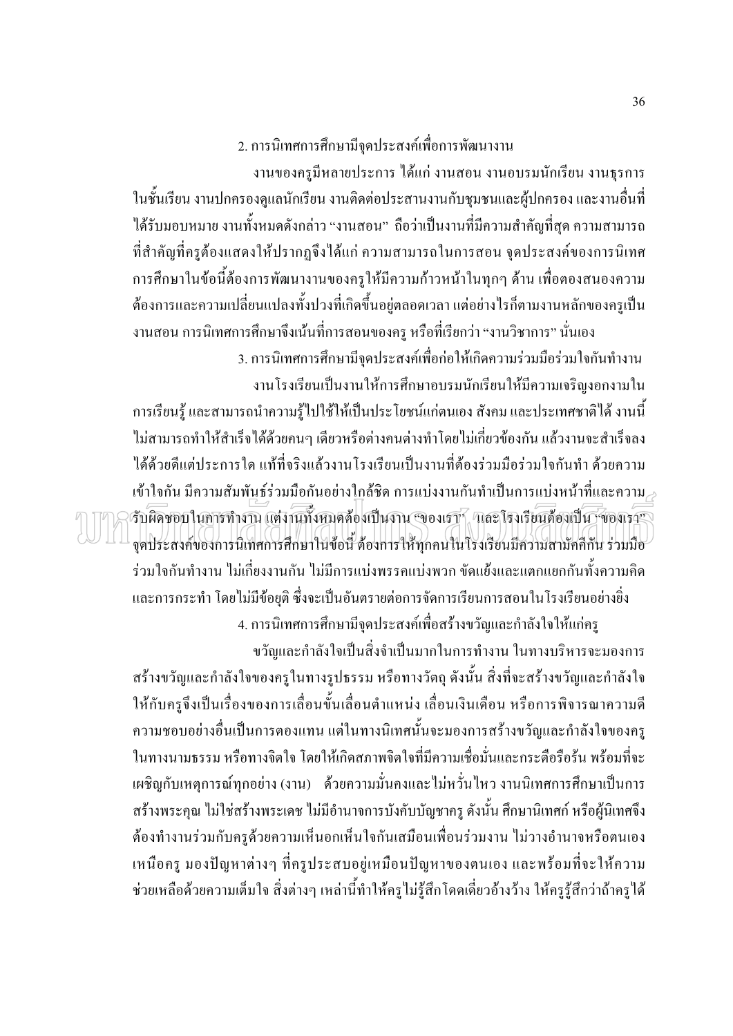2. การนิเทศการศึกษามีจุดประสงค์เพื่อการพัฒนางาน

งานของครูมีหลายประการ ได้แก่ งานสอน งานอบรมนักเรียน งานธุรการในชั้นเรียน งานปกครองดูแลนักเรียน งานติดต่อประสานงานกับชุมชนและผู้ปกครอง และงานอื่นที่ได้รับมอบหมาย งานทั้งหมดดังกล่าว "งานสอน" ถือว่าเป็นงานที่มีความสำคัญที่สุด ความสามารถที่สำคัญที่ครูต้องแสดงให้ปรากฏจึงได้แก่ ความสามารถในการสอน จุดประสงค์ของการนิเทศการศึกษาในข้อนี้ต้องการพัฒนางานของครูให้มีความก้าวหน้าในทุกๆ ด้าน เพื่อตองสนองความต้องการและความเปลี่ยนแปลงทั้งปวงที่เกิดขึ้นอยู่ตลอดเวลา แต่อย่างไรก็ตามงานหลักของครูเป็นงานสอน การนิเทศการศึกษาจึงเน้นที่การสอนของครู หรือที่เรียกว่า "งานวิชาการ" นั่นเอง

3. การนิเทศการศึกษามีจุดประสงค์เพื่อก่อให้เกิดความร่วมมือร่วมใจกันทำงาน

งานโรงเรียนเป็นงานให้การศึกษาอบรมนักเรียนให้มีความเจริญงอกงามในการเรียนรู้ และสามารถนำความรู้ไปใช้ให้เป็นประโยชน์แก่ตนเอง สังคม และประเทศชาติได้ งานนี้ไม่สามารถทำให้สำเร็จได้ด้วยคนๆ เดียวหรือต่างคนต่างทำโดยไม่เกี่ยวข้องกัน แล้วงานจะสำเร็จลงได้ด้วยดีแต่ประการใด แท้ที่จริงแล้วงานโรงเรียนเป็นงานที่ต้องร่วมมือร่วมใจกันทำ ด้วยความเข้าใจกัน มีความสัมพันธ์ร่วมมือกันอย่างใกล้ชิด การแบ่งงานกันทำเป็นการแบ่งหน้าที่และความรับผิดชอบในการทำงาน แต่งานทั้งหมดต้องเป็นงาน "ของเรา" และโรงเรียนต้องเป็น "ของเรา" จุดประสงค์ของการนิเทศการศึกษาในข้อนี้ ต้องการให้ทุกคนในโรงเรียนมีความสามัคคีกัน ร่วมมือร่วมใจกันทำงาน ไม่เกี่ยงงานกัน ไม่มีการแบ่งพรรคแบ่งพวก ขัดแย้งและแตกแยกกันทั้งความคิดและการกระทำ โดยไม่มีข้อยุติ ซึ่งจะเป็นอันตรายต่อการจัดการเรียนการสอนในโรงเรียนอย่างยิ่ง

4. การนิเทศการศึกษามีจุดประสงค์เพื่อสร้างขวัญและกำลังใจให้แก่ครู

ขวัญและกำลังใจเป็นสิ่งจำเป็นมากในการทำงาน ในทางบริหารจะมองการสร้างขวัญและกำลังใจของครูในทางรูปธรรม หรือทางวัตถุ ดังนั้น สิ่งที่จะสร้างขวัญและกำลังใจให้กับครูจึงเป็นเรื่องของการเลื่อนขั้นเลื่อนตำแหน่ง เลื่อนเงินเดือน หรือการพิจารณาความดีความชอบอย่างอื่นเป็นการตองแทน แต่ในทางนิเทศนั้นจะมองการสร้างขวัญและกำลังใจของครูในทางนามธรรม หรือทางจิตใจ โดยให้เกิดสภาพจิตใจที่มีความเชื่อมั่นและกระตือรือร้น พร้อมที่จะเผชิญกับเหตุการณ์ทุกอย่าง (งาน) ด้วยความมั่นคงและไม่หวั่นไหว งานนิเทศการศึกษาเป็นการสร้างพระคุณ ไม่ใช่สร้างพระเดช ไม่มีอำนาจการบังคับบัญชาครู ดังนั้น ศึกษานิเทศก์ หรือผู้นิเทศจึงต้องทำงานร่วมกับครูด้วยความเห็นอกเห็นใจกันเสมือนเพื่อนร่วมงาน ไม่วางอำนาจหรือตนเองเหนือครู มองปัญหาต่างๆ ที่ครูประสบอยู่เหมือนปัญหาของตนเอง และพร้อมที่จะให้ความช่วยเหลือด้วยความเต็มใจ สิ่งต่างๆ เหล่านี้ทำให้ครูไม่รู้สึกโดดเดี่ยวอ้างว้าง ให้ครูรู้สึกว่าถ้าครูได้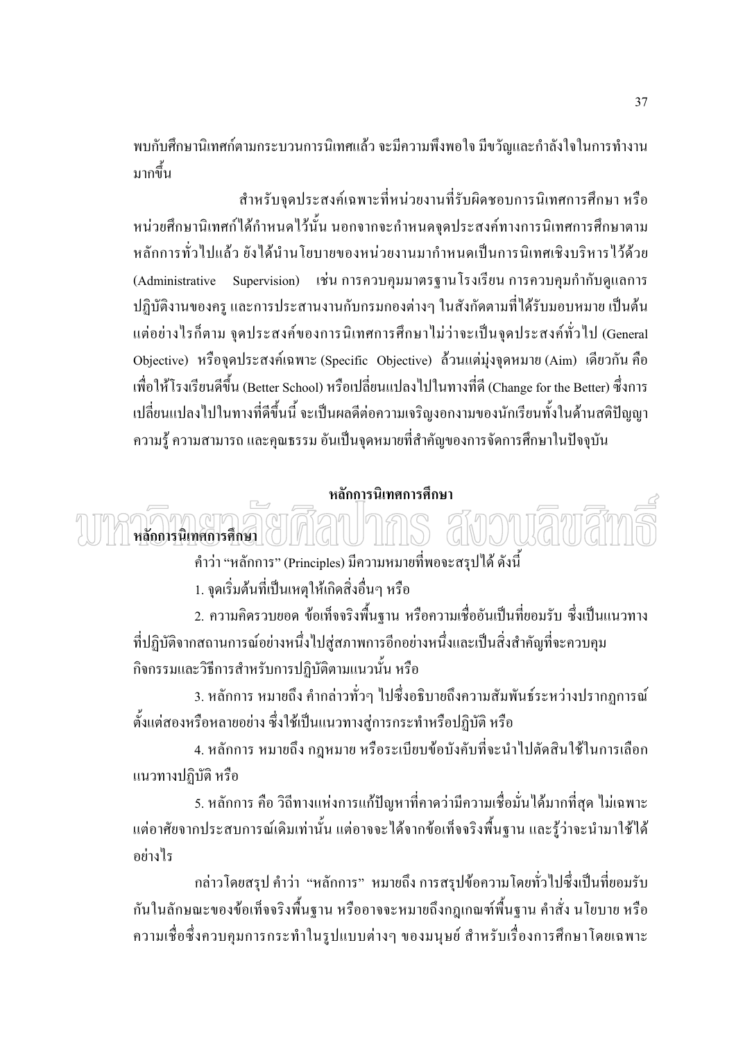พบกับศึกษานิเทศก์ตามกระบวนการนิเทศแล้ว จะมีความพึงพอใจ มีขวัญและกำลังใจในการทำงานมากขึ้น

สำหรับจุดประสงค์เฉพาะที่หน่วยงานที่รับผิดชอบการนิเทศการศึกษา หรือหน่วยศึกษานิเทศก์ได้กำหนดไว้นั้น นอกจากจะกำหนดจุดประสงค์ทางการนิเทศการศึกษาตามหลักการทั่วไปแล้ว ยังได้นำนโยบายของหน่วยงานมากำหนดเป็นการนิเทศเชิงบริหารไว้ด้วย (Administrative Supervision) เช่น การควบคุมมาตรฐานโรงเรียน การควบคุมกำกับดูแลการปฏิบัติงานของครู และการประสานงานกับกรมกองต่างๆ ในสังกัดตามที่ได้รับมอบหมาย เป็นต้น แต่อย่างไรก็ตาม จุดประสงค์ของการนิเทศการศึกษาไม่ว่าจะเป็นจุดประสงค์ทั่วไป (General Objective) หรือจุดประสงค์เฉพาะ (Specific Objective) ล้วนแต่มุ่งจุดหมาย (Aim) เดียวกัน คือ เพื่อให้โรงเรียนดีขึ้น (Better School) หรือเปลี่ยนแปลงไปในทางที่ดี (Change for the Better) ซึ่งการเปลี่ยนแปลงไปในทางที่ดีขึ้นนี้ จะเป็นผลดีต่อความเจริญงอกงามของนักเรียนทั้งในด้านสติปัญญา ความรู้ ความสามารถ และคุณธรรม อันเป็นจุดหมายที่สำคัญของการจัดการศึกษาในปัจจุบัน

## หลักการนิเทศการศึกษา

**หลักการนิเทศการศึกษา**

คำว่า "หลักการ" (Principles) มีความหมายที่พอจะสรุปได้ ดังนี้

1. จุดเริ่มต้นที่เป็นเหตุให้เกิดสิ่งอื่นๆ หรือ

2. ความคิดรวบยอด ข้อเท็จจริงพื้นฐาน หรือความเชื่ออันเป็นที่ยอมรับ ซึ่งเป็นแนวทางที่ปฏิบัติจากสถานการณ์อย่างหนึ่งไปสู่สภาพการอีกอย่างหนึ่งและเป็นสิ่งสำคัญที่จะควบคุมกิจกรรมและวิธีการสำหรับการปฏิบัติตามแนวนั้น หรือ

3. หลักการ หมายถึง คำกล่าวทั่วๆ ไปซึ่งอธิบายถึงความสัมพันธ์ระหว่างปรากฏการณ์ตั้งแต่สองหรือหลายอย่าง ซึ่งใช้เป็นแนวทางสู่การกระทำหรือปฏิบัติ หรือ

4. หลักการ หมายถึง กฎหมาย หรือระเบียบข้อบังคับที่จะนำไปตัดสินใช้ในการเลือกแนวทางปฏิบัติ หรือ

5. หลักการ คือ วิถีทางแห่งการแก้ปัญหาที่คาดว่ามีความเชื่อมั่นได้มากที่สุด ไม่เฉพาะแต่อาศัยจากประสบการณ์เดิมเท่านั้น แต่อาจจะได้จากข้อเท็จจริงพื้นฐาน และรู้ว่าจะนำมาใช้ได้อย่างไร

กล่าวโดยสรุป คำว่า "หลักการ" หมายถึง การสรุปข้อความโดยทั่วไปซึ่งเป็นที่ยอมรับกันในลักษณะของข้อเท็จจริงพื้นฐาน หรืออาจจะหมายถึงกฎเกณฑ์พื้นฐาน คำสั่ง นโยบาย หรือความเชื่อซึ่งควบคุมการกระทำในรูปแบบต่างๆ ของมนุษย์ สำหรับเรื่องการศึกษาโดยเฉพาะ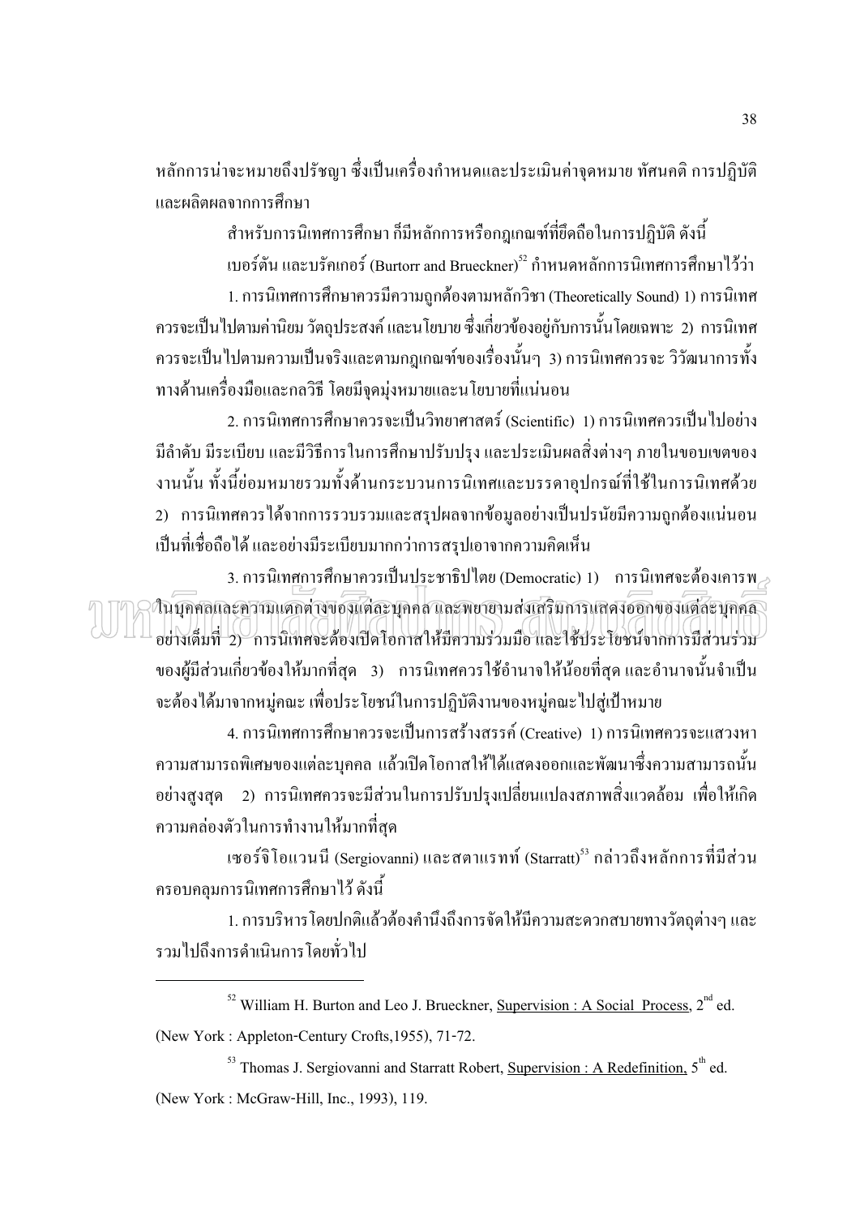หลักการน่าจะหมายถึงปรัชญา ซึ่งเป็นเครื่องกำหนดและประเมินค่าจุดหมาย ทัศนคติ การปฏิบัติ และผลิตผลจากการศึกษา

สำหรับการนิเทศการศึกษา ก็มีหลักการหรือกฎเกณฑ์ที่ยึดถือในการปฏิบัติ ดังนี้

เบอร์ตัน และบรัคเกอร์ (Burtorr and Brueckner)[52] กำหนดหลักการนิเทศการศึกษาไว้ว่า

1. การนิเทศการศึกษาควรมีความถูกต้องตามหลักวิชา (Theoretically Sound) 1) การนิเทศควรจะเป็นไปตามค่านิยม วัตถุประสงค์ และนโยบาย ซึ่งเกี่ยวข้องอยู่กับการนั้นโดยเฉพาะ 2) การนิเทศควรจะเป็นไปตามความเป็นจริงและตามกฎเกณฑ์ของเรื่องนั้นๆ 3) การนิเทศควรจะ วิวัฒนาการทั้งทางด้านเครื่องมือและกลวิธี โดยมีจุดมุ่งหมายและนโยบายที่แน่นอน

2. การนิเทศการศึกษาควรจะเป็นวิทยาศาสตร์ (Scientific) 1) การนิเทศควรเป็นไปอย่างมีลำดับ มีระเบียบ และมีวิธีการในการศึกษาปรับปรุง และประเมินผลสิ่งต่างๆ ภายในขอบเขตของงานนั้น ทั้งนี้ย่อมหมายรวมทั้งด้านกระบวนการนิเทศและบรรดาอุปกรณ์ที่ใช้ในการนิเทศด้วย 2) การนิเทศควรได้จากการรวบรวมและสรุปผลจากข้อมูลอย่างเป็นปรนัยมีความถูกต้องแน่นอน เป็นที่เชื่อถือได้ และอย่างมีระเบียบมากกว่าการสรุปเอาจากความคิดเห็น

3. การนิเทศการศึกษาควรเป็นประชาธิปไตย (Democratic) 1) การนิเทศจะต้องเคารพในบุคคลและความแตกต่างของแต่ละบุคคล และพยายามส่งเสริมการแสดงออกของแต่ละบุคคลอย่างเต็มที่ 2) การนิเทศจะต้องเปิดโอกาสให้มีความร่วมมือ และใช้ประโยชน์จากการมีส่วนร่วมของผู้มีส่วนเกี่ยวข้องให้มากที่สุด 3) การนิเทศควรใช้อำนาจให้น้อยที่สุด และอำนาจนั้นจำเป็นจะต้องได้มาจากหมู่คณะ เพื่อประโยชน์ในการปฏิบัติงานของหมู่คณะไปสู่เป้าหมาย

4. การนิเทศการศึกษาควรจะเป็นการสร้างสรรค์ (Creative) 1) การนิเทศควรจะแสวงหาความสามารถพิเศษของแต่ละบุคคล แล้วเปิดโอกาสให้ได้แสดงออกและพัฒนาซึ่งความสามารถนั้นอย่างสูงสุด 2) การนิเทศควรจะมีส่วนในการปรับปรุงเปลี่ยนแปลงสภาพสิ่งแวดล้อม เพื่อให้เกิดความคล่องตัวในการทำงานให้มากที่สุด

เซอร์จิโอแวนนี (Sergiovanni) และสตาแรทท์ (Starratt)[53] กล่าวถึงหลักการที่มีส่วนครอบคลุมการนิเทศการศึกษาไว้ ดังนี้

1. การบริหารโดยปกติแล้วต้องคำนึงถึงการจัดให้มีความสะดวกสบายทางวัตถุต่างๆ และรวมไปถึงการดำเนินการโดยทั่วไป

---

[52] William H. Burton and Leo J. Brueckner, Supervision : A Social Process, 2nd ed. (New York : Appleton-Century Crofts,1955), 71-72.

[53] Thomas J. Sergiovanni and Starratt Robert, Supervision : A Redefinition, 5th ed. (New York : McGraw-Hill, Inc., 1993), 119.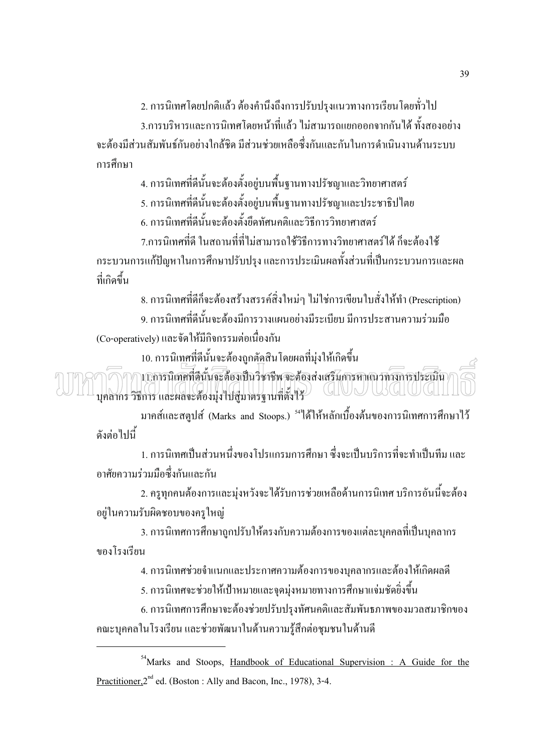2. การนิเทศโดยปกติแล้ว ต้องคำนึงถึงการปรับปรุงแนวทางการเรียนโดยทั่วไป

3.การบริหารและการนิเทศโดยหน้าที่แล้ว ไม่สามารถแยกออกจากกันได้ ทั้งสองอย่างจะต้องมีส่วนสัมพันธ์กันอย่างใกล้ชิด มีส่วนช่วยเหลือซึ่งกันและกันในการดำเนินงานด้านระบบการศึกษา

4. การนิเทศที่ดีนั้นจะต้องตั้งอยู่บนพื้นฐานทางปรัชญาและวิทยาศาสตร์

5. การนิเทศที่ดีนั้นจะต้องตั้งอยู่บนพื้นฐานทางปรัชญาและประชาธิปไตย

6. การนิเทศที่ดีนั้นจะต้องตั้งยึดทัศนคติและวิธีการวิทยาศาสตร์

7.การนิเทศที่ดี ในสถานที่ที่ไม่สามารถใช้วิธีการทางวิทยาศาสตร์ได้ ก็จะต้องใช้กระบวนการแก้ปัญหาในการศึกษาปรับปรุง และการประเมินผลทั้งส่วนที่เป็นกระบวนการและผลที่เกิดขึ้น

8. การนิเทศที่ดีก็จะต้องสร้างสรรค์สิ่งใหม่ๆ ไม่ใช่การเขียนใบสั่งให้ทำ (Prescription)

9. การนิเทศที่ดีนั้นจะต้องมีการวางแผนอย่างมีระเบียบ มีการประสานความร่วมมือ (Co-operatively) และจัดให้มีกิจกรรมต่อเนื่องกัน

10. การนิเทศที่ดีนั้นจะต้องถูกตัดสินโดยผลที่มุ่งให้เกิดขึ้น

11.การนิเทศที่ดีนั้นจะต้องเป็นวิชาชีพ จะต้องส่งเสริมการหาแนวทางการประเมินบุคลากร วิธีการ และผลจะต้องมุ่งไปสู่มาตรฐานที่ตั้งไว้

มาคส์และสตูปส์ (Marks and Stoops.) [54]ได้ให้หลักเบื้องต้นของการนิเทศการศึกษาไว้ดังต่อไปนี้

1. การนิเทศเป็นส่วนหนึ่งของโปรแกรมการศึกษา ซึ่งจะเป็นบริการที่จะทำเป็นทีม และอาศัยความร่วมมือซึ่งกันและกัน

2. ครูทุกคนต้องการและมุ่งหวังจะได้รับการช่วยเหลือด้านการนิเทศ บริการอันนี้จะต้องอยู่ในความรับผิดชอบของครูใหญ่

3. การนิเทศการศึกษาถูกปรับให้ตรงกับความต้องการของแต่ละบุคคลที่เป็นบุคลากรของโรงเรียน

4. การนิเทศช่วยจำแนกและประกาศความต้องการของบุคลากรและต้องให้เกิดผลดี

5. การนิเทศจะช่วยให้เป้าหมายและจุดมุ่งหมายทางการศึกษาแจ่มชัดยิ่งขึ้น

6. การนิเทศการศึกษาจะต้องช่วยปรับปรุงทัศนคติและสัมพันธภาพของมวลสมาชิกของคณะบุคคลในโรงเรียน และช่วยพัฒนาในด้านความรู้สึกต่อชุมชนในด้านดี

---

[54]Marks and Stoops, Handbook of Educational Supervision : A Guide for the Practitioner,2nd ed. (Boston : Ally and Bacon, Inc., 1978), 3-4.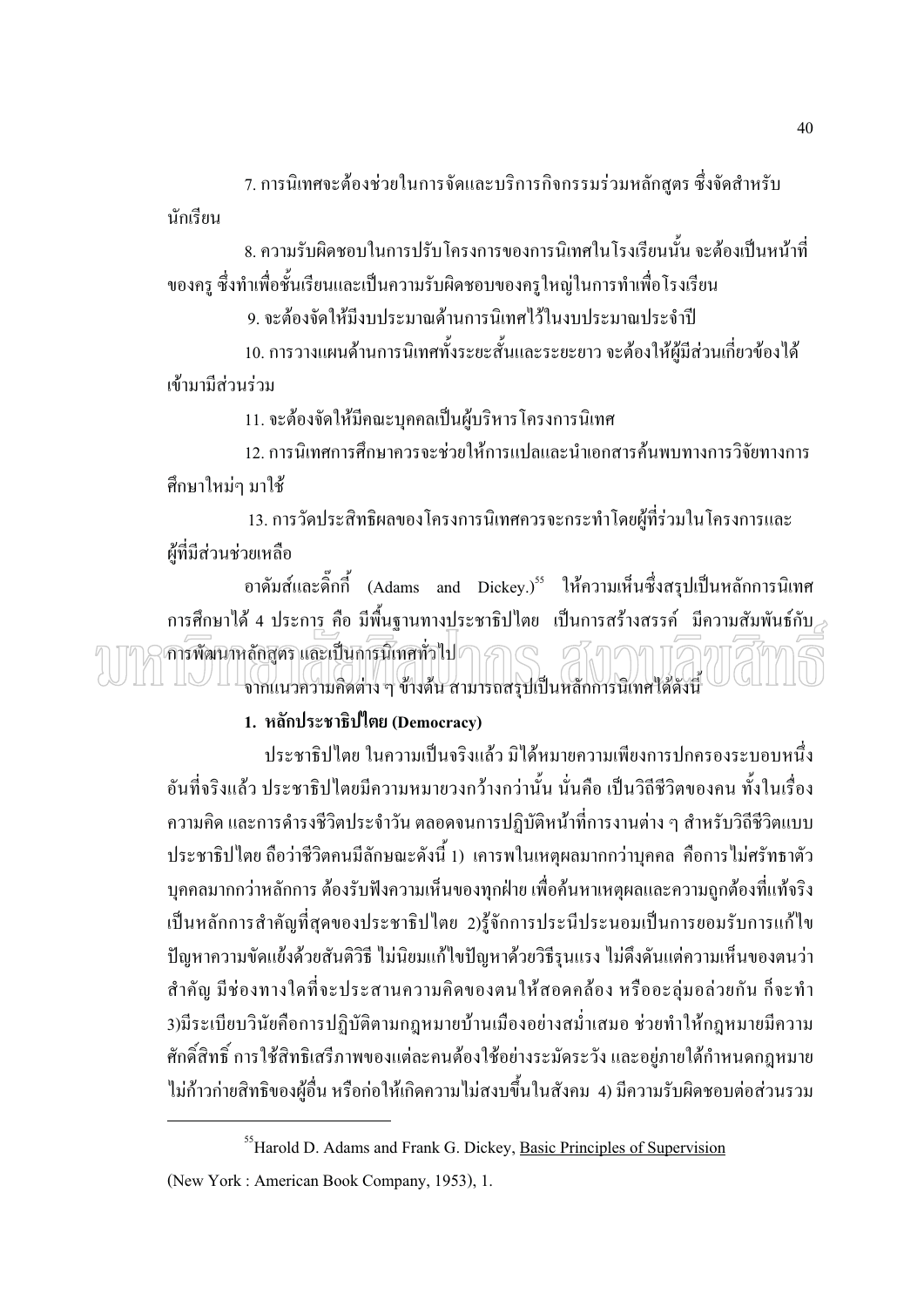7. การนิเทศจะต้องช่วยในการจัดและบริการกิจกรรมร่วมหลักสูตร ซึ่งจัดสำหรับนักเรียน

8. ความรับผิดชอบในการปรับโครงการของการนิเทศในโรงเรียนนั้น จะต้องเป็นหน้าที่ของครู ซึ่งทำเพื่อชั้นเรียนและเป็นความรับผิดชอบของครูใหญ่ในการทำเพื่อโรงเรียน

9. จะต้องจัดให้มีงบประมาณด้านการนิเทศไว้ในงบประมาณประจำปี

10. การวางแผนด้านการนิเทศทั้งระยะสั้นและระยะยาว จะต้องให้ผู้มีส่วนเกี่ยวข้องได้เข้ามามีส่วนร่วม

11. จะต้องจัดให้มีคณะบุคคลเป็นผู้บริหารโครงการนิเทศ

12. การนิเทศการศึกษาควรจะช่วยให้การแปลและนำเอกสารค้นพบทางการวิจัยทางการศึกษาใหม่ๆ มาใช้

13. การวัดประสิทธิผลของโครงการนิเทศควรจะกระทำโดยผู้ที่ร่วมในโครงการและผู้ที่มีส่วนช่วยเหลือ

อาดัมส์และดิ๊กกี้ (Adams and Dickey.)[55] ให้ความเห็นซึ่งสรุปเป็นหลักการนิเทศการศึกษาได้ 4 ประการ คือ มีพื้นฐานทางประชาธิปไตย เป็นการสร้างสรรค์ มีความสัมพันธ์กับการพัฒนาหลักสูตร และเป็นการนิเทศทั่วไป

จากแนวความคิดต่าง ๆ ข้างต้น สามารถสรุปเป็นหลักการนิเทศได้ดังนี้

**1. หลักประชาธิปไตย (Democracy)**

ประชาธิปไตย ในความเป็นจริงแล้ว มิได้หมายความเพียงการปกครองระบอบหนึ่ง อันที่จริงแล้ว ประชาธิปไตยมีความหมายวงกว้างกว่านั้น นั่นคือ เป็นวิถีชีวิตของคน ทั้งในเรื่องความคิด และการดำรงชีวิตประจำวัน ตลอดจนการปฏิบัติหน้าที่การงานต่าง ๆ สำหรับวิถีชีวิตแบบประชาธิปไตย ถือว่าชีวิตคนมีลักษณะดังนี้ 1) เคารพในเหตุผลมากกว่าบุคคล คือการไม่ศรัทธาตัวบุคคลมากกว่าหลักการ ต้องรับฟังความเห็นของทุกฝ่าย เพื่อค้นหาเหตุผลและความถูกต้องที่แท้จริง เป็นหลักการสำคัญที่สุดของประชาธิปไตย 2)รู้จักการประนีประนอมเป็นการยอมรับการแก้ไขปัญหาความขัดแย้งด้วยสันติวิธี ไม่นิยมแก้ไขปัญหาด้วยวิธีรุนแรง ไม่ดึงดันแต่ความเห็นของตนว่าสำคัญ มีช่องทางใดที่จะประสานความคิดของตนให้สอดคล้อง หรืออะลุ่มอล่วยกัน ก็จะทำ 3)มีระเบียบวินัยคือการปฏิบัติตามกฎหมายบ้านเมืองอย่างสม่ำเสมอ ช่วยทำให้กฎหมายมีความศักดิ์สิทธิ์ การใช้สิทธิเสรีภาพของแต่ละคนต้องใช้อย่างระมัดระวัง และอยู่ภายใต้กำหนดกฎหมาย ไม่ก้าวก่ายสิทธิของผู้อื่น หรือก่อให้เกิดความไม่สงบขึ้นในสังคม 4) มีความรับผิดชอบต่อส่วนรวม

---

[55] Harold D. Adams and Frank G. Dickey, Basic Principles of Supervision (New York : American Book Company, 1953), 1.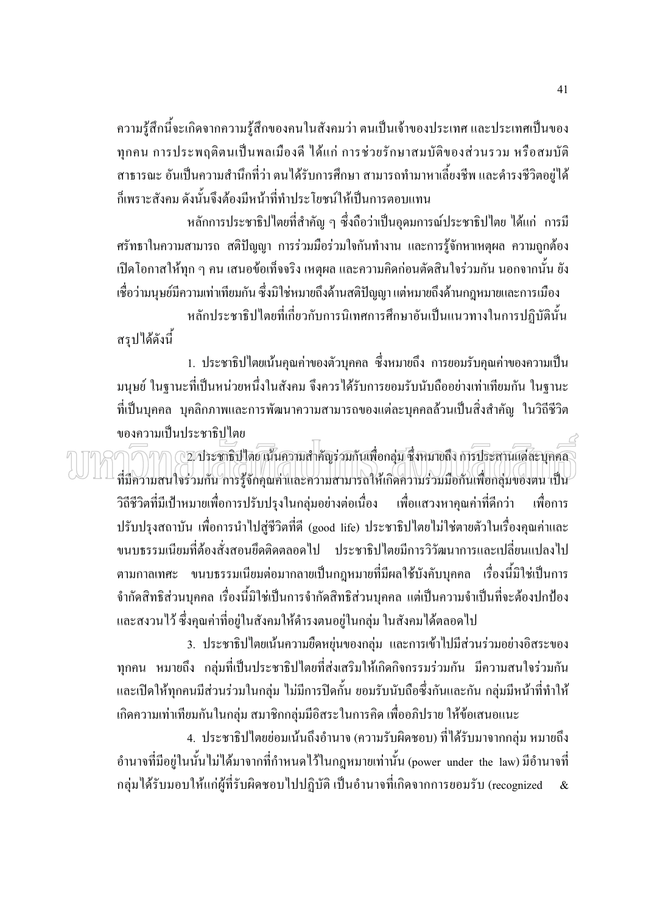ความรู้สึกนี้จะเกิดจากความรู้สึกของคนในสังคมว่า ตนเป็นเจ้าของประเทศ และประเทศเป็นของทุกคน การประพฤติตนเป็นพลเมืองดี ได้แก่ การช่วยรักษาสมบัติของส่วนรวม หรือสมบัติสาธารณะ อันเป็นความสำนึกที่ว่า ตนได้รับการศึกษา สามารถทำมาหาเลี้ยงชีพ และดำรงชีวิตอยู่ได้ก็เพราะสังคม ดังนั้นจึงต้องมีหน้าที่ทำประโยชน์ให้เป็นการตอบแทน

หลักการประชาธิปไตยที่สำคัญ ๆ ซึ่งถือว่าเป็นอุดมการณ์ประชาธิปไตย ได้แก่ การมีศรัทธาในความสามารถ สติปัญญา การร่วมมือร่วมใจกันทำงาน และการรู้จักหาเหตุผล ความถูกต้อง เปิดโอกาสให้ทุก ๆ คน เสนอข้อเท็จจริง เหตุผล และความคิดก่อนตัดสินใจร่วมกัน นอกจากนั้น ยังเชื่อว่ามนุษย์มีความเท่าเทียมกัน ซึ่งมิใช่หมายถึงด้านสติปัญญา แต่หมายถึงด้านกฎหมายและการเมือง

หลักประชาธิปไตยที่เกี่ยวกับการนิเทศการศึกษาอันเป็นแนวทางในการปฏิบัตินั้น สรุปได้ดังนี้

1. ประชาธิปไตยเน้นคุณค่าของตัวบุคคล ซึ่งหมายถึง การยอมรับคุณค่าของความเป็นมนุษย์ ในฐานะที่เป็นหน่วยหนึ่งในสังคม จึงควรได้รับการยอมรับนับถืออย่างเท่าเทียมกัน ในฐานะที่เป็นบุคคล บุคลิกภาพและการพัฒนาความสามารถของแต่ละบุคคลล้วนเป็นสิ่งสำคัญ ในวิถีชีวิตของความเป็นประชาธิปไตย

2. ประชาธิปไตย เน้นความสำคัญร่วมกันเพื่อกลุ่ม ซึ่งหมายถึง การประสานแต่ละบุคคลที่มีความสนใจร่วมกัน การรู้จักคุณค่าและความสามารถให้เกิดความร่วมมือกันเพื่อกลุ่มของตน เป็นวิถีชีวิตที่มีเป้าหมายเพื่อการปรับปรุงในกลุ่มอย่างต่อเนื่อง เพื่อแสวงหาคุณค่าที่ดีกว่า เพื่อการปรับปรุงสถาบัน เพื่อการนำไปสู่ชีวิตที่ดี (good life) ประชาธิปไตยไม่ใช่ตายตัวในเรื่องคุณค่าและขนบธรรมเนียมที่ต้องสั่งสอนยึดติดตลอดไป ประชาธิปไตยมีการวิวัฒนาการและเปลี่ยนแปลงไปตามกาลเทศะ ขนบธรรมเนียมต่อมากลายเป็นกฎหมายที่มีผลใช้บังคับบุคคล เรื่องนี้มิใช่เป็นการจำกัดสิทธิส่วนบุคคล เรื่องนี้มิใช่เป็นการจำกัดสิทธิส่วนบุคคล แต่เป็นความจำเป็นที่จะต้องปกป้องและสงวนไว้ ซึ่งคุณค่าที่อยู่ในสังคมให้ดำรงตนอยู่ในกลุ่ม ในสังคมได้ตลอดไป

3. ประชาธิปไตยเน้นความยืดหยุ่นของกลุ่ม และการเข้าไปมีส่วนร่วมอย่างอิสระของทุกคน หมายถึง กลุ่มที่เป็นประชาธิปไตยที่ส่งเสริมให้เกิดกิจกรรมร่วมกัน มีความสนใจร่วมกัน และเปิดให้ทุกคนมีส่วนร่วมในกลุ่ม ไม่มีการปิดกั้น ยอมรับนับถือซึ่งกันและกัน กลุ่มมีหน้าที่ทำให้เกิดความเท่าเทียมกันในกลุ่ม สมาชิกกลุ่มมีอิสระในการคิด เพื่ออภิปราย ให้ข้อเสนอแนะ

4. ประชาธิปไตยย่อมเน้นถึงอำนาจ (ความรับผิดชอบ) ที่ได้รับมาจากกลุ่ม หมายถึง อำนาจที่มีอยู่ในนั้นไม่ได้มาจากที่กำหนดไว้ในกฎหมายเท่านั้น (power under the law) มีอำนาจที่กลุ่มได้รับมอบให้แก่ผู้ที่รับผิดชอบไปปฏิบัติ เป็นอำนาจที่เกิดจากการยอมรับ (recognized &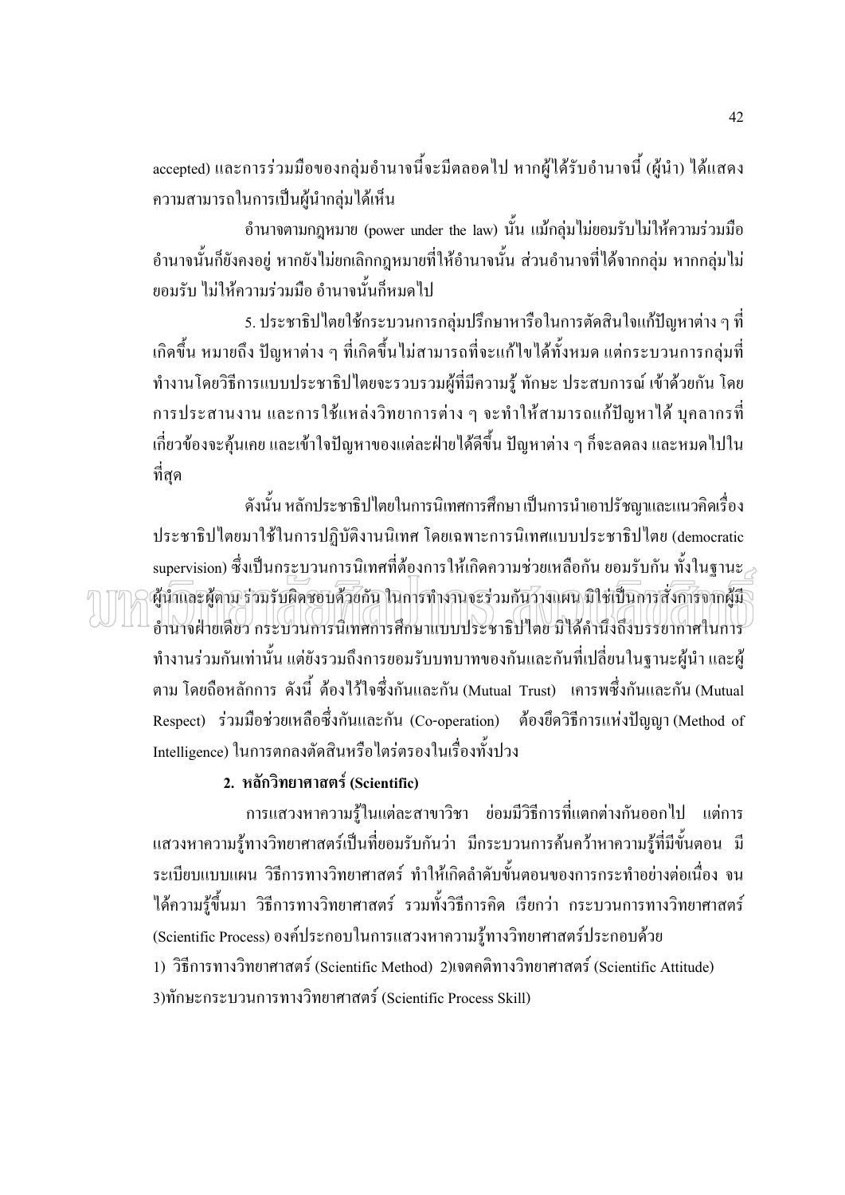accepted) และการร่วมมือของกลุ่มอำนาจนี้จะมีตลอดไป หากผู้ได้รับอำนาจนี้ (ผู้นำ) ได้แสดงความสามารถในการเป็นผู้นำกลุ่มได้เห็น

อำนาจตามกฎหมาย (power under the law) นั้น แม้กลุ่มไม่ยอมรับไม่ให้ความร่วมมือ อำนาจนั้นก็ยังคงอยู่ หากยังไม่ยกเลิกกฎหมายที่ให้อำนาจนั้น ส่วนอำนาจที่ได้จากกลุ่ม หากกลุ่มไม่ยอมรับ ไม่ให้ความร่วมมือ อำนาจนั้นก็หมดไป

5. ประชาธิปไตยใช้กระบวนการกลุ่มปรึกษาหารือในการตัดสินใจแก้ปัญหาต่าง ๆ ที่เกิดขึ้น หมายถึง ปัญหาต่าง ๆ ที่เกิดขึ้นไม่สามารถที่จะแก้ไขได้ทั้งหมด แต่กระบวนการกลุ่มที่ทำงานโดยวิธีการแบบประชาธิปไตยจะรวบรวมผู้ที่มีความรู้ ทักษะ ประสบการณ์ เข้าด้วยกัน โดยการประสานงาน และการใช้แหล่งวิทยาการต่าง ๆ จะทำให้สามารถแก้ปัญหาได้ บุคลากรที่เกี่ยวข้องจะคุ้นเคย และเข้าใจปัญหาของแต่ละฝ่ายได้ดีขึ้น ปัญหาต่าง ๆ ก็จะลดลง และหมดไปในที่สุด

ดังนั้น หลักประชาธิปไตยในการนิเทศการศึกษา เป็นการนำเอาปรัชญาและแนวคิดเรื่องประชาธิปไตยมาใช้ในการปฏิบัติงานนิเทศ โดยเฉพาะการนิเทศแบบประชาธิปไตย (democratic supervision) ซึ่งเป็นกระบวนการนิเทศที่ต้องการให้เกิดความช่วยเหลือกัน ยอมรับกัน ทั้งในฐานะผู้นำและผู้ตาม ร่วมรับผิดชอบด้วยกัน ในการทำงานจะร่วมกันวางแผน มิใช่เป็นการสั่งการจากผู้มีอำนาจฝ่ายเดียว กระบวนการนิเทศการศึกษาแบบประชาธิปไตย มิได้คำนึงถึงบรรยากาศในการทำงานร่วมกันเท่านั้น แต่ยังรวมถึงการยอมรับบทบาทของกันและกันที่เปลี่ยนในฐานะผู้นำ และผู้ตาม โดยถือหลักการ ดังนี้ ต้องไว้ใจซึ่งกันและกัน (Mutual Trust) เคารพซึ่งกันและกัน (Mutual Respect) ร่วมมือช่วยเหลือซึ่งกันและกัน (Co-operation) ต้องยึดวิธีการแห่งปัญญา (Method of Intelligence) ในการตกลงตัดสินหรือไตร่ตรองในเรื่องทั้งปวง

**2. หลักวิทยาศาสตร์ (Scientific)**

การแสวงหาความรู้ในแต่ละสาขาวิชา ย่อมมีวิธีการที่แตกต่างกันออกไป แต่การแสวงหาความรู้ทางวิทยาศาสตร์เป็นที่ยอมรับกันว่า มีกระบวนการค้นคว้าหาความรู้ที่มีขั้นตอน มีระเบียบแบบแผน วิธีการทางวิทยาศาสตร์ ทำให้เกิดลำดับขั้นตอนของการกระทำอย่างต่อเนื่อง จนได้ความรู้ขึ้นมา วิธีการทางวิทยาศาสตร์ รวมทั้งวิธีการคิด เรียกว่า กระบวนการทางวิทยาศาสตร์ (Scientific Process) องค์ประกอบในการแสวงหาความรู้ทางวิทยาศาสตร์ประกอบด้วย

1) วิธีการทางวิทยาศาสตร์ (Scientific Method) 2)เจตคติทางวิทยาศาสตร์ (Scientific Attitude) 3)ทักษะกระบวนการทางวิทยาศาสตร์ (Scientific Process Skill)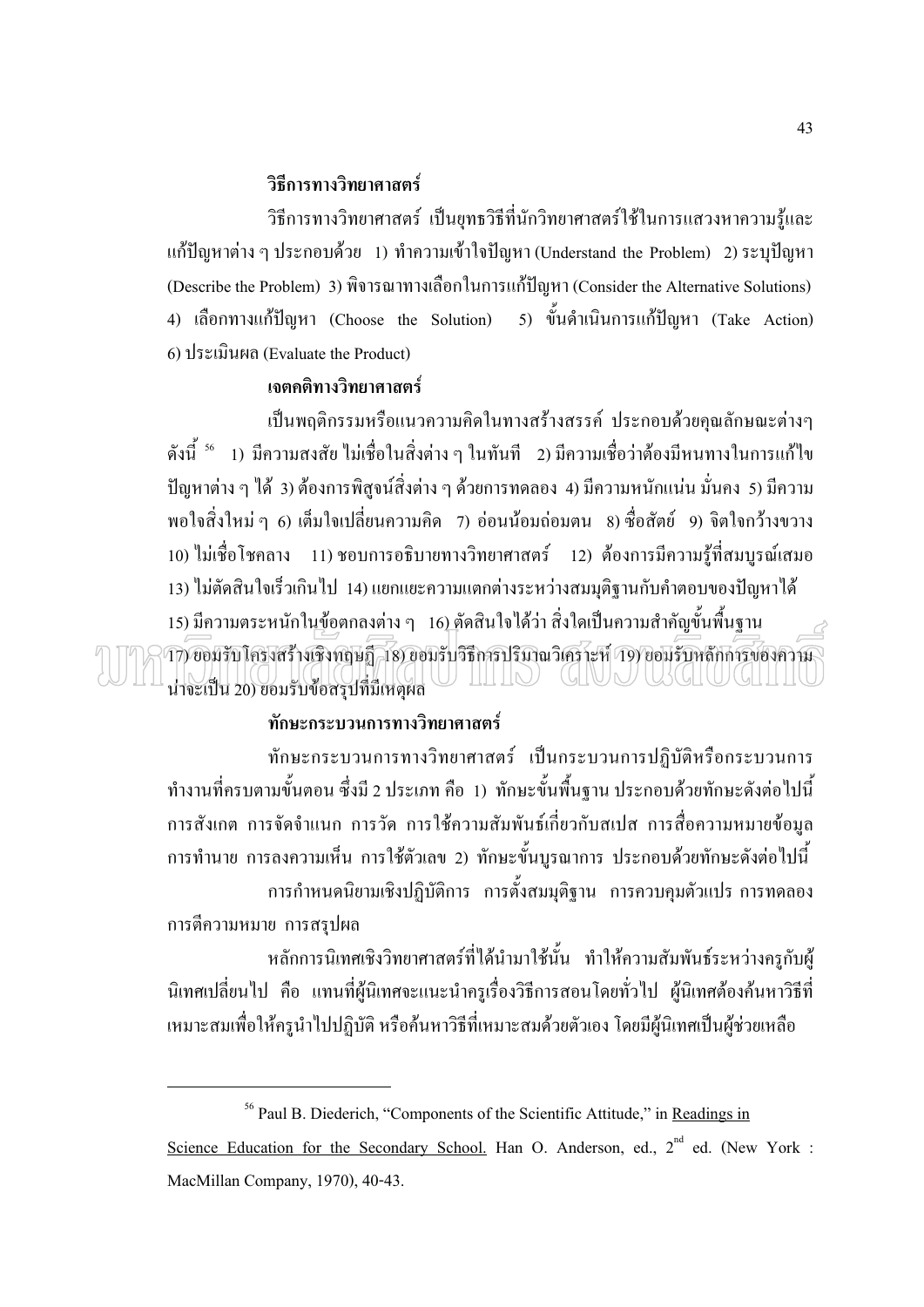**วิธีการทางวิทยาศาสตร์**

วิธีการทางวิทยาศาสตร์ เป็นยุทธวิธีที่นักวิทยาศาสตร์ใช้ในการแสวงหาความรู้และแก้ปัญหาต่าง ๆ ประกอบด้วย 1) ทำความเข้าใจปัญหา (Understand the Problem) 2) ระบุปัญหา (Describe the Problem) 3) พิจารณาทางเลือกในการแก้ปัญหา (Consider the Alternative Solutions) 4) เลือกทางแก้ปัญหา (Choose the Solution) 5) ขั้นดำเนินการแก้ปัญหา (Take Action) 6) ประเมินผล (Evaluate the Product)

**เจตคติทางวิทยาศาสตร์**

เป็นพฤติกรรมหรือแนวความคิดในทางสร้างสรรค์ ประกอบด้วยคุณลักษณะต่างๆ ดังนี้ [56] 1) มีความสงสัย ไม่เชื่อในสิ่งต่าง ๆ ในทันที 2) มีความเชื่อว่าต้องมีหนทางในการแก้ไขปัญหาต่าง ๆ ได้ 3) ต้องการพิสูจน์สิ่งต่าง ๆ ด้วยการทดลอง 4) มีความหนักแน่น มั่นคง 5) มีความพอใจสิ่งใหม่ ๆ 6) เต็มใจเปลี่ยนความคิด 7) อ่อนน้อมถ่อมตน 8) ซื่อสัตย์ 9) จิตใจกว้างขวาง 10) ไม่เชื่อโชคลาง 11) ชอบการอธิบายทางวิทยาศาสตร์ 12) ต้องการมีความรู้ที่สมบูรณ์เสมอ 13) ไม่ตัดสินใจเร็วเกินไป 14) แยกแยะความแตกต่างระหว่างสมมุติฐานกับคำตอบของปัญหาได้ 15) มีความตระหนักในข้อตกลงต่าง ๆ 16) ตัดสินใจได้ว่า สิ่งใดเป็นความสำคัญขั้นพื้นฐาน 17) ยอมรับโครงสร้างเชิงทฤษฎี 18) ยอมรับวิธีการปริมาณวิเคราะห์ 19) ยอมรับหลักการของความน่าจะเป็น 20) ยอมรับข้อสรุปที่มีเหตุผล

**ทักษะกระบวนการทางวิทยาศาสตร์**

ทักษะกระบวนการทางวิทยาศาสตร์ เป็นกระบวนการปฏิบัติหรือกระบวนการทำงานที่ครบตามขั้นตอน ซึ่งมี 2 ประเภท คือ 1) ทักษะขั้นพื้นฐาน ประกอบด้วยทักษะดังต่อไปนี้ การสังเกต การจัดจำแนก การวัด การใช้ความสัมพันธ์เกี่ยวกับสเปส การสื่อความหมายข้อมูล การทำนาย การลงความเห็น การใช้ตัวเลข 2) ทักษะขั้นบูรณาการ ประกอบด้วยทักษะดังต่อไปนี้

การกำหนดนิยามเชิงปฏิบัติการ การตั้งสมมุติฐาน การควบคุมตัวแปร การทดลอง การตีความหมาย การสรุปผล

หลักการนิเทศเชิงวิทยาศาสตร์ที่ได้นำมาใช้นั้น ทำให้ความสัมพันธ์ระหว่างครูกับผู้นิเทศเปลี่ยนไป คือ แทนที่ผู้นิเทศจะแนะนำครูเรื่องวิธีการสอนโดยทั่วไป ผู้นิเทศต้องค้นหาวิธีที่เหมาะสมเพื่อให้ครูนำไปปฏิบัติ หรือค้นหาวิธีที่เหมาะสมด้วยตัวเอง โดยมีผู้นิเทศเป็นผู้ช่วยเหลือ

---

[56] Paul B. Diederich, "Components of the Scientific Attitude," in Readings in Science Education for the Secondary School. Han O. Anderson, ed., 2nd ed. (New York : MacMillan Company, 1970), 40-43.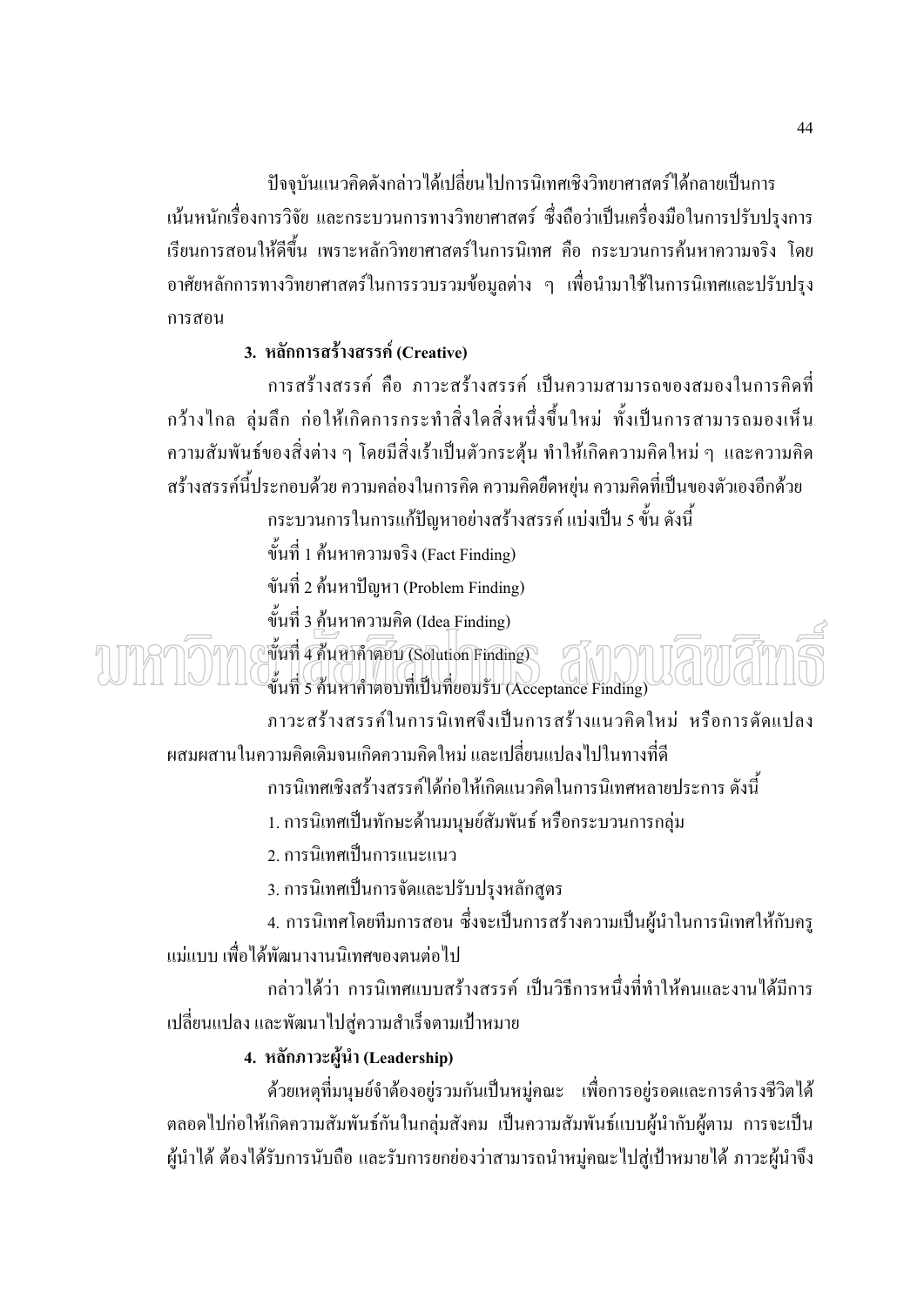ปัจจุบันแนวคิดดังกล่าวได้เปลี่ยนไปการนิเทศเชิงวิทยาศาสตร์ได้กลายเป็นการเน้นหนักเรื่องการวิจัย และกระบวนการทางวิทยาศาสตร์ ซึ่งถือว่าเป็นเครื่องมือในการปรับปรุงการเรียนการสอนให้ดีขึ้น เพราะหลักวิทยาศาสตร์ในการนิเทศ คือ กระบวนการค้นหาความจริง โดยอาศัยหลักการทางวิทยาศาสตร์ในการรวบรวมข้อมูลต่าง ๆ เพื่อนำมาใช้ในการนิเทศและปรับปรุงการสอน

**3. หลักการสร้างสรรค์ (Creative)**

การสร้างสรรค์ คือ ภาวะสร้างสรรค์ เป็นความสามารถของสมองในการคิดที่กว้างไกล ลุ่มลึก ก่อให้เกิดการกระทำสิ่งใดสิ่งหนึ่งขึ้นใหม่ ทั้งเป็นการสามารถมองเห็นความสัมพันธ์ของสิ่งต่าง ๆ โดยมีสิ่งเร้าเป็นตัวกระตุ้น ทำให้เกิดความคิดใหม่ ๆ และความคิดสร้างสรรค์นี้ประกอบด้วย ความคล่องในการคิด ความคิดยืดหยุ่น ความคิดที่เป็นของตัวเองอีกด้วย

กระบวนการในการแก้ปัญหาอย่างสร้างสรรค์ แบ่งเป็น 5 ขั้น ดังนี้

ขั้นที่ 1 ค้นหาความจริง (Fact Finding)

ขั้นที่ 2 ค้นหาปัญหา (Problem Finding)

ขั้นที่ 3 ค้นหาความคิด (Idea Finding)

ขั้นที่ 4 ค้นหาคำตอบ (Solution Finding)

ขั้นที่ 5 ค้นหาคำตอบที่เป็นที่ยอมรับ (Acceptance Finding)

ภาวะสร้างสรรค์ในการนิเทศจึงเป็นการสร้างแนวคิดใหม่ หรือการดัดแปลงผสมผสานในความคิดเดิมจนเกิดความคิดใหม่ และเปลี่ยนแปลงไปในทางที่ดี

การนิเทศเชิงสร้างสรรค์ได้ก่อให้เกิดแนวคิดในการนิเทศหลายประการ ดังนี้

1. การนิเทศเป็นทักษะด้านมนุษย์สัมพันธ์ หรือกระบวนการกลุ่ม
2. การนิเทศเป็นการแนะแนว
3. การนิเทศเป็นการจัดและปรับปรุงหลักสูตร
4. การนิเทศโดยทีมการสอน ซึ่งจะเป็นการสร้างความเป็นผู้นำในการนิเทศให้กับครูแม่แบบ เพื่อได้พัฒนางานนิเทศของตนต่อไป

กล่าวได้ว่า การนิเทศแบบสร้างสรรค์ เป็นวิธีการหนึ่งที่ทำให้คนและงานได้มีการเปลี่ยนแปลง และพัฒนาไปสู่ความสำเร็จตามเป้าหมาย

**4. หลักภาวะผู้นำ (Leadership)**

ด้วยเหตุที่มนุษย์จำต้องอยู่รวมกันเป็นหมู่คณะ เพื่อการอยู่รอดและการดำรงชีวิตได้ตลอดไปก่อให้เกิดความสัมพันธ์กันในกลุ่มสังคม เป็นความสัมพันธ์แบบผู้นำกับผู้ตาม การจะเป็นผู้นำได้ ต้องได้รับการนับถือ และรับการยกย่องว่าสามารถนำหมู่คณะไปสู่เป้าหมายได้ ภาวะผู้นำจึง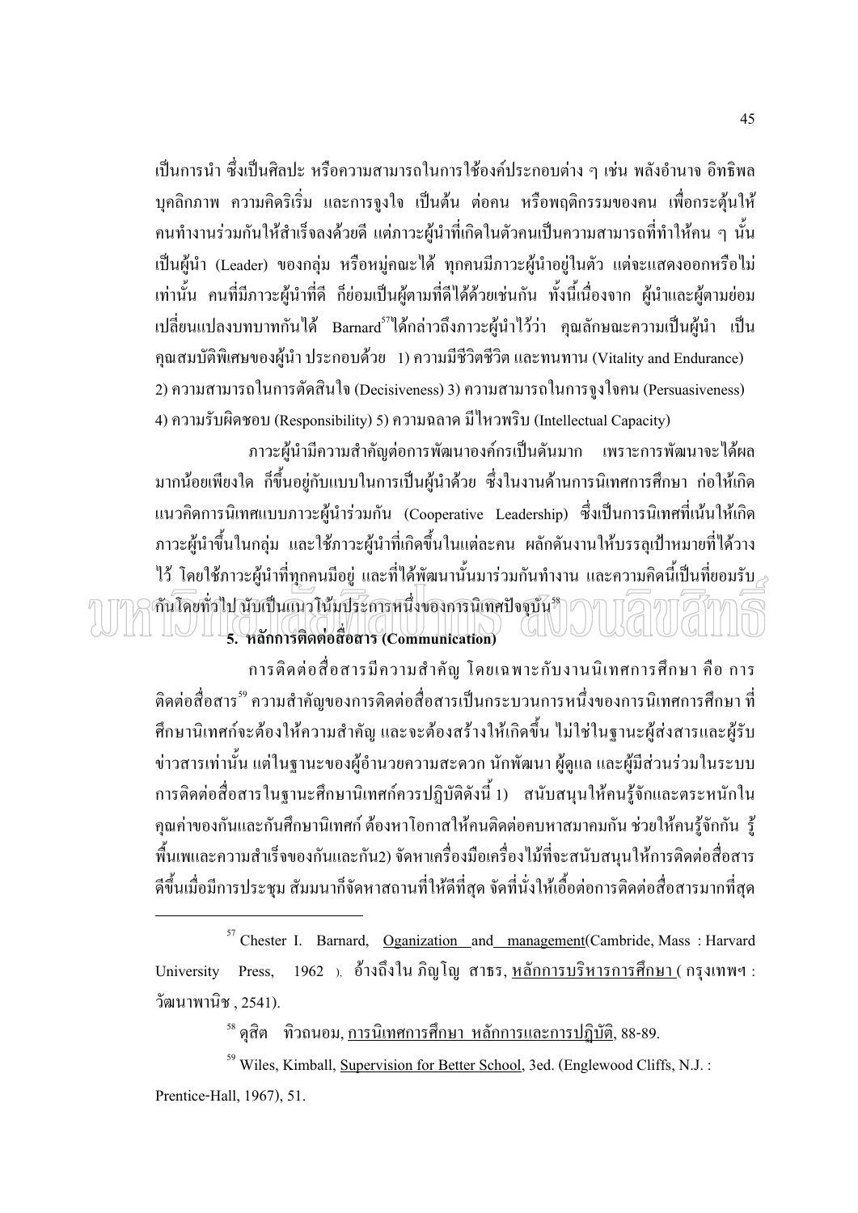เป็นการนำ ซึ่งเป็นศิลปะ หรือความสามารถในการใช้องค์ประกอบต่าง ๆ เช่น พลังอำนาจ อิทธิพล บุคลิกภาพ ความคิดริเริ่ม และการจูงใจ เป็นต้น ต่อคน หรือพฤติกรรมของคน เพื่อกระตุ้นให้คนทำงานร่วมกันให้สำเร็จลงด้วยดี แต่ภาวะผู้นำที่เกิดในตัวคนเป็นความสามารถที่ทำให้คน ๆ นั้นเป็นผู้นำ (Leader) ของกลุ่ม หรือหมู่คณะได้ ทุกคนมีภาวะผู้นำอยู่ในตัว แต่จะแสดงออกหรือไม่เท่านั้น คนที่มีภาวะผู้นำที่ดี ก็ย่อมเป็นผู้ตามที่ดีได้ด้วยเช่นกัน ทั้งนี้เนื่องจาก ผู้นำและผู้ตามย่อมเปลี่ยนแปลงบทบาทกันได้ Barnard[57]ได้กล่าวถึงภาวะผู้นำไว้ว่า คุณลักษณะความเป็นผู้นำ เป็นคุณสมบัติพิเศษของผู้นำ ประกอบด้วย 1) ความมีชีวิตชีวิต และทนทาน (Vitality and Endurance) 2) ความสามารถในการตัดสินใจ (Decisiveness) 3) ความสามารถในการจูงใจคน (Persuasiveness) 4) ความรับผิดชอบ (Responsibility) 5) ความฉลาด มีไหวพริบ (Intellectual Capacity)

ภาวะผู้นำมีความสำคัญต่อการพัฒนาองค์กรเป็นต้นมาก เพราะการพัฒนาจะได้ผลมากน้อยเพียงใด ก็ขึ้นอยู่กับแบบในการเป็นผู้นำด้วย ซึ่งในงานด้านการนิเทศการศึกษา ก่อให้เกิดแนวคิดการนิเทศแบบภาวะผู้นำร่วมกัน (Cooperative Leadership) ซึ่งเป็นการนิเทศที่เน้นให้เกิดภาวะผู้นำขึ้นในกลุ่ม และใช้ภาวะผู้นำที่เกิดขึ้นในแต่ละคน ผลักดันงานให้บรรลุเป้าหมายที่ได้วางไว้ โดยใช้ภาวะผู้นำที่ทุกคนมีอยู่ และที่ได้พัฒนานั้นมาร่วมกันทำงาน และความคิดนี้เป็นที่ยอมรับกันโดยทั่วไป นับเป็นแนวโน้มประการหนึ่งของการนิเทศปัจจุบัน[58]

### 5. หลักการติดต่อสื่อสาร (Communication)

การติดต่อสื่อสารมีความสำคัญ โดยเฉพาะกับงานนิเทศการศึกษา คือ การติดต่อสื่อสาร[59] ความสำคัญของการติดต่อสื่อสารเป็นกระบวนการหนึ่งของการนิเทศการศึกษา ที่ศึกษานิเทศก์จะต้องให้ความสำคัญ และจะต้องสร้างให้เกิดขึ้น ไม่ใช่ในฐานะผู้ส่งสารและผู้รับข่าวสารเท่านั้น แต่ในฐานะของผู้อำนวยความสะดวก นักพัฒนา ผู้ดูแล และผู้มีส่วนร่วมในระบบการติดต่อสื่อสารในฐานะศึกษานิเทศก์ควรปฏิบัติดังนี้ 1) สนับสนุนให้คนรู้จักและตระหนักในคุณค่าของกันและกันศึกษานิเทศก์ ต้องหาโอกาสให้คนติดต่อคบหาสมาคมกัน ช่วยให้คนรู้จักกัน รู้พื้นเพและความสำเร็จของกันและกัน2) จัดหาเครื่องมือเครื่องไม้ที่จะสนับสนุนให้การติดต่อสื่อสารดีขึ้นเมื่อมีการประชุม สัมมนาก็จัดหาสถานที่ให้ดีที่สุด จัดที่นั่งให้เอื้อต่อการติดต่อสื่อสารมากที่สุด

---

[57] Chester I. Barnard, Oganization and management(Cambride, Mass : Harvard University Press, 1962 ). อ้างถึงใน ภิญโญ สาธร, หลักการบริหารการศึกษา ( กรุงเทพฯ : วัฒนาพานิช , 2541).

[58] ดุสิต ทิวถนอม, การนิเทศการศึกษา หลักการและการปฏิบัติ, 88-89.

[59] Wiles, Kimball, Supervision for Better School, 3ed. (Englewood Cliffs, N.J. : Prentice-Hall, 1967), 51.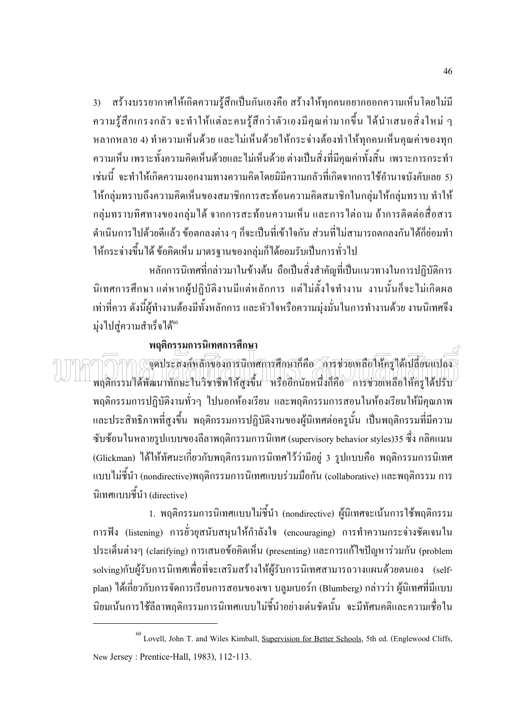3) สร้างบรรยากาศให้เกิดความรู้สึกเป็นกันเองคือ สร้างให้ทุกคนอยากออกความเห็นโดยไม่มีความรู้สึกเกรงกลัว จะทำให้แต่ละคนรู้สึกว่าตัวเองมีคุณค่ามากขึ้น ได้นำเสนอสิ่งใหม่ ๆ หลากหลาย 4) ทำความเห็นด้วย และไม่เห็นด้วยให้กระจ่างต้องทำให้ทุกคนเห็นคุณค่าของทุกความเห็น เพราะทั้งความคิดเห็นด้วยและไม่เห็นด้วย ต่างเป็นสิ่งที่มีคุณค่าทั้งสิ้น เพราะการกระทำเช่นนี้ จะทำให้เกิดความงอกงามทางความคิดโดยมิมีความกลัวที่เกิดจากการใช้อำนาจบังคับเลย 5) ให้กลุ่มทราบถึงความคิดเห็นของสมาชิกการสะท้อนความคิดสมาชิกในกลุ่มให้กลุ่มทราบ ทำให้กลุ่มทราบทิศทางของกลุ่มได้ จากการสะท้อนความเห็น และการไต่ถาม ถ้าการติดต่อสื่อสารดำเนินการไปด้วยดีแล้ว ข้อตกลงต่าง ๆ ก็จะเป็นที่เข้าใจกัน ส่วนที่ไม่สามารถตกลงกันได้ก็ย่อมทำให้กระจ่างขึ้นได้ ข้อคิดเห็น มาตรฐานของกลุ่มก็ได้ยอมรับเป็นการทั่วไป

หลักการนิเทศที่กล่าวมาในข้างต้น ถือเป็นสิ่งสำคัญที่เป็นแนวทางในการปฏิบัติการนิเทศการศึกษา แต่หากผู้ปฏิบัติงานมีแต่หลักการ แต่ไม่ตั้งใจทำงาน งานนั้นก็จะไม่เกิดผลเท่าที่ควร ดังนี้ผู้ทำงานต้องมีทั้งหลักการ และหัวใจหรือความมุ่งมั่นในการทำงานด้วย งานนิเทศจึงมุ่งไปสู่ความสำเร็จได้[60]

**พฤติกรรมการนิเทศการศึกษา**

จุดประสงค์หลักของการนิเทศการศึกษาก็คือ การช่วยเหลือให้ครูได้เปลี่ยนแปลงพฤติกรรมได้พัฒนาทักษะในวิชาชีพให้สูงขึ้น หรืออีกนัยหนึ่งก็คือ การช่วยเหลือให้ครูได้ปรับพฤติกรรมการปฏิบัติงานทั่วๆ ไปนอกห้องเรียน และพฤติกรรมการสอนในห้องเรียนให้มีคุณภาพและประสิทธิภาพที่สูงขึ้น พฤติกรรมการปฏิบัติงานของผู้นิเทศต่อครูนั้น เป็นพฤติกรรมที่มีความซับซ้อนในหลายรูปแบบของลีลาพฤติกรรมการนิเทศ (supervisory behavior styles)35 ซึ่ง กลิคแมน (Glickman) ได้ให้ทัศนะเกี่ยวกับพฤติกรรมการนิเทศไว้ว่ามีอยู่ 3 รูปแบบคือ พฤติกรรมการนิเทศแบบไม่ชี้นำ (nondirective)พฤติกรรมการนิเทศแบบร่วมมือกัน (collaborative) และพฤติกรรม การนิเทศแบบชี้นำ (directive)

1. พฤติกรรมการนิเทศแบบไม่ชี้นำ (nondirective) ผู้นิเทศจะเน้นการใช้พฤติกรรมการฟัง (listening) การยั่วยุสนับสนุนให้กำลังใจ (encouraging) การทำความกระจ่างชัดเจนในประเด็นต่างๆ (clarifying) การเสนอข้อคิดเห็น (presenting) และการแก้ไขปัญหาร่วมกัน (problem solving)กับผู้รับการนิเทศเพื่อที่จะเสริมสร้างให้ผู้รับการนิเทศสามารถวางแผนด้วยตนเอง (self-plan) ได้เกี่ยวกับการจัดการเรียนการสอนของเขา บลูมเบอร์ก (Blumberg) กล่าวว่า ผู้นิเทศที่มีแบบนิยมเน้นการใช้ลีลาพฤติกรรมการนิเทศแบบไม่ชี้นำอย่างเด่นชัดนั้น จะมีทัศนคติและความเชื่อใน

---

[60] Lovell, John T. and Wiles Kimball, Supervision for Better Schools, 5th ed. (Englewood Cliffs, New Jersey : Prentice-Hall, 1983), 112-113.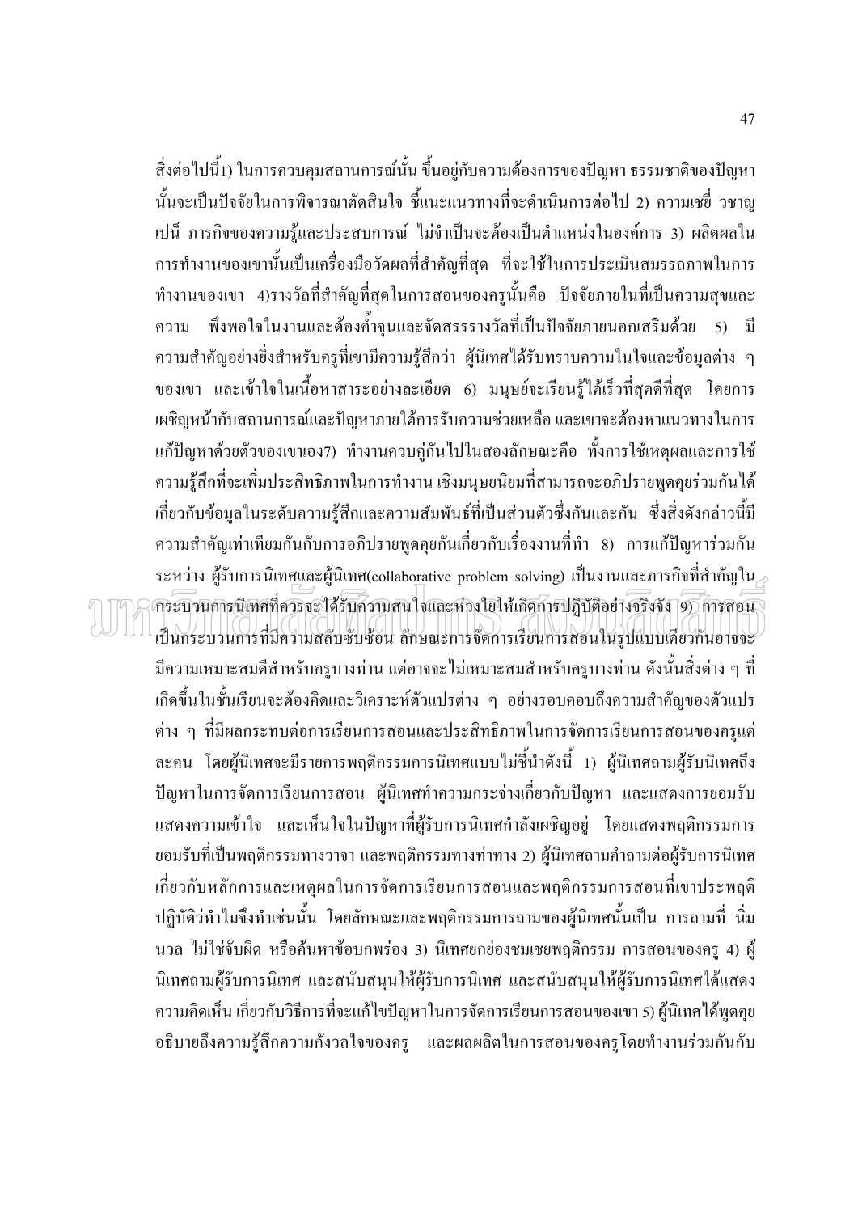สิ่งต่อไปนี้1) ในการควบคุมสถานการณ์นั้น ขึ้นอยู่กับความต้องการของปัญหา ธรรมชาติของปัญหานั้นจะเป็นปัจจัยในการพิจารณาตัดสินใจ ชี้แนะแนวทางที่จะดำเนินการต่อไป 2) ความเชี่ยวชาญเปนื ภารกิจของความรู้และประสบการณ์ ไม่จำเป็นจะต้องเป็นตำแหน่งในองค์การ 3) ผลิตผลในการทำงานของเขานั้นเป็นเครื่องมือวัดผลที่สำคัญที่สุด ที่จะใช้ในการประเมินสมรรถภาพในการทำงานของเขา 4)รางวัลที่สำคัญที่สุดในการสอนของครูนั้นคือ ปัจจัยภายในที่เป็นความสุขและความ พึงพอใจในงานและต้องค้ำจุนและจัดสรรรางวัลที่เป็นปัจจัยภายนอกเสริมด้วย 5) มีความสำคัญอย่างยิ่งสำหรับครูที่เขามีความรู้สึกว่า ผู้นิเทศได้รับทราบความในใจและข้อมูลต่าง ๆ ของเขา และเข้าใจในเนื้อหาสาระอย่างละเอียด 6) มนุษย์จะเรียนรู้ได้เร็วที่สุดดีที่สุด โดยการเผชิญหน้ากับสถานการณ์และปัญหาภายใต้การรับความช่วยเหลือ และเขาจะต้องหาแนวทางในการแก้ปัญหาด้วยตัวของเขาเอง7) ทำงานควบคู่กันไปในสองลักษณะคือ ทั้งการใช้เหตุผลและการใช้ความรู้สึกที่จะเพิ่มประสิทธิภาพในการทำงาน เชิงมนุษยนิยมที่สามารถจะอภิปรายพูดคุยร่วมกันได้เกี่ยวกับข้อมูลในระดับความรู้สึกและความสัมพันธ์ที่เป็นส่วนตัวซึ่งกันและกัน ซึ่งสิ่งดังกล่าวนี้มีความสำคัญเท่าเทียมกันกับการอภิปรายพูดคุยกันเกี่ยวกับเรื่องงานที่ทำ 8) การแก้ปัญหาร่วมกันระหว่าง ผู้รับการนิเทศและผู้นิเทศ(collaborative problem solving) เป็นงานและภารกิจที่สำคัญในกระบวนการนิเทศที่ควรจะได้รับความสนใจและห่วงใยให้เกิดการปฏิบัติอย่างจริงจัง 9) การสอนเป็นกระบวนการที่มีความสลับซับซ้อน ลักษณะการจัดการเรียนการสอนในรูปแบบเดียวกันอาจจะมีความเหมาะสมดีสำหรับครูบางท่าน แต่อาจจะไม่เหมาะสมสำหรับครูบางท่าน ดังนั้นสิ่งต่าง ๆ ที่เกิดขึ้นในชั้นเรียนจะต้องคิดและวิเคราะห์ตัวแปรต่าง ๆ อย่างรอบคอบถึงความสำคัญของตัวแปรต่าง ๆ ที่มีผลกระทบต่อการเรียนการสอนและประสิทธิภาพในการจัดการเรียนการสอนของครูแต่ละคน โดยผู้นิเทศจะมีรายการพฤติกรรมการนิเทศแบบไม่ชี้นำดังนี้ 1) ผู้นิเทศถามผู้รับนิเทศถึงปัญหาในการจัดการเรียนการสอน ผู้นิเทศทำความกระจ่างเกี่ยวกับปัญหา และแสดงการยอมรับแสดงความเข้าใจ และเห็นใจในปัญหาที่ผู้รับการนิเทศกำลังเผชิญอยู่ โดยแสดงพฤติกรรมการยอมรับที่เป็นพฤติกรรมทางวาจา และพฤติกรรมทางท่าทาง 2) ผู้นิเทศถามคำถามต่อผู้รับการนิเทศเกี่ยวกับหลักการและเหตุผลในการจัดการเรียนการสอนและพฤติกรรมการสอนที่เขาประพฤติปฏิบัติว่าทำไมจึงทำเช่นนั้น โดยลักษณะและพฤติกรรมการถามของผู้นิเทศนั้นเป็น การถามที่ นิ่มนวล ไม่ใช่จับผิด หรือค้นหาข้อบกพร่อง 3) นิเทศยกย่องชมเชยพฤติกรรม การสอนของครู 4) ผู้นิเทศถามผู้รับการนิเทศ และสนับสนุนให้ผู้รับการนิเทศ และสนับสนุนให้ผู้รับการนิเทศได้แสดงความคิดเห็น เกี่ยวกับวิธีการที่จะแก้ไขปัญหาในการจัดการเรียนการสอนของเขา 5) ผู้นิเทศได้พูดคุยอธิบายถึงความรู้สึกความกังวลใจของครู และผลผลิตในการสอนของครู โดยทำงานร่วมกันกับ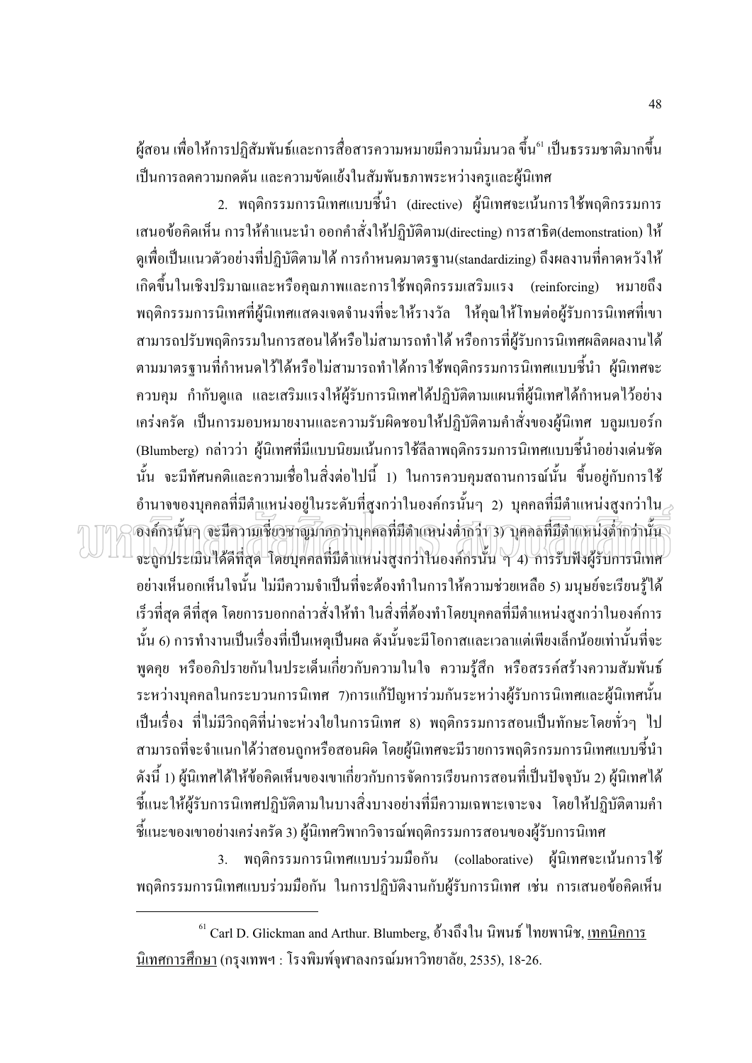ผู้สอน เพื่อให้การปฏิสัมพันธ์และการสื่อสารความหมายมีความนิ่มนวล ขึ้น[61] เป็นธรรมชาติมากขึ้น เป็นการลดความกดดัน และความขัดแย้งในสัมพันธภาพระหว่างครูและผู้นิเทศ

2. พฤติกรรมการนิเทศแบบชี้นำ (directive) ผู้นิเทศจะเน้นการใช้พฤติกรรมการเสนอข้อคิดเห็น การให้คำแนะนำ ออกคำสั่งให้ปฏิบัติตาม(directing) การสาธิต(demonstration) ให้ดูเพื่อเป็นแนวตัวอย่างที่ปฏิบัติตามได้ การกำหนดมาตรฐาน(standardizing) ถึงผลงานที่คาดหวังให้เกิดขึ้นในเชิงปริมาณและหรือคุณภาพและการใช้พฤติกรรมเสริมแรง (reinforcing) หมายถึง พฤติกรรมการนิเทศที่ผู้นิเทศแสดงเจตจำนงที่จะให้รางวัล ให้คุณให้โทษต่อผู้รับการนิเทศที่เขาสามารถปรับพฤติกรรมในการสอนได้หรือไม่สามารถทำได้ หรือการที่ผู้รับการนิเทศผลิตผลงานได้ตามมาตรฐานที่กำหนดไว้ได้หรือไม่สามารถทำได้การใช้พฤติกรรมการนิเทศแบบชี้นำ ผู้นิเทศจะควบคุม กำกับดูแล และเสริมแรงให้ผู้รับการนิเทศได้ปฏิบัติตามแผนที่ผู้นิเทศได้กำหนดไว้อย่างเคร่งครัด เป็นการมอบหมายงานและความรับผิดชอบให้ปฏิบัติตามคำสั่งของผู้นิเทศ บลูมเบอร์ก (Blumberg) กล่าวว่า ผู้นิเทศที่มีแบบนิยมเน้นการใช้ลีลาพฤติกรรมการนิเทศแบบชี้นำอย่างเด่นชัดนั้น จะมีทัศนคติและความเชื่อในสิ่งต่อไปนี้ 1) ในการควบคุมสถานการณ์นั้น ขึ้นอยู่กับการใช้อำนาจของบุคคลที่มีตำแหน่งอยู่ในระดับที่สูงกว่าในองค์กรนั้นๆ 2) บุคคลที่มีตำแหน่งสูงกว่าในองค์กรนั้นๆ จะมีความเชี่ยวชาญมากกว่าบุคคลที่มีตำแหน่งต่ำกว่า 3) บุคคลที่มีตำแหน่งต่ำกว่านั้นจะถูกประเมินได้ดีที่สุด โดยบุคคลที่มีตำแหน่งสูงกว่าในองค์กรนั้น ๆ 4) การรับฟังผู้รับการนิเทศอย่างเห็นอกเห็นใจนั้น ไม่มีความจำเป็นที่จะต้องทำในการให้ความช่วยเหลือ 5) มนุษย์จะเรียนรู้ได้เร็วที่สุด ดีที่สุด โดยการบอกกล่าวสั่งให้ทำ ในสิ่งที่ต้องทำโดยบุคคลที่มีตำแหน่งสูงกว่าในองค์การนั้น 6) การทำงานเป็นเรื่องที่เป็นเหตุเป็นผล ดังนั้นจะมีโอกาสและเวลาแต่เพียงเล็กน้อยเท่านั้นที่จะพูดคุย หรืออภิปรายกันในประเด็นเกี่ยวกับความในใจ ความรู้สึก หรือสรรค์สร้างความสัมพันธ์ระหว่างบุคคลในกระบวนการนิเทศ 7)การแก้ปัญหาร่วมกันระหว่างผู้รับการนิเทศและผู้นิเทศนั้นเป็นเรื่อง ที่ไม่มีวิกฤติที่น่าจะห่วงใยในการนิเทศ 8) พฤติกรรมการสอนเป็นทักษะโดยทั่วๆ ไป สามารถที่จะจำแนกได้ว่าสอนถูกหรือสอนผิด โดยผู้นิเทศจะมีรายการพฤติกรมการนิเทศแบบชี้นำดังนี้ 1) ผู้นิเทศได้ให้ข้อคิดเห็นของเขาเกี่ยวกับการจัดการเรียนการสอนที่เป็นปัจจุบัน 2) ผู้นิเทศได้ชี้แนะให้ผู้รับการนิเทศปฏิบัติตามในบางสิ่งบางอย่างที่มีความเฉพาะเจาะจง โดยให้ปฏิบัติตามคำชี้แนะของเขาอย่างเคร่งครัด 3) ผู้นิเทศวิพากวิจารณ์พฤติกรรมการสอนของผู้รับการนิเทศ

3. พฤติกรรมการนิเทศแบบร่วมมือกัน (collaborative) ผู้นิเทศจะเน้นการใช้พฤติกรรมการนิเทศแบบร่วมมือกัน ในการปฏิบัติงานกับผู้รับการนิเทศ เช่น การเสนอข้อคิดเห็น

---

[61] Carl D. Glickman and Arthur. Blumberg, อ้างถึงใน นิพนธ์ ไทยพานิช, <u>เทคนิคการนิเทศการศึกษา</u> (กรุงเทพฯ : โรงพิมพ์จุฬาลงกรณ์มหาวิทยาลัย, 2535), 18-26.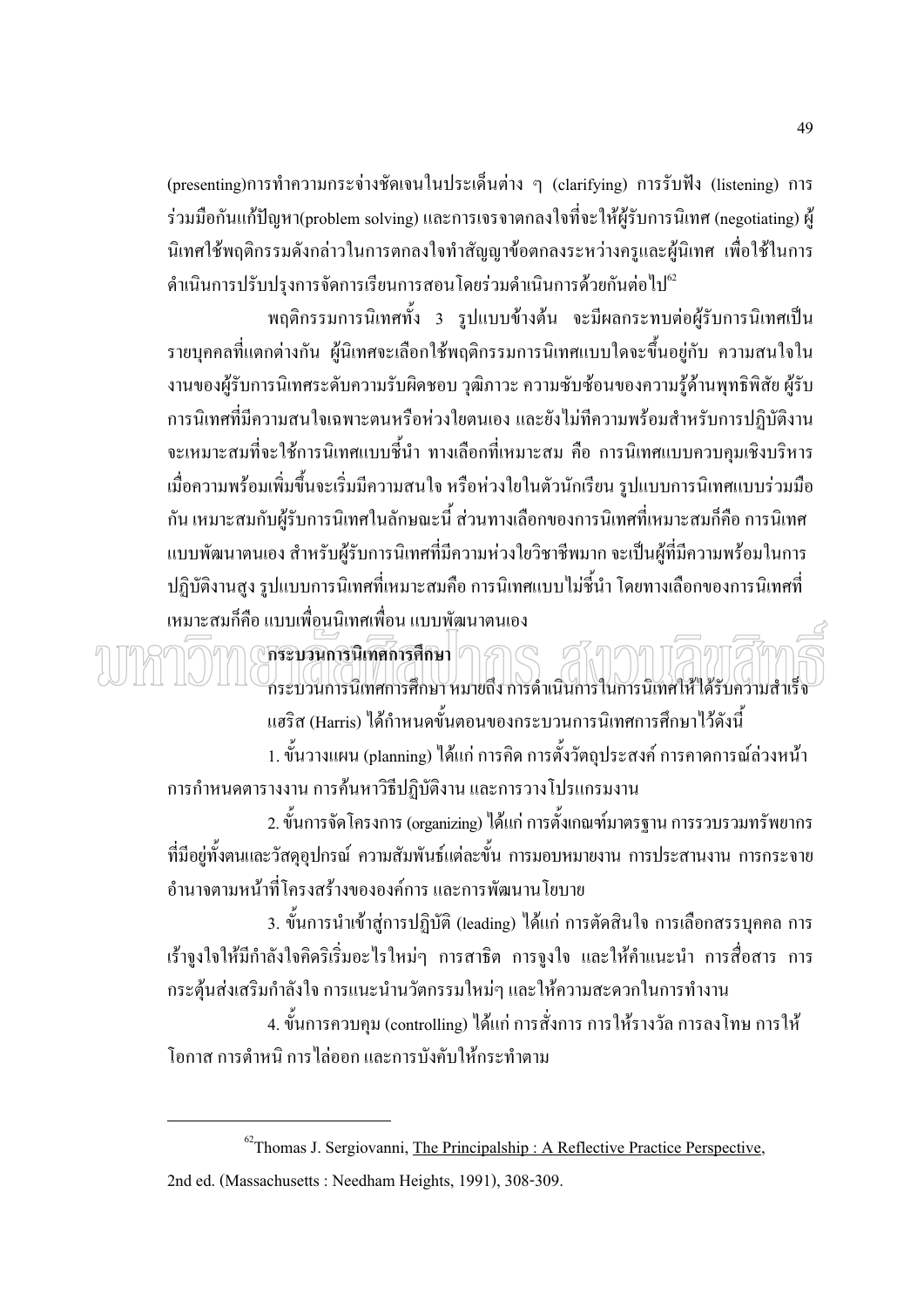(presenting)การทำความกระจ่างชัดเจนในประเด็นต่าง ๆ (clarifying) การรับฟัง (listening) การร่วมมือกันแก้ปัญหา(problem solving) และการเจรจาตกลงใจที่จะให้ผู้รับการนิเทศ (negotiating) ผู้นิเทศใช้พฤติกรรมดังกล่าวในการตกลงใจทำสัญญาข้อตกลงระหว่างครูและผู้นิเทศ เพื่อใช้ในการดำเนินการปรับปรุงการจัดการเรียนการสอนโดยร่วมดำเนินการด้วยกันต่อไป[62]

พฤติกรรมการนิเทศทั้ง 3 รูปแบบข้างต้น จะมีผลกระทบต่อผู้รับการนิเทศเป็นรายบุคคลที่แตกต่างกัน ผู้นิเทศจะเลือกใช้พฤติกรรมการนิเทศแบบใดจะขึ้นอยู่กับ ความสนใจในงานของผู้รับการนิเทศระดับความรับผิดชอบ วุฒิภาวะ ความซับซ้อนของความรู้ด้านพุทธิพิสัย ผู้รับการนิเทศที่มีความสนใจเฉพาะตนหรือห่วงใยตนเอง และยังไม่มีความพร้อมสำหรับการปฏิบัติงานจะเหมาะสมที่จะใช้การนิเทศแบบชี้นำ ทางเลือกที่เหมาะสม คือ การนิเทศแบบควบคุมเชิงบริหาร เมื่อความพร้อมเพิ่มขึ้นจะเริ่มมีความสนใจ หรือห่วงใยในตัวนักเรียน รูปแบบการนิเทศแบบร่วมมือกัน เหมาะสมกับผู้รับการนิเทศในลักษณะนี้ ส่วนทางเลือกของการนิเทศที่เหมาะสมก็คือ การนิเทศแบบพัฒนาตนเอง สำหรับผู้รับการนิเทศที่มีความห่วงใยวิชาชีพมาก จะเป็นผู้ที่มีความพร้อมในการปฏิบัติงานสูง รูปแบบการนิเทศที่เหมาะสมคือ การนิเทศแบบไม่ชี้นำ โดยทางเลือกของการนิเทศที่เหมาะสมก็คือ แบบเพื่อนนิเทศเพื่อน แบบพัฒนาตนเอง

**กระบวนการนิเทศการศึกษา**

กระบวนการนิเทศการศึกษา หมายถึง การดำเนินการในการนิเทศให้ได้รับความสำเร็จ แฮริส (Harris) ได้กำหนดขั้นตอนของกระบวนการนิเทศการศึกษาไว้ดังนี้

1. ขั้นวางแผน (planning) ได้แก่ การคิด การตั้งวัตถุประสงค์ การคาดการณ์ล่วงหน้า การกำหนดตารางงาน การค้นหาวิธีปฏิบัติงาน และการวางโปรแกรมงาน

2. ขั้นการจัดโครงการ (organizing) ได้แก่ การตั้งเกณฑ์มาตรฐาน การรวบรวมทรัพยากรที่มีอยู่ทั้งตนและวัสดุอุปกรณ์ ความสัมพันธ์แต่ละขั้น การมอบหมายงาน การประสานงาน การกระจายอำนาจตามหน้าที่โครงสร้างขององค์การ และการพัฒนานโยบาย

3. ขั้นการนำเข้าสู่การปฏิบัติ (leading) ได้แก่ การตัดสินใจ การเลือกสรรบุคคล การเร้าจูงใจให้มีกำลังใจคิดริเริ่มอะไรใหม่ๆ การสาธิต การจูงใจ และให้คำแนะนำ การสื่อสาร การกระตุ้นส่งเสริมกำลังใจ การแนะนำนวัตกรรมใหม่ๆ และให้ความสะดวกในการทำงาน

4. ขั้นการควบคุม (controlling) ได้แก่ การสั่งการ การให้รางวัล การลงโทษ การให้โอกาส การตำหนิ การไล่ออก และการบังคับให้กระทำตาม

---

[62] Thomas J. Sergiovanni, The Principalship : A Reflective Practice Perspective, 2nd ed. (Massachusetts : Needham Heights, 1991), 308-309.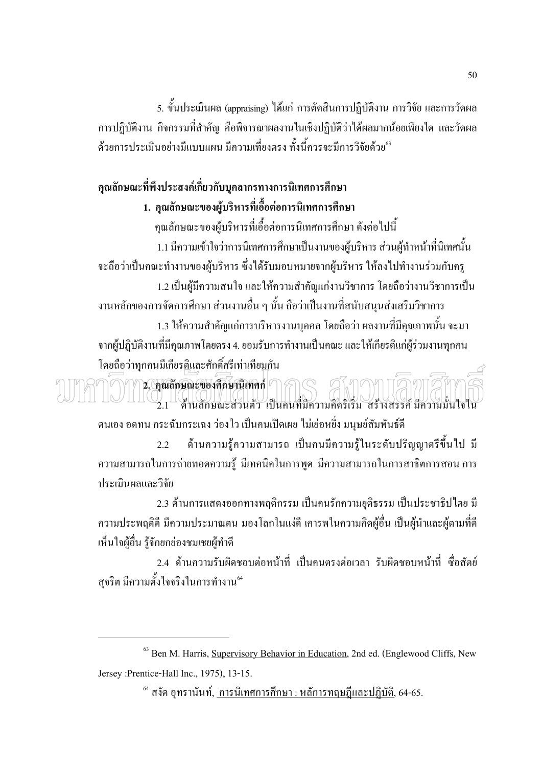5. ขั้นประเมินผล (appraising) ได้แก่ การตัดสินการปฏิบัติงาน การวิจัย และการวัดผลการปฏิบัติงาน กิจกรรมที่สำคัญ คือพิจารณาผลงานในเชิงปฏิบัติว่าได้ผลมากน้อยเพียงใด และวัดผลด้วยการประเมินอย่างมีแบบแผน มีความเที่ยงตรง ทั้งนี้ควรจะมีการวิจัยด้วย[63]

**คุณลักษณะที่พึงประสงค์เกี่ยวกับบุคลากรทางการนิเทศการศึกษา**

**1. คุณลักษณะของผู้บริหารที่เอื้อต่อการนิเทศการศึกษา**

คุณลักษณะของผู้บริหารที่เอื้อต่อการนิเทศการศึกษา ดังต่อไปนี้

1.1 มีความเข้าใจว่าการนิเทศการศึกษาเป็นงานของผู้บริหาร ส่วนผู้ทำหน้าที่นิเทศนั้นจะถือว่าเป็นคณะทำงานของผู้บริหาร ซึ่งได้รับมอบหมายจากผู้บริหาร ให้ลงไปทำงานร่วมกับครู

1.2 เป็นผู้มีความสนใจ และให้ความสำคัญแก่งานวิชาการ โดยถือว่างานวิชาการเป็นงานหลักของการจัดการศึกษา ส่วนงานอื่น ๆ นั้น ถือว่าเป็นงานที่สนับสนุนส่งเสริมวิชาการ

1.3 ให้ความสำคัญแก่การบริหารงานบุคคล โดยถือว่า ผลงานที่มีคุณภาพนั้น จะมาจากผู้ปฏิบัติงานที่มีคุณภาพโดยตรง 4. ยอมรับการทำงานเป็นคณะ และให้เกียรติแก่ผู้ร่วมงานทุกคน โดยถือว่าทุกคนมีเกียรติและศักดิ์ศรีเท่าเทียมกัน

**2. คุณลักษณะของศึกษานิเทศก์**

2.1 ด้านลักษณะส่วนตัว เป็นคนที่มีความคิดริเริ่ม สร้างสรรค์ มีความมั่นใจในตนเอง อดทน กระฉับกระเฉง ว่องไว เป็นคนเปิดเผย ไม่เย่อหยิ่ง มนุษย์สัมพันธ์ดี

2.2 ด้านความรู้ความสามารถ เป็นคนมีความรู้ในระดับปริญญาตรีขึ้นไป มีความสามารถในการถ่ายทอดความรู้ มีเทคนิคในการพูด มีความสามารถในการสาธิตการสอน การประเมินผลและวิจัย

2.3 ด้านการแสดงออกทางพฤติกรรม เป็นคนรักความยุติธรรม เป็นประชาธิปไตย มีความประพฤติดี มีความประมาณตน มองโลกในแง่ดี เคารพในความคิดผู้อื่น เป็นผู้นำและผู้ตามที่ดี เห็นใจผู้อื่น รู้จักยกย่องชมเชยผู้ทำดี

2.4 ด้านความรับผิดชอบต่อหน้าที่ เป็นคนตรงต่อเวลา รับผิดชอบหน้าที่ ซื่อสัตย์สุจริต มีความตั้งใจจริงในการทำงาน[64]

---

[63] Ben M. Harris, Supervisory Behavior in Education, 2nd ed. (Englewood Cliffs, New Jersey :Prentice-Hall Inc., 1975), 13-15.

[64] สงัด อุทรานันท์, การนิเทศการศึกษา : หลักการทฤษฎีและปฏิบัติ, 64-65.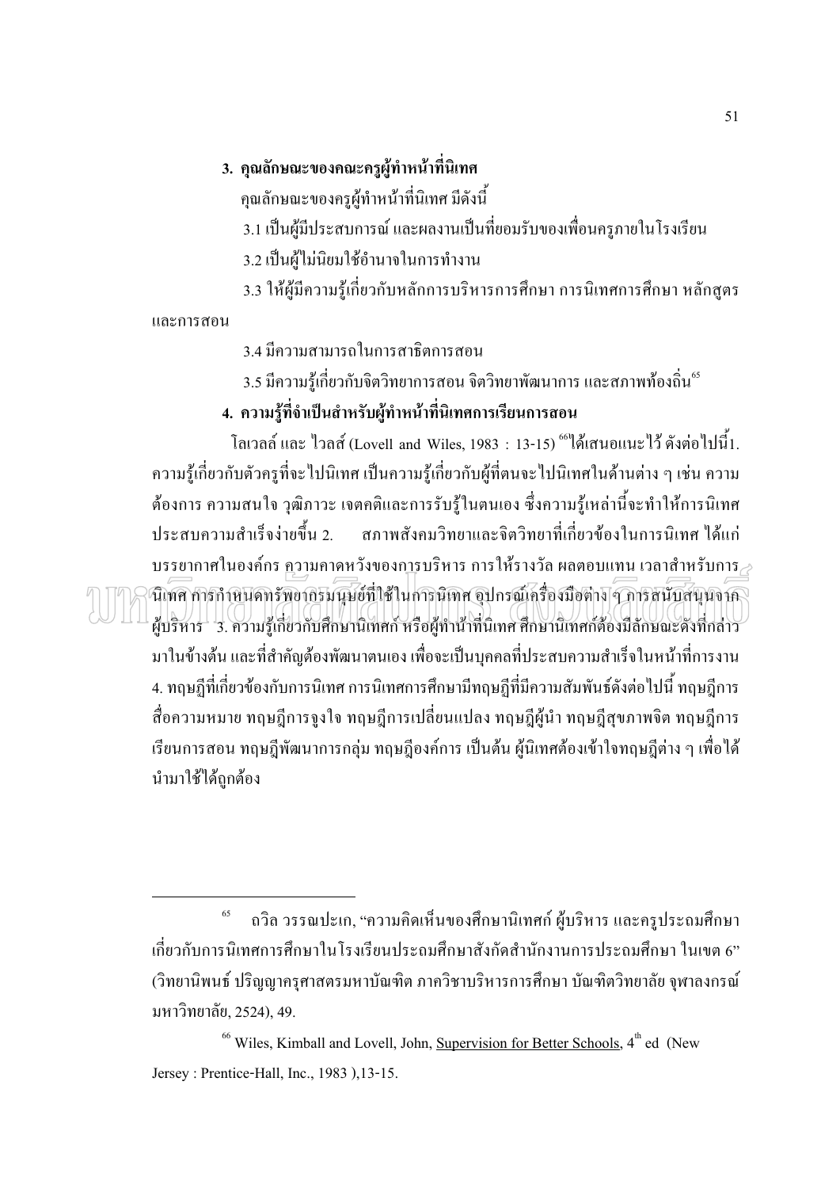**3. คุณลักษณะของคณะครูผู้ทำหน้าที่นิเทศ**

คุณลักษณะของครูผู้ทำหน้าที่นิเทศ มีดังนี้

3.1 เป็นผู้มีประสบการณ์ และผลงานเป็นที่ยอมรับของเพื่อนครูภายในโรงเรียน

3.2 เป็นผู้ไม่นิยมใช้อำนาจในการทำงาน

3.3 ให้ผู้มีความรู้เกี่ยวกับหลักการบริหารการศึกษา การนิเทศการศึกษา หลักสูตร และการสอน

3.4 มีความสามารถในการสาธิตการสอน

3.5 มีความรู้เกี่ยวกับจิตวิทยาการสอน จิตวิทยาพัฒนาการ และสภาพท้องถิ่น[65]

**4. ความรู้ที่จำเป็นสำหรับผู้ทำหน้าที่นิเทศการเรียนการสอน**

โลเวลล์ และ ไวลส์ (Lovell and Wiles, 1983 : 13-15) [66]ได้เสนอแนะไว้ ดังต่อไปนี้1. ความรู้เกี่ยวกับตัวครูที่จะไปนิเทศ เป็นความรู้เกี่ยวกับผู้ที่ตนจะไปนิเทศในด้านต่าง ๆ เช่น ความต้องการ ความสนใจ วุฒิภาวะ เจตคติและการรับรู้ในตนเอง ซึ่งความรู้เหล่านี้จะทำให้การนิเทศประสบความสำเร็จง่ายขึ้น 2. สภาพสังคมวิทยาและจิตวิทยาที่เกี่ยวข้องในการนิเทศ ได้แก่ บรรยากาศในองค์กร ความคาดหวังของการบริหาร การให้รางวัล ผลตอบแทน เวลาสำหรับการนิเทศ การกำหนดทรัพยากรมนุษย์ที่ใช้ในการนิเทศ อุปกรณ์เครื่องมือต่าง ๆ การสนับสนุนจากผู้บริหาร 3. ความรู้เกี่ยวกับศึกษานิเทศก์ หรือผู้ทำหน้าที่นิเทศ ศึกษานิเทศก์ต้องมีลักษณะดังที่กล่าวมาในข้างต้น และที่สำคัญต้องพัฒนาตนเอง เพื่อจะเป็นบุคคลที่ประสบความสำเร็จในหน้าที่การงาน 4. ทฤษฎีที่เกี่ยวข้องกับการนิเทศ การนิเทศการศึกษามีทฤษฎีที่มีความสัมพันธ์ดังต่อไปนี้ ทฤษฎีการสื่อความหมาย ทฤษฎีการจูงใจ ทฤษฎีการเปลี่ยนแปลง ทฤษฎีผู้นำ ทฤษฎีสุขภาพจิต ทฤษฎีการเรียนการสอน ทฤษฎีพัฒนาการกลุ่ม ทฤษฎีองค์การ เป็นต้น ผู้นิเทศต้องเข้าใจทฤษฎีต่าง ๆ เพื่อได้นำมาใช้ได้ถูกต้อง

---

[65] ถวิล วรรณปะเก, "ความคิดเห็นของศึกษานิเทศก์ ผู้บริหาร และครูประถมศึกษาเกี่ยวกับการนิเทศการศึกษาในโรงเรียนประถมศึกษาสังกัดสำนักงานการประถมศึกษา ในเขต 6" (วิทยานิพนธ์ ปริญญาครุศาสตรมหาบัณฑิต ภาควิชาบริหารการศึกษา บัณฑิตวิทยาลัย จุฬาลงกรณ์มหาวิทยาลัย, 2524), 49.

[66] Wiles, Kimball and Lovell, John, Supervision for Better Schools, 4th ed (New Jersey : Prentice-Hall, Inc., 1983 ),13-15.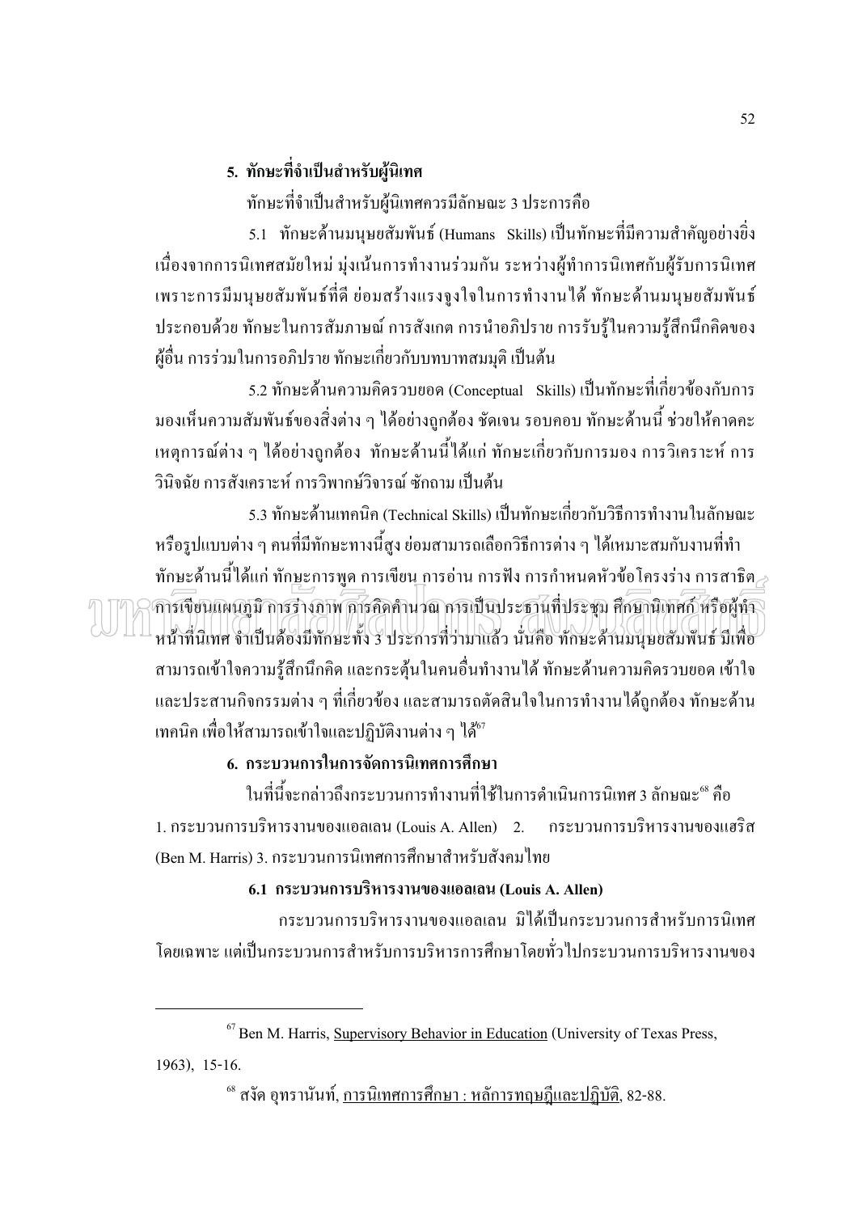## 5. ทักษะที่จำเป็นสำหรับผู้นิเทศ

ทักษะที่จำเป็นสำหรับผู้นิเทศควรมีลักษณะ 3 ประการคือ

5.1 ทักษะด้านมนุษยสัมพันธ์ (Humans Skills) เป็นทักษะที่มีความสำคัญอย่างยิ่ง เนื่องจากการนิเทศสมัยใหม่ มุ่งเน้นการทำงานร่วมกัน ระหว่างผู้ทำการนิเทศกับผู้รับการนิเทศ เพราะการมีมนุษยสัมพันธ์ที่ดี ย่อมสร้างแรงจูงใจในการทำงานได้ ทักษะด้านมนุษยสัมพันธ์ ประกอบด้วย ทักษะในการสัมภาษณ์ การสังเกต การนำอภิปราย การรับรู้ในความรู้สึกนึกคิดของผู้อื่น การร่วมในการอภิปราย ทักษะเกี่ยวกับบทบาทสมมุติ เป็นต้น

5.2 ทักษะด้านความคิดรวบยอด (Conceptual Skills) เป็นทักษะที่เกี่ยวข้องกับการมองเห็นความสัมพันธ์ของสิ่งต่าง ๆ ได้อย่างถูกต้อง ชัดเจน รอบคอบ ทักษะด้านนี้ ช่วยให้คาดคะเหตุการณ์ต่าง ๆ ได้อย่างถูกต้อง ทักษะด้านนี้ได้แก่ ทักษะเกี่ยวกับการมอง การวิเคราะห์ การวินิจฉัย การสังเคราะห์ การวิพากษ์วิจารณ์ ซักถาม เป็นต้น

5.3 ทักษะด้านเทคนิค (Technical Skills) เป็นทักษะเกี่ยวกับวิธีการทำงานในลักษณะหรือรูปแบบต่าง ๆ คนที่มีทักษะทางนี้สูง ย่อมสามารถเลือกวิธีการต่าง ๆ ได้เหมาะสมกับงานที่ทำ ทักษะด้านนี้ได้แก่ ทักษะการพูด การเขียน การอ่าน การฟัง การกำหนดหัวข้อโครงร่าง การสาธิต การเขียนแผนภูมิ การร่างภาพ การคิดคำนวณ การเป็นประธานที่ประชุม ศึกษานิเทศก์ หรือผู้ทำหน้าที่นิเทศ จำเป็นต้องมีทักษะทั้ง 3 ประการที่ว่ามาแล้ว นั่นคือ ทักษะด้านมนุษยสัมพันธ์ มีเพื่อสามารถเข้าใจความรู้สึกนึกคิด และกระตุ้นในคนอื่นทำงานได้ ทักษะด้านความคิดรวบยอด เข้าใจและประสานกิจกรรมต่าง ๆ ที่เกี่ยวข้อง และสามารถตัดสินใจในการทำงานได้ถูกต้อง ทักษะด้านเทคนิค เพื่อให้สามารถเข้าใจและปฏิบัติงานต่าง ๆ ได้[67]

## 6. กระบวนการในการจัดการนิเทศการศึกษา

ในที่นี้จะกล่าวถึงกระบวนการทำงานที่ใช้ในการดำเนินการนิเทศ 3 ลักษณะ[68] คือ 1. กระบวนการบริหารงานของแอลเลน (Louis A. Allen) 2. กระบวนการบริหารงานของแฮริส (Ben M. Harris) 3. กระบวนการนิเทศการศึกษาสำหรับสังคมไทย

### 6.1 กระบวนการบริหารงานของแอลเลน (Louis A. Allen)

กระบวนการบริหารงานของแอลเลน มิได้เป็นกระบวนการสำหรับการนิเทศโดยเฉพาะ แต่เป็นกระบวนการสำหรับการบริหารการศึกษาโดยทั่วไปกระบวนการบริหารงานของ

---

[67] Ben M. Harris, Supervisory Behavior in Education (University of Texas Press, 1963), 15-16.

[68] สงัด อุทรานันท์, การนิเทศการศึกษา : หลักการทฤษฎีและปฏิบัติ, 82-88.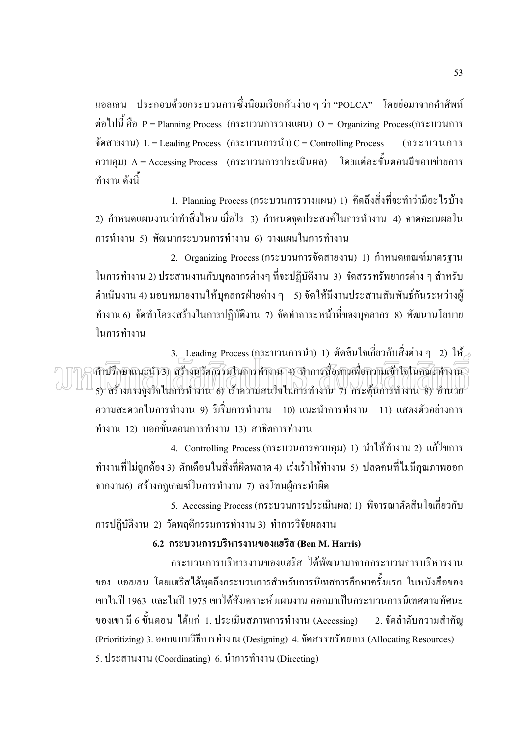แอลเลน ประกอบด้วยกระบวนการซึ่งนิยมเรียกกันง่าย ๆ ว่า "POLCA" โดยย่อมาจากคำศัพท์ต่อไปนี้ คือ P = Planning Process (กระบวนการวางแผน) O = Organizing Process(กระบวนการจัดสายงาน) L = Leading Process (กระบวนการนำ) C = Controlling Process (กระบวนการควบคุม) A = Accessing Process (กระบวนการประเมินผล) โดยแต่ละขั้นตอนมีขอบข่ายการทำงาน ดังนี้

1. Planning Process (กระบวนการวางแผน) 1) คิดถึงสิ่งที่จะทำว่ามีอะไรบ้าง 2) กำหนดแผนงานว่าทำสิ่งไหน เมื่อไร 3) กำหนดจุดประสงค์ในการทำงาน 4) คาดคะเนผลในการทำงาน 5) พัฒนากระบวนการทำงาน 6) วางแผนในการทำงาน

2. Organizing Process (กระบวนการจัดสายงาน) 1) กำหนดเกณฑ์มาตรฐานในการทำงาน 2) ประสานงานกับบุคลากรต่างๆ ที่จะปฏิบัติงาน 3) จัดสรรทรัพยากรต่าง ๆ สำหรับดำเนินงาน 4) มอบหมายงานให้บุคลกรฝ่ายต่าง ๆ 5) จัดให้มีงานประสานสัมพันธ์กันระหว่างผู้ทำงาน 6) จัดทำโครงสร้างในการปฏิบัติงาน 7) จัดทำภาระหน้าที่ของบุคลากร 8) พัฒนานโยบายในการทำงาน

3. Leading Process (กระบวนการนำ) 1) ตัดสินใจเกี่ยวกับสิ่งต่าง ๆ 2) ให้คำปรึกษาแนะนำ 3) สร้างนวัตกรรมในการทำงาน 4) ทำการสื่อสารเพื่อความเข้าใจในคณะทำงาน 5) สร้างแรงจูงใจในการทำงาน 6) เร้าความสนใจในการทำงาน 7) กระตุ้นการทำงาน 8) อำนวยความสะดวกในการทำงาน 9) ริเริ่มการทำงาน 10) แนะนำการทำงาน 11) แสดงตัวอย่างการทำงาน 12) บอกขั้นตอนการทำงาน 13) สาธิตการทำงาน

4. Controlling Process (กระบวนการควบคุม) 1) นำให้ทำงาน 2) แก้ไขการทำงานที่ไม่ถูกต้อง 3) ตักเตือนในสิ่งที่ผิดพลาด 4) เร่งเร้าให้ทำงาน 5) ปลดคนที่ไม่มีคุณภาพออกจากงาน6) สร้างกฎเกณฑ์ในการทำงาน 7) ลงโทษผู้กระทำผิด

5. Accessing Process (กระบวนการประเมินผล) 1) พิจารณาตัดสินใจเกี่ยวกับการปฏิบัติงาน 2) วัดพฤติกรรมการทำงาน 3) ทำการวิจัยผลงาน

**6.2 กระบวนการบริหารงานของแฮริส (Ben M. Harris)**

กระบวนการบริหารงานของแฮริส ได้พัฒนามาจากกระบวนการบริหารงานของ แอลเลน โดยแฮริสได้พูดถึงกระบวนการสำหรับการนิเทศการศึกษาครั้งแรก ในหนังสือของเขาในปี 1963 และในปี 1975 เขาได้สังเคราะห์ แผนงาน ออกมาเป็นกระบวนการนิเทศตามทัศนะของเขา มี 6 ขั้นตอน ได้แก่ 1. ประเมินสภาพการทำงาน (Accessing) 2. จัดลำดับความสำคัญ (Prioritizing) 3. ออกแบบวิธีการทำงาน (Designing) 4. จัดสรรทรัพยากร (Allocating Resources) 5. ประสานงาน (Coordinating) 6. นำการทำงาน (Directing)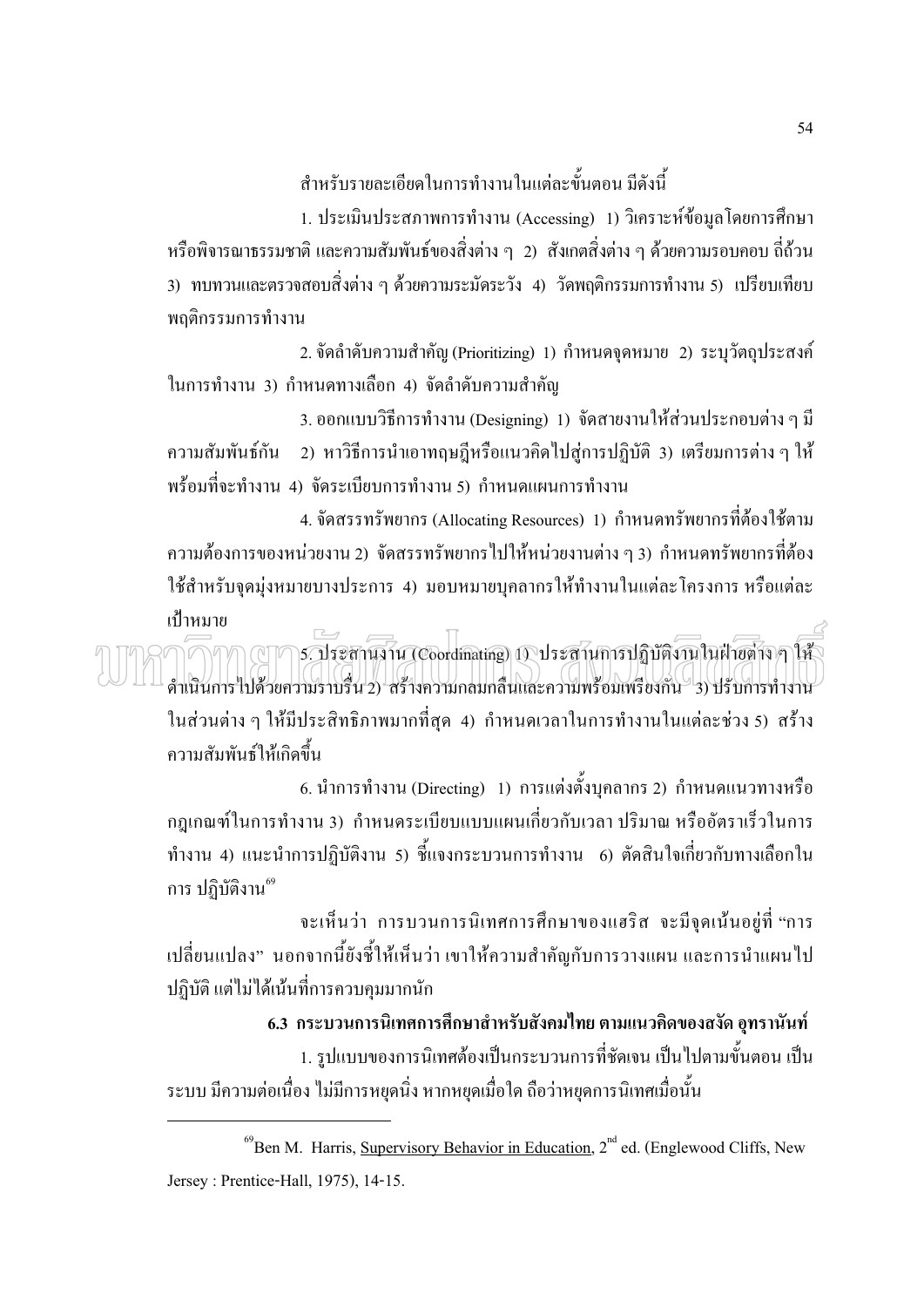สำหรับรายละเอียดในการทำงานในแต่ละขั้นตอน มีดังนี้

1. ประเมินประสภาพการทำงาน (Accessing) 1) วิเคราะห์ข้อมูลโดยการศึกษาหรือพิจารณาธรรมชาติ และความสัมพันธ์ของสิ่งต่าง ๆ 2) สังเกตสิ่งต่าง ๆ ด้วยความรอบคอบ ถี่ถ้วน 3) ทบทวนและตรวจสอบสิ่งต่าง ๆ ด้วยความระมัดระวัง 4) วัดพฤติกรรมการทำงาน 5) เปรียบเทียบพฤติกรรมการทำงาน

2. จัดลำดับความสำคัญ (Prioritizing) 1) กำหนดจุดหมาย 2) ระบุวัตถุประสงค์ในการทำงาน 3) กำหนดทางเลือก 4) จัดลำดับความสำคัญ

3. ออกแบบวิธีการทำงาน (Designing) 1) จัดสายงานให้ส่วนประกอบต่าง ๆ มีความสัมพันธ์กัน 2) หาวิธีการนำเอาทฤษฎีหรือแนวคิดไปสู่การปฏิบัติ 3) เตรียมการต่าง ๆ ให้พร้อมที่จะทำงาน 4) จัดระเบียบการทำงาน 5) กำหนดแผนการทำงาน

4. จัดสรรทรัพยากร (Allocating Resources) 1) กำหนดทรัพยากรที่ต้องใช้ตามความต้องการของหน่วยงาน 2) จัดสรรทรัพยากรไปให้หน่วยงานต่าง ๆ 3) กำหนดทรัพยากรที่ต้องใช้สำหรับจุดมุ่งหมายบางประการ 4) มอบหมายบุคลากรให้ทำงานในแต่ละโครงการ หรือแต่ละเป้าหมาย

5. ประสานงาน (Coordinating) 1) ประสานการปฏิบัติงานในฝ่ายต่าง ๆ ให้ดำเนินการไปด้วยความราบรื่น 2) สร้างความกลมกลืนและความพร้อมเพรียงกัน 3) ปรับการทำงานในส่วนต่าง ๆ ให้มีประสิทธิภาพมากที่สุด 4) กำหนดเวลาในการทำงานในแต่ละช่วง 5) สร้างความสัมพันธ์ให้เกิดขึ้น

6. นำการทำงาน (Directing) 1) การแต่งตั้งบุคลากร 2) กำหนดแนวทางหรือกฎเกณฑ์ในการทำงาน 3) กำหนดระเบียบแบบแผนเกี่ยวกับเวลา ปริมาณ หรืออัตราเร็วในการทำงาน 4) แนะนำการปฏิบัติงาน 5) ชี้แจงกระบวนการทำงาน 6) ตัดสินใจเกี่ยวกับทางเลือกในการ ปฏิบัติงาน[69]

จะเห็นว่า การบวนการนิเทศการศึกษาของแฮริส จะมีจุดเน้นอยู่ที่ "การเปลี่ยนแปลง" นอกจากนี้ยังชี้ให้เห็นว่า เขาให้ความสำคัญกับการวางแผน และการนำแผนไปปฏิบัติ แต่ไม่ได้เน้นที่การควบคุมมากนัก

**6.3 กระบวนการนิเทศการศึกษาสำหรับสังคมไทย ตามแนวคิดของสงัด อุทรานันท์**

1. รูปแบบของการนิเทศต้องเป็นกระบวนการที่ชัดเจน เป็นไปตามขั้นตอน เป็นระบบ มีความต่อเนื่อง ไม่มีการหยุดนิ่ง หากหยุดเมื่อใด ถือว่าหยุดการนิเทศเมื่อนั้น

---

[69] Ben M. Harris, Supervisory Behavior in Education, 2nd ed. (Englewood Cliffs, New Jersey : Prentice-Hall, 1975), 14-15.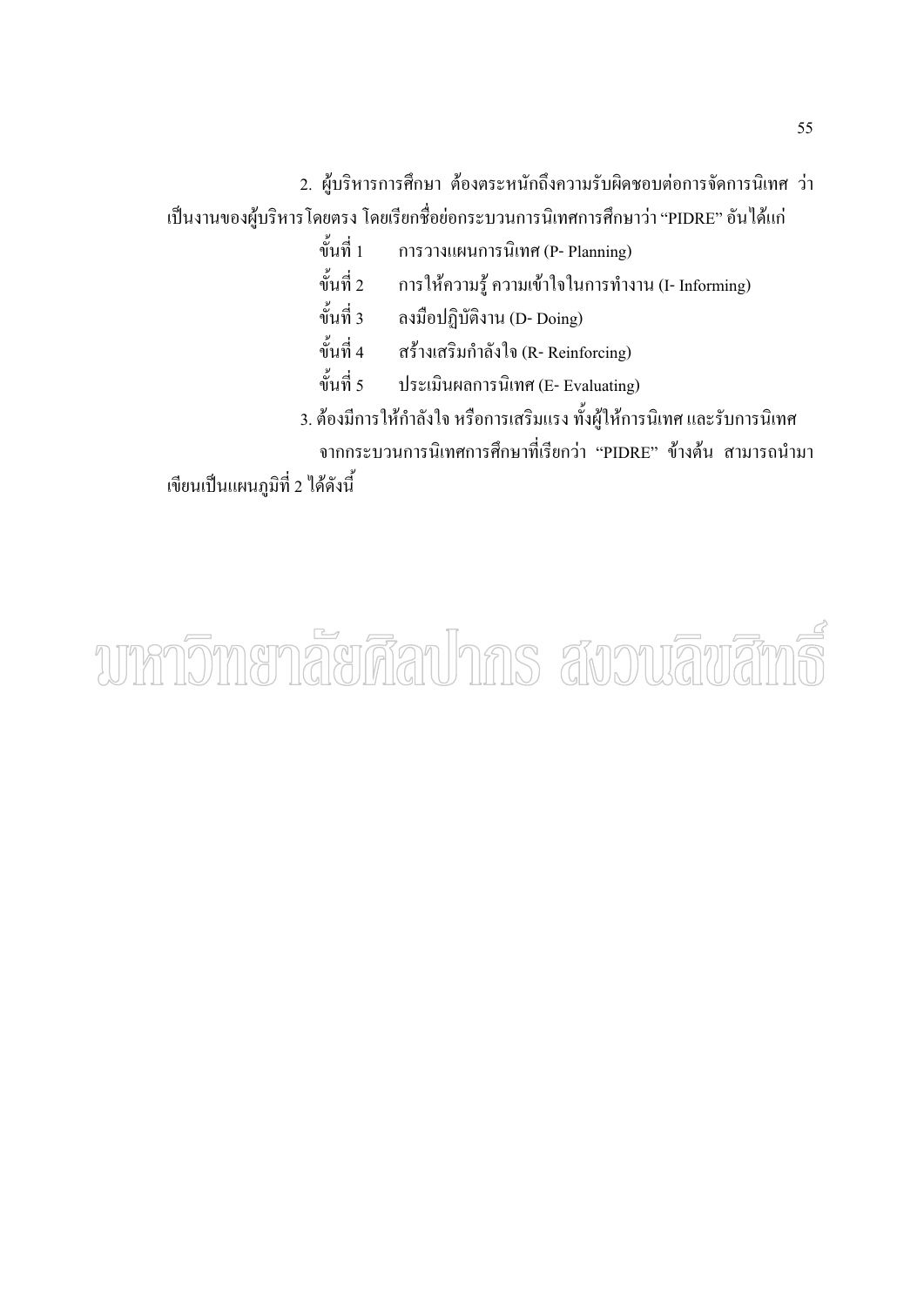2. ผู้บริหารการศึกษา ต้องตระหนักถึงความรับผิดชอบต่อการจัดการนิเทศ ว่าเป็นงานของผู้บริหารโดยตรง โดยเรียกชื่อย่อกระบวนการนิเทศการศึกษาว่า "PIDRE" อันได้แก่

ขั้นที่ 1 การวางแผนการนิเทศ (P- Planning)

ขั้นที่ 2 การให้ความรู้ ความเข้าใจในการทำงาน (I- Informing)

ขั้นที่ 3 ลงมือปฏิบัติงาน (D- Doing)

ขั้นที่ 4 สร้างเสริมกำลังใจ (R- Reinforcing)

ขั้นที่ 5 ประเมินผลการนิเทศ (E- Evaluating)

3. ต้องมีการให้กำลังใจ หรือการเสริมแรง ทั้งผู้ให้การนิเทศ และรับการนิเทศ

จากกระบวนการนิเทศการศึกษาที่เรียกว่า "PIDRE" ข้างต้น สามารถนำมาเขียนเป็นแผนภูมิที่ 2 ได้ดังนี้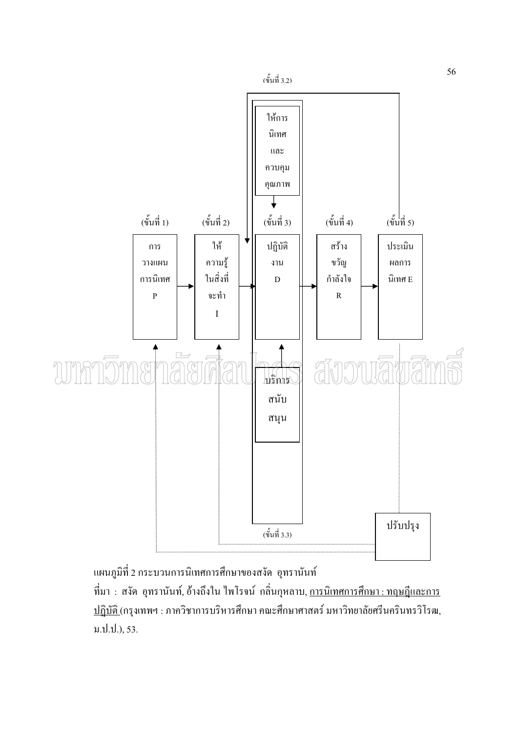(ขั้นที่ 3.2)

ให้การ นิเทศ และ ควบคุม คุณภาพ

(ขั้นที่ 1) การวางแผนการนิเทศ P

(ขั้นที่ 2) ให้ความรู้ในสิ่งที่จะทำ I

(ขั้นที่ 3) ปฏิบัติงาน D

(ขั้นที่ 4) สร้างขวัญกำลังใจ R

(ขั้นที่ 5) ประเมินผลการนิเทศ E

บริการ สนับ สนุน

(ขั้นที่ 3.3)

ปรับปรุง

แผนภูมิที่ 2 กระบวนการนิเทศการศึกษาของสงัด อุทรานันท์

ที่มา : สงัด อุทรานันท์, อ้างถึงใน ไพโรจน์ กลิ่นกุหลาบ, การนิเทศการศึกษา : ทฤษฎีและการปฏิบัติ (กรุงเทพฯ : ภาควิชาการบริหารศึกษา คณะศึกษาศาสตร์ มหาวิทยาลัยศรีนครินทรวิโรฒ, ม.ป.ป.), 53.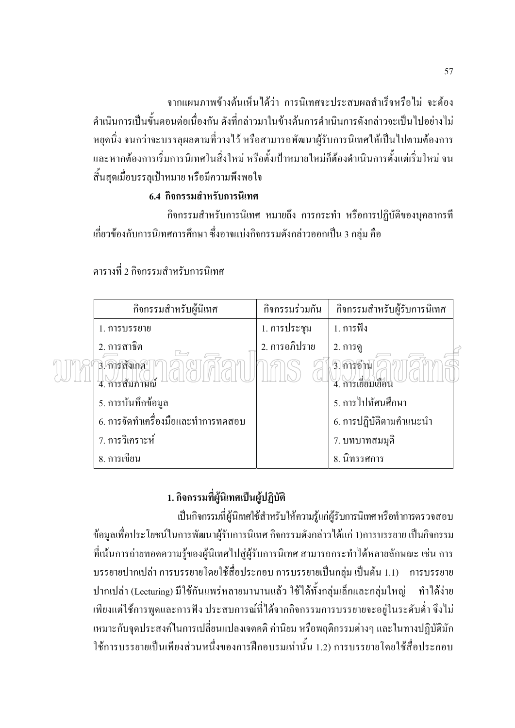จากแผนภาพข้างต้นเห็นได้ว่า การนิเทศจะประสบผลสำเร็จหรือไม่ จะต้องดำเนินการเป็นขั้นตอนต่อเนื่องกัน ดังที่กล่าวมาในข้างต้นการดำเนินการดังกล่าวจะเป็นไปอย่างไม่หยุดนิ่ง จนกว่าจะบรรลุผลตามที่วางไว้ หรือสามารถพัฒนาผู้รับการนิเทศให้เป็นไปตามต้องการ และหากต้องการเริ่มการนิเทศในสิ่งใหม่ หรือตั้งเป้าหมายใหม่ก็ต้องดำเนินการตั้งแต่เริ่มใหม่ จนสิ้นสุดเมื่อบรรลุเป้าหมาย หรือมีความพึงพอใจ

**6.4 กิจกรรมสำหรับการนิเทศ**

กิจกรรมสำหรับการนิเทศ หมายถึง การกระทำ หรือการปฏิบัติของบุคลากรที เกี่ยวข้องกับการนิเทศการศึกษา ซึ่งอาจแบ่งกิจกรรมดังกล่าวออกเป็น 3 กลุ่ม คือ

ตารางที่ 2 กิจกรรมสำหรับการนิเทศ

| กิจกรรมสำหรับผู้นิเทศ | กิจกรรมร่วมกัน | กิจกรรมสำหรับผู้รับการนิเทศ |
|---|---|---|
| 1. การบรรยาย | 1. การประชุม | 1. การฟัง |
| 2. การสาธิต | 2. การอภิปราย | 2. การดู |
| 3. การสังเกต | | 3. การอ่าน |
| 4. การสัมภาษณ์ | | 4. การเยี่ยมเยือน |
| 5. การบันทึกข้อมูล | | 5. การไปทัศนศึกษา |
| 6. การจัดทำเครื่องมือและทำการทดสอบ | | 6. การปฏิบัติตามคำแนะนำ |
| 7. การวิเคราะห์ | | 7. บทบาทสมมุติ |
| 8. การเขียน | | 8. นิทรรศการ |

**1. กิจกรรมที่ผู้นิเทศเป็นผู้ปฏิบัติ**

เป็นกิจกรรมที่ผู้นิเทศใช้สำหรับให้ความรู้แก่ผู้รับการนิเทศ หรือทำการตรวจสอบข้อมูลเพื่อประโยชน์ในการพัฒนาผู้รับการนิเทศ กิจกรรมดังกล่าวได้แก่ 1)การบรรยาย เป็นกิจกรรมที่เน้นการถ่ายทอดความรู้ของผู้นิเทศไปสู่ผู้รับการนิเทศ สามารถกระทำได้หลายลักษณะ เช่น การบรรยายปากเปล่า การบรรยายโดยใช้สื่อประกอบ การบรรยายเป็นกลุ่ม เป็นต้น 1.1) การบรรยายปากเปล่า (Lecturing) มีใช้กันแพร่หลายมานานแล้ว ใช้ได้ทั้งกลุ่มเล็กและกลุ่มใหญ่ ทำได้ง่ายเพียงแต่ใช้การพูดและการฟัง ประสบการณ์ที่ได้จากกิจกรรมการบรรยายจะอยู่ในระดับต่ำ จึงไม่เหมาะกับจุดประสงค์ในการเปลี่ยนแปลงเจตคติ ค่านิยม หรือพฤติกรรมต่างๆ และในทางปฏิบัติมักใช้การบรรยายเป็นเพียงส่วนหนึ่งของการฝึกอบรมเท่านั้น 1.2) การบรรยายโดยใช้สื่อประกอบ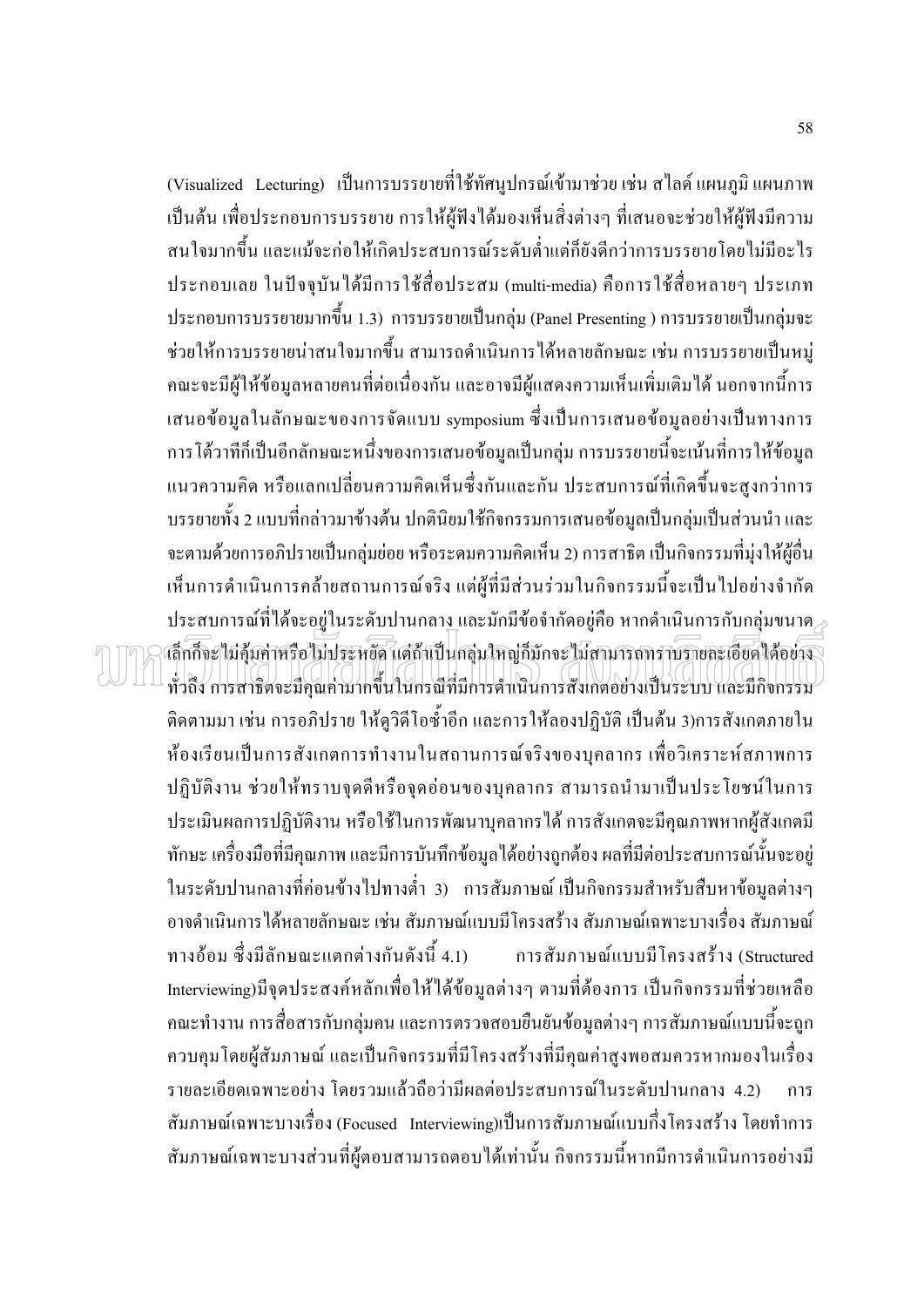(Visualized Lecturing) เป็นการบรรยายที่ใช้ทัศนูปกรณ์เข้ามาช่วย เช่น สไลด์ แผนภูมิ แผนภาพ เป็นต้น เพื่อประกอบการบรรยาย การให้ผู้ฟังได้มองเห็นสิ่งต่างๆ ที่เสนอจะช่วยให้ผู้ฟังมีความสนใจมากขึ้น และแม้จะก่อให้เกิดประสบการณ์ระดับต่ำแต่ก็ยังดีกว่าการบรรยายโดยไม่มีอะไรประกอบเลย ในปัจจุบันได้มีการใช้สื่อประสม (multi-media) คือการใช้สื่อหลายๆ ประเภทประกอบการบรรยายมากขึ้น 1.3) การบรรยายเป็นกลุ่ม (Panel Presenting ) การบรรยายเป็นกลุ่มจะช่วยให้การบรรยายน่าสนใจมากขึ้น สามารถดำเนินการได้หลายลักษณะ เช่น การบรรยายเป็นหมู่คณะจะมีผู้ให้ข้อมูลหลายคนที่ต่อเนื่องกัน และอาจมีผู้แสดงความเห็นเพิ่มเติมได้ นอกจากนี้การเสนอข้อมูลในลักษณะของการจัดแบบ symposium ซึ่งเป็นการเสนอข้อมูลอย่างเป็นทางการ การโต้วาทีก็เป็นอีกลักษณะหนึ่งของการเสนอข้อมูลเป็นกลุ่ม การบรรยายนี้จะเน้นที่การให้ข้อมูล แนวความคิด หรือแลกเปลี่ยนความคิดเห็นซึ่งกันและกัน ประสบการณ์ที่เกิดขึ้นจะสูงกว่าการบรรยายทั้ง 2 แบบที่กล่าวมาข้างต้น ปกตินิยมใช้กิจกรรมการเสนอข้อมูลเป็นกลุ่มเป็นส่วนนำ และจะตามด้วยการอภิปรายเป็นกลุ่มย่อย หรือระดมความคิดเห็น 2) การสาธิต เป็นกิจกรรมที่มุ่งให้ผู้อื่นเห็นการดำเนินการคล้ายสถานการณ์จริง แต่ผู้ที่มีส่วนร่วมในกิจกรรมนี้จะเป็นไปอย่างจำกัด ประสบการณ์ที่ได้จะอยู่ในระดับปานกลาง และมักมีข้อจำกัดอยู่คือ หากดำเนินการกับกลุ่มขนาดเล็กก็จะไม่คุ้มค่าหรือไม่ประหยัด แต่ถ้าเป็นกลุ่มใหญ่ก็มักจะไม่สามารถทราบรายละเอียดได้อย่างทั่วถึง การสาธิตจะมีคุณค่ามากขึ้นในกรณีที่มีการดำเนินการสังเกตอย่างเป็นระบบ และมีกิจกรรมติดตามมา เช่น การอภิปราย ให้ดูวิดีโอซ้ำอีก และการให้ลองปฏิบัติ เป็นต้น 3)การสังเกตภายในห้องเรียนเป็นการสังเกตการทำงานในสถานการณ์จริงของบุคลากร เพื่อวิเคราะห์สภาพการปฏิบัติงาน ช่วยให้ทราบจุดดีหรือจุดอ่อนของบุคลากร สามารถนำมาเป็นประโยชน์ในการประเมินผลการปฏิบัติงาน หรือใช้ในการพัฒนาบุคลากรได้ การสังเกตจะมีคุณภาพหากผู้สังเกตมีทักษะ เครื่องมือที่มีคุณภาพ และมีการบันทึกข้อมูลได้อย่างถูกต้อง ผลที่มีต่อประสบการณ์นั้นจะอยู่ในระดับปานกลางที่ค่อนข้างไปทางต่ำ 3) การสัมภาษณ์ เป็นกิจกรรมสำหรับสืบหาข้อมูลต่างๆ อาจดำเนินการได้หลายลักษณะ เช่น สัมภาษณ์แบบมีโครงสร้าง สัมภาษณ์เฉพาะบางเรื่อง สัมภาษณ์ทางอ้อม ซึ่งมีลักษณะแตกต่างกันดังนี้ 4.1) การสัมภาษณ์แบบมีโครงสร้าง (Structured Interviewing)มีจุดประสงค์หลักเพื่อให้ได้ข้อมูลต่างๆ ตามที่ต้องการ เป็นกิจกรรมที่ช่วยเหลือคณะทำงาน การสื่อสารกับกลุ่มคน และการตรวจสอบยืนยันข้อมูลต่างๆ การสัมภาษณ์แบบนี้จะถูกควบคุมโดยผู้สัมภาษณ์ และเป็นกิจกรรมที่มีโครงสร้างที่มีคุณค่าสูงพอสมควรหากมองในเรื่องรายละเอียดเฉพาะอย่าง โดยรวมแล้วถือว่ามีผลต่อประสบการณ์ในระดับปานกลาง 4.2) การสัมภาษณ์เฉพาะบางเรื่อง (Focused Interviewing)เป็นการสัมภาษณ์แบบกึ่งโครงสร้าง โดยทำการสัมภาษณ์เฉพาะบางส่วนที่ผู้ตอบสามารถตอบได้เท่านั้น กิจกรรมนี้หากมีการดำเนินการอย่างมี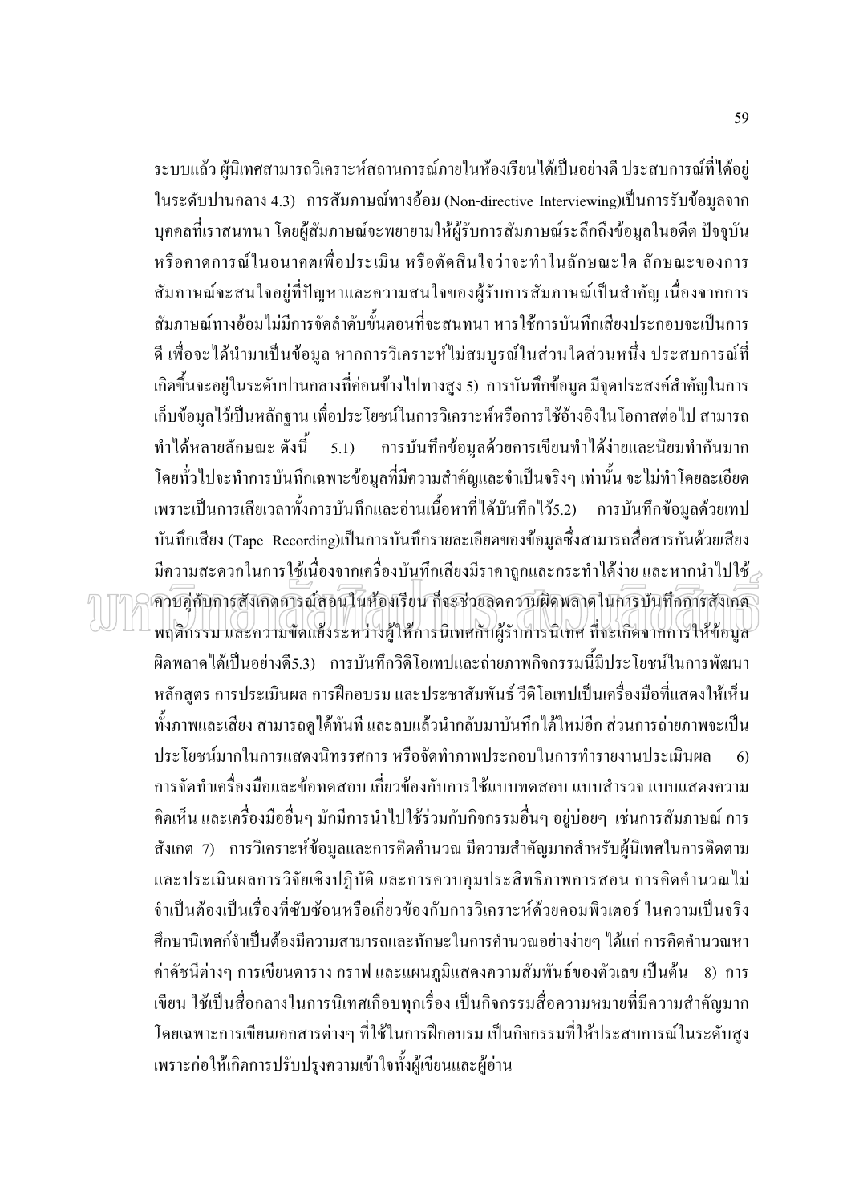ระบบแล้ว ผู้นิเทศสามารถวิเคราะห์สถานการณ์ภายในห้องเรียนได้เป็นอย่างดี ประสบการณ์ที่ได้อยู่ในระดับปานกลาง 4.3) การสัมภาษณ์ทางอ้อม (Non-directive Interviewing)เป็นการรับข้อมูลจากบุคคลที่เราสนทนา โดยผู้สัมภาษณ์จะพยายามให้ผู้รับการสัมภาษณ์ระลึกถึงข้อมูลในอดีต ปัจจุบัน หรือคาดการณ์ในอนาคตเพื่อประเมิน หรือตัดสินใจว่าจะทำในลักษณะใด ลักษณะของการสัมภาษณ์จะสนใจอยู่ที่ปัญหาและความสนใจของผู้รับการสัมภาษณ์เป็นสำคัญ เนื่องจากการสัมภาษณ์ทางอ้อมไม่มีการจัดลำดับขั้นตอนที่จะสนทนา หารใช้การบันทึกเสียงประกอบจะเป็นการดี เพื่อจะได้นำมาเป็นข้อมูล หากการวิเคราะห์ไม่สมบูรณ์ในส่วนใดส่วนหนึ่ง ประสบการณ์ที่เกิดขึ้นจะอยู่ในระดับปานกลางที่ค่อนข้างไปทางสูง 5) การบันทึกข้อมูล มีจุดประสงค์สำคัญในการเก็บข้อมูลไว้เป็นหลักฐาน เพื่อประโยชน์ในการวิเคราะห์หรือการใช้อ้างอิงในโอกาสต่อไป สามารถทำได้หลายลักษณะ ดังนี้ 5.1) การบันทึกข้อมูลด้วยการเขียนทำได้ง่ายและนิยมทำกันมาก โดยทั่วไปจะทำการบันทึกเฉพาะข้อมูลที่มีความสำคัญและจำเป็นจริงๆ เท่านั้น จะไม่ทำโดยละเอียด เพราะเป็นการเสียเวลาทั้งการบันทึกและอ่านเนื้อหาที่ได้บันทึกไว้5.2) การบันทึกข้อมูลด้วยเทปบันทึกเสียง (Tape Recording)เป็นการบันทึกรายละเอียดของข้อมูลซึ่งสามารถสื่อสารกันด้วยเสียง มีความสะดวกในการใช้เนื่องจากเครื่องบันทึกเสียงมีราคาถูกและกระทำได้ง่าย และหากนำไปใช้ควบคู่กับการสังเกตการณ์สอนในห้องเรียน ก็จะช่วยลดความผิดพลาดในการบันทึกการสังเกตพฤติกรรม และความขัดแย้งระหว่างผู้ให้การนิเทศกับผู้รับการนิเทศ ที่จะเกิดจากการให้ข้อมูลผิดพลาดได้เป็นอย่างดี5.3) การบันทึกวิดิโอเทปและถ่ายภาพกิจกรรมนี้มีประโยชน์ในการพัฒนาหลักสูตร การประเมินผล การฝึกอบรม และประชาสัมพันธ์ วีดิโอเทปเป็นเครื่องมือที่แสดงให้เห็นทั้งภาพและเสียง สามารถดูได้ทันที และลบแล้วนำกลับมาบันทึกได้ใหม่อีก ส่วนการถ่ายภาพจะเป็นประโยชน์มากในการแสดงนิทรรศการ หรือจัดทำภาพประกอบในการทำรายงานประเมินผล 6) การจัดทำเครื่องมือและข้อทดสอบ เกี่ยวข้องกับการใช้แบบทดสอบ แบบสำรวจ แบบแสดงความคิดเห็น และเครื่องมืออื่นๆ มักมีการนำไปใช้ร่วมกับกิจกรรมอื่นๆ อยู่บ่อยๆ เช่นการสัมภาษณ์ การสังเกต 7) การวิเคราะห์ข้อมูลและการคิดคำนวณ มีความสำคัญมากสำหรับผู้นิเทศในการติดตามและประเมินผลการวิจัยเชิงปฏิบัติ และการควบคุมประสิทธิภาพการสอน การคิดคำนวณไม่จำเป็นต้องเป็นเรื่องที่ซับซ้อนหรือเกี่ยวข้องกับการวิเคราะห์ด้วยคอมพิวเตอร์ ในความเป็นจริงศึกษานิเทศก์จำเป็นต้องมีความสามารถและทักษะในการคำนวณอย่างง่ายๆ ได้แก่ การคิดคำนวณหาค่าดัชนีต่างๆ การเขียนตาราง กราฟ และแผนภูมิแสดงความสัมพันธ์ของตัวเลข เป็นต้น 8) การเขียน ใช้เป็นสื่อกลางในการนิเทศเกือบทุกเรื่อง เป็นกิจกรรมสื่อความหมายที่มีความสำคัญมาก โดยเฉพาะการเขียนเอกสารต่างๆ ที่ใช้ในการฝึกอบรม เป็นกิจกรรมที่ให้ประสบการณ์ในระดับสูง เพราะก่อให้เกิดการปรับปรุงความเข้าใจทั้งผู้เขียนและผู้อ่าน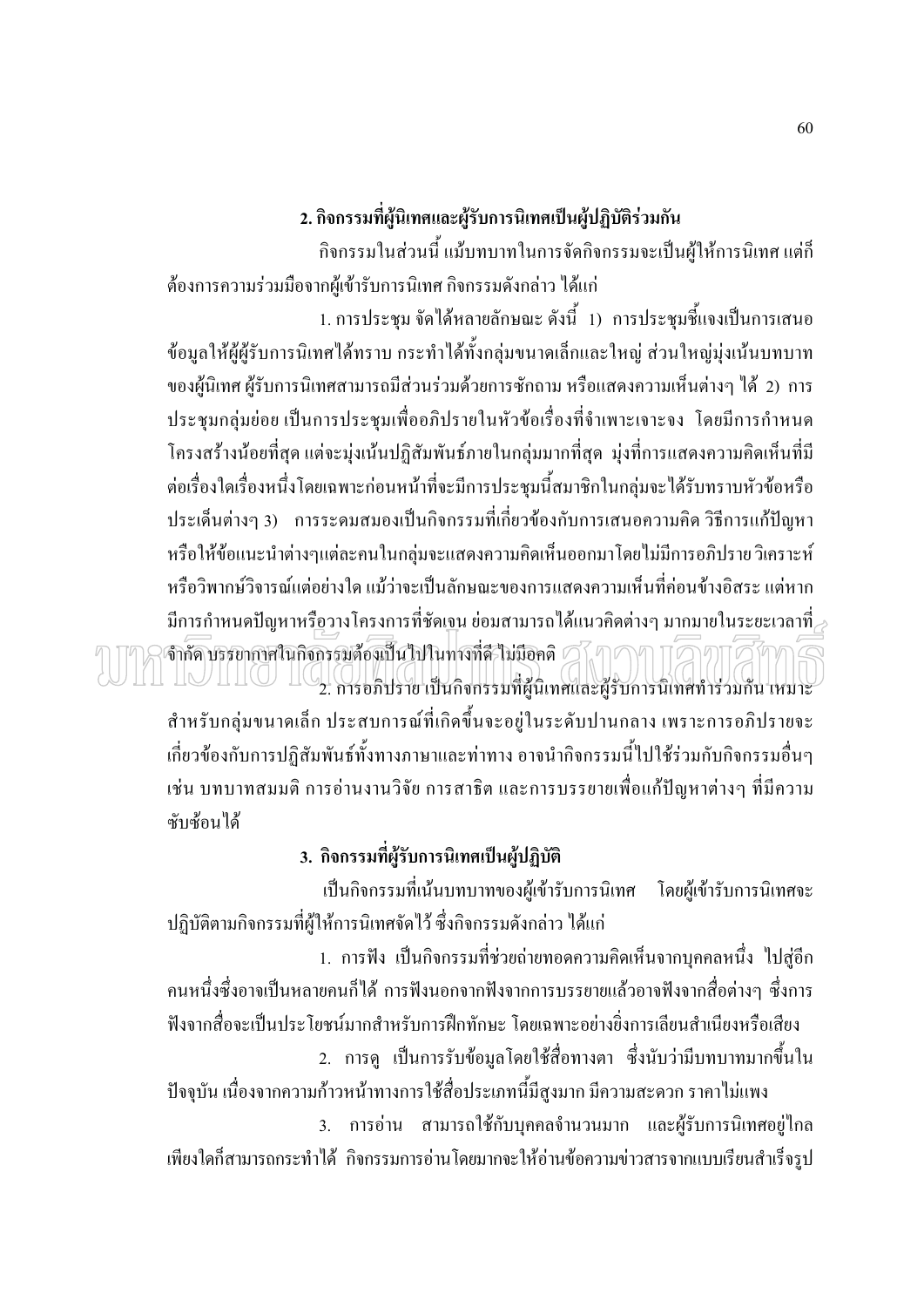**2. กิจกรรมที่ผู้นิเทศและผู้รับการนิเทศเป็นผู้ปฏิบัติร่วมกัน**

กิจกรรมในส่วนนี้ แม้บทบาทในการจัดกิจกรรมจะเป็นผู้ให้การนิเทศ แต่ก็ต้องการความร่วมมือจากผู้เข้ารับการนิเทศ กิจกรรมดังกล่าว ได้แก่

1. การประชุม จัดได้หลายลักษณะ ดังนี้ 1) การประชุมชี้แจงเป็นการเสนอข้อมูลให้ผู้ผู้รับการนิเทศได้ทราบ กระทำได้ทั้งกลุ่มขนาดเล็กและใหญ่ ส่วนใหญ่มุ่งเน้นบทบาทของผู้นิเทศ ผู้รับการนิเทศสามารถมีส่วนร่วมด้วยการซักถาม หรือแสดงความเห็นต่างๆ ได้ 2) การประชุมกลุ่มย่อย เป็นการประชุมเพื่ออภิปรายในหัวข้อเรื่องที่จำเพาะเจาะจง โดยมีการกำหนดโครงสร้างน้อยที่สุด แต่จะมุ่งเน้นปฏิสัมพันธ์ภายในกลุ่มมากที่สุด มุ่งที่การแสดงความคิดเห็นที่มีต่อเรื่องใดเรื่องหนึ่งโดยเฉพาะก่อนหน้าที่จะมีการประชุมนี้สมาชิกในกลุ่มจะได้รับทราบหัวข้อหรือประเด็นต่างๆ 3) การระดมสมองเป็นกิจกรรมที่เกี่ยวข้องกับการเสนอความคิด วิธีการแก้ปัญหา หรือให้ข้อแนะนำต่างๆแต่ละคนในกลุ่มจะแสดงความคิดเห็นออกมาโดยไม่มีการอภิปราย วิเคราะห์ หรือวิพากษ์วิจารณ์แต่อย่างใด แม้ว่าจะเป็นลักษณะของการแสดงความเห็นที่ค่อนข้างอิสระ แต่หากมีการกำหนดปัญหาหรือวางโครงการที่ชัดเจน ย่อมสามารถได้แนวคิดต่างๆ มากมายในระยะเวลาที่จำกัด บรรยากาศในกิจกรรมต้องเป็นไปในทางที่ดี ไม่มีอคติ

2. การอภิปราย เป็นกิจกรรมที่ผู้นิเทศและผู้รับการนิเทศทำร่วมกัน เหมาะสำหรับกลุ่มขนาดเล็ก ประสบการณ์ที่เกิดขึ้นจะอยู่ในระดับปานกลาง เพราะการอภิปรายจะเกี่ยวข้องกับการปฏิสัมพันธ์ทั้งทางภาษาและท่าทาง อาจนำกิจกรรมนี้ไปใช้ร่วมกับกิจกรรมอื่นๆ เช่น บทบาทสมมติ การอ่านงานวิจัย การสาธิต และการบรรยายเพื่อแก้ปัญหาต่างๆ ที่มีความซับซ้อนได้

**3. กิจกรรมที่ผู้รับการนิเทศเป็นผู้ปฏิบัติ**

เป็นกิจกรรมที่เน้นบทบาทของผู้เข้ารับการนิเทศ โดยผู้เข้ารับการนิเทศจะปฏิบัติตามกิจกรรมที่ผู้ให้การนิเทศจัดไว้ ซึ่งกิจกรรมดังกล่าว ได้แก่

1. การฟัง เป็นกิจกรรมที่ช่วยถ่ายทอดความคิดเห็นจากบุคคลหนึ่ง ไปสู่อีกคนหนึ่งซึ่งอาจเป็นหลายคนก็ได้ การฟังนอกจากฟังจากการบรรยายแล้วอาจฟังจากสื่อต่างๆ ซึ่งการฟังจากสื่อจะเป็นประโยชน์มากสำหรับการฝึกทักษะ โดยเฉพาะอย่างยิ่งการเลียนสำเนียงหรือเสียง

2. การดู เป็นการรับข้อมูลโดยใช้สื่อทางตา ซึ่งนับว่ามีบทบาทมากขึ้นในปัจจุบัน เนื่องจากความก้าวหน้าทางการใช้สื่อประเภทนี้มีสูงมาก มีความสะดวก ราคาไม่แพง

3. การอ่าน สามารถใช้กับบุคคลจำนวนมาก และผู้รับการนิเทศอยู่ไกลเพียงใดก็สามารถกระทำได้ กิจกรรมการอ่านโดยมากจะให้อ่านข้อความข่าวสารจากแบบเรียนสำเร็จรูป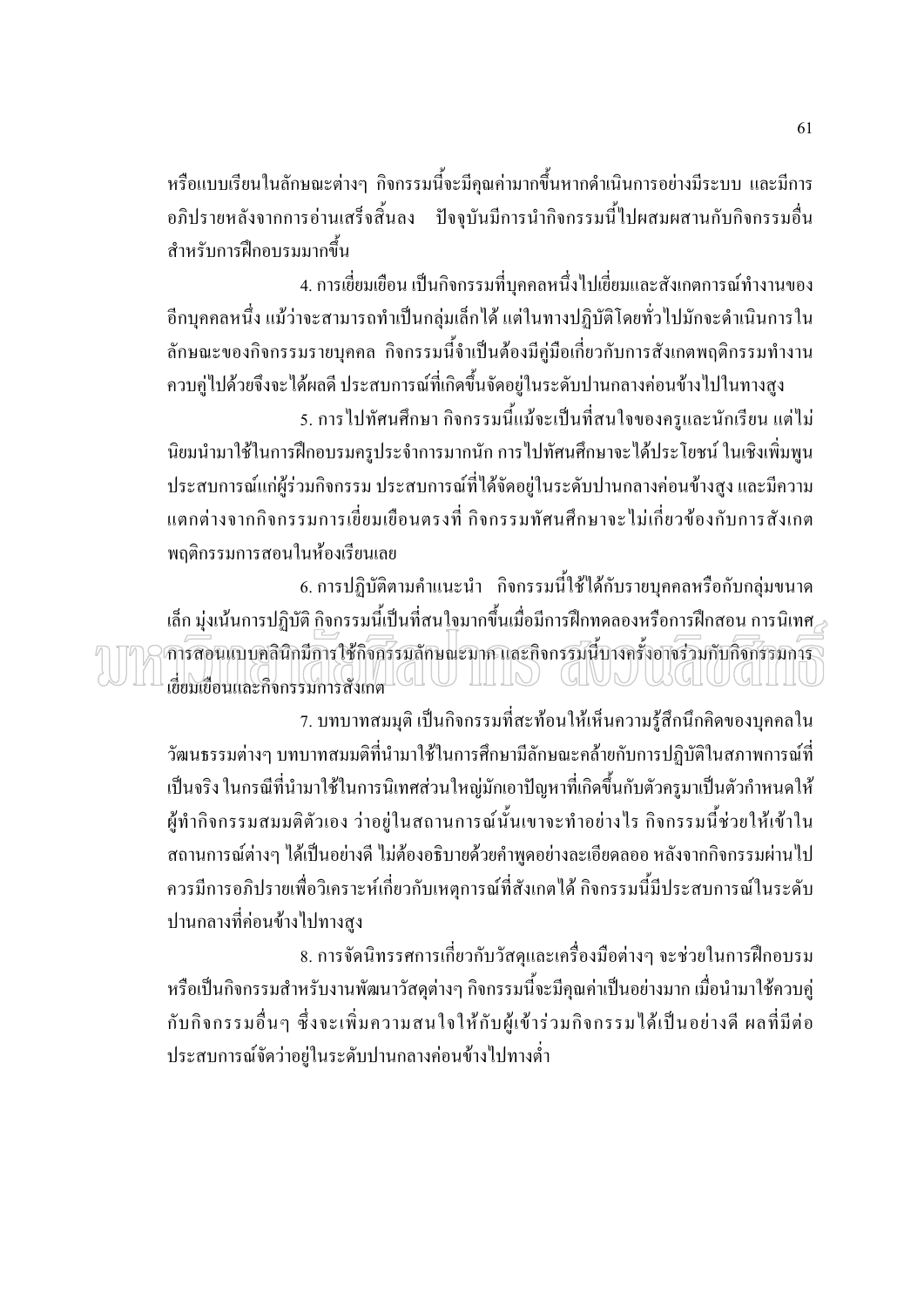หรือแบบเรียนในลักษณะต่างๆ กิจกรรมนี้จะมีคุณค่ามากขึ้นหากดำเนินการอย่างมีระบบ และมีการอภิปรายหลังจากการอ่านเสร็จสิ้นลง ปัจจุบันมีการนำกิจกรรมนี้ไปผสมผสานกับกิจกรรมอื่นสำหรับการฝึกอบรมมากขึ้น

4. การเยี่ยมเยือน เป็นกิจกรรมที่บุคคลหนึ่งไปเยี่ยมและสังเกตการณ์ทำงานของอีกบุคคลหนึ่ง แม้ว่าจะสามารถทำเป็นกลุ่มเล็กได้ แต่ในทางปฏิบัติโดยทั่วไปมักจะดำเนินการในลักษณะของกิจกรรมรายบุคคล กิจกรรมนี้จำเป็นต้องมีคู่มือเกี่ยวกับการสังเกตพฤติกรรมทำงานควบคู่ไปด้วยจึงจะได้ผลดี ประสบการณ์ที่เกิดขึ้นจัดอยู่ในระดับปานกลางค่อนข้างไปในทางสูง

5. การไปทัศนศึกษา กิจกรรมนี้แม้จะเป็นที่สนใจของครูและนักเรียน แต่ไม่นิยมนำมาใช้ในการฝึกอบรมครูประจำการมากนัก การไปทัศนศึกษาจะได้ประโยชน์ ในเชิงเพิ่มพูนประสบการณ์แก่ผู้ร่วมกิจกรรม ประสบการณ์ที่ได้จัดอยู่ในระดับปานกลางค่อนข้างสูง และมีความแตกต่างจากกิจกรรมการเยี่ยมเยือนตรงที่ กิจกรรมทัศนศึกษาจะไม่เกี่ยวข้องกับการสังเกตพฤติกรรมการสอนในห้องเรียนเลย

6. การปฏิบัติตามคำแนะนำ กิจกรรมนี้ใช้ได้กับรายบุคคลหรือกับกลุ่มขนาดเล็ก มุ่งเน้นการปฏิบัติ กิจกรรมนี้เป็นที่สนใจมากขึ้นเมื่อมีการฝึกทดลองหรือการฝึกสอน การนิเทศการสอนแบบคลินิกมีการใช้กิจกรรมลักษณะมาก และกิจกรรมนี้บางครั้งอาจร่วมกับกิจกรรมการเยี่ยมเยือนและกิจกรรมการสังเกต

7. บทบาทสมมุติ เป็นกิจกรรมที่สะท้อนให้เห็นความรู้สึกนึกคิดของบุคคลในวัฒนธรรมต่างๆ บทบาทสมมติที่นำมาใช้ในการศึกษามีลักษณะคล้ายกับการปฏิบัติในสภาพการณ์ที่เป็นจริง ในกรณีที่นำมาใช้ในการนิเทศส่วนใหญ่มักเอาปัญหาที่เกิดขึ้นกับตัวครูมาเป็นตัวกำหนดให้ผู้ทำกิจกรรมสมมติตัวเอง ว่าอยู่ในสถานการณ์นั้นเขาจะทำอย่างไร กิจกรรมนี้ช่วยให้เข้าในสถานการณ์ต่างๆ ได้เป็นอย่างดี ไม่ต้องอธิบายด้วยคำพูดอย่างละเอียดลออ หลังจากกิจกรรมผ่านไปควรมีการอภิปรายเพื่อวิเคราะห์เกี่ยวกับเหตุการณ์ที่สังเกตได้ กิจกรรมนี้มีประสบการณ์ในระดับปานกลางที่ค่อนข้างไปทางสูง

8. การจัดนิทรรศการเกี่ยวกับวัสดุและเครื่องมือต่างๆ จะช่วยในการฝึกอบรมหรือเป็นกิจกรรมสำหรับงานพัฒนาวัสดุต่างๆ กิจกรรมนี้จะมีคุณค่าเป็นอย่างมาก เมื่อนำมาใช้ควบคู่กับกิจกรรมอื่นๆ ซึ่งจะเพิ่มความสนใจให้กับผู้เข้าร่วมกิจกรรมได้เป็นอย่างดี ผลที่มีต่อประสบการณ์จัดว่าอยู่ในระดับปานกลางค่อนข้างไปทางต่ำ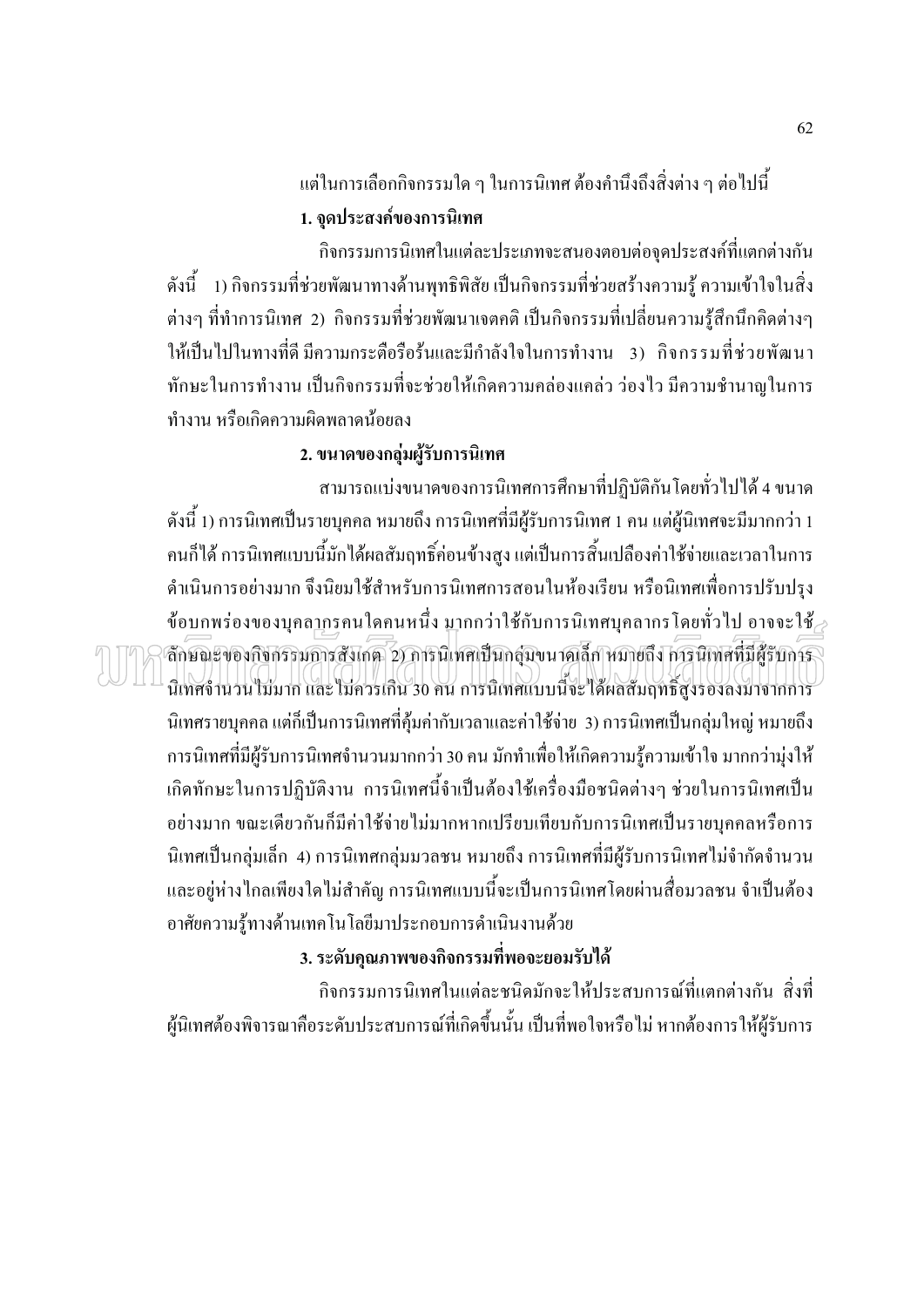แต่ในการเลือกกิจกรรมใด ๆ ในการนิเทศ ต้องคำนึงถึงสิ่งต่าง ๆ ต่อไปนี้

**1. จุดประสงค์ของการนิเทศ**

กิจกรรมการนิเทศในแต่ละประเภทจะสนองตอบต่อจุดประสงค์ที่แตกต่างกัน ดังนี้ 1) กิจกรรมที่ช่วยพัฒนาทางด้านพุทธิพิสัย เป็นกิจกรรมที่ช่วยสร้างความรู้ ความเข้าใจในสิ่งต่างๆ ที่ทำการนิเทศ 2) กิจกรรมที่ช่วยพัฒนาเจตคติ เป็นกิจกรรมที่เปลี่ยนความรู้สึกนึกคิดต่างๆ ให้เป็นไปในทางที่ดี มีความกระตือรือร้นและมีกำลังใจในการทำงาน 3) กิจกรรมที่ช่วยพัฒนาทักษะในการทำงาน เป็นกิจกรรมที่จะช่วยให้เกิดความคล่องแคล่ว ว่องไว มีความชำนาญในการทำงาน หรือเกิดความผิดพลาดน้อยลง

**2. ขนาดของกลุ่มผู้รับการนิเทศ**

สามารถแบ่งขนาดของการนิเทศการศึกษาที่ปฏิบัติกันโดยทั่วไปได้ 4 ขนาด ดังนี้ 1) การนิเทศเป็นรายบุคคล หมายถึง การนิเทศที่มีผู้รับการนิเทศ 1 คน แต่ผู้นิเทศจะมีมากกว่า 1 คนก็ได้ การนิเทศแบบนี้มักได้ผลสัมฤทธิ์ค่อนข้างสูง แต่เป็นการสิ้นเปลืองค่าใช้จ่ายและเวลาในการดำเนินการอย่างมาก จึงนิยมใช้สำหรับการนิเทศการสอนในห้องเรียน หรือนิเทศเพื่อการปรับปรุงข้อบกพร่องของบุคลากรคนใดคนหนึ่ง มากกว่าใช้กับการนิเทศบุคลากรโดยทั่วไป อาจจะใช้ลักษณะของกิจกรรมการสังเกต 2) การนิเทศเป็นกลุ่มขนาดเล็ก หมายถึง การนิเทศที่มีผู้รับการนิเทศจำนวนไม่มาก และไม่ควรเกิน 30 คน การนิเทศแบบนี้จะได้ผลสัมฤทธิ์สูงรองลงมาจากการนิเทศรายบุคคล แต่ก็เป็นการนิเทศที่คุ้มค่ากับเวลาและค่าใช้จ่าย 3) การนิเทศเป็นกลุ่มใหญ่ หมายถึง การนิเทศที่มีผู้รับการนิเทศจำนวนมากกว่า 30 คน มักทำเพื่อให้เกิดความรู้ความเข้าใจ มากกว่ามุ่งให้เกิดทักษะในการปฏิบัติงาน การนิเทศนี้จำเป็นต้องใช้เครื่องมือชนิดต่างๆ ช่วยในการนิเทศเป็นอย่างมาก ขณะเดียวกันก็มีค่าใช้จ่ายไม่มากหากเปรียบเทียบกับการนิเทศเป็นรายบุคคลหรือการนิเทศเป็นกลุ่มเล็ก 4) การนิเทศกลุ่มมวลชน หมายถึง การนิเทศที่มีผู้รับการนิเทศไม่จำกัดจำนวนและอยู่ห่างไกลเพียงใดไม่สำคัญ การนิเทศแบบนี้จะเป็นการนิเทศโดยผ่านสื่อมวลชน จำเป็นต้องอาศัยความรู้ทางด้านเทคโนโลยีมาประกอบการดำเนินงานด้วย

**3. ระดับคุณภาพของกิจกรรมที่พอจะยอมรับได้**

กิจกรรมการนิเทศในแต่ละชนิดมักจะให้ประสบการณ์ที่แตกต่างกัน สิ่งที่ผู้นิเทศต้องพิจารณาคือระดับประสบการณ์ที่เกิดขึ้นนั้น เป็นที่พอใจหรือไม่ หากต้องการให้ผู้รับการ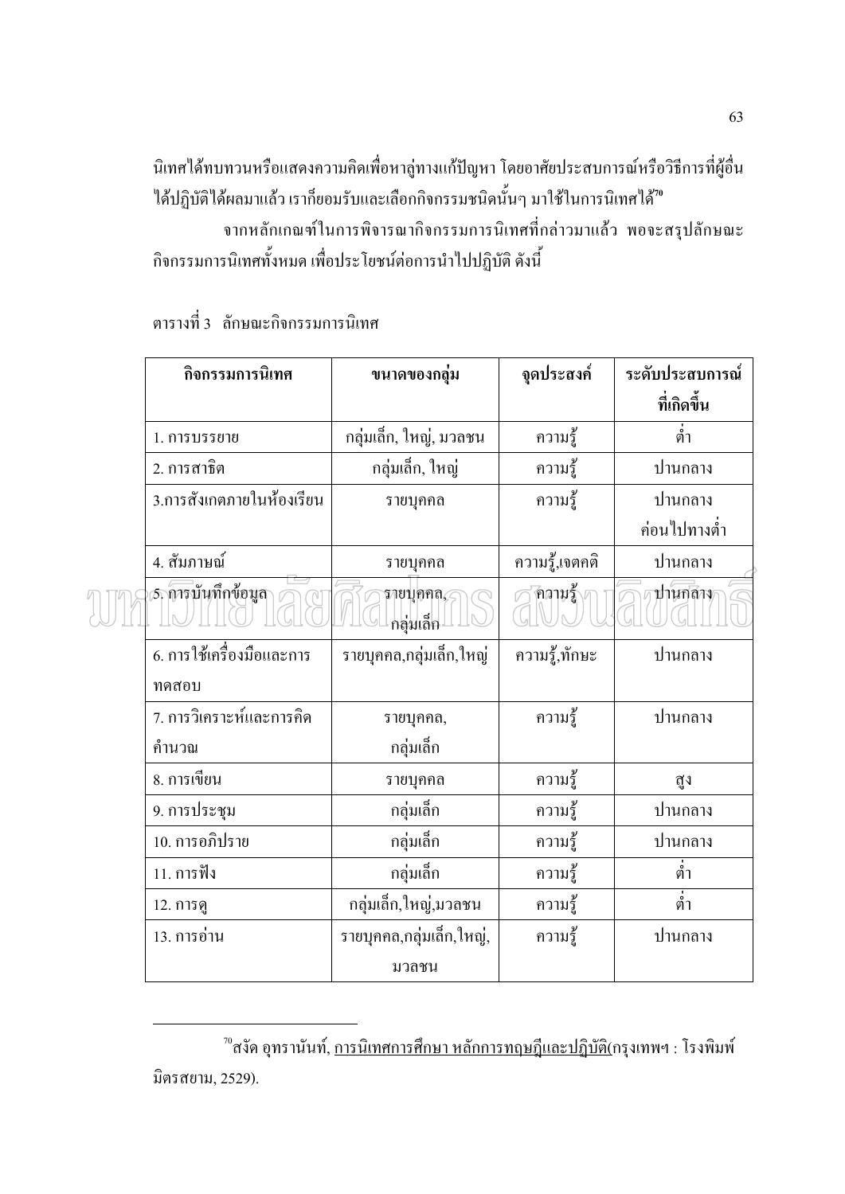นิเทศได้ทบทวนหรือแสดงความคิดเพื่อหาลู่ทางแก้ปัญหา โดยอาศัยประสบการณ์หรือวิธีการที่ผู้อื่นได้ปฏิบัติได้ผลมาแล้ว เราก็ยอมรับและเลือกกิจกรรมชนิดนั้นๆ มาใช้ในการนิเทศได้[70]

จากหลักเกณฑ์ในการพิจารณากิจกรรมการนิเทศที่กล่าวมาแล้ว พอจะสรุปลักษณะกิจกรรมการนิเทศทั้งหมด เพื่อประโยชน์ต่อการนำไปปฏิบัติ ดังนี้

ตารางที่ 3 ลักษณะกิจกรรมการนิเทศ

| กิจกรรมการนิเทศ | ขนาดของกลุ่ม | จุดประสงค์ | ระดับประสบการณ์ที่เกิดขึ้น |
|---|---|---|---|
| 1. การบรรยาย | กลุ่มเล็ก, ใหญ่, มวลชน | ความรู้ | ต่ำ |
| 2. การสาธิต | กลุ่มเล็ก, ใหญ่ | ความรู้ | ปานกลาง |
| 3.การสังเกตภายในห้องเรียน | รายบุคคล | ความรู้ | ปานกลาง ค่อนไปทางต่ำ |
| 4. สัมภาษณ์ | รายบุคคล | ความรู้,เจตคติ | ปานกลาง |
| 5. การบันทึกข้อมูล | รายบุคคล, กลุ่มเล็ก | ความรู้ | ปานกลาง |
| 6. การใช้เครื่องมือและการทดสอบ | รายบุคคล,กลุ่มเล็ก,ใหญ่ | ความรู้,ทักษะ | ปานกลาง |
| 7. การวิเคราะห์และการคิดคำนวณ | รายบุคคล, กลุ่มเล็ก | ความรู้ | ปานกลาง |
| 8. การเขียน | รายบุคคล | ความรู้ | สูง |
| 9. การประชุม | กลุ่มเล็ก | ความรู้ | ปานกลาง |
| 10. การอภิปราย | กลุ่มเล็ก | ความรู้ | ปานกลาง |
| 11. การฟัง | กลุ่มเล็ก | ความรู้ | ต่ำ |
| 12. การดู | กลุ่มเล็ก,ใหญ่,มวลชน | ความรู้ | ต่ำ |
| 13. การอ่าน | รายบุคคล,กลุ่มเล็ก,ใหญ่, มวลชน | ความรู้ | ปานกลาง |

[70]สงัด อุทรานันท์, การนิเทศการศึกษา หลักการทฤษฎีและปฏิบัติ(กรุงเทพฯ : โรงพิมพ์มิตรสยาม, 2529).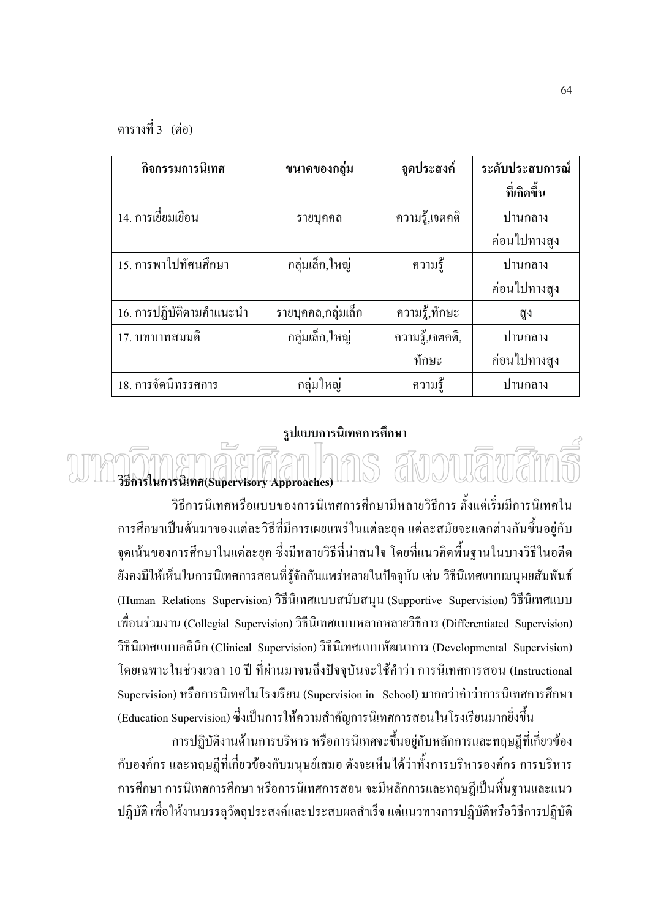ตารางที่ 3 (ต่อ)

| กิจกรรมการนิเทศ | ขนาดของกลุ่ม | จุดประสงค์ | ระดับประสบการณ์ที่เกิดขึ้น |
|---|---|---|---|
| 14. การเยี่ยมเยือน | รายบุคคล | ความรู้,เจตคติ | ปานกลางค่อนไปทางสูง |
| 15. การพาไปทัศนศึกษา | กลุ่มเล็ก,ใหญ่ | ความรู้ | ปานกลางค่อนไปทางสูง |
| 16. การปฏิบัติตามคำแนะนำ | รายบุคคล,กลุ่มเล็ก | ความรู้,ทักษะ | สูง |
| 17. บทบาทสมมติ | กลุ่มเล็ก,ใหญ่ | ความรู้,เจตคติ,ทักษะ | ปานกลางค่อนไปทางสูง |
| 18. การจัดนิทรรศการ | กลุ่มใหญ่ | ความรู้ | ปานกลาง |

## รูปแบบการนิเทศการศึกษา

**วิธีการในการนิเทศ(Supervisory Approaches)**

วิธีการนิเทศหรือแบบของการนิเทศการศึกษามีหลายวิธีการ ตั้งแต่เริ่มมีการนิเทศในการศึกษาเป็นต้นมาของแต่ละวิธีที่มีการเผยแพร่ในแต่ละยุค แต่ละสมัยจะแตกต่างกันขึ้นอยู่กับจุดเน้นของการศึกษาในแต่ละยุค ซึ่งมีหลายวิธีที่น่าสนใจ โดยที่แนวคิดพื้นฐานในบางวิธีในอดีตยังคงมีให้เห็นในการนิเทศการสอนที่รู้จักกันแพร่หลายในปัจจุบัน เช่น วิธีนิเทศแบบมนุษยสัมพันธ์ (Human Relations Supervision) วิธีนิเทศแบบสนับสนุน (Supportive Supervision) วิธีนิเทศแบบเพื่อนร่วมงาน (Collegial Supervision) วิธีนิเทศแบบหลากหลายวิธีการ (Differentiated Supervision) วิธีนิเทศแบบคลินิก (Clinical Supervision) วิธีนิเทศแบบพัฒนาการ (Developmental Supervision) โดยเฉพาะในช่วงเวลา 10 ปี ที่ผ่านมาจนถึงปัจจุบันจะใช้คำว่า การนิเทศการสอน (Instructional Supervision) หรือการนิเทศในโรงเรียน (Supervision in School) มากกว่าคำว่าการนิเทศการศึกษา (Education Supervision) ซึ่งเป็นการให้ความสำคัญการนิเทศการสอนในโรงเรียนมากยิ่งขึ้น

การปฏิบัติงานด้านการบริหาร หรือการนิเทศจะขึ้นอยู่กับหลักการและทฤษฎีที่เกี่ยวข้องกับองค์กร และทฤษฎีที่เกี่ยวข้องกับมนุษย์เสมอ ดังจะเห็นได้ว่าทั้งการบริหารองค์กร การบริหารการศึกษา การนิเทศการศึกษา หรือการนิเทศการสอน จะมีหลักการและทฤษฎีเป็นพื้นฐานและแนวปฏิบัติ เพื่อให้งานบรรลุวัตถุประสงค์และประสบผลสำเร็จ แต่แนวทางการปฏิบัติหรือวิธีการปฏิบัติ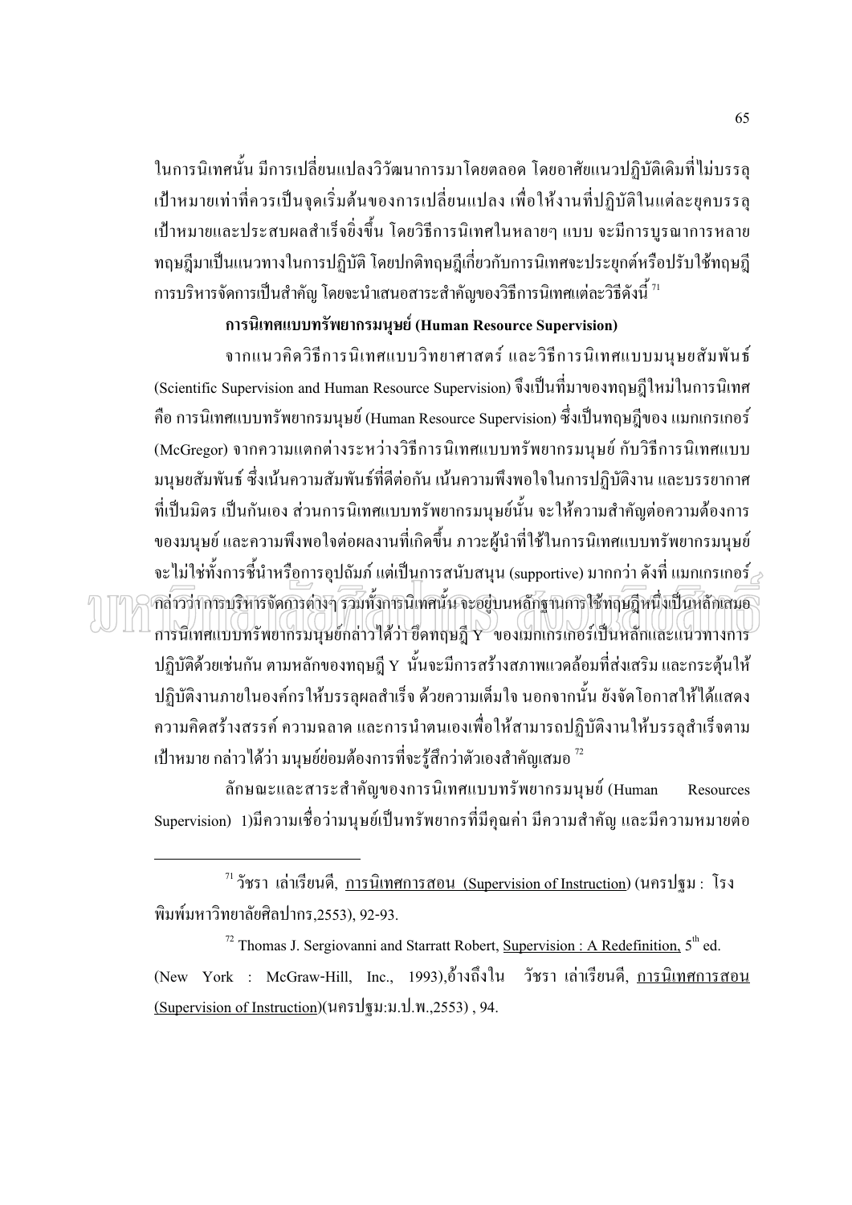ในการนิเทศนั้น มีการเปลี่ยนแปลงวิวัฒนาการมาโดยตลอด โดยอาศัยแนวปฏิบัติเดิมที่ไม่บรรลุเป้าหมายเท่าที่ควรเป็นจุดเริ่มต้นของการเปลี่ยนแปลง เพื่อให้งานที่ปฏิบัติในแต่ละยุคบรรลุเป้าหมายและประสบผลสำเร็จยิ่งขึ้น โดยวิธีการนิเทศในหลายๆ แบบ จะมีการบูรณาการหลายทฤษฎีมาเป็นแนวทางในการปฏิบัติ โดยปกติทฤษฎีเกี่ยวกับการนิเทศจะประยุกต์หรือปรับใช้ทฤษฎีการบริหารจัดการเป็นสำคัญ โดยจะนำเสนอสาระสำคัญของวิธีการนิเทศแต่ละวิธีดังนี้ [71]

**การนิเทศแบบทรัพยากรมนุษย์ (Human Resource Supervision)**

จากแนวคิดวิธีการนิเทศแบบวิทยาศาสตร์ และวิธีการนิเทศแบบมนุษยสัมพันธ์ (Scientific Supervision and Human Resource Supervision) จึงเป็นที่มาของทฤษฎีใหม่ในการนิเทศ คือ การนิเทศแบบทรัพยากรมนุษย์ (Human Resource Supervision) ซึ่งเป็นทฤษฎีของ แมกเกรเกอร์ (McGregor) จากความแตกต่างระหว่างวิธีการนิเทศแบบทรัพยากรมนุษย์ กับวิธีการนิเทศแบบมนุษยสัมพันธ์ ซึ่งเน้นความสัมพันธ์ที่ดีต่อกัน เน้นความพึงพอใจในการปฏิบัติงาน และบรรยากาศที่เป็นมิตร เป็นกันเอง ส่วนการนิเทศแบบทรัพยากรมนุษย์นั้น จะให้ความสำคัญต่อความต้องการของมนุษย์ และความพึงพอใจต่อผลงานที่เกิดขึ้น ภาวะผู้นำที่ใช้ในการนิเทศแบบทรัพยากรมนุษย์จะไม่ใช่ทั้งการชี้นำหรือการอุปถัมภ์ แต่เป็นการสนับสนุน (supportive) มากกว่า ดังที่ แมกเกรเกอร์กล่าวว่า การบริหารจัดการต่างๆ รวมทั้งการนิเทศนั้น จะอยู่บนหลักฐานการใช้ทฤษฎีหนึ่งเป็นหลักเสมอ การนิเทศแบบทรัพยากรมนุษย์กล่าวได้ว่า ยึดทฤษฎี Y ของแมกเกรเกอร์เป็นหลักและแนวทางการปฏิบัติด้วยเช่นกัน ตามหลักของทฤษฎี Y นั้นจะมีการสร้างสภาพแวดล้อมที่ส่งเสริม และกระตุ้นให้ปฏิบัติงานภายในองค์กรให้บรรลุผลสำเร็จ ด้วยความเต็มใจ นอกจากนั้น ยังจัดโอกาสให้ได้แสดงความคิดสร้างสรรค์ ความฉลาด และการนำตนเองเพื่อให้สามารถปฏิบัติงานให้บรรลุสำเร็จตามเป้าหมาย กล่าวได้ว่า มนุษย์ย่อมต้องการที่จะรู้สึกว่าตัวเองสำคัญเสมอ [72]

ลักษณะและสาระสำคัญของการนิเทศแบบทรัพยากรมนุษย์ (Human Resources Supervision) 1)มีความเชื่อว่ามนุษย์เป็นทรัพยากรที่มีคุณค่า มีความสำคัญ และมีความหมายต่อ

---

[71] วัชรา เล่าเรียนดี, การนิเทศการสอน (Supervision of Instruction) (นครปฐม : โรงพิมพ์มหาวิทยาลัยศิลปากร,2553), 92-93.

[72] Thomas J. Sergiovanni and Starratt Robert, Supervision : A Redefinition, 5th ed. (New York : McGraw-Hill, Inc., 1993),อ้างถึงใน วัชรา เล่าเรียนดี, การนิเทศการสอน (Supervision of Instruction)(นครปฐม:ม.ป.พ.,2553) , 94.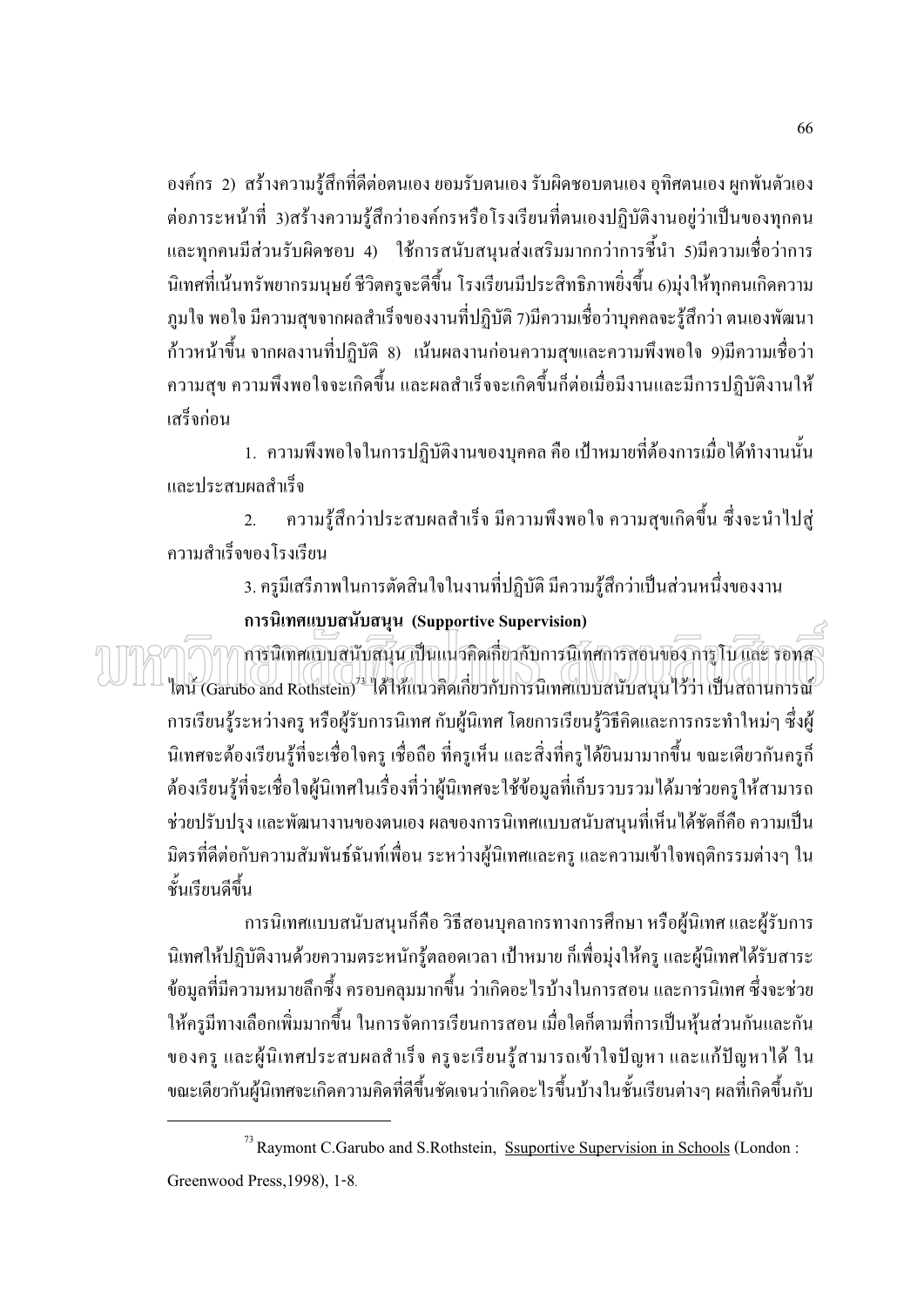องค์กร 2) สร้างความรู้สึกที่ดีต่อตนเอง ยอมรับตนเอง รับผิดชอบตนเอง อุทิศตนเอง ผูกพันตัวเองต่อภาระหน้าที่ 3)สร้างความรู้สึกว่าองค์กรหรือโรงเรียนที่ตนเองปฏิบัติงานอยู่ว่าเป็นของทุกคน และทุกคนมีส่วนรับผิดชอบ 4) ใช้การสนับสนุนส่งเสริมมากกว่าการชี้นำ 5)มีความเชื่อว่าการนิเทศที่เน้นทรัพยากรมนุษย์ ชีวิตครูจะดีขึ้น โรงเรียนมีประสิทธิภาพยิ่งขึ้น 6)มุ่งให้ทุกคนเกิดความภูมใจ พอใจ มีความสุขจากผลสำเร็จของงานที่ปฏิบัติ 7)มีความเชื่อว่าบุคคลจะรู้สึกว่า ตนเองพัฒนาก้าวหน้าขึ้น จากผลงานที่ปฏิบัติ 8) เน้นผลงานก่อนความสุขและความพึงพอใจ 9)มีความเชื่อว่าความสุข ความพึงพอใจจะเกิดขึ้น และผลสำเร็จจะเกิดขึ้นก็ต่อเมื่อมีงานและมีการปฏิบัติงานให้เสร็จก่อน

1. ความพึงพอใจในการปฏิบัติงานของบุคคล คือ เป้าหมายที่ต้องการเมื่อได้ทำงานนั้นและประสบผลสำเร็จ
2. ความรู้สึกว่าประสบผลสำเร็จ มีความพึงพอใจ ความสุขเกิดขึ้น ซึ่งจะนำไปสู่ความสำเร็จของโรงเรียน
3. ครูมีเสรีภาพในการตัดสินใจในงานที่ปฏิบัติ มีความรู้สึกว่าเป็นส่วนหนึ่งของงาน

**การนิเทศแบบสนับสนุน (Supportive Supervision)**

การนิเทศแบบสนับสนุน เป็นแนวคิดเกี่ยวกับการนิเทศการสอนของ การูโบ และ รอทสไตน์ (Garubo and Rothstein)[73] ได้ให้แนวคิดเกี่ยวกับการนิเทศแบบสนับสนุนไว้ว่า เป็นสถานการณ์การเรียนรู้ระหว่างครู หรือผู้รับการนิเทศ กับผู้นิเทศ โดยการเรียนรู้วิธีคิดและการกระทำใหม่ๆ ซึ่งผู้นิเทศจะต้องเรียนรู้ที่จะเชื่อใจครู เชื่อถือ ที่ครูเห็น และสิ่งที่ครูได้ยินมามากขึ้น ขณะเดียวกันครูก็ต้องเรียนรู้ที่จะเชื่อใจผู้นิเทศในเรื่องที่ว่าผู้นิเทศจะใช้ข้อมูลที่เก็บรวบรวมได้มาช่วยครูให้สามารถช่วยปรับปรุง และพัฒนางานของตนเอง ผลของการนิเทศแบบสนับสนุนที่เห็นได้ชัดก็คือ ความเป็นมิตรที่ดีต่อกับความสัมพันธ์ฉันท์เพื่อน ระหว่างผู้นิเทศและครู และความเข้าใจพฤติกรรมต่างๆ ในชั้นเรียนดีขึ้น

การนิเทศแบบสนับสนุนก็คือ วิธีสอนบุคลากรทางการศึกษา หรือผู้นิเทศ และผู้รับการนิเทศให้ปฏิบัติงานด้วยความตระหนักรู้ตลอดเวลา เป้าหมาย ก็เพื่อมุ่งให้ครู และผู้นิเทศได้รับสาระข้อมูลที่มีความหมายลึกซึ้ง ครอบคลุมมากขึ้น ว่าเกิดอะไรบ้างในการสอน และการนิเทศ ซึ่งจะช่วยให้ครูมีทางเลือกเพิ่มมากขึ้น ในการจัดการเรียนการสอน เมื่อใดก็ตามที่การเป็นหุ้นส่วนกันและกันของครู และผู้นิเทศประสบผลสำเร็จ ครูจะเรียนรู้สามารถเข้าใจปัญหา และแก้ปัญหาได้ ในขณะเดียวกันผู้นิเทศจะเกิดความคิดที่ดีขึ้นชัดเจนว่าเกิดอะไรขึ้นบ้างในชั้นเรียนต่างๆ ผลที่เกิดขึ้นกับ

---

[73] Raymont C.Garubo and S.Rothstein, Ssuportive Supervision in Schools (London : Greenwood Press,1998), 1-8.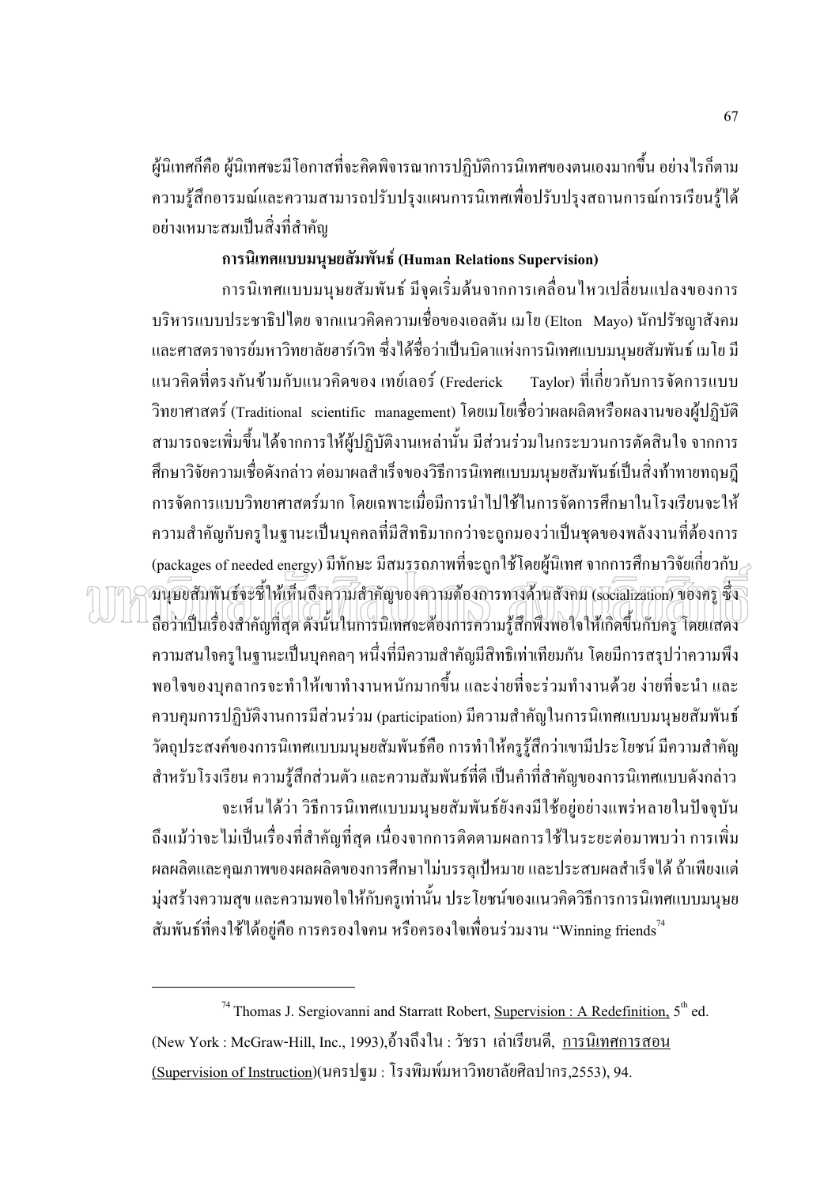ผู้นิเทศก็คือ ผู้นิเทศจะมีโอกาสที่จะคิดพิจารณาการปฏิบัติการนิเทศของตนเองมากขึ้น อย่างไรก็ตาม ความรู้สึกอารมณ์และความสามารถปรับปรุงแผนการนิเทศเพื่อปรับปรุงสถานการณ์การเรียนรู้ได้อย่างเหมาะสมเป็นสิ่งที่สำคัญ

**การนิเทศแบบมนุษยสัมพันธ์ (Human Relations Supervision)**

การนิเทศแบบมนุษยสัมพันธ์ มีจุดเริ่มต้นจากการเคลื่อนไหวเปลี่ยนแปลงของการบริหารแบบประชาธิปไตย จากแนวคิดความเชื่อของเอลตัน เมโย (Elton Mayo) นักปรัชญาสังคมและศาสตราจารย์มหาวิทยาลัยฮาร์เวิท ซึ่งได้ชื่อว่าเป็นบิดาแห่งการนิเทศแบบมนุษยสัมพันธ์ เมโย มีแนวคิดที่ตรงกันข้ามกับแนวคิดของ เทย์เลอร์ (Frederick Taylor) ที่เกี่ยวกับการจัดการแบบวิทยาศาสตร์ (Traditional scientific management) โดยเมโยเชื่อว่าผลผลิตหรือผลงานของผู้ปฏิบัติสามารถจะเพิ่มขึ้นได้จากการให้ผู้ปฏิบัติงานเหล่านั้น มีส่วนร่วมในกระบวนการตัดสินใจ จากการศึกษาวิจัยความเชื่อดังกล่าว ต่อมาผลสำเร็จของวิธีการนิเทศแบบมนุษยสัมพันธ์เป็นสิ่งท้าทายทฤษฎีการจัดการแบบวิทยาศาสตร์มาก โดยเฉพาะเมื่อมีการนำไปใช้ในการจัดการศึกษาในโรงเรียนจะให้ความสำคัญกับครูในฐานะเป็นบุคคลที่มีสิทธิมากกว่าจะถูกมองว่าเป็นชุดของพลังงานที่ต้องการ (packages of needed energy) มีทักษะ มีสมรรถภาพที่จะถูกใช้โดยผู้นิเทศ จากการศึกษาวิจัยเกี่ยวกับมนุษยสัมพันธ์จะชี้ให้เห็นถึงความสำคัญของความต้องการทางด้านสังคม (socialization) ของครู ซึ่งถือว่าเป็นเรื่องสำคัญที่สุด ดังนั้นในการนิเทศจะต้องการความรู้สึกพึงพอใจให้เกิดขึ้นกับครู โดยแสดงความสนใจครูในฐานะเป็นบุคคลๆ หนึ่งที่มีความสำคัญมีสิทธิเท่าเทียมกัน โดยมีการสรุปว่าความพึงพอใจของบุคลากรจะทำให้เขาทำงานหนักมากขึ้น และง่ายที่จะร่วมทำงานด้วย ง่ายที่จะนำ และควบคุมการปฏิบัติงานการมีส่วนร่วม (participation) มีความสำคัญในการนิเทศแบบมนุษยสัมพันธ์ วัตถุประสงค์ของการนิเทศแบบมนุษยสัมพันธ์คือ การทำให้ครูรู้สึกว่าเขามีประโยชน์ มีความสำคัญสำหรับโรงเรียน ความรู้สึกส่วนตัว และความสัมพันธ์ที่ดี เป็นคำที่สำคัญของการนิเทศแบบดังกล่าว

จะเห็นได้ว่า วิธีการนิเทศแบบมนุษยสัมพันธ์ยังคงมีใช้อยู่อย่างแพร่หลายในปัจจุบัน ถึงแม้ว่าจะไม่เป็นเรื่องที่สำคัญที่สุด เนื่องจากการติดตามผลการใช้ในระยะต่อมาพบว่า การเพิ่มผลผลิตและคุณภาพของผลผลิตของการศึกษาไม่บรรลุเป้าหมาย และประสบผลสำเร็จได้ ถ้าเพียงแต่มุ่งสร้างความสุข และความพอใจให้กับครูเท่านั้น ประโยชน์ของแนวคิดวิธีการการนิเทศแบบมนุษยสัมพันธ์ที่คงใช้ได้อยู่คือ การครองใจคน หรือครองใจเพื่อนร่วมงาน "Winning friends[74]

---

[74] Thomas J. Sergiovanni and Starratt Robert, Supervision : A Redefinition, 5th ed. (New York : McGraw-Hill, Inc., 1993),อ้างถึงใน : วัชรา เล่าเรียนดี, การนิเทศการสอน (Supervision of Instruction)(นครปฐม : โรงพิมพ์มหาวิทยาลัยศิลปากร,2553), 94.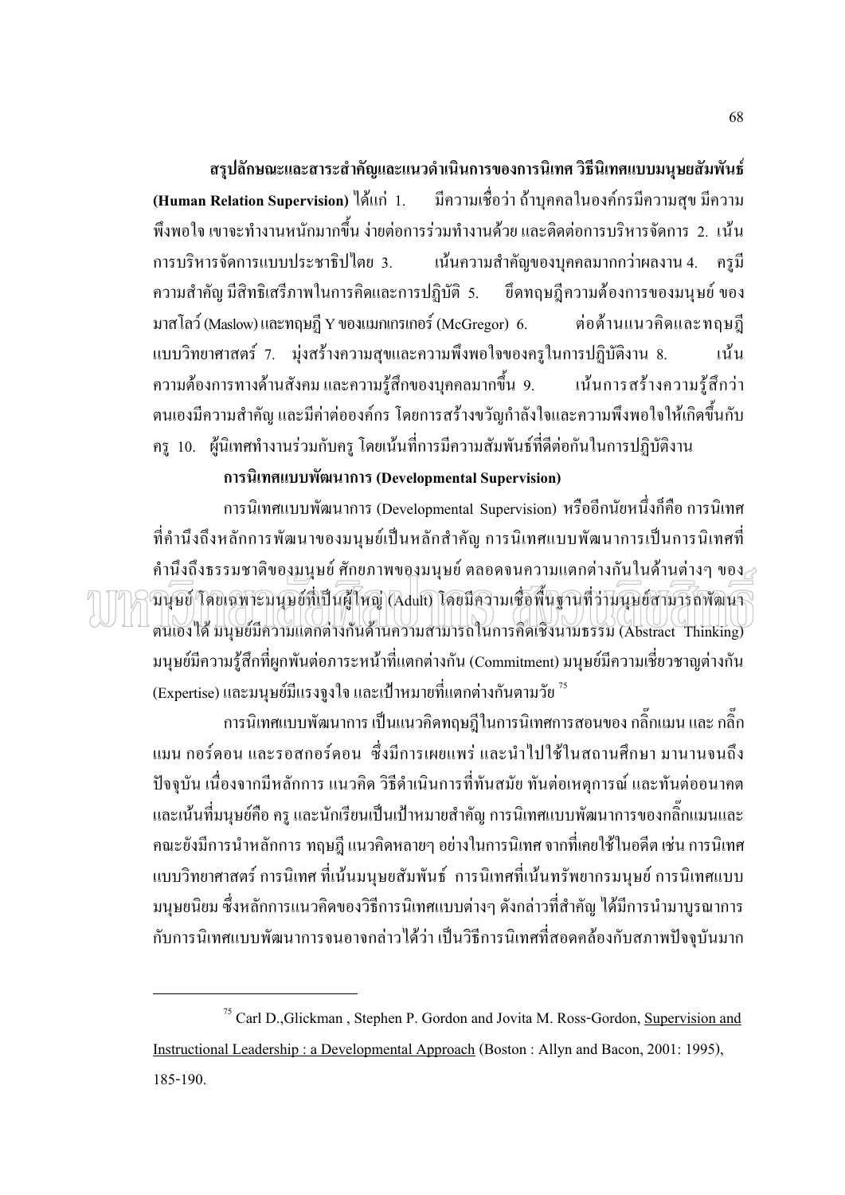**สรุปลักษณะและสาระสำคัญและแนวดำเนินการของการนิเทศ วิธีนิเทศแบบมนุษยสัมพันธ์ (Human Relation Supervision)** ได้แก่ 1. มีความเชื่อว่า ถ้าบุคคลในองค์กรมีความสุข มีความพึงพอใจ เขาจะทำงานหนักมากขึ้น ง่ายต่อการร่วมทำงานด้วย และติดต่อการบริหารจัดการ 2. เน้นการบริหารจัดการแบบประชาธิปไตย 3. เน้นความสำคัญของบุคคลมากกว่าผลงาน 4. ครูมีความสำคัญ มีสิทธิเสรีภาพในการคิดและการปฏิบัติ 5. ยึดทฤษฎีความต้องการของมนุษย์ ของมาสโลว์ (Maslow) และทฤษฎี Y ของแมกเกรเกอร์ (McGregor) 6. ต่อต้านแนวคิดและทฤษฎีแบบวิทยาศาสตร์ 7. มุ่งสร้างความสุขและความพึงพอใจของครูในการปฏิบัติงาน 8. เน้นความต้องการทางด้านสังคม และความรู้สึกของบุคคลมากขึ้น 9. เน้นการสร้างความรู้สึกว่าตนเองมีความสำคัญ และมีค่าต่อองค์กร โดยการสร้างขวัญกำลังใจและความพึงพอใจให้เกิดขึ้นกับครู 10. ผู้นิเทศทำงานร่วมกับครู โดยเน้นที่การมีความสัมพันธ์ที่ดีต่อกันในการปฏิบัติงาน

**การนิเทศแบบพัฒนาการ (Developmental Supervision)**

การนิเทศแบบพัฒนาการ (Developmental Supervision) หรืออีกนัยหนึ่งก็คือ การนิเทศที่คำนึงถึงหลักการพัฒนาของมนุษย์เป็นหลักสำคัญ การนิเทศแบบพัฒนาการเป็นการนิเทศที่คำนึงถึงธรรมชาติของมนุษย์ ศักยภาพของมนุษย์ ตลอดจนความแตกต่างกันในด้านต่างๆ ของมนุษย์ โดยเฉพาะมนุษย์ที่เป็นผู้ใหญ่ (Adult) โดยมีความเชื่อพื้นฐานที่ว่ามนุษย์สามารถพัฒนาตนเองได้ มนุษย์มีความแตกต่างกันด้านความสามารถในการคิดเชิงนามธรรม (Abstract Thinking) มนุษย์มีความรู้สึกที่ผูกพันต่อภาระหน้าที่แตกต่างกัน (Commitment) มนุษย์มีความเชี่ยวชาญต่างกัน (Expertise) และมนุษย์มีแรงจูงใจ และเป้าหมายที่แตกต่างกันตามวัย [75]

การนิเทศแบบพัฒนาการ เป็นแนวคิดทฤษฎีในการนิเทศการสอนของ กลิ๊กแมน และ กลิ๊กแมน กอร์ดอน และรอสกอร์ดอน ซึ่งมีการเผยแพร่ และนำไปใช้ในสถานศึกษา มานานจนถึงปัจจุบัน เนื่องจากมีหลักการ แนวคิด วิธีดำเนินการที่ทันสมัย ทันต่อเหตุการณ์ และทันต่ออนาคต และเน้นที่มนุษย์คือ ครู และนักเรียนเป็นเป้าหมายสำคัญ การนิเทศแบบพัฒนาการของกลิ๊กแมนและคณะยังมีการนำหลักการ ทฤษฎี แนวคิดหลายๆ อย่างในการนิเทศ จากที่เคยใช้ในอดีต เช่น การนิเทศแบบวิทยาศาสตร์ การนิเทศ ที่เน้นมนุษยสัมพันธ์ การนิเทศที่เน้นทรัพยากรมนุษย์ การนิเทศแบบมนุษยนิยม ซึ่งหลักการแนวคิดของวิธีการนิเทศแบบต่างๆ ดังกล่าวที่สำคัญ ได้มีการนำมาบูรณาการกับการนิเทศแบบพัฒนาการจนอาจกล่าวได้ว่า เป็นวิธีการนิเทศที่สอดคล้องกับสภาพปัจจุบันมาก

---

[75] Carl D.,Glickman , Stephen P. Gordon and Jovita M. Ross-Gordon, Supervision and Instructional Leadership : a Developmental Approach (Boston : Allyn and Bacon, 2001: 1995), 185-190.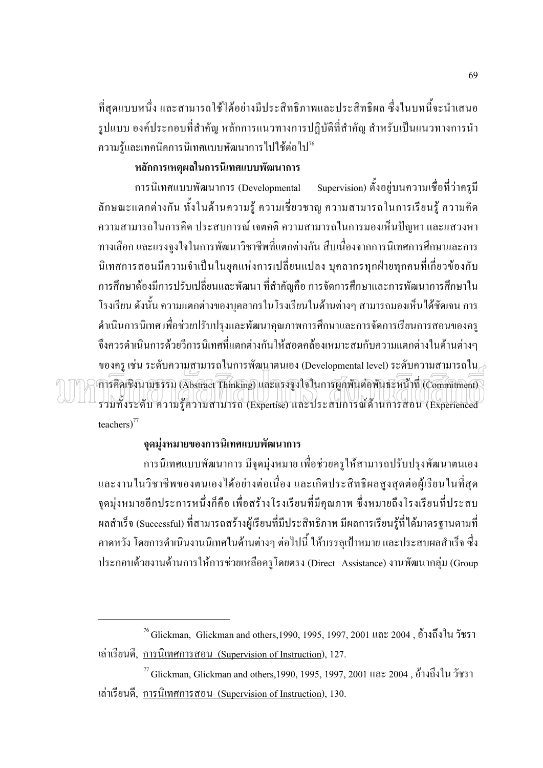ที่สุดแบบหนึ่ง และสามารถใช้ได้อย่างมีประสิทธิภาพและประสิทธิผล ซึ่งในบทนี้จะนำเสนอรูปแบบ องค์ประกอบที่สำคัญ หลักการแนวทางการปฏิบัติที่สำคัญ สำหรับเป็นแนวทางการนำความรู้และเทคนิคการนิเทศแบบพัฒนาการไปใช้ต่อไป[76]

**หลักการเหตุผลในการนิเทศแบบพัฒนาการ**

การนิเทศแบบพัฒนาการ (Developmental Supervision) ตั้งอยู่บนความเชื่อที่ว่าครูมีลักษณะแตกต่างกัน ทั้งในด้านความรู้ ความเชี่ยวชาญ ความสามารถในการเรียนรู้ ความคิด ความสามารถในการคิด ประสบการณ์ เจตคติ ความสามารถในการมองเห็นปัญหา และแสวงหาทางเลือก และแรงจูงใจในการพัฒนาวิชาชีพที่แตกต่างกัน สืบเนื่องจากการนิเทศการศึกษาและการนิเทศการสอนมีความจำเป็นในยุคแห่งการเปลี่ยนแปลง บุคลากรทุกฝ่ายทุกคนที่เกี่ยวข้องกับการศึกษาต้องมีการปรับเปลี่ยนและพัฒนา ที่สำคัญคือ การจัดการศึกษาและการพัฒนาการศึกษาในโรงเรียน ดังนั้น ความแตกต่างของบุคลากรในโรงเรียนในด้านต่างๆ สามารถมองเห็นได้ชัดเจน การดำเนินการนิเทศ เพื่อช่วยปรับปรุงและพัฒนาคุณภาพการศึกษาและการจัดการเรียนการสอนของครูจึงควรดำเนินการด้วยวีการนิเทศที่แตกต่างกันให้สอดคล้องเหมาะสมกับความแตกต่างในด้านต่างๆ ของครู เช่น ระดับความสามารถในการพัฒนาตนเอง (Developmental level) ระดับความสามารถในการคิดเชิงนามธรรม (Abstract Thinking) และแรงจูงใจในการผูกพันต่อพันธะหน้าที่ (Commitment) รวมทั้งระดับ ความรู้ความสามารถ (Expertise) และประสบการณ์ด้านการสอน (Experienced teachers)[77]

**จุดมุ่งหมายของการนิเทศแบบพัฒนาการ**

การนิเทศแบบพัฒนาการ มีจุดมุ่งหมาย เพื่อช่วยครูให้สามารถปรับปรุงพัฒนาตนเองและงานในวิชาชีพของตนเองได้อย่างต่อเนื่อง และเกิดประสิทธิผลสูงสุดต่อผู้เรียนในที่สุด จุดมุ่งหมายอีกประการหนึ่งก็คือ เพื่อสร้างโรงเรียนที่มีคุณภาพ ซึ่งหมายถึงโรงเรียนที่ประสบผลสำเร็จ (Successful) ที่สามารถสร้างผู้เรียนที่มีประสิทธิภาพ มีผลการเรียนรู้ที่ได้มาตรฐานตามที่คาดหวัง โดยการดำเนินงานนิเทศในด้านต่างๆ ต่อไปนี้ ให้บรรลุเป้าหมาย และประสบผลสำเร็จ ซึ่งประกอบด้วยงานด้านการให้การช่วยเหลือครูโดยตรง (Direct Assistance) งานพัฒนากลุ่ม (Group

---

[76] Glickman, Glickman and others,1990, 1995, 1997, 2001 และ 2004 , อ้างถึงใน วัชรา เล่าเรียนดี, การนิเทศการสอน (Supervision of Instruction), 127.

[77] Glickman, Glickman and others,1990, 1995, 1997, 2001 และ 2004 , อ้างถึงใน วัชรา เล่าเรียนดี, การนิเทศการสอน (Supervision of Instruction), 130.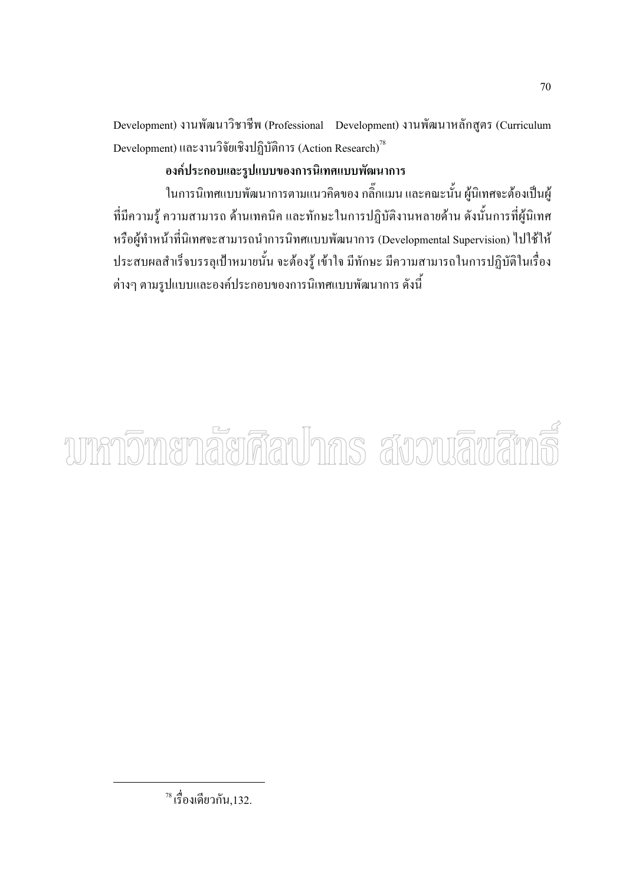Development) งานพัฒนาวิชาชีพ (Professional Development) งานพัฒนาหลักสูตร (Curriculum Development) และงานวิจัยเชิงปฏิบัติการ (Action Research)[78]

**องค์ประกอบและรูปแบบของการนิเทศแบบพัฒนาการ**

ในการนิเทศแบบพัฒนาการตามแนวคิดของ กลิ๊กแมน และคณะนั้น ผู้นิเทศจะต้องเป็นผู้ที่มีความรู้ ความสามารถ ด้านเทคนิค และทักษะในการปฏิบัติงานหลายด้าน ดังนั้นการที่ผู้นิเทศหรือผู้ทำหน้าที่นิเทศจะสามารถนำการนิเทศแบบพัฒนาการ (Developmental Supervision) ไปใช้ให้ประสบผลสำเร็จบรรลุเป้าหมายนั้น จะต้องรู้ เข้าใจ มีทักษะ มีความสามารถในการปฏิบัติในเรื่องต่างๆ ตามรูปแบบและองค์ประกอบของการนิเทศแบบพัฒนาการ ดังนี้

[78] เรื่องเดียวกัน,132.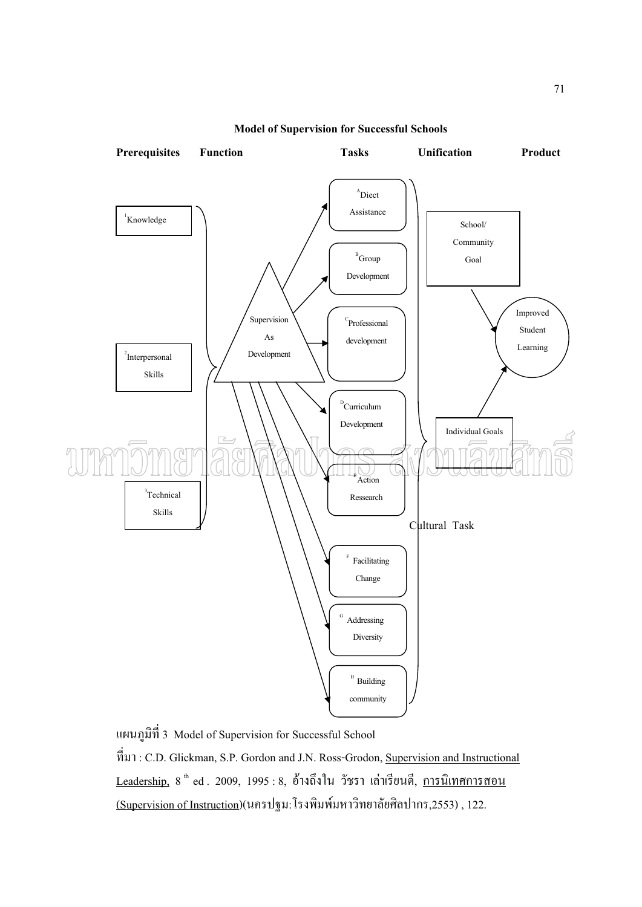**Model of Supervision for Successful Schools**

Prerequisites | Function | Tasks | Unification | Product

1 Knowledge

2 Interpersonal Skills

3 Technical Skills

Supervision As Development

A Diect Assistance

B Group Development

C Professional development

D Curriculum Development

E Action Ressearch

F Facilitating Change

G Addressing Diversity

H Building community

Cultural Task

School/ Community Goal

Individual Goals

Improved Student Learning

แผนภูมิที่ 3 Model of Supervision for Successful School

ที่มา : C.D. Glickman, S.P. Gordon and J.N. Ross-Grodon, Supervision and Instructional Leadership, 8 th ed . 2009, 1995 : 8, อ้างถึงใน วัชรา เล่าเรียนดี, การนิเทศการสอน (Supervision of Instruction)(นครปฐม: โรงพิมพ์มหาวิทยาลัยศิลปากร,2553) , 122.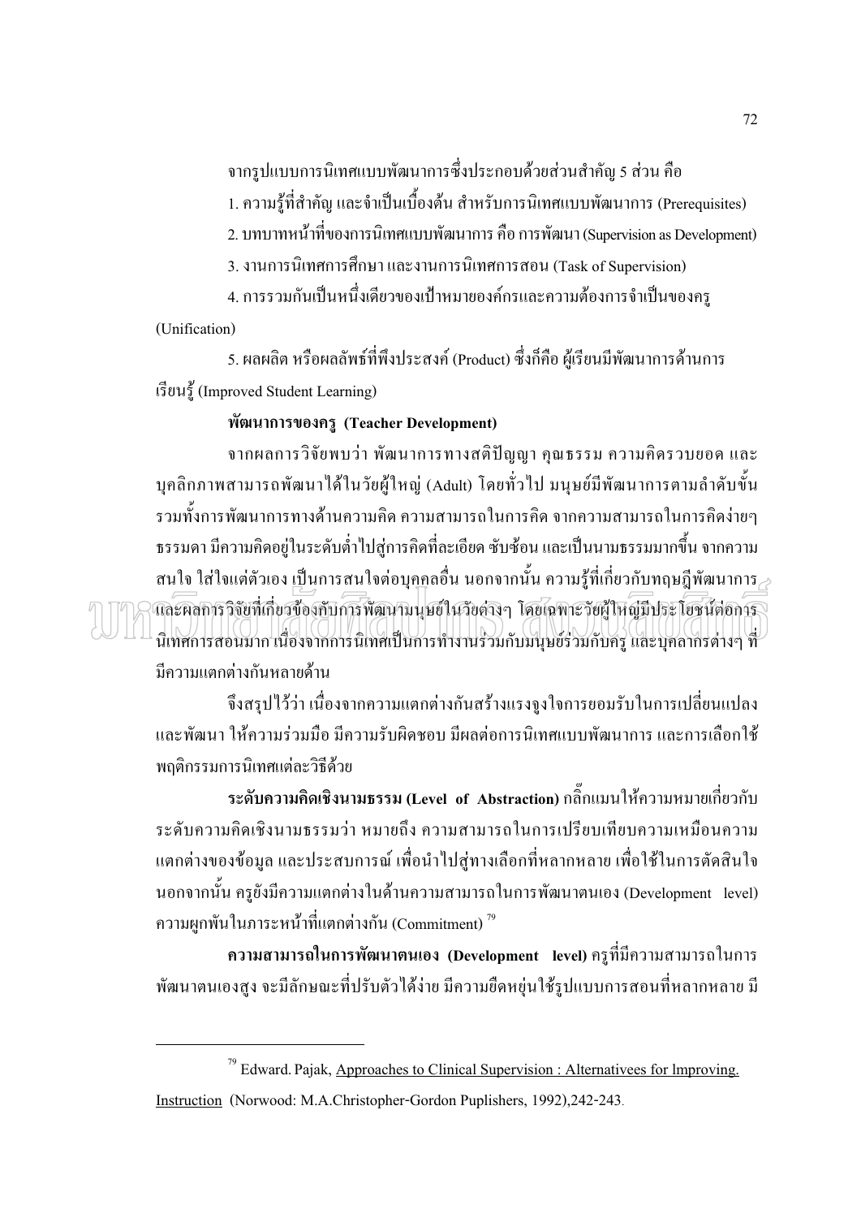จากรูปแบบการนิเทศแบบพัฒนาการซึ่งประกอบด้วยส่วนสำคัญ 5 ส่วน คือ

1. ความรู้ที่สำคัญ และจำเป็นเบื้องต้น สำหรับการนิเทศแบบพัฒนาการ (Prerequisites)

2. บทบาทหน้าที่ของการนิเทศแบบพัฒนาการ คือ การพัฒนา (Supervision as Development)

3. งานการนิเทศการศึกษา และงานการนิเทศการสอน (Task of Supervision)

4. การรวมกันเป็นหนึ่งเดียวของเป้าหมายองค์กรและความต้องการจำเป็นของครู (Unification)

5. ผลผลิต หรือผลลัพธ์ที่พึงประสงค์ (Product) ซึ่งก็คือ ผู้เรียนมีพัฒนาการด้านการเรียนรู้ (Improved Student Learning)

**พัฒนาการของครู (Teacher Development)**

จากผลการวิจัยพบว่า พัฒนาการทางสติปัญญา คุณธรรม ความคิดรวบยอด และบุคลิกภาพสามารถพัฒนาได้ในวัยผู้ใหญ่ (Adult) โดยทั่วไป มนุษย์มีพัฒนาการตามลำดับขั้น รวมทั้งการพัฒนาการทางด้านความคิด ความสามารถในการคิด จากความสามารถในการคิดง่ายๆ ธรรมดา มีความคิดอยู่ในระดับต่ำไปสู่การคิดที่ละเอียด ซับซ้อน และเป็นนามธรรมมากขึ้น จากความสนใจ ใส่ใจแต่ตัวเอง เป็นการสนใจต่อบุคคลอื่น นอกจากนั้น ความรู้ที่เกี่ยวกับทฤษฎีพัฒนาการและผลการวิจัยที่เกี่ยวข้องกับการพัฒนามนุษย์ในวัยต่างๆ โดยเฉพาะวัยผู้ใหญ่มีประโยชน์ต่อการนิเทศการสอนมาก เนื่องจากการนิเทศเป็นการทำงานร่วมกับมนุษย์ร่วมกับครู และบุคลากรต่างๆ ที่มีความแตกต่างกันหลายด้าน

จึงสรุปไว้ว่า เนื่องจากความแตกต่างกันสร้างแรงจูงใจการยอมรับในการเปลี่ยนแปลงและพัฒนา ให้ความร่วมมือ มีความรับผิดชอบ มีผลต่อการนิเทศแบบพัฒนาการ และการเลือกใช้พฤติกรรมการนิเทศแต่ละวิธีด้วย

**ระดับความคิดเชิงนามธรรม (Level of Abstraction)** กลิ๊กแมนให้ความหมายเกี่ยวกับระดับความคิดเชิงนามธรรมว่า หมายถึง ความสามารถในการเปรียบเทียบความเหมือนความแตกต่างของข้อมูล และประสบการณ์ เพื่อนำไปสู่ทางเลือกที่หลากหลาย เพื่อใช้ในการตัดสินใจ นอกจากนั้น ครูยังมีความแตกต่างในด้านความสามารถในการพัฒนาตนเอง (Development level) ความผูกพันในภาระหน้าที่แตกต่างกัน (Commitment) [79]

**ความสามารถในการพัฒนาตนเอง (Development level)** ครูที่มีความสามารถในการพัฒนาตนเองสูง จะมีลักษณะที่ปรับตัวได้ง่าย มีความยืดหยุ่นใช้รูปแบบการสอนที่หลากหลาย มี

---

[79] Edward. Pajak, Approaches to Clinical Supervision : Alternativees for lmproving. Instruction (Norwood: M.A.Christopher-Gordon Puplishers, 1992),242-243.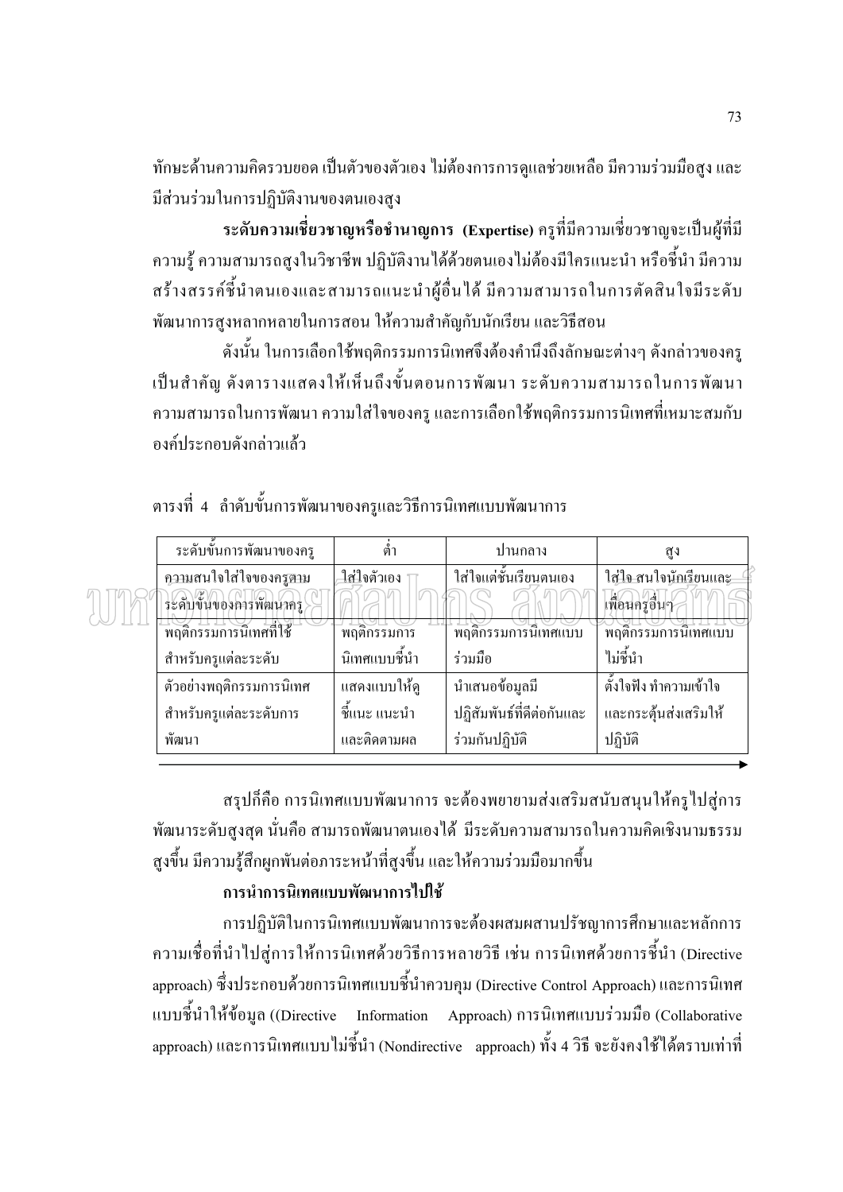ทักษะด้านความคิดรวบยอด เป็นตัวของตัวเอง ไม่ต้องการการดูแลช่วยเหลือ มีความร่วมมือสูง และมีส่วนร่วมในการปฏิบัติงานของตนเองสูง

**ระดับความเชี่ยวชาญหรือชำนาญการ (Expertise)** ครูที่มีความเชี่ยวชาญจะเป็นผู้ที่มีความรู้ ความสามารถสูงในวิชาชีพ ปฏิบัติงานได้ด้วยตนเองไม่ต้องมีใครแนะนำ หรือชี้นำ มีความสร้างสรรค์ชี้นำตนเองและสามารถแนะนำผู้อื่นได้ มีความสามารถในการตัดสินใจมีระดับพัฒนาการสูงหลากหลายในการสอน ให้ความสำคัญกับนักเรียน และวิธีสอน

ดังนั้น ในการเลือกใช้พฤติกรรมการนิเทศจึงต้องคำนึงถึงลักษณะต่างๆ ดังกล่าวของครูเป็นสำคัญ ดังตารางแสดงให้เห็นถึงขั้นตอนการพัฒนา ระดับความสามารถในการพัฒนาความสามารถในการพัฒนา ความใส่ใจของครู และการเลือกใช้พฤติกรรมการนิเทศที่เหมาะสมกับองค์ประกอบดังกล่าวแล้ว

ตารางที่ 4 ลำดับขั้นการพัฒนาของครูและวิธีการนิเทศแบบพัฒนาการ

| ระดับขั้นการพัฒนาของครู | ต่ำ | ปานกลาง | สูง |
|---|---|---|---|
| ความสนใจใส่ใจของครูตามระดับขั้นของการพัฒนาครู | ใส่ใจตัวเอง | ใส่ใจแต่ชั้นเรียนตนเอง | ใส่ใจ สนใจนักเรียนและเพื่อนครูอื่นๆ |
| พฤติกรรมการนิเทศที่ใช้สำหรับครูแต่ละระดับ | พฤติกรรมการนิเทศแบบชี้นำ | พฤติกรรมการนิเทศแบบร่วมมือ | พฤติกรรมการนิเทศแบบไม่ชี้นำ |
| ตัวอย่างพฤติกรรมการนิเทศสำหรับครูแต่ละระดับการพัฒนา | แสดงแบบให้ดู ชี้แนะ แนะนำ และติดตามผล | นำเสนอข้อมูลมีปฏิสัมพันธ์ที่ดีต่อกันและร่วมกันปฏิบัติ | ตั้งใจฟัง ทำความเข้าใจ และกระตุ้นส่งเสริมให้ปฏิบัติ |

สรุปก็คือ การนิเทศแบบพัฒนาการ จะต้องพยายามส่งเสริมสนับสนุนให้ครูไปสู่การพัฒนาระดับสูงสุด นั่นคือ สามารถพัฒนาตนเองได้ มีระดับความสามารถในความคิดเชิงนามธรรมสูงขึ้น มีความรู้สึกผูกพันต่อภาระหน้าที่สูงขึ้น และให้ความร่วมมือมากขึ้น

**การนำการนิเทศแบบพัฒนาการไปใช้**

การปฏิบัติในการนิเทศแบบพัฒนาการจะต้องผสมผสานปรัชญาการศึกษาและหลักการความเชื่อที่นำไปสู่การให้การนิเทศด้วยวิธีการหลายวิธี เช่น การนิเทศด้วยการชี้นำ (Directive approach) ซึ่งประกอบด้วยการนิเทศแบบชี้นำควบคุม (Directive Control Approach) และการนิเทศแบบชี้นำให้ข้อมูล ((Directive Information Approach) การนิเทศแบบร่วมมือ (Collaborative approach) และการนิเทศแบบไม่ชี้นำ (Nondirective approach) ทั้ง 4 วิธี จะยังคงใช้ได้ตราบเท่าที่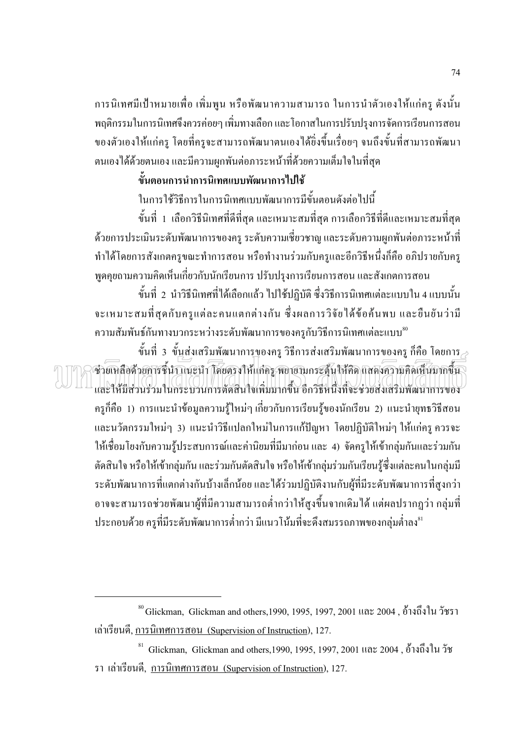การนิเทศมีเป้าหมายเพื่อ เพิ่มพูน หรือพัฒนาความสามารถ ในการนำตัวเองให้แก่ครู ดังนั้น พฤติกรรมในการนิเทศจึงควรค่อยๆ เพิ่มทางเลือก และโอกาสในการปรับปรุงการจัดการเรียนการสอนของตัวเองให้แก่ครู โดยที่ครูจะสามารถพัฒนาตนเองได้ยิ่งขึ้นเรื่อยๆ จนถึงขั้นที่สามารถพัฒนาตนเองได้ด้วยตนเอง และมีความผูกพันต่อภาระหน้าที่ด้วยความเต็มใจในที่สุด

**ขั้นตอนการนำการนิเทศแบบพัฒนาการไปใช้**

ในการใช้วิธีการในการนิเทศแบบพัฒนาการมีขั้นตอนดังต่อไปนี้

ขั้นที่ 1 เลือกวิธีนิเทศที่ดีที่สุด และเหมาะสมที่สุด การเลือกวิธีที่ดีและเหมาะสมที่สุดด้วยการประเมินระดับพัฒนาการของครู ระดับความเชี่ยวชาญ และระดับความผูกพันต่อภาระหน้าที่ทำได้โดยการสังเกตครูขณะทำการสอน หรือทำงานร่วมกับครูและอีกวิธีหนึ่งก็คือ อภิปรายกับครู พูดคุยถามความคิดเห็นเกี่ยวกับนักเรียนการ ปรับปรุงการเรียนการสอน และสังเกตการสอน

ขั้นที่ 2 นำวิธีนิเทศที่ได้เลือกแล้ว ไปใช้ปฏิบัติ ซึ่งวิธีการนิเทศแต่ละแบบใน 4 แบบนั้นจะเหมาะสมที่สุดกับครูแต่ละคนแตกต่างกัน ซึ่งผลการวิจัยได้ข้อค้นพบ และยืนยันว่ามีความสัมพันธ์กันทางบวกระหว่างระดับพัฒนาการของครูกับวิธีการนิเทศแต่ละแบบ[80]

ขั้นที่ 3 ขั้นส่งเสริมพัฒนาการของครู วิธีการส่งเสริมพัฒนาการของครู ก็คือ โดยการช่วยเหลือด้วยการชี้นำ แนะนำ โดยตรงให้แก่ครู พยายามกระตุ้นให้คิด แสดงความคิดเห็นมากขึ้น และให้มีส่วนร่วมในกระบวนการตัดสินใจเพิ่มมากขึ้น อีกวิธีหนึ่งที่จะช่วยส่งเสริมพัฒนาการของครูก็คือ 1) การแนะนำข้อมูลความรู้ใหม่ๆ เกี่ยวกับการเรียนรู้ของนักเรียน 2) แนะนำยุทธวิธีสอน และนวัตกรรมใหม่ๆ 3) แนะนำวิธีแปลกใหม่ในการแก้ปัญหา โดยปฏิบัติใหม่ๆ ให้แก่ครู ควรจะให้เชื่อมโยงกับความรู้ประสบการณ์และค่านิยมที่มีมาก่อน และ 4) จัดครูให้เข้ากลุ่มกันและร่วมกันตัดสินใจ หรือให้เข้ากลุ่มกัน และร่วมกันตัดสินใจ หรือให้เข้ากลุ่มร่วมกันเรียนรู้ซึ่งแต่ละคนในกลุ่มมีระดับพัฒนาการที่แตกต่างกันบ้างเล็กน้อย และได้ร่วมปฏิบัติงานกับผู้ที่มีระดับพัฒนาการที่สูงกว่าอาจจะสามารถช่วยพัฒนาผู้ที่มีความสามารถต่ำกว่าให้สูงขึ้นจากเดิมได้ แต่ผลปรากฏว่า กลุ่มที่ประกอบด้วย ครูที่มีระดับพัฒนาการต่ำกว่า มีแนวโน้มที่จะดึงสมรรถภาพของกลุ่มต่ำลง[81]

---

[80] Glickman, Glickman and others,1990, 1995, 1997, 2001 และ 2004 , อ้างถึงใน วัชรา เล่าเรียนดี, การนิเทศการสอน (Supervision of Instruction), 127.

[81] Glickman, Glickman and others,1990, 1995, 1997, 2001 และ 2004 , อ้างถึงใน วัชรา เล่าเรียนดี, การนิเทศการสอน (Supervision of Instruction), 127.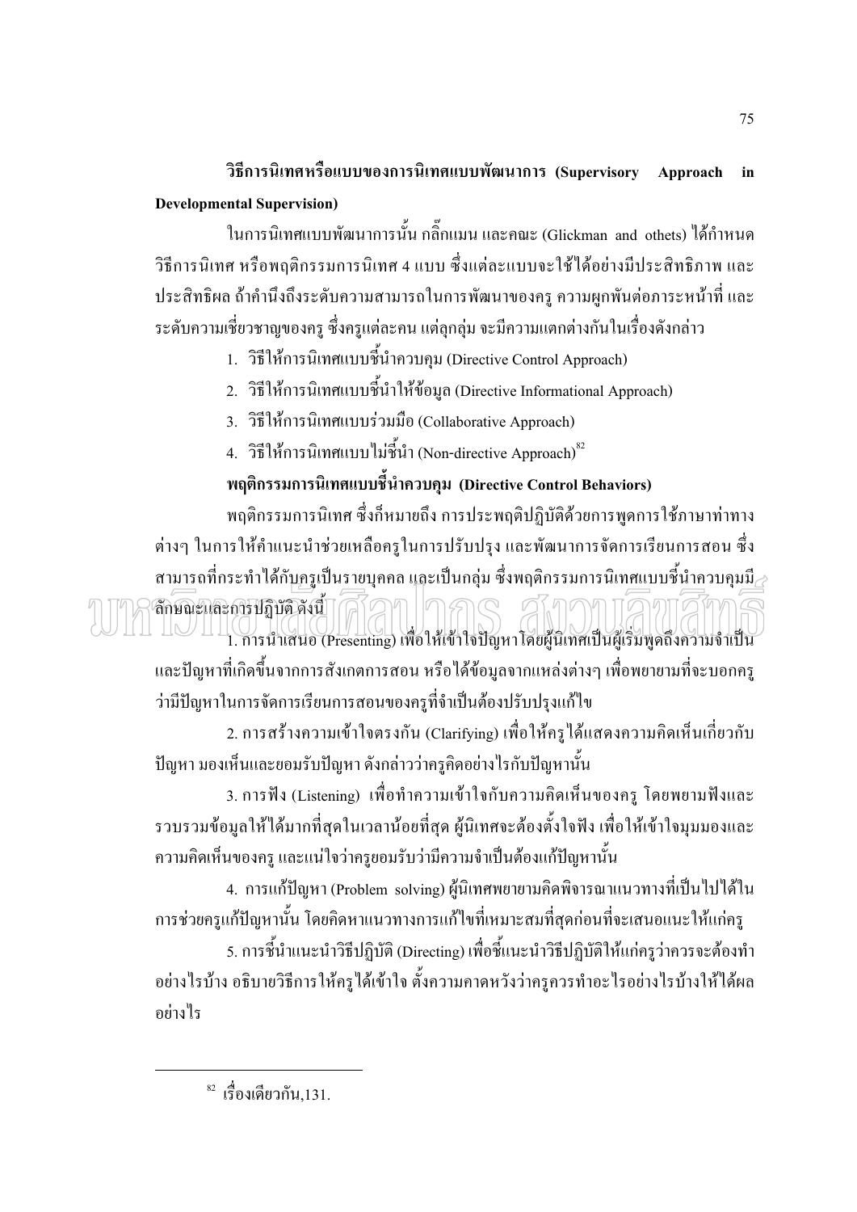**วิธีการนิเทศหรือแบบของการนิเทศแบบพัฒนาการ (Supervisory Approach in Developmental Supervision)**

ในการนิเทศแบบพัฒนาการนั้น กลิ๊กแมน และคณะ (Glickman and othets) ได้กำหนดวิธีการนิเทศ หรือพฤติกรรมการนิเทศ 4 แบบ ซึ่งแต่ละแบบจะใช้ได้อย่างมีประสิทธิภาพ และประสิทธิผล ถ้าคำนึงถึงระดับความสามารถในการพัฒนาของครู ความผูกพันต่อภาระหน้าที่ และระดับความเชี่ยวชาญของครู ซึ่งครูแต่ละคน แต่ลุกลุ่ม จะมีความแตกต่างกันในเรื่องดังกล่าว

1. วิธีให้การนิเทศแบบชี้นำควบคุม (Directive Control Approach)
2. วิธีให้การนิเทศแบบชี้นำให้ข้อมูล (Directive Informational Approach)
3. วิธีให้การนิเทศแบบร่วมมือ (Collaborative Approach)
4. วิธีให้การนิเทศแบบไม่ชี้นำ (Non-directive Approach)[82]

**พฤติกรรมการนิเทศแบบชี้นำควบคุม (Directive Control Behaviors)**

พฤติกรรมการนิเทศ ซึ่งก็หมายถึง การประพฤติปฏิบัติด้วยการพูดการใช้ภาษาท่าทางต่างๆ ในการให้คำแนะนำช่วยเหลือครูในการปรับปรุง และพัฒนาการจัดการเรียนการสอน ซึ่งสามารถที่กระทำได้กับครูเป็นรายบุคคล และเป็นกลุ่ม ซึ่งพฤติกรรมการนิเทศแบบชี้นำควบคุมมีลักษณะและการปฏิบัติ ดังนี้

1. การนำเสนอ (Presenting) เพื่อให้เข้าใจปัญหาโดยผู้นิเทศเป็นผู้เริ่มพูดถึงความจำเป็นและปัญหาที่เกิดขึ้นจากการสังเกตการสอน หรือได้ข้อมูลจากแหล่งต่างๆ เพื่อพยายามที่จะบอกครูว่ามีปัญหาในการจัดการเรียนการสอนของครูที่จำเป็นต้องปรับปรุงแก้ไข

2. การสร้างความเข้าใจตรงกัน (Clarifying) เพื่อให้ครูได้แสดงความคิดเห็นเกี่ยวกับปัญหา มองเห็นและยอมรับปัญหา ดังกล่าวว่าครูคิดอย่างไรกับปัญหานั้น

3. การฟัง (Listening) เพื่อทำความเข้าใจกับความคิดเห็นของครู โดยพยามฟังและรวบรวมข้อมูลให้ได้มากที่สุดในเวลาน้อยที่สุด ผู้นิเทศจะต้องตั้งใจฟัง เพื่อให้เข้าใจมุมมองและความคิดเห็นของครู และแน่ใจว่าครูยอมรับว่ามีความจำเป็นต้องแก้ปัญหานั้น

4. การแก้ปัญหา (Problem solving) ผู้นิเทศพยายามคิดพิจารณาแนวทางที่เป็นไปได้ในการช่วยครูแก้ปัญหานั้น โดยคิดหาแนวทางการแก้ไขที่เหมาะสมที่สุดก่อนที่จะเสนอแนะให้แก่ครู

5. การชี้นำแนะนำวิธีปฏิบัติ (Directing) เพื่อชี้แนะนำวิธีปฏิบัติให้แก่ครูว่าควรจะต้องทำอย่างไรบ้าง อธิบายวิธีการให้ครูได้เข้าใจ ตั้งความคาดหวังว่าครูควรทำอะไรอย่างไรบ้างให้ได้ผลอย่างไร

---

[82] เรื่องเดียวกัน,131.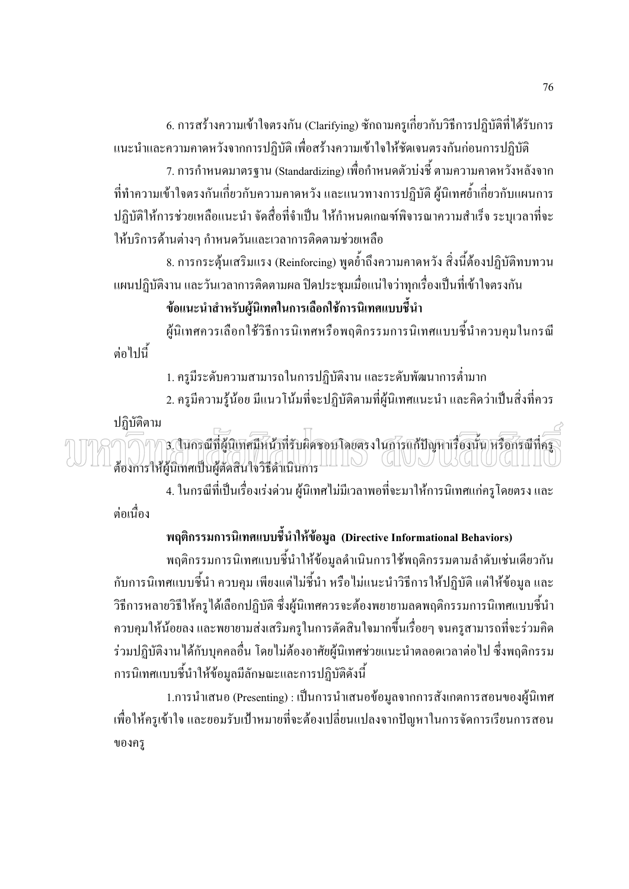6. การสร้างความเข้าใจตรงกัน (Clarifying) ซักถามครูเกี่ยวกับวิธีการปฏิบัติที่ได้รับการแนะนำและความคาดหวังจากการปฏิบัติ เพื่อสร้างความเข้าใจให้ชัดเจนตรงกันก่อนการปฏิบัติ

7. การกำหนดมาตรฐาน (Standardizing) เพื่อกำหนดตัวบ่งชี้ ตามความคาดหวังหลังจากที่ทำความเข้าใจตรงกันเกี่ยวกับความคาดหวัง และแนวทางการปฏิบัติ ผู้นิเทศย้ำเกี่ยวกับแผนการปฏิบัติให้การช่วยเหลือแนะนำ จัดสื่อที่จำเป็น ให้กำหนดเกณฑ์พิจารณาความสำเร็จ ระบุเวลาที่จะให้บริการด้านต่างๆ กำหนดวันและเวลาการติดตามช่วยเหลือ

8. การกระตุ้นเสริมแรง (Reinforcing) พูดย้ำถึงความคาดหวัง สิ่งนี้ต้องปฏิบัติทบทวนแผนปฏิบัติงาน และวันเวลาการติดตามผล ปิดประชุมเมื่อแน่ใจว่าทุกเรื่องเป็นที่เข้าใจตรงกัน

**ข้อแนะนำสำหรับผู้นิเทศในการเลือกใช้การนิเทศแบบชี้นำ**

ผู้นิเทศควรเลือกใช้วิธีการนิเทศหรือพฤติกรรมการนิเทศแบบชี้นำควบคุมในกรณีต่อไปนี้

1. ครูมีระดับความสามารถในการปฏิบัติงาน และระดับพัฒนาการต่ำมาก

2. ครูมีความรู้น้อย มีแนวโน้มที่จะปฏิบัติตามที่ผู้นิเทศแนะนำ และคิดว่าเป็นสิ่งที่ควรปฏิบัติตาม

3. ในกรณีที่ผู้นิเทศมีหน้าที่รับผิดชอบโดยตรงในการแก้ปัญหาเรื่องนั้น หรือกรณีที่ครูต้องการให้ผู้นิเทศเป็นผู้ตัดสินใจวิธีดำเนินการ

4. ในกรณีที่เป็นเรื่องเร่งด่วน ผู้นิเทศไม่มีเวลาพอที่จะมาให้การนิเทศแก่ครูโดยตรง และต่อเนื่อง

**พฤติกรรมการนิเทศแบบชี้นำให้ข้อมูล (Directive Informational Behaviors)**

พฤติกรรมการนิเทศแบบชี้นำให้ข้อมูลดำเนินการใช้พฤติกรรมตามลำดับเช่นเดียวกันกับการนิเทศแบบชี้นำ ควบคุม เพียงแต่ไม่ชี้นำ หรือไม่แนะนำวิธีการให้ปฏิบัติ แต่ให้ข้อมูล และวิธีการหลายวิธีให้ครูได้เลือกปฏิบัติ ซึ่งผู้นิเทศควรจะต้องพยายามลดพฤติกรรมการนิเทศแบบชี้นำควบคุมให้น้อยลง และพยายามส่งเสริมครูในการตัดสินใจมากขึ้นเรื่อยๆ จนครูสามารถที่จะร่วมคิดร่วมปฏิบัติงานได้กับบุคคลอื่น โดยไม่ต้องอาศัยผู้นิเทศช่วยแนะนำตลอดเวลาต่อไป ซึ่งพฤติกรรมการนิเทศแบบชี้นำให้ข้อมูลมีลักษณะและการปฏิบัติดังนี้

1.การนำเสนอ (Presenting) : เป็นการนำเสนอข้อมูลจากการสังเกตการสอนของผู้นิเทศ เพื่อให้ครูเข้าใจ และยอมรับเป้าหมายที่จะต้องเปลี่ยนแปลงจากปัญหาในการจัดการเรียนการสอนของครู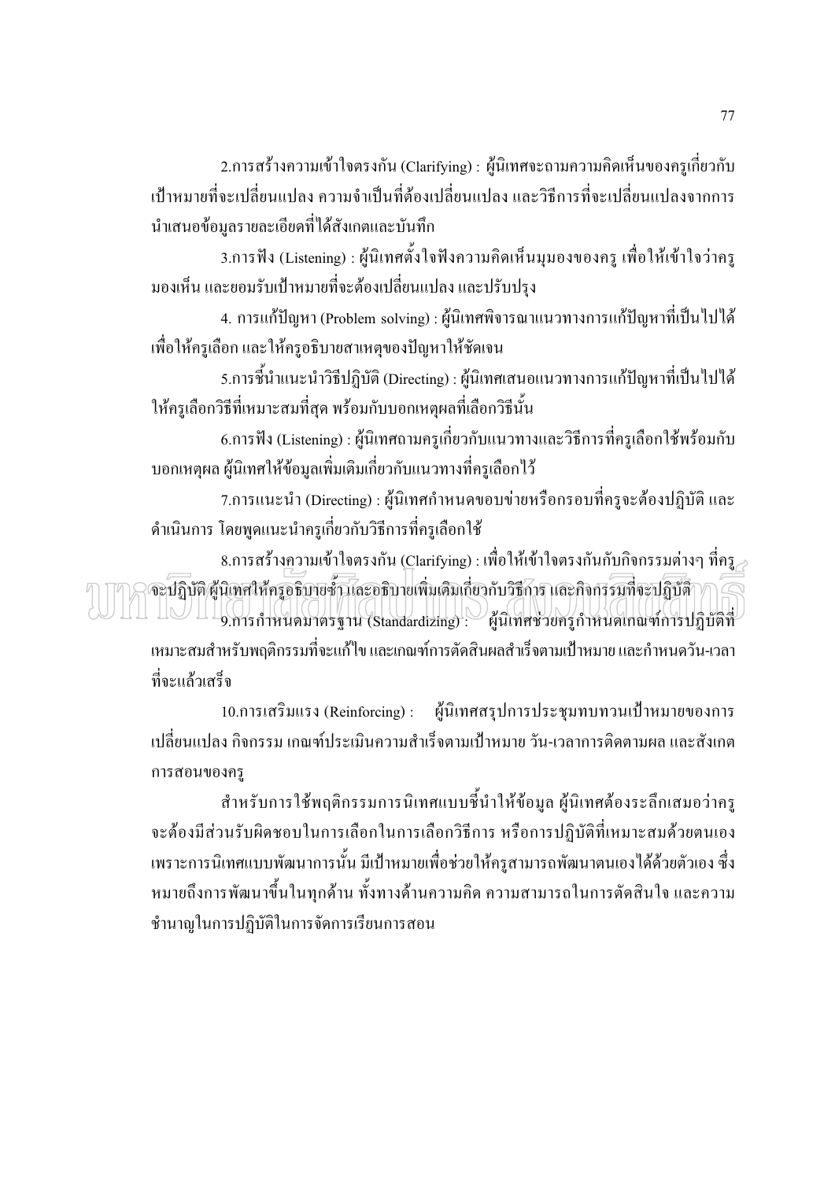2.การสร้างความเข้าใจตรงกัน (Clarifying) : ผู้นิเทศจะถามความคิดเห็นของครูเกี่ยวกับเป้าหมายที่จะเปลี่ยนแปลง ความจำเป็นที่ต้องเปลี่ยนแปลง และวิธีการที่จะเปลี่ยนแปลงจากการนำเสนอข้อมูลรายละเอียดที่ได้สังเกตและบันทึก

3.การฟัง (Listening) : ผู้นิเทศตั้งใจฟังความคิดเห็นมุมมองของครู เพื่อให้เข้าใจว่าครูมองเห็น และยอมรับเป้าหมายที่จะต้องเปลี่ยนแปลง และปรับปรุง

4. การแก้ปัญหา (Problem solving) : ผู้นิเทศพิจารณาแนวทางการแก้ปัญหาที่เป็นไปได้เพื่อให้ครูเลือก และให้ครูอธิบายสาเหตุของปัญหาให้ชัดเจน

5.การชี้นำแนะนำวิธีปฏิบัติ (Directing) : ผู้นิเทศเสนอแนวทางการแก้ปัญหาที่เป็นไปได้ให้ครูเลือกวิธีที่เหมาะสมที่สุด พร้อมกับบอกเหตุผลที่เลือกวิธีนั้น

6.การฟัง (Listening) : ผู้นิเทศถามครูเกี่ยวกับแนวทางและวิธีการที่ครูเลือกใช้พร้อมกับบอกเหตุผล ผู้นิเทศให้ข้อมูลเพิ่มเติมเกี่ยวกับแนวทางที่ครูเลือกไว้

7.การแนะนำ (Directing) : ผู้นิเทศกำหนดขอบข่ายหรือกรอบที่ครูจะต้องปฏิบัติ และดำเนินการ โดยพูดแนะนำครูเกี่ยวกับวิธีการที่ครูเลือกใช้

8.การสร้างความเข้าใจตรงกัน (Clarifying) : เพื่อให้เข้าใจตรงกันกับกิจกรรมต่างๆ ที่ครูจะปฏิบัติ ผู้นิเทศให้ครูอธิบายซ้ำ และอธิบายเพิ่มเติมเกี่ยวกับวิธีการ และกิจกรรมที่จะปฏิบัติ

9.การกำหนดมาตรฐาน (Standardizing) : ผู้นิเทศช่วยครูกำหนดเกณฑ์การปฏิบัติที่เหมาะสมสำหรับพฤติกรรมที่จะแก้ไข และเกณฑ์การตัดสินผลสำเร็จตามเป้าหมาย และกำหนดวัน-เวลาที่จะแล้วเสร็จ

10.การเสริมแรง (Reinforcing) : ผู้นิเทศสรุปการประชุมทบทวนเป้าหมายของการเปลี่ยนแปลง กิจกรรม เกณฑ์ประเมินความสำเร็จตามเป้าหมาย วัน-เวลาการติดตามผล และสังเกตการสอนของครู

สำหรับการใช้พฤติกรรมการนิเทศแบบชี้นำให้ข้อมูล ผู้นิเทศต้องระลึกเสมอว่าครูจะต้องมีส่วนรับผิดชอบในการเลือกในการเลือกวิธีการ หรือการปฏิบัติที่เหมาะสมด้วยตนเอง เพราะการนิเทศแบบพัฒนาการนั้น มีเป้าหมายเพื่อช่วยให้ครูสามารถพัฒนาตนเองได้ด้วยตัวเอง ซึ่งหมายถึงการพัฒนาขึ้นในทุกด้าน ทั้งทางด้านความคิด ความสามารถในการตัดสินใจ และความชำนาญในการปฏิบัติในการจัดการเรียนการสอน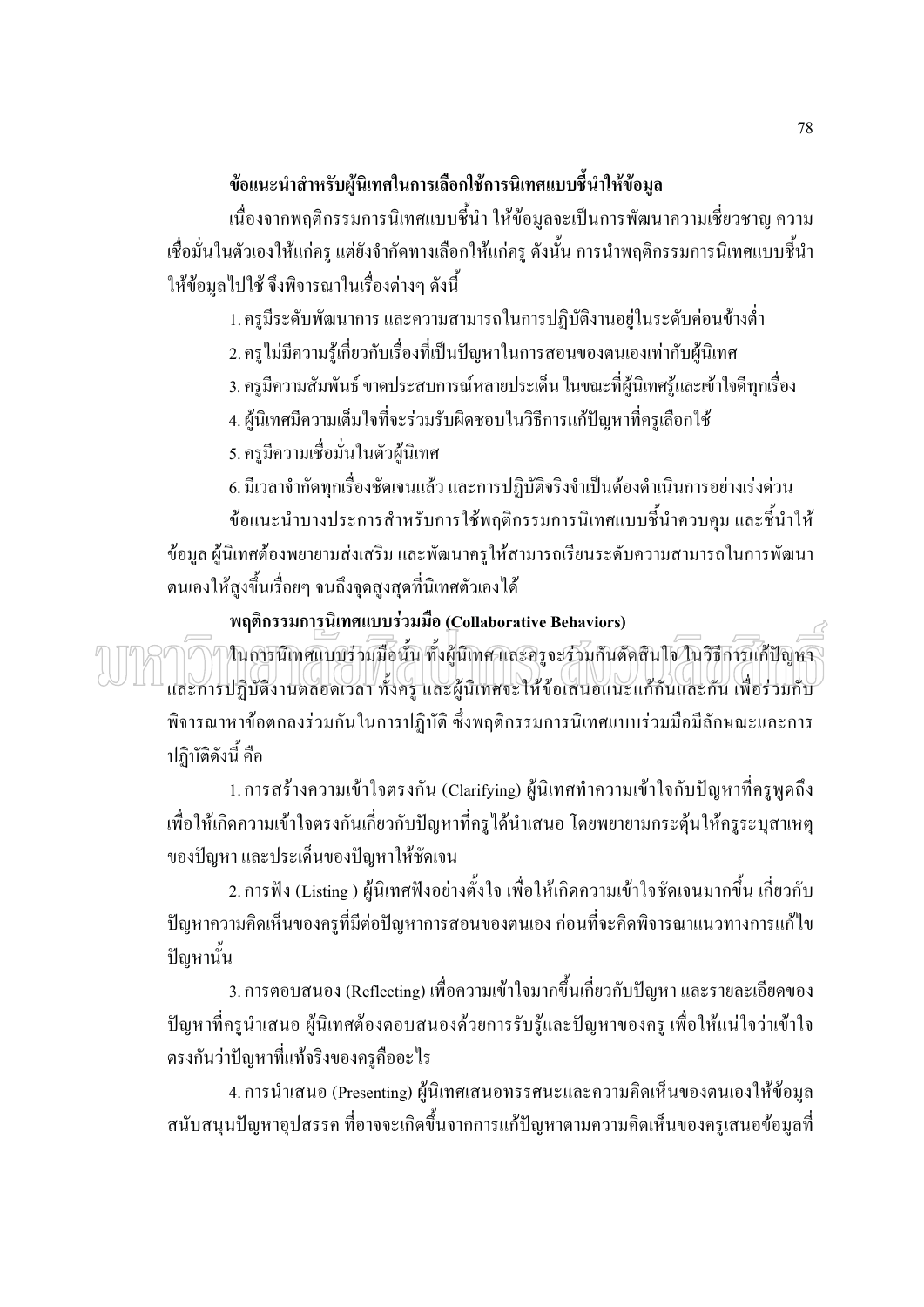**ข้อแนะนำสำหรับผู้นิเทศในการเลือกใช้การนิเทศแบบชี้นำให้ข้อมูล**

เนื่องจากพฤติกรรมการนิเทศแบบชี้นำ ให้ข้อมูลจะเป็นการพัฒนาความเชี่ยวชาญ ความเชื่อมั่นในตัวเองให้แก่ครู แต่ยังจำกัดทางเลือกให้แก่ครู ดังนั้น การนำพฤติกรรมการนิเทศแบบชี้นำให้ข้อมูลไปใช้ จึงพิจารณาในเรื่องต่างๆ ดังนี้

1. ครูมีระดับพัฒนาการ และความสามารถในการปฏิบัติงานอยู่ในระดับค่อนข้างต่ำ
2. ครูไม่มีความรู้เกี่ยวกับเรื่องที่เป็นปัญหาในการสอนของตนเองเท่ากับผู้นิเทศ
3. ครูมีความสัมพันธ์ ขาดประสบการณ์หลายประเด็น ในขณะที่ผู้นิเทศรู้และเข้าใจดีทุกเรื่อง
4. ผู้นิเทศมีความเต็มใจที่จะร่วมรับผิดชอบในวิธีการแก้ปัญหาที่ครูเลือกใช้
5. ครูมีความเชื่อมั่นในตัวผู้นิเทศ
6. มีเวลาจำกัดทุกเรื่องชัดเจนแล้ว และการปฏิบัติจริงจำเป็นต้องดำเนินการอย่างเร่งด่วน

ข้อแนะนำบางประการสำหรับการใช้พฤติกรรมการนิเทศแบบชี้นำควบคุม และชี้นำให้ข้อมูล ผู้นิเทศต้องพยายามส่งเสริม และพัฒนาครูให้สามารถเรียนระดับความสามารถในการพัฒนาตนเองให้สูงขึ้นเรื่อยๆ จนถึงจุดสูงสุดที่นิเทศตัวเองได้

**พฤติกรรมการนิเทศแบบร่วมมือ (Collaborative Behaviors)**

ในการนิเทศแบบร่วมมือนั้น ทั้งผู้นิเทศ และครูจะร่วมกันตัดสินใจ ในวิธีการแก้ปัญหาและการปฏิบัติงานตลอดเวลา ทั้งครู และผู้นิเทศจะให้ข้อเสนอแนะแก่กันและกัน เพื่อร่วมกันพิจารณาหาข้อตกลงร่วมกันในการปฏิบัติ ซึ่งพฤติกรรมการนิเทศแบบร่วมมือมีลักษณะและการปฏิบัติดังนี้ คือ

1. การสร้างความเข้าใจตรงกัน (Clarifying) ผู้นิเทศทำความเข้าใจกับปัญหาที่ครูพูดถึง เพื่อให้เกิดความเข้าใจตรงกันเกี่ยวกับปัญหาที่ครูได้นำเสนอ โดยพยายามกระตุ้นให้ครูระบุสาเหตุของปัญหา และประเด็นของปัญหาให้ชัดเจน

2. การฟัง (Listing ) ผู้นิเทศฟังอย่างตั้งใจ เพื่อให้เกิดความเข้าใจชัดเจนมากขึ้น เกี่ยวกับปัญหาความคิดเห็นของครูที่มีต่อปัญหาการสอนของตนเอง ก่อนที่จะคิดพิจารณาแนวทางการแก้ไขปัญหานั้น

3. การตอบสนอง (Reflecting) เพื่อความเข้าใจมากขึ้นเกี่ยวกับปัญหา และรายละเอียดของปัญหาที่ครูนำเสนอ ผู้นิเทศต้องตอบสนองด้วยการรับรู้และปัญหาของครู เพื่อให้แน่ใจว่าเข้าใจตรงกันว่าปัญหาที่แท้จริงของครูคืออะไร

4. การนำเสนอ (Presenting) ผู้นิเทศเสนอทรรศนะและความคิดเห็นของตนเองให้ข้อมูลสนับสนุนปัญหาอุปสรรค ที่อาจจะเกิดขึ้นจากการแก้ปัญหาตามความคิดเห็นของครูเสนอข้อมูลที่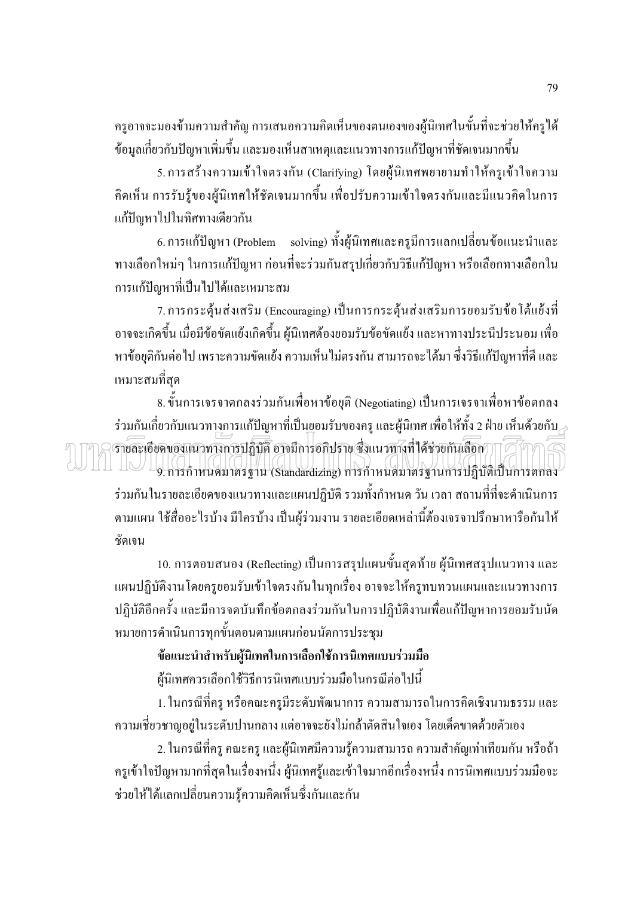ครูอาจจะมองข้ามความสำคัญ การเสนอความคิดเห็นของตนเองของผู้นิเทศในขั้นที่จะช่วยให้ครูได้ข้อมูลเกี่ยวกับปัญหาเพิ่มขึ้น และมองเห็นสาเหตุและแนวทางการแก้ปัญหาที่ชัดเจนมากขึ้น

5. การสร้างความเข้าใจตรงกัน (Clarifying) โดยผู้นิเทศพยายามทำให้ครูเข้าใจความคิดเห็น การรับรู้ของผู้นิเทศให้ชัดเจนมากขึ้น เพื่อปรับความเข้าใจตรงกันและมีแนวคิดในการแก้ปัญหาไปในทิศทางเดียวกัน

6. การแก้ปัญหา (Problem solving) ทั้งผู้นิเทศและครูมีการแลกเปลี่ยนข้อแนะนำและทางเลือกใหม่ๆ ในการแก้ปัญหา ก่อนที่จะร่วมกันสรุปเกี่ยวกับวิธีแก้ปัญหา หรือเลือกทางเลือกในการแก้ปัญหาที่เป็นไปได้และเหมาะสม

7. การกระตุ้นส่งเสริม (Encouraging) เป็นการกระตุ้นส่งเสริมการยอมรับข้อโต้แย้งที่อาจจะเกิดขึ้น เมื่อมีข้อขัดแย้งเกิดขึ้น ผู้นิเทศต้องยอมรับข้อขัดแย้ง และหาทางประนีประนอม เพื่อหาข้อยุติกันต่อไป เพราะความขัดแย้ง ความเห็นไม่ตรงกัน สามารถจะได้มา ซึ่งวิธีแก้ปัญหาที่ดี และเหมาะสมที่สุด

8. ขั้นการเจรจาตกลงร่วมกันเพื่อหาข้อยุติ (Negotiating) เป็นการเจรจาเพื่อหาข้อตกลงร่วมกันเกี่ยวกับแนวทางการแก้ปัญหาที่เป็นยอมรับของครู และผู้นิเทศ เพื่อให้ทั้ง 2 ฝ่าย เห็นด้วยกับรายละเอียดของแนวทางการปฏิบัติ อาจมีการอภิปราย ซึ่งแนวทางที่ได้ช่วยกันเลือก

9. การกำหนดมาตรฐาน (Standardizing) การกำหนดมาตรฐานการปฏิบัติเป็นการตกลงร่วมกันในรายละเอียดของแนวทางและแผนปฏิบัติ รวมทั้งกำหนด วัน เวลา สถานที่ที่จะดำเนินการตามแผน ใช้สื่ออะไรบ้าง มีใครบ้าง เป็นผู้ร่วมงาน รายละเอียดเหล่านี้ต้องเจรจาปรึกษาหารือกันให้ชัดเจน

10. การตอบสนอง (Reflecting) เป็นการสรุปแผนขั้นสุดท้าย ผู้นิเทศสรุปแนวทาง และแผนปฏิบัติงานโดยครูยอมรับเข้าใจตรงกันในทุกเรื่อง อาจจะให้ครูทบทวนแผนและแนวทางการปฏิบัติอีกครั้ง และมีการจดบันทึกข้อตกลงร่วมกันในการปฏิบัติงานเพื่อแก้ปัญหาการยอมรับนัดหมายการดำเนินการทุกขั้นตอนตามแผนก่อนนัดการประชุม

**ข้อแนะนำสำหรับผู้นิเทศในการเลือกใช้การนิเทศแบบร่วมมือ**

ผู้นิเทศควรเลือกใช้วิธีการนิเทศแบบร่วมมือในกรณีต่อไปนี้

1. ในกรณีที่ครู หรือคณะครูมีระดับพัฒนาการ ความสามารถในการคิดเชิงนามธรรม และความเชี่ยวชาญอยู่ในระดับปานกลาง แต่อาจจะยังไม่กล้าตัดสินใจเอง โดยเด็ดขาดด้วยตัวเอง

2. ในกรณีที่ครู คณะครู และผู้นิเทศมีความรู้ความสามารถ ความสำคัญเท่าเทียมกัน หรือถ้าครูเข้าใจปัญหามากที่สุดในเรื่องหนึ่ง ผู้นิเทศรู้และเข้าใจมากอีกเรื่องหนึ่ง การนิเทศแบบร่วมมือจะช่วยให้ได้แลกเปลี่ยนความรู้ความคิดเห็นซึ่งกันและกัน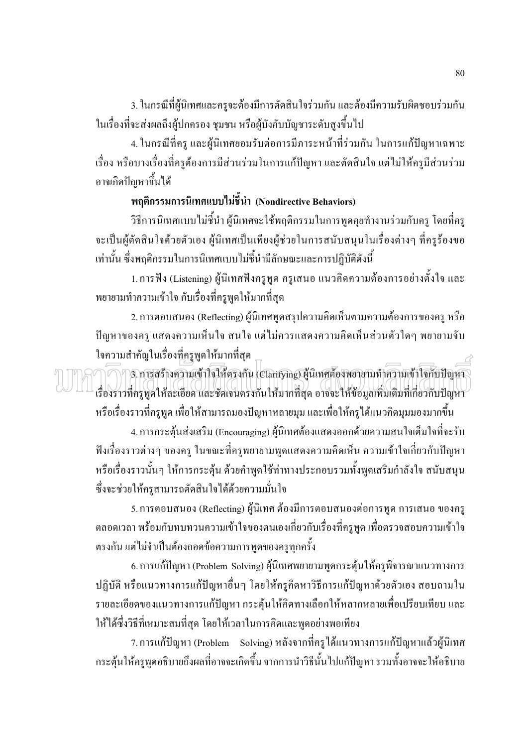3. ในกรณีที่ผู้นิเทศและครูจะต้องมีการตัดสินใจร่วมกัน และต้องมีความรับผิดชอบร่วมกันในเรื่องที่จะส่งผลถึงผู้ปกครอง ชุมชน หรือผู้บังคับบัญชาระดับสูงขึ้นไป

4. ในกรณีที่ครู และผู้นิเทศยอมรับต่อการมีภาระหน้าที่ร่วมกัน ในการแก้ปัญหาเฉพาะเรื่อง หรือบางเรื่องที่ครูต้องการมีส่วนร่วมในการแก้ปัญหา และตัดสินใจ แต่ไม่ให้ครูมีส่วนร่วม อาจเกิดปัญหาขึ้นได้

**พฤติกรรมการนิเทศแบบไม่ชี้นำ (Nondirective Behaviors)**

วิธีการนิเทศแบบไม่ชี้นำ ผู้นิเทศจะใช้พฤติกรรมในการพูดคุยทำงานร่วมกับครู โดยที่ครูจะเป็นผู้ตัดสินใจด้วยตัวเอง ผู้นิเทศเป็นเพียงผู้ช่วยในการสนับสนุนในเรื่องต่างๆ ที่ครูร้องขอเท่านั้น ซึ่งพฤติกรรมในการนิเทศแบบไม่ชี้นำมีลักษณะและการปฏิบัติดังนี้

1. การฟัง (Listening) ผู้นิเทศฟังครูพูด ครูเสนอ แนวคิดความต้องการอย่างตั้งใจ และพยายามทำความเข้าใจ กับเรื่องที่ครูพูดให้มากที่สุด

2. การตอบสนอง (Reflecting) ผู้นิเทศพูดสรุปความคิดเห็นตามความต้องการของครู หรือปัญหาของครู แสดงความเห็นใจ สนใจ แต่ไม่ควรแสดงความคิดเห็นส่วนตัวใดๆ พยายามจับใจความสำคัญในเรื่องที่ครูพูดให้มากที่สุด

3. การสร้างความเข้าใจให้ตรงกัน (Clarifying) ผู้นิเทศต้องพยายามทำความเข้าใจกับปัญหาเรื่องราวที่ครูพูดให้ละเอียด และชัดเจนตรงกันให้มากที่สุด อาจจะให้ข้อมูลเพิ่มเติมที่เกี่ยวกับปัญหาหรือเรื่องราวที่ครูพูด เพื่อให้สามารถมองปัญหาหลายมุม และเพื่อให้ครูได้แนวคิดมุมมองมากขึ้น

4. การกระตุ้นส่งเสริม (Encouraging) ผู้นิเทศต้องแสดงออกด้วยความสนใจเต็มใจที่จะรับฟังเรื่องราวต่างๆ ของครู ในขณะที่ครูพยายามพูดแสดงความคิดเห็น ความเข้าใจเกี่ยวกับปัญหาหรือเรื่องราวนั้นๆ ให้การกระตุ้น ด้วยคำพูดใช้ท่าทางประกอบรวมทั้งพูดเสริมกำลังใจ สนับสนุน ซึ่งจะช่วยให้ครูสามารถตัดสินใจได้ด้วยความมั่นใจ

5. การตอบสนอง (Reflecting) ผู้นิเทศ ต้องมีการตอบสนองต่อการพูด การเสนอ ของครูตลอดเวลา พร้อมกับทบทวนความเข้าใจของตนเองเกี่ยวกับเรื่องที่ครูพูด เพื่อตรวจสอบความเข้าใจตรงกัน แต่ไม่จำเป็นต้องถอดข้อความการพูดของครูทุกครั้ง

6. การแก้ปัญหา (Problem Solving) ผู้นิเทศพยายามพูดกระตุ้นให้ครูพิจารณาแนวทางการปฏิบัติ หรือแนวทางการแก้ปัญหาอื่นๆ โดยให้ครูคิดหาวิธีการแก้ปัญหาด้วยตัวเอง สอบถามในรายละเอียดของแนวทางการแก้ปัญหา กระตุ้นให้คิดทางเลือกให้หลากหลายเพื่อเปรียบเทียบ และให้ได้ซึ่งวิธีที่เหมาะสมที่สุด โดยให้เวลาในการคิดและพูดอย่างพอเพียง

7. การแก้ปัญหา (Problem Solving) หลังจากที่ครูได้แนวทางการแก้ปัญหาแล้วผู้นิเทศกระตุ้นให้ครูพูดอธิบายถึงผลที่อาจจะเกิดขึ้น จากการนำวิธีนั้นไปแก้ปัญหา รวมทั้งอาจจะให้อธิบาย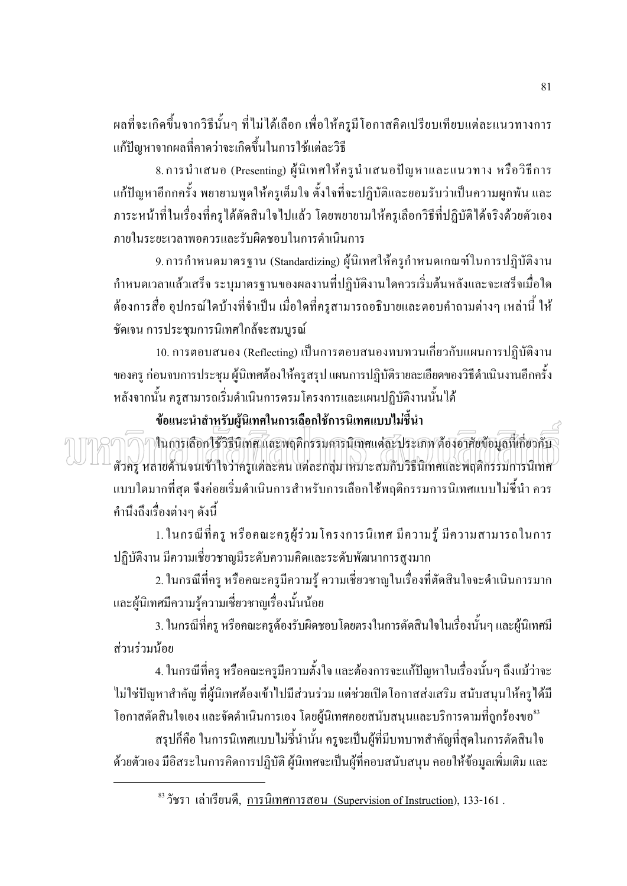ผลที่จะเกิดขึ้นจากวิธีนั้นๆ ที่ไม่ได้เลือก เพื่อให้ครูมีโอกาสคิดเปรียบเทียบแต่ละแนวทางการแก้ปัญหาจากผลที่คาดว่าจะเกิดขึ้นในการใช้แต่ละวิธี

8. การนำเสนอ (Presenting) ผู้นิเทศให้ครูนำเสนอปัญหาและแนวทาง หรือวิธีการแก้ปัญหาอีกกครั้ง พยายามพูดให้ครูเต็มใจ ตั้งใจที่จะปฏิบัติและยอมรับว่าเป็นความผูกพัน และภาระหน้าที่ในเรื่องที่ครูได้ตัดสินใจไปแล้ว โดยพยายามให้ครูเลือกวิธีที่ปฏิบัติได้จริงด้วยตัวเองภายในระยะเวลาพอควรและรับผิดชอบในการดำเนินการ

9. การกำหนดมาตรฐาน (Standardizing) ผู้นิเทศให้ครูกำหนดเกณฑ์ในการปฏิบัติงาน กำหนดเวลาแล้วเสร็จ ระบุมาตรฐานของผลงานที่ปฏิบัติงานใดควรเริ่มต้นหลังและจะเสร็จเมื่อใด ต้องการสื่อ อุปกรณ์ใดบ้างที่จำเป็น เมื่อใดที่ครูสามารถอธิบายและตอบคำถามต่างๆ เหล่านี้ ให้ชัดเจน การประชุมการนิเทศใกล้จะสมบูรณ์

10. การตอบสนอง (Reflecting) เป็นการตอบสนองทบทวนเกี่ยวกับแผนการปฏิบัติงานของครู ก่อนจบการประชุม ผู้นิเทศต้องให้ครูสรุป แผนการปฏิบัติรายละเอียดของวิธีดำเนินงานอีกครั้ง หลังจากนั้น ครูสามารถเริ่มดำเนินการตรมโครงการและแผนปฏิบัติงานนั้นได้

**ข้อแนะนำสำหรับผู้นิเทศในการเลือกใช้การนิเทศแบบไม่ชี้นำ**

ในการเลือกใช้วิธีนิเทศ และพฤติกรรมการนิเทศแต่ละประเภท ต้องอาศัยข้อมูลที่เกี่ยวกับตัวครู หลายด้านจนเข้าใจว่าครูแต่ละคน แต่ละกลุ่ม เหมาะสมกับวิธีนิเทศและพฤติกรรมการนิเทศแบบใดมากที่สุด จึงค่อยเริ่มดำเนินการสำหรับการเลือกใช้พฤติกรรมการนิเทศแบบไม่ชี้นำ ควรคำนึงถึงเรื่องต่างๆ ดังนี้

1. ในกรณีที่ครู หรือคณะครูผู้ร่วมโครงการนิเทศ มีความรู้ มีความสามารถในการปฏิบัติงาน มีความเชี่ยวชาญมีระดับความคิดและระดับพัฒนาการสูงมาก

2. ในกรณีที่ครู หรือคณะครูมีความรู้ ความเชี่ยวชาญในเรื่องที่ตัดสินใจจะดำเนินการมาก และผู้นิเทศมีความรู้ความเชี่ยวชาญเรื่องนั้นน้อย

3. ในกรณีที่ครู หรือคณะครูต้องรับผิดชอบโดยตรงในการตัดสินใจในเรื่องนั้นๆ และผู้นิเทศมีส่วนร่วมน้อย

4. ในกรณีที่ครู หรือคณะครูมีความตั้งใจ และต้องการจะแก้ปัญหาในเรื่องนั้นๆ ถึงแม้ว่าจะไม่ใช่ปัญหาสำคัญ ที่ผู้นิเทศต้องเข้าไปมีส่วนร่วม แต่ช่วยเปิดโอกาสส่งเสริม สนับสนุนให้ครูได้มีโอกาสตัดสินใจเอง และจัดดำเนินการเอง โดยผู้นิเทศคอยสนับสนุนและบริการตามที่ถูกร้องขอ[83]

สรุปก็คือ ในการนิเทศแบบไม่ชี้นำนั้น ครูจะเป็นผู้ที่มีบทบาทสำคัญที่สุดในการตัดสินใจด้วยตัวเอง มีอิสระในการคิดการปฏิบัติ ผู้นิเทศจะเป็นผู้ที่คอยสนับสนุน คอยให้ข้อมูลเพิ่มเติม และ

---

[83] วัชรา เล่าเรียนดี, <u>การนิเทศการสอน (Supervision of Instruction)</u>, 133-161 .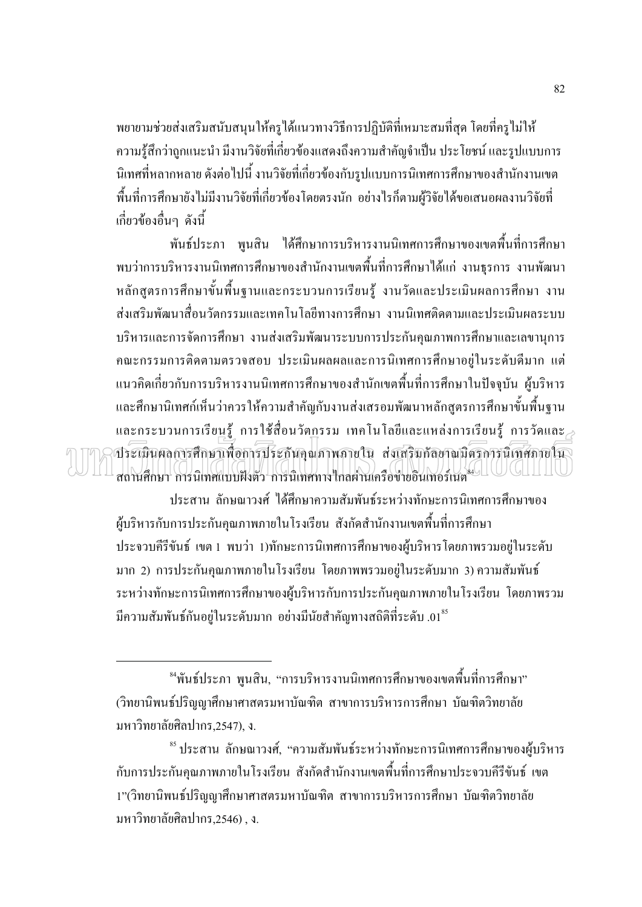พยายามช่วยส่งเสริมสนับสนุนให้ครูได้แนวทางวิธีการปฏิบัติที่เหมาะสมที่สุด โดยที่ครูไม่ให้ความรู้สึกว่าถูกแนะนำ มีงานวิจัยที่เกี่ยวข้องแสดงถึงความสำคัญจำเป็น ประโยชน์ และรูปแบบการนิเทศที่หลากหลาย ดังต่อไปนี้ งานวิจัยที่เกี่ยวข้องกับรูปแบบการนิเทศการศึกษาของสำนักงานเขตพื้นที่การศึกษายังไม่มีงานวิจัยที่เกี่ยวข้องโดยตรงนัก อย่างไรก็ตามผู้วิจัยได้ขอเสนอผลงานวิจัยที่เกี่ยวข้องอื่นๆ ดังนี้

พันธ์ประภา พูนสิน ได้ศึกษาการบริหารงานนิเทศการศึกษาของเขตพื้นที่การศึกษา พบว่าการบริหารงานนิเทศการศึกษาของสำนักงานเขตพื้นที่การศึกษาได้แก่ งานธุรการ งานพัฒนาหลักสูตรการศึกษาขั้นพื้นฐานและกระบวนการเรียนรู้ งานวัดและประเมินผลการศึกษา งานส่งเสริมพัฒนาสื่อนวัตกรรมและเทคโนโลยีทางการศึกษา งานนิเทศติดตามและประเมินผลระบบบริหารและการจัดการศึกษา งานส่งเสริมพัฒนาระบบการประกันคุณภาพการศึกษาและเลขานุการคณะกรรมการติดตามตรวจสอบ ประเมินผลผลและการนิเทศการศึกษาอยู่ในระดับดีมาก แต่แนวคิดเกี่ยวกับการบริหารงานนิเทศการศึกษาของสำนักเขตพื้นที่การศึกษาในปัจจุบัน ผู้บริหารและศึกษานิเทศก์เห็นว่าควรให้ความสำคัญกับงานส่งเสรอมพัฒนาหลักสูตรการศึกษาขั้นพื้นฐานและกระบวนการเรียนรู้ การใช้สื่อนวัตกรรม เทคโนโลยีและแหล่งการเรียนรู้ การวัดและประเมินผลการศึกษาเพื่อการประกันคุณภาพภายใน ส่งเสริมกัลยาณมิตรการนิเทศภายในสถานศึกษา การนิเทศแบบฝังตัว การนิเทศทางไกลผ่านเครือข่ายอินเทอร์เน็ต[84]

ประสาน ลักษณาวงศ์ ได้ศึกษาความสัมพันธ์ระหว่างทักษะการนิเทศการศึกษาของผู้บริหารกับการประกันคุณภาพภายในโรงเรียน สังกัดสำนักงานเขตพื้นที่การศึกษาประจวบคีรีขันธ์ เขต 1 พบว่า 1)ทักษะการนิเทศการศึกษาของผู้บริหารโดยภาพรวมอยู่ในระดับมาก 2) การประกันคุณภาพภายในโรงเรียน โดยภาพพรวมอยู่ในระดับมาก 3) ความสัมพันธ์ระหว่างทักษะการนิเทศการศึกษาของผู้บริหารกับการประกันคุณภาพภายในโรงเรียน โดยภาพรวมมีความสัมพันธ์กันอยู่ในระดับมาก อย่างมีนัยสำคัญทางสถิติที่ระดับ .01[85]

---

[84]พันธ์ประภา พูนสิน, “การบริหารงานนิเทศการศึกษาของเขตพื้นที่การศึกษา” (วิทยานิพนธ์ปริญญาศึกษาศาสตรมหาบัณฑิต สาขาการบริหารการศึกษา บัณฑิตวิทยาลัย มหาวิทยาลัยศิลปากร,2547), ง.

[85] ประสาน ลักษณาวงศ์, “ความสัมพันธ์ระหว่างทักษะการนิเทศการศึกษาของผู้บริหารกับการประกันคุณภาพภายในโรงเรียน สังกัดสำนักงานเขตพื้นที่การศึกษาประจวบคีรีขันธ์ เขต 1”(วิทยานิพนธ์ปริญญาศึกษาศาสตรมหาบัณฑิต สาขาการบริหารการศึกษา บัณฑิตวิทยาลัย มหาวิทยาลัยศิลปากร,2546) , ง.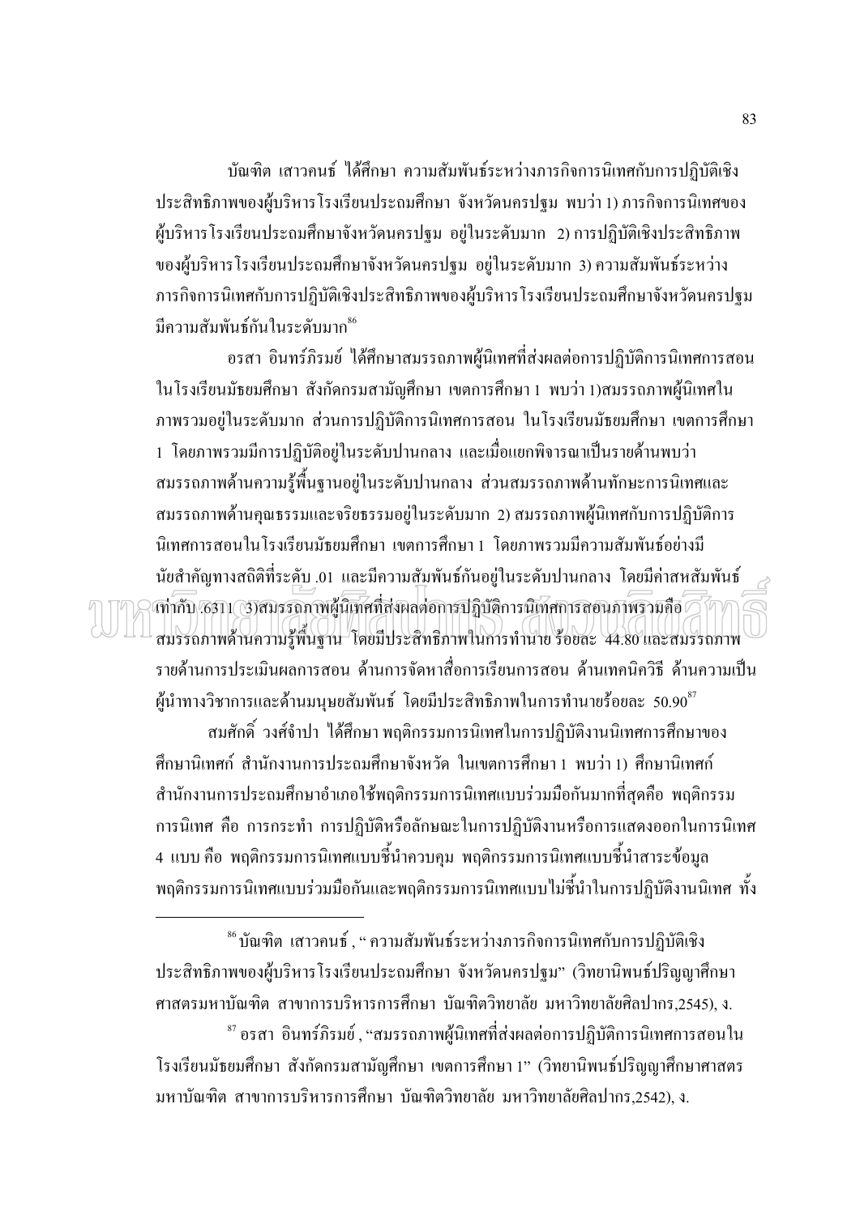บัณฑิต เสาวคนธ์ ได้ศึกษา ความสัมพันธ์ระหว่างภารกิจการนิเทศกับการปฏิบัติเชิงประสิทธิภาพของผู้บริหารโรงเรียนประถมศึกษา จังหวัดนครปฐม พบว่า 1) ภารกิจการนิเทศของผู้บริหารโรงเรียนประถมศึกษาจังหวัดนครปฐม อยู่ในระดับมาก 2) การปฏิบัติเชิงประสิทธิภาพของผู้บริหารโรงเรียนประถมศึกษาจังหวัดนครปฐม อยู่ในระดับมาก 3) ความสัมพันธ์ระหว่างภารกิจการนิเทศกับการปฏิบัติเชิงประสิทธิภาพของผู้บริหารโรงเรียนประถมศึกษาจังหวัดนครปฐมมีความสัมพันธ์กันในระดับมาก[86]

อรสา อินทร์ภิรมย์ ได้ศึกษาสมรรถภาพผู้นิเทศที่ส่งผลต่อการปฏิบัติการนิเทศการสอนในโรงเรียนมัธยมศึกษา สังกัดกรมสามัญศึกษา เขตการศึกษา 1 พบว่า 1)สมรรถภาพผู้นิเทศในภาพรวมอยู่ในระดับมาก ส่วนการปฏิบัติการนิเทศการสอน ในโรงเรียนมัธยมศึกษา เขตการศึกษา 1 โดยภาพรวมมีการปฏิบัติอยู่ในระดับปานกลาง และเมื่อแยกพิจารณาเป็นรายด้านพบว่า สมรรถภาพด้านความรู้พื้นฐานอยู่ในระดับปานกลาง ส่วนสมรรถภาพด้านทักษะการนิเทศและสมรรถภาพด้านคุณธรรมและจริยธรรมอยู่ในระดับมาก 2) สมรรถภาพผู้นิเทศกับการปฏิบัติการนิเทศการสอนในโรงเรียนมัธยมศึกษา เขตการศึกษา 1 โดยภาพรวมมีความสัมพันธ์อย่างมีนัยสำคัญทางสถิติที่ระดับ .01 และมีความสัมพันธ์กันอยู่ในระดับปานกลาง โดยมีค่าสหสัมพันธ์เท่ากับ .6311 3)สมรรถภาพผู้นิเทศที่ส่งผลต่อการปฏิบัติการนิเทศการสอนภาพรวมคือ สมรรถภาพด้านความรู้พื้นฐาน โดยมีประสิทธิภาพในการทำนาย ร้อยละ 44.80 และสมรรถภาพรายด้านการประเมินผลการสอน ด้านการจัดหาสื่อการเรียนการสอน ด้านเทคนิควิธี ด้านความเป็นผู้นำทางวิชาการและด้านมนุษยสัมพันธ์ โดยมีประสิทธิภาพในการทำนายร้อยละ 50.90[87]

สมศักดิ์ วงศ์จำปา ได้ศึกษา พฤติกรรมการนิเทศในการปฏิบัติงานนิเทศการศึกษาของศึกษานิเทศก์ สำนักงานการประถมศึกษาจังหวัด ในเขตการศึกษา 1 พบว่า 1) ศึกษานิเทศก์สำนักงานการประถมศึกษาอำเภอใช้พฤติกรรมการนิเทศแบบร่วมมือกันมากที่สุดคือ พฤติกรรมการนิเทศ คือ การกระทำ การปฏิบัติหรือลักษณะในการปฏิบัติงานหรือการแสดงออกในการนิเทศ 4 แบบ คือ พฤติกรรมการนิเทศแบบชี้นำควบคุม พฤติกรรมการนิเทศแบบชี้นำสาระข้อมูล พฤติกรรมการนิเทศแบบร่วมมือกันและพฤติกรรมการนิเทศแบบไม่ชี้นำในการปฏิบัติงานนิเทศ ทั้ง

---

[86] บัณฑิต เสาวคนธ์ , " ความสัมพันธ์ระหว่างภารกิจการนิเทศกับการปฏิบัติเชิงประสิทธิภาพของผู้บริหารโรงเรียนประถมศึกษา จังหวัดนครปฐม" (วิทยานิพนธ์ปริญญาศึกษาศาสตรมหาบัณฑิต สาขาการบริหารการศึกษา บัณฑิตวิทยาลัย มหาวิทยาลัยศิลปากร,2545), ง.

[87] อรสา อินทร์ภิรมย์ , "สมรรถภาพผู้นิเทศที่ส่งผลต่อการปฏิบัติการนิเทศการสอนในโรงเรียนมัธยมศึกษา สังกัดกรมสามัญศึกษา เขตการศึกษา 1" (วิทยานิพนธ์ปริญญาศึกษาศาสตรมหาบัณฑิต สาขาการบริหารการศึกษา บัณฑิตวิทยาลัย มหาวิทยาลัยศิลปากร,2542), ง.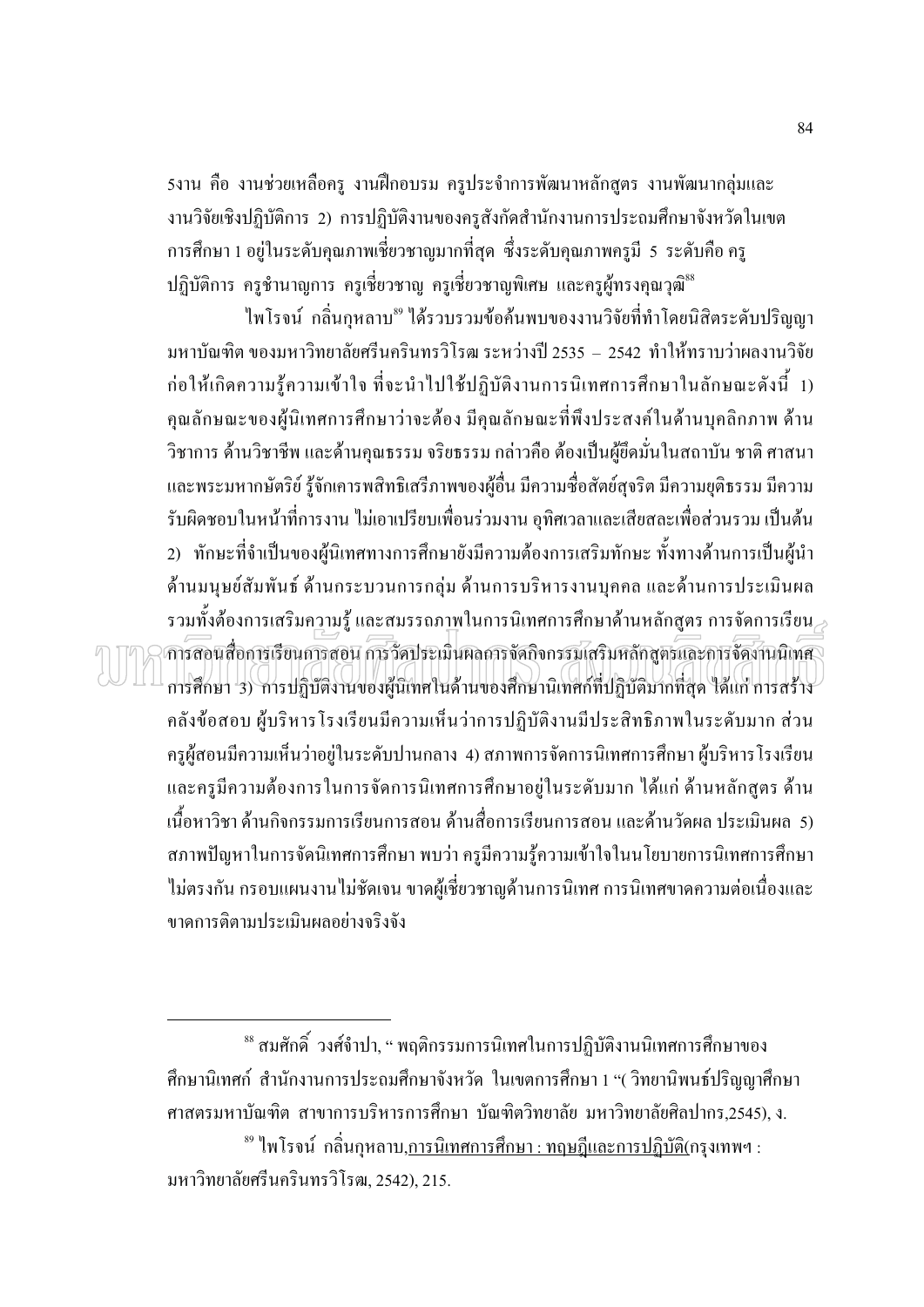5งาน คือ งานช่วยเหลือครู งานฝึกอบรม ครูประจำการพัฒนาหลักสูตร งานพัฒนากลุ่มและงานวิจัยเชิงปฏิบัติการ 2) การปฏิบัติงานของครูสังกัดสำนักงานการประถมศึกษาจังหวัดในเขตการศึกษา 1 อยู่ในระดับคุณภาพเชี่ยวชาญมากที่สุด ซึ่งระดับคุณภาพครูมี 5 ระดับคือ ครูปฏิบัติการ ครูชำนาญการ ครูเชี่ยวชาญ ครูเชี่ยวชาญพิเศษ และครูผู้ทรงคุณวุฒิ[88]

ไพโรจน์ กลิ่นกุหลาบ[89] ได้รวบรวมข้อค้นพบของงานวิจัยที่ทำโดยนิสิตระดับปริญญามหาบัณฑิต ของมหาวิทยาลัยศรีนครินทรวิโรฒ ระหว่างปี 2535 – 2542 ทำให้ทราบว่าผลงานวิจัยก่อให้เกิดความรู้ความเข้าใจ ที่จะนำไปใช้ปฏิบัติงานการนิเทศการศึกษาในลักษณะดังนี้ 1) คุณลักษณะของผู้นิเทศการศึกษาว่าจะต้อง มีคุณลักษณะที่พึงประสงค์ในด้านบุคลิกภาพ ด้านวิชาการ ด้านวิชาชีพ และด้านคุณธรรม จริยธรรม กล่าวคือ ต้องเป็นผู้ยึดมั่นในสถาบัน ชาติ ศาสนา และพระมหากษัตริย์ รู้จักเคารพสิทธิเสรีภาพของผู้อื่น มีความซื่อสัตย์สุจริต มีความยุติธรรม มีความรับผิดชอบในหน้าที่การงาน ไม่เอาเปรียบเพื่อนร่วมงาน อุทิศเวลาและเสียสละเพื่อส่วนรวม เป็นต้น 2) ทักษะที่จำเป็นของผู้นิเทศทางการศึกษายังมีความต้องการเสริมทักษะ ทั้งทางด้านการเป็นผู้นำ ด้านมนุษย์สัมพันธ์ ด้านกระบวนการกลุ่ม ด้านการบริหารงานบุคคล และด้านการประเมินผล รวมทั้งต้องการเสริมความรู้ และสมรรถภาพในการนิเทศการศึกษาด้านหลักสูตร การจัดการเรียนการสอนสื่อการเรียนการสอน การวัดประเมินผลการจัดกิจกรรมเสริมหลักสูตรและการจัดงานนิเทศการศึกษา 3) การปฏิบัติงานของผู้นิเทศในด้านของศึกษานิเทศก์ที่ปฏิบัติมากที่สุด ได้แก่ การสร้างคลังข้อสอบ ผู้บริหารโรงเรียนมีความเห็นว่าการปฏิบัติงานมีประสิทธิภาพในระดับมาก ส่วนครูผู้สอนมีความเห็นว่าอยู่ในระดับปานกลาง 4) สภาพการจัดการนิเทศการศึกษา ผู้บริหารโรงเรียนและครูมีความต้องการในการจัดการนิเทศการศึกษาอยู่ในระดับมาก ได้แก่ ด้านหลักสูตร ด้านเนื้อหาวิชา ด้านกิจกรรมการเรียนการสอน ด้านสื่อการเรียนการสอน และด้านวัดผล ประเมินผล 5) สภาพปัญหาในการจัดนิเทศการศึกษา พบว่า ครูมีความรู้ความเข้าใจในนโยบายการนิเทศการศึกษาไม่ตรงกัน กรอบแผนงานไม่ชัดเจน ขาดผู้เชี่ยวชาญด้านการนิเทศ การนิเทศขาดความต่อเนื่องและขาดการติดตามประเมินผลอย่างจริงจัง

---

[88] สมศักดิ์ วงศ์จำปา, " พฤติกรรมการนิเทศในการปฏิบัติงานนิเทศการศึกษาของศึกษานิเทศก์ สำนักงานการประถมศึกษาจังหวัด ในเขตการศึกษา 1 "( วิทยานิพนธ์ปริญญาศึกษาศาสตรมหาบัณฑิต สาขาการบริหารการศึกษา บัณฑิตวิทยาลัย มหาวิทยาลัยศิลปากร,2545), ง.

[89] ไพโรจน์ กลิ่นกุหลาบ,<u>การนิเทศการศึกษา : ทฤษฎีและการปฏิบัติ</u>(กรุงเทพฯ : มหาวิทยาลัยศรีนครินทรวิโรฒ, 2542), 215.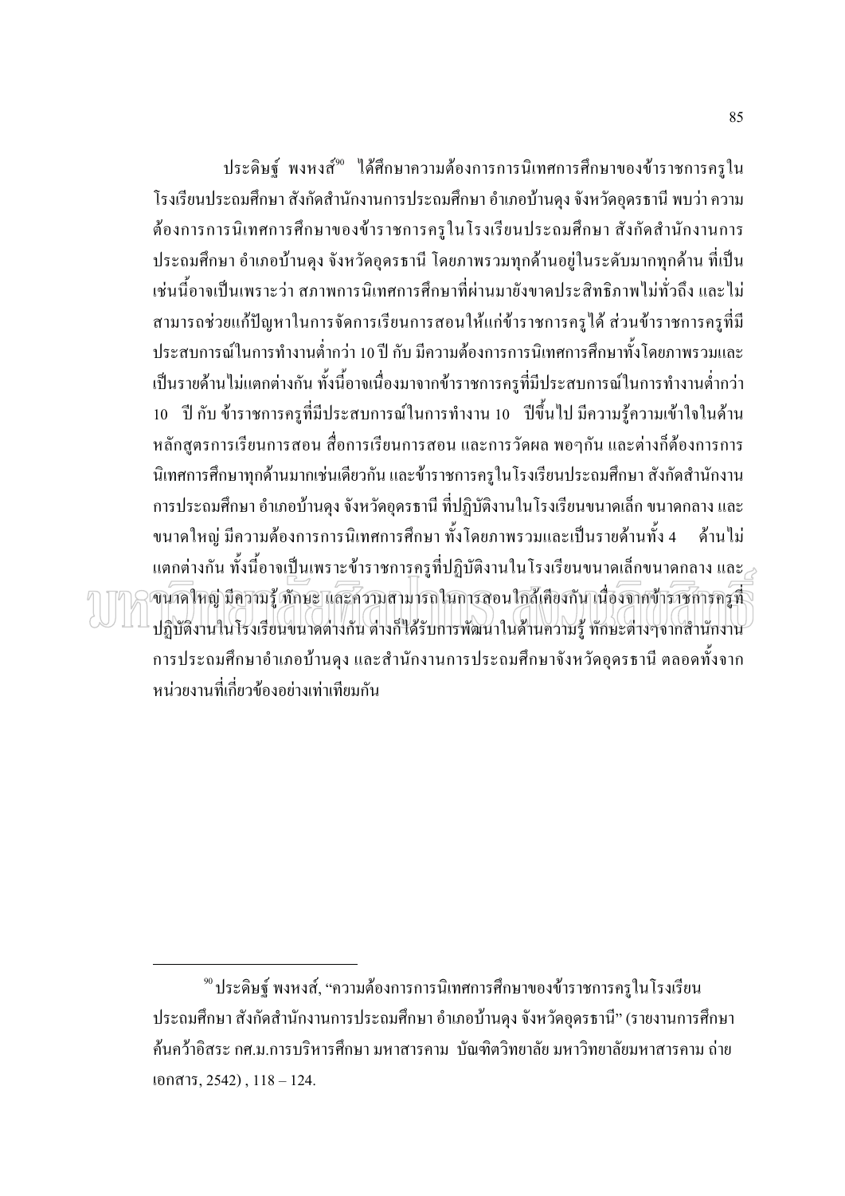ประดิษฐ์ พงหงส์[90] ได้ศึกษาความต้องการการนิเทศการศึกษาของข้าราชการครูในโรงเรียนประถมศึกษา สังกัดสำนักงานการประถมศึกษา อำเภอบ้านดุง จังหวัดอุดรธานี พบว่า ความต้องการการนิเทศการศึกษาของข้าราชการครูในโรงเรียนประถมศึกษา สังกัดสำนักงานการประถมศึกษา อำเภอบ้านดุง จังหวัดอุดรธานี โดยภาพรวมทุกด้านอยู่ในระดับมากทุกด้าน ที่เป็นเช่นนี้อาจเป็นเพราะว่า สภาพการนิเทศการศึกษาที่ผ่านมายังขาดประสิทธิภาพไม่ทั่วถึง และไม่สามารถช่วยแก้ปัญหาในการจัดการเรียนการสอนให้แก่ข้าราชการครูได้ ส่วนข้าราชการครูที่มีประสบการณ์ในการทำงานต่ำกว่า 10 ปี กับ มีความต้องการการนิเทศการศึกษาทั้งโดยภาพรวมและเป็นรายด้านไม่แตกต่างกัน ทั้งนี้อาจเนื่องมาจากข้าราชการครูที่มีประสบการณ์ในการทำงานต่ำกว่า 10 ปี กับ ข้าราชการครูที่มีประสบการณ์ในการทำงาน 10 ปีขึ้นไป มีความรู้ความเข้าใจในด้านหลักสูตรการเรียนการสอน สื่อการเรียนการสอน และการวัดผล พอๆกัน และต่างก็ต้องการการนิเทศการศึกษาทุกด้านมากเช่นเดียวกัน และข้าราชการครูในโรงเรียนประถมศึกษา สังกัดสำนักงานการประถมศึกษา อำเภอบ้านดุง จังหวัดอุดรธานี ที่ปฏิบัติงานในโรงเรียนขนาดเล็ก ขนาดกลาง และขนาดใหญ่ มีความต้องการการนิเทศการศึกษา ทั้งโดยภาพรวมและเป็นรายด้านทั้ง 4 ด้านไม่แตกต่างกัน ทั้งนี้อาจเป็นเพราะข้าราชการครูที่ปฏิบัติงานในโรงเรียนขนาดเล็กขนาดกลาง และขนาดใหญ่ มีความรู้ ทักษะ และความสามารถในการสอนใกล้เคียงกัน เนื่องจากข้าราชการครูที่ปฏิบัติงานในโรงเรียนขนาดต่างกัน ต่างก็ได้รับการพัฒนาในด้านความรู้ ทักษะต่างๆจากสำนักงานการประถมศึกษาอำเภอบ้านดุง และสำนักงานการประถมศึกษาจังหวัดอุดรธานี ตลอดทั้งจากหน่วยงานที่เกี่ยวข้องอย่างเท่าเทียมกัน

---

[90] ประดิษฐ์ พงหงส์, “ความต้องการการนิเทศการศึกษาของข้าราชการครูในโรงเรียนประถมศึกษา สังกัดสำนักงานการประถมศึกษา อำเภอบ้านดุง จังหวัดอุดรธานี” (รายงานการศึกษาค้นคว้าอิสระ กศ.ม.การบริหารการศึกษา มหาสารคาม บัณฑิตวิทยาลัย มหาวิทยาลัยมหาสารคาม ถ่ายเอกสาร, 2542) , 118 – 124.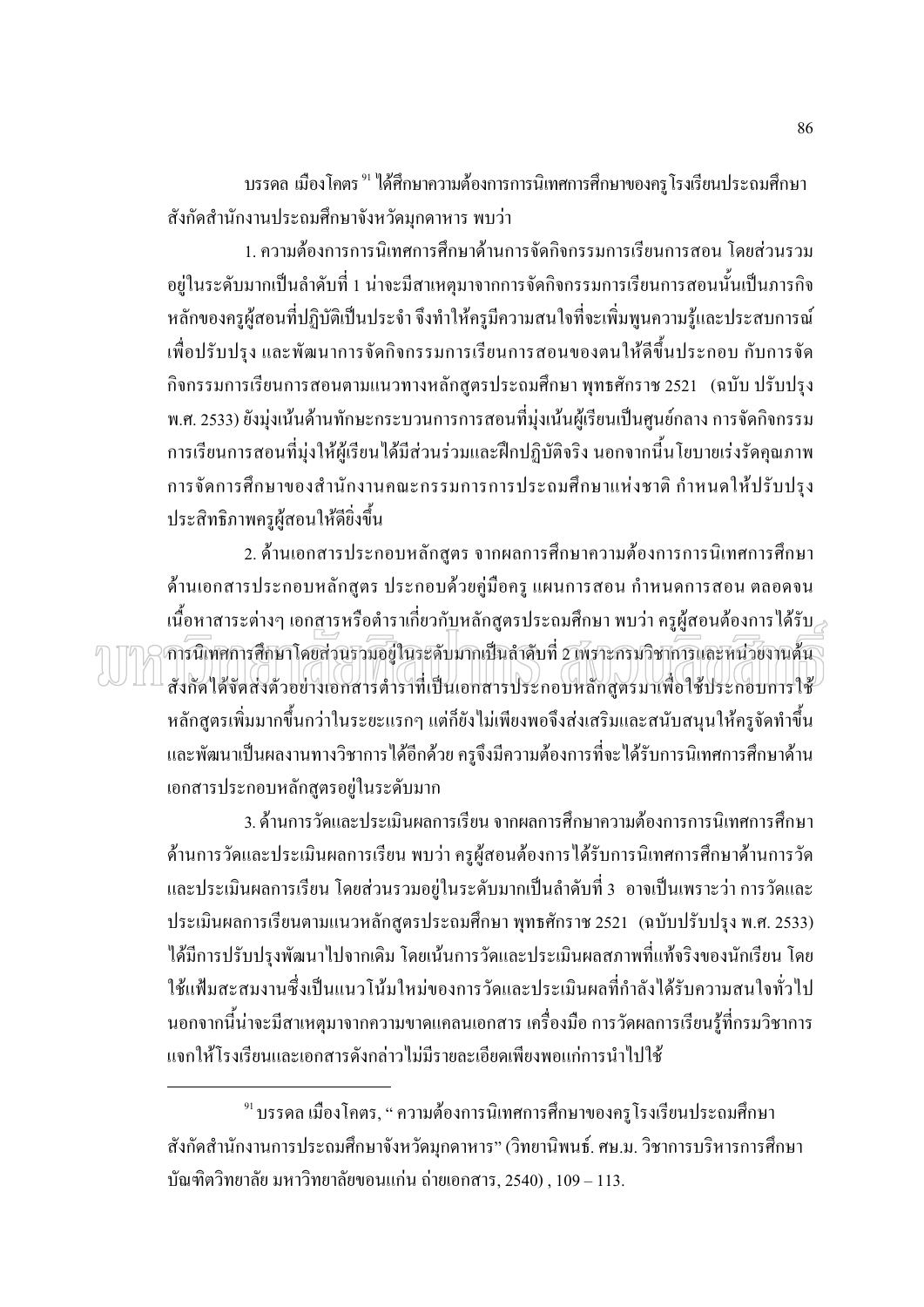บรรดล เมืองโคตร [91] ได้ศึกษาความต้องการการนิเทศการศึกษาของครูโรงเรียนประถมศึกษา สังกัดสำนักงานประถมศึกษาจังหวัดมุกดาหาร พบว่า

1. ความต้องการการนิเทศการศึกษาด้านการจัดกิจกรรมการเรียนการสอน โดยส่วนรวมอยู่ในระดับมากเป็นลำดับที่ 1 น่าจะมีสาเหตุมาจากการจัดกิจกรรมการเรียนการสอนนั้นเป็นภารกิจหลักของครูผู้สอนที่ปฏิบัติเป็นประจำ จึงทำให้ครูมีความสนใจที่จะเพิ่มพูนความรู้และประสบการณ์เพื่อปรับปรุง และพัฒนาการจัดกิจกรรมการเรียนการสอนของตนให้ดีขึ้นประกอบ กับการจัดกิจกรรมการเรียนการสอนตามแนวทางหลักสูตรประถมศึกษา พุทธศักราช 2521 (ฉบับ ปรับปรุง พ.ศ. 2533) ยังมุ่งเน้นด้านทักษะกระบวนการการสอนที่มุ่งเน้นผู้เรียนเป็นศูนย์กลาง การจัดกิจกรรมการเรียนการสอนที่มุ่งให้ผู้เรียนได้มีส่วนร่วมและฝึกปฏิบัติจริง นอกจากนี้ นโยบายเร่งรัดคุณภาพการจัดการศึกษาของสำนักงานคณะกรรมการการประถมศึกษาแห่งชาติ กำหนดให้ปรับปรุงประสิทธิภาพครูผู้สอนให้ดียิ่งขึ้น

2. ด้านเอกสารประกอบหลักสูตร จากผลการศึกษาความต้องการการนิเทศการศึกษาด้านเอกสารประกอบหลักสูตร ประกอบด้วยคู่มือครู แผนการสอน กำหนดการสอน ตลอดจนเนื้อหาสาระต่างๆ เอกสารหรือตำราเกี่ยวกับหลักสูตรประถมศึกษา พบว่า ครูผู้สอนต้องการได้รับการนิเทศการศึกษาโดยส่วนรวมอยู่ในระดับมากเป็นลำดับที่ 2 เพราะกรมวิชาการและหน่วยงานต้นสังกัดได้จัดส่งตัวอย่างเอกสารตำราที่เป็นเอกสารประกอบหลักสูตรมาเพื่อใช้ประกอบการใช้หลักสูตรเพิ่มมากขึ้นกว่าในระยะแรกๆ แต่ก็ยังไม่เพียงพอจึงส่งเสริมและสนับสนุนให้ครูจัดทำขึ้นและพัฒนาเป็นผลงานทางวิชาการได้อีกด้วย ครูจึงมีความต้องการที่จะได้รับการนิเทศการศึกษาด้านเอกสารประกอบหลักสูตรอยู่ในระดับมาก

3. ด้านการวัดและประเมินผลการเรียน จากผลการศึกษาความต้องการการนิเทศการศึกษาด้านการวัดและประเมินผลการเรียน พบว่า ครูผู้สอนต้องการได้รับการนิเทศการศึกษาด้านการวัดและประเมินผลการเรียน โดยส่วนรวมอยู่ในระดับมากเป็นลำดับที่ 3 อาจเป็นเพราะว่า การวัดและประเมินผลการเรียนตามแนวหลักสูตรประถมศึกษา พุทธศักราช 2521 (ฉบับปรับปรุง พ.ศ. 2533) ได้มีการปรับปรุงพัฒนาไปจากเดิม โดยเน้นการวัดและประเมินผลสภาพที่แท้จริงของนักเรียน โดยใช้แฟ้มสะสมงานซึ่งเป็นแนวโน้มใหม่ของการวัดและประเมินผลที่กำลังได้รับความสนใจทั่วไป นอกจากนี้น่าจะมีสาเหตุมาจากความขาดแคลนเอกสาร เครื่องมือ การวัดผลการเรียนรู้ที่กรมวิชาการแจกให้โรงเรียนและเอกสารดังกล่าวไม่มีรายละเอียดเพียงพอแก่การนำไปใช้

---

[91] บรรดล เมืองโคตร, " ความต้องการการนิเทศการศึกษาของครูโรงเรียนประถมศึกษา สังกัดสำนักงานการประถมศึกษาจังหวัดมุกดาหาร" (วิทยานิพนธ์. ศษ.ม. วิชาการบริหารการศึกษา บัณฑิตวิทยาลัย มหาวิทยาลัยขอนแก่น ถ่ายเอกสาร, 2540) , 109 – 113.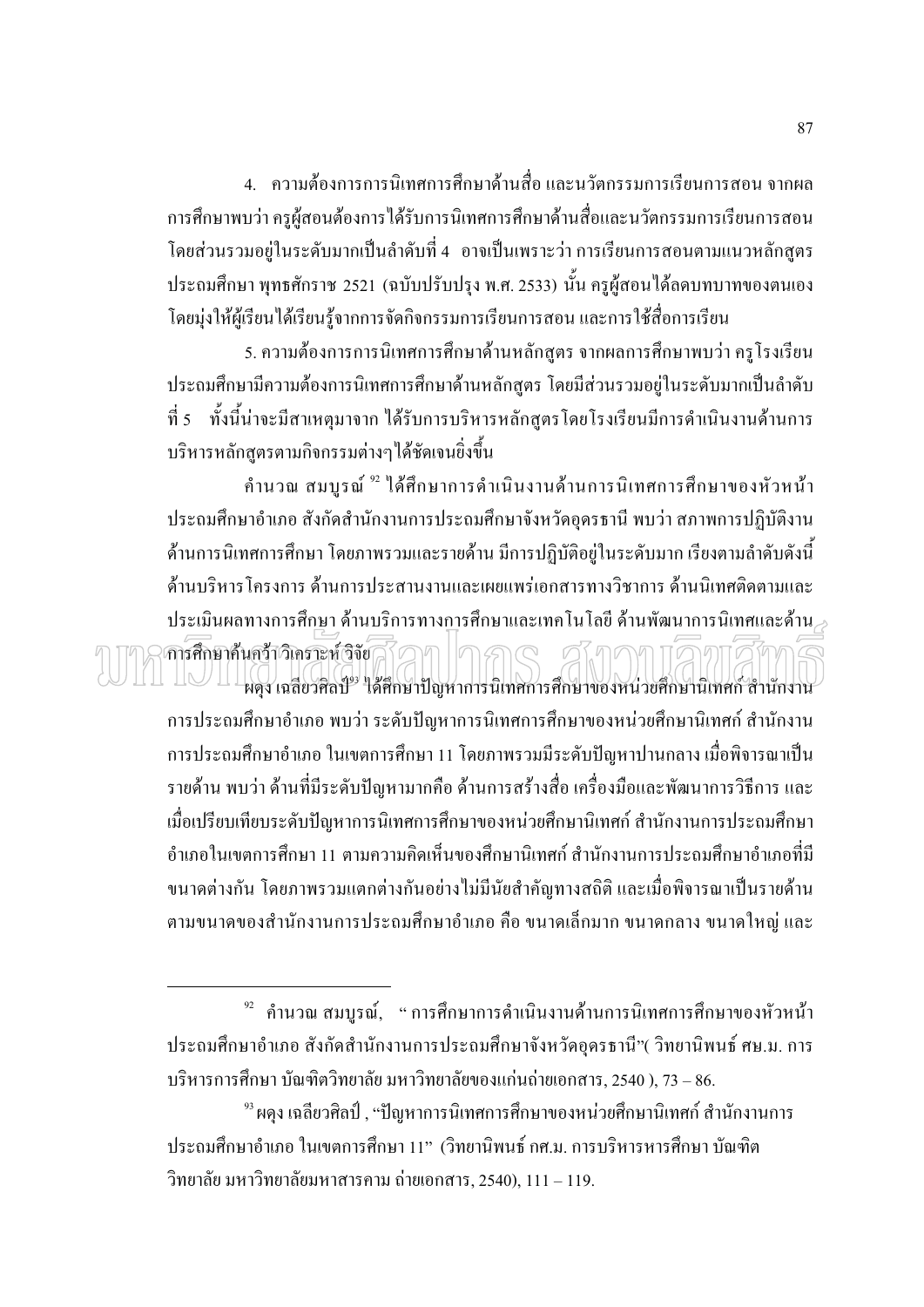4. ความต้องการการนิเทศการศึกษาด้านสื่อ และนวัตกรรมการเรียนการสอน จากผลการศึกษาพบว่า ครูผู้สอนต้องการได้รับการนิเทศการศึกษาด้านสื่อและนวัตกรรมการเรียนการสอน โดยส่วนรวมอยู่ในระดับมากเป็นลำดับที่ 4 อาจเป็นเพราะว่า การเรียนการสอนตามแนวหลักสูตรประถมศึกษา พุทธศักราช 2521 (ฉบับปรับปรุง พ.ศ. 2533) นั้น ครูผู้สอนได้ลดบทบาทของตนเอง โดยมุ่งให้ผู้เรียนได้เรียนรู้จากการจัดกิจกรรมการเรียนการสอน และการใช้สื่อการเรียน

5. ความต้องการการนิเทศการศึกษาด้านหลักสูตร จากผลการศึกษาพบว่า ครูโรงเรียนประถมศึกษามีความต้องการนิเทศการศึกษาด้านหลักสูตร โดยมีส่วนรวมอยู่ในระดับมากเป็นลำดับที่ 5 ทั้งนี้น่าจะมีสาเหตุมาจาก ได้รับการบริหารหลักสูตรโดยโรงเรียนมีการดำเนินงานด้านการบริหารหลักสูตรตามกิจกรรมต่างๆได้ชัดเจนยิ่งขึ้น

คำนวณ สมบูรณ์ [92] ได้ศึกษาการดำเนินงานด้านการนิเทศการศึกษาของหัวหน้าประถมศึกษาอำเภอ สังกัดสำนักงานการประถมศึกษาจังหวัดอุดรธานี พบว่า สภาพการปฏิบัติงานด้านการนิเทศการศึกษา โดยภาพรวมและรายด้าน มีการปฏิบัติอยู่ในระดับมาก เรียงตามลำดับดังนี้ ด้านบริหารโครงการ ด้านการประสานงานและเผยแพร่เอกสารทางวิชาการ ด้านนิเทศติดตามและประเมินผลทางการศึกษา ด้านบริการทางการศึกษาและเทคโนโลยี ด้านพัฒนาการนิเทศและด้านการศึกษาค้นคว้า วิเคราะห์ วิจัย

ผดุง เฉลียวศิลป์[93] ได้ศึกษาปัญหาการนิเทศการศึกษาของหน่วยศึกษานิเทศก์ สำนักงานการประถมศึกษาอำเภอ พบว่า ระดับปัญหาการนิเทศการศึกษาของหน่วยศึกษานิเทศก์ สำนักงานการประถมศึกษาอำเภอ ในเขตการศึกษา 11 โดยภาพรวมมีระดับปัญหาปานกลาง เมื่อพิจารณาเป็นรายด้าน พบว่า ด้านที่มีระดับปัญหามากคือ ด้านการสร้างสื่อ เครื่องมือและพัฒนาการวิธีการ และเมื่อเปรียบเทียบระดับปัญหาการนิเทศการศึกษาของหน่วยศึกษานิเทศก์ สำนักงานการประถมศึกษาอำเภอในเขตการศึกษา 11 ตามความคิดเห็นของศึกษานิเทศก์ สำนักงานการประถมศึกษาอำเภอที่มีขนาดต่างกัน โดยภาพรวมแตกต่างกันอย่างไม่มีนัยสำคัญทางสถิติ และเมื่อพิจารณาเป็นรายด้านตามขนาดของสำนักงานการประถมศึกษาอำเภอ คือ ขนาดเล็กมาก ขนาดกลาง ขนาดใหญ่ และ

---

[92] คำนวณ สมบูรณ์, " การศึกษาการดำเนินงานด้านการนิเทศการศึกษาของหัวหน้าประถมศึกษาอำเภอ สังกัดสำนักงานการประถมศึกษาจังหวัดอุดรธานี"( วิทยานิพนธ์ ศษ.ม. การบริหารการศึกษา บัณฑิตวิทยาลัย มหาวิทยาลัยขอนแก่นถ่ายเอกสาร, 2540 ), 73 – 86.

[93] ผดุง เฉลียวศิลป์ , "ปัญหาการนิเทศการศึกษาของหน่วยศึกษานิเทศก์ สำนักงานการประถมศึกษาอำเภอ ในเขตการศึกษา 11" (วิทยานิพนธ์ กศ.ม. การบริหารหารศึกษา บัณฑิตวิทยาลัย มหาวิทยาลัยมหาสารคาม ถ่ายเอกสาร, 2540), 111 – 119.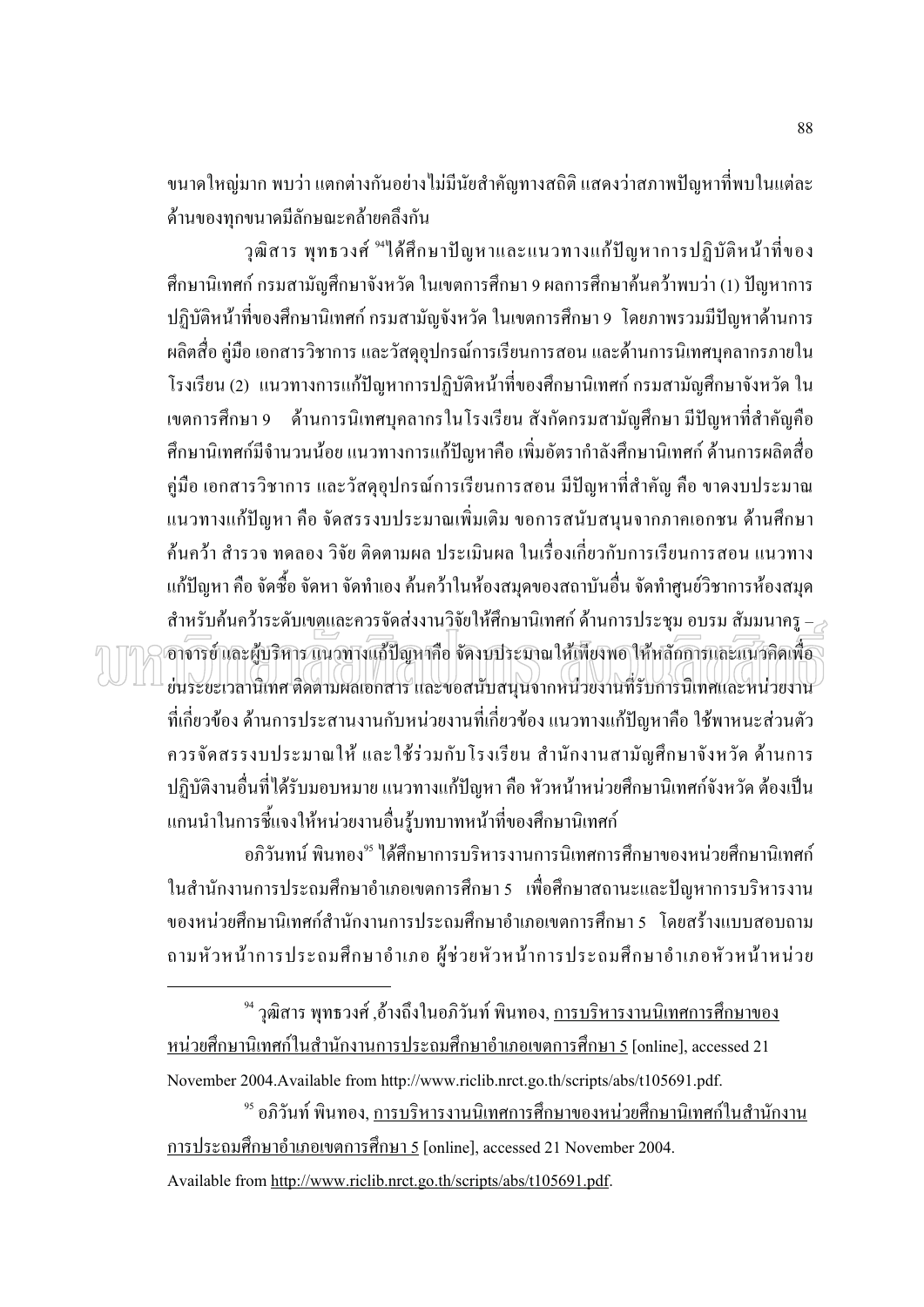ขนาดใหญ่มาก พบว่า แตกต่างกันอย่างไม่มีนัยสำคัญทางสถิติ แสดงว่าสภาพปัญหาที่พบในแต่ละด้านของทุกขนาดมีลักษณะคล้ายคลึงกัน

วุฒิสาร พุทธวงศ์ [94]ได้ศึกษาปัญหาและแนวทางแก้ปัญหาการปฏิบัติหน้าที่ของศึกษานิเทศก์ กรมสามัญศึกษาจังหวัด ในเขตการศึกษา 9 ผลการศึกษาค้นคว้าพบว่า (1) ปัญหาการปฏิบัติหน้าที่ของศึกษานิเทศก์ กรมสามัญจังหวัด ในเขตการศึกษา 9 โดยภาพรวมมีปัญหาด้านการผลิตสื่อ คู่มือ เอกสารวิชาการ และวัสดุอุปกรณ์การเรียนการสอน และด้านการนิเทศบุคลากรภายในโรงเรียน (2) แนวทางการแก้ปัญหาการปฏิบัติหน้าที่ของศึกษานิเทศก์ กรมสามัญศึกษาจังหวัด ในเขตการศึกษา 9 ด้านการนิเทศบุคลากรในโรงเรียน สังกัดกรมสามัญศึกษา มีปัญหาที่สำคัญคือ ศึกษานิเทศก์มีจำนวนน้อย แนวทางการแก้ปัญหาคือ เพิ่มอัตรากำลังศึกษานิเทศก์ ด้านการผลิตสื่อ คู่มือ เอกสารวิชาการ และวัสดุอุปกรณ์การเรียนการสอน มีปัญหาที่สำคัญ คือ ขาดงบประมาณ แนวทางแก้ปัญหา คือ จัดสรรงบประมาณเพิ่มเติม ขอการสนับสนุนจากภาคเอกชน ด้านศึกษาค้นคว้า สำรวจ ทดลอง วิจัย ติดตามผล ประเมินผล ในเรื่องเกี่ยวกับการเรียนการสอน แนวทางแก้ปัญหา คือ จัดซื้อ จัดหา จัดทำเอง ค้นคว้าในห้องสมุดของสถาบันอื่น จัดทำศูนย์วิชาการห้องสมุดสำหรับค้นคว้าระดับเขตและควรจัดส่งงานวิจัยให้ศึกษานิเทศก์ ด้านการประชุม อบรม สัมมนาครู – อาจารย์ และผู้บริหาร แนวทางแก้ปัญหาคือ จัดงบประมาณให้เพียงพอ ให้หลักการและแนวคิดเพื่อย่นระยะเวลานิเทศ ติดตามผลเอกสาร และขอสนับสนุนจากหน่วยงานที่รับการนิเทศและหน่วยงานที่เกี่ยวข้อง ด้านการประสานงานกับหน่วยงานที่เกี่ยวข้อง แนวทางแก้ปัญหาคือ ใช้พาหนะส่วนตัว ควรจัดสรรงบประมาณให้ และใช้ร่วมกับโรงเรียน สำนักงานสามัญศึกษาจังหวัด ด้านการปฏิบัติงานอื่นที่ได้รับมอบหมาย แนวทางแก้ปัญหา คือ หัวหน้าหน่วยศึกษานิเทศก์จังหวัด ต้องเป็นแกนนำในการชี้แจงให้หน่วยงานอื่นรู้บทบาทหน้าที่ของศึกษานิเทศก์

อภิวันทน์ พินทอง[95] ได้ศึกษาการบริหารงานการนิเทศการศึกษาของหน่วยศึกษานิเทศก์ในสำนักงานการประถมศึกษาอำเภอเขตการศึกษา 5 เพื่อศึกษาสถานะและปัญหาการบริหารงานของหน่วยศึกษานิเทศก์สำนักงานการประถมศึกษาอำเภอเขตการศึกษา 5 โดยสร้างแบบสอบถามถามหัวหน้าการประถมศึกษาอำเภอ ผู้ช่วยหัวหน้าการประถมศึกษาอำเภอหัวหน้าหน่วย

---

[94] วุฒิสาร พุทธวงศ์ ,อ้างถึงในอภิวันท์ พินทอง, การบริหารงานนิเทศการศึกษาของหน่วยศึกษานิเทศก์ในสำนักงานการประถมศึกษาอำเภอเขตการศึกษา 5 [online], accessed 21 November 2004.Available from http://www.riclib.nrct.go.th/scripts/abs/t105691.pdf.

[95] อภิวันท์ พินทอง, การบริหารงานนิเทศการศึกษาของหน่วยศึกษานิเทศก์ในสำนักงานการประถมศึกษาอำเภอเขตการศึกษา 5 [online], accessed 21 November 2004. Available from http://www.riclib.nrct.go.th/scripts/abs/t105691.pdf.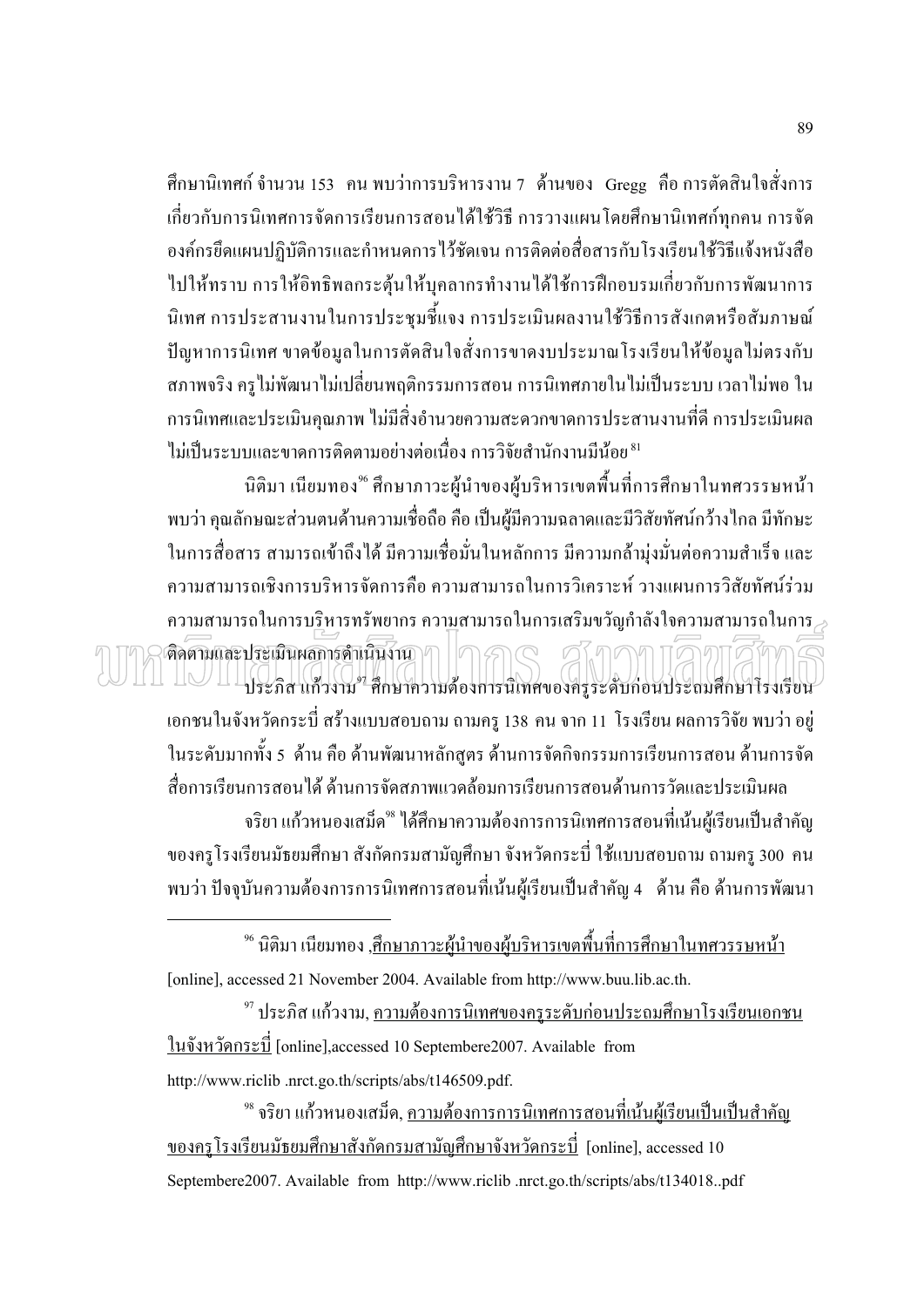ศึกษานิเทศก์ จำนวน 153 คน พบว่าการบริหารงาน 7 ด้านของ Gregg คือ การตัดสินใจสั่งการเกี่ยวกับการนิเทศการจัดการเรียนการสอนได้ใช้วิธี การวางแผนโดยศึกษานิเทศก์ทุกคน การจัดองค์กรยึดแผนปฏิบัติการและกำหนดการไว้ชัดเจน การติดต่อสื่อสารกับโรงเรียนใช้วิธีแจ้งหนังสือไปให้ทราบ การให้อิทธิพลกระตุ้นให้บุคลากรทำงานได้ใช้การฝึกอบรมเกี่ยวกับการพัฒนาการนิเทศ การประสานงานในการประชุมชี้แจง การประเมินผลงานใช้วิธีการสังเกตหรือสัมภาษณ์ ปัญหาการนิเทศ ขาดข้อมูลในการตัดสินใจสั่งการขาดงบประมาณโรงเรียนให้ข้อมูลไม่ตรงกับสภาพจริง ครูไม่พัฒนาไม่เปลี่ยนพฤติกรรมการสอน การนิเทศภายในไม่เป็นระบบ เวลาไม่พอ ในการนิเทศและประเมินคุณภาพ ไม่มีสิ่งอำนวยความสะดวกขาดการประสานงานที่ดี การประเมินผลไม่เป็นระบบและขาดการติดตามอย่างต่อเนื่อง การวิจัยสำนักงานมีน้อย[81]

นิติมา เนียมทอง[96] ศึกษาภาวะผู้นำของผู้บริหารเขตพื้นที่การศึกษาในทศวรรษหน้า พบว่า คุณลักษณะส่วนตนด้านความเชื่อถือ คือ เป็นผู้มีความฉลาดและมีวิสัยทัศน์กว้างไกล มีทักษะในการสื่อสาร สามารถเข้าถึงได้ มีความเชื่อมั่นในหลักการ มีความกล้ามุ่งมั่นต่อความสำเร็จ และความสามารถเชิงการบริหารจัดการคือ ความสามารถในการวิเคราะห์ วางแผนการวิสัยทัศน์ร่วม ความสามารถในการบริหารทรัพยากร ความสามารถในการเสริมขวัญกำลังใจความสามารถในการติดตามและประเมินผลการดำเนินงาน

ประภิส แก้วงาม[97] ศึกษาความต้องการนิเทศของครูระดับก่อนประถมศึกษาโรงเรียนเอกชนในจังหวัดกระบี่ สร้างแบบสอบถาม ถามครู 138 คน จาก 11 โรงเรียน ผลการวิจัย พบว่า อยู่ในระดับมากทั้ง 5 ด้าน คือ ด้านพัฒนาหลักสูตร ด้านการจัดกิจกรรมการเรียนการสอน ด้านการจัดสื่อการเรียนการสอนได้ ด้านการจัดสภาพแวดล้อมการเรียนการสอนด้านการวัดและประเมินผล

จริยา แก้วหนองเสม็ด[98] ได้ศึกษาความต้องการการนิเทศการสอนที่เน้นผู้เรียนเป็นสำคัญของครูโรงเรียนมัธยมศึกษา สังกัดกรมสามัญศึกษา จังหวัดกระบี่ ใช้แบบสอบถาม ถามครู 300 คน พบว่า ปัจจุบันความต้องการการนิเทศการสอนที่เน้นผู้เรียนเป็นสำคัญ 4 ด้าน คือ ด้านการพัฒนา

---

[96] นิติมา เนียมทอง ,ศึกษาภาวะผู้นำของผู้บริหารเขตพื้นที่การศึกษาในทศวรรษหน้า [online], accessed 21 November 2004. Available from http://www.buu.lib.ac.th.

[97] ประภิส แก้วงาม, ความต้องการนิเทศของครูระดับก่อนประถมศึกษาโรงเรียนเอกชนในจังหวัดกระบี่ [online],accessed 10 Septembere2007. Available from http://www.riclib .nrct.go.th/scripts/abs/t146509.pdf.

[98] จริยา แก้วหนองเสม็ด, ความต้องการการนิเทศการสอนที่เน้นผู้เรียนเป็นเป็นสำคัญของครูโรงเรียนมัธยมศึกษาสังกัดกรมสามัญศึกษาจังหวัดกระบี่ [online], accessed 10 Septembere2007. Available from http://www.riclib .nrct.go.th/scripts/abs/t134018..pdf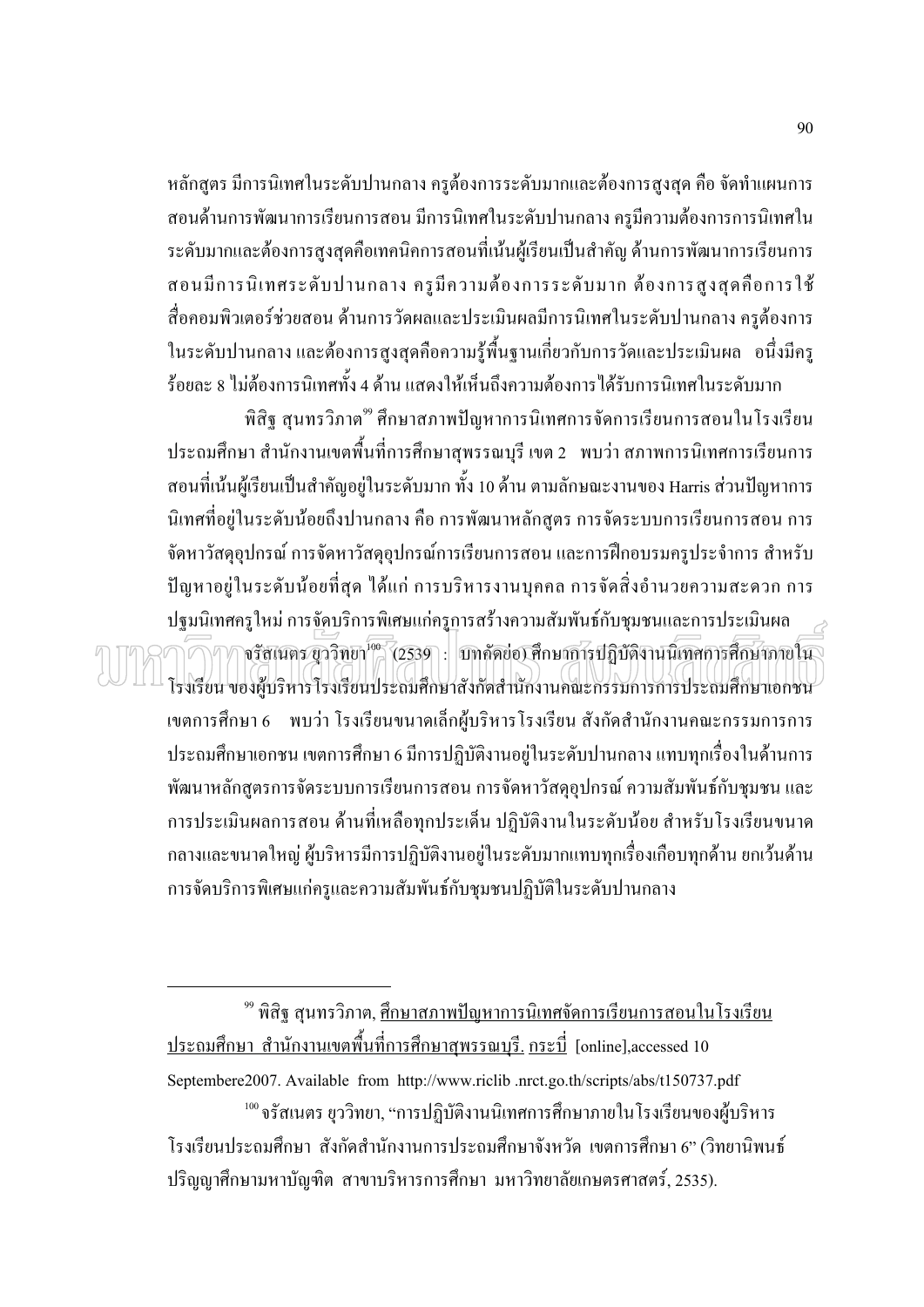หลักสูตร มีการนิเทศในระดับปานกลาง ครูต้องการระดับมากและต้องการสูงสุด คือ จัดทำแผนการสอนด้านการพัฒนาการเรียนการสอน มีการนิเทศในระดับปานกลาง ครูมีความต้องการการนิเทศในระดับมากและต้องการสูงสุดคือเทคนิคการสอนที่เน้นผู้เรียนเป็นสำคัญ ด้านการพัฒนาการเรียนการสอนมีการนิเทศระดับปานกลาง ครูมีความต้องการระดับมาก ต้องการสูงสุดคือการใช้สื่อคอมพิวเตอร์ช่วยสอน ด้านการวัดผลและประเมินผลมีการนิเทศในระดับปานกลาง ครูต้องการในระดับปานกลาง และต้องการสูงสุดคือความรู้พื้นฐานเกี่ยวกับการวัดและประเมินผล อนึ่งมีครูร้อยละ 8 ไม่ต้องการนิเทศทั้ง 4 ด้าน แสดงให้เห็นถึงความต้องการได้รับการนิเทศในระดับมาก

พิสิฐ สุนทรวิภาต[99] ศึกษาสภาพปัญหาการนิเทศการจัดการเรียนการสอนในโรงเรียนประถมศึกษา สำนักงานเขตพื้นที่การศึกษาสุพรรณบุรี เขต 2 พบว่า สภาพการนิเทศการเรียนการสอนที่เน้นผู้เรียนเป็นสำคัญอยู่ในระดับมาก ทั้ง 10 ด้าน ตามลักษณะงานของ Harris ส่วนปัญหาการนิเทศที่อยู่ในระดับน้อยถึงปานกลาง คือ การพัฒนาหลักสูตร การจัดระบบการเรียนการสอน การจัดหาวัสดุอุปกรณ์ การจัดหาวัสดุอุปกรณ์การเรียนการสอน และการฝึกอบรมครูประจำการ สำหรับปัญหาอยู่ในระดับน้อยที่สุด ได้แก่ การบริหารงานบุคคล การจัดสิ่งอำนวยความสะดวก การปฐมนิเทศครูใหม่ การจัดบริการพิเศษแก่ครูการสร้างความสัมพันธ์กับชุมชนและการประเมินผล

จรัสเนตร ยุววิทยา[100] (2539 : บทคัดย่อ) ศึกษาการปฏิบัติงานนิเทศการศึกษาภายในโรงเรียน ของผู้บริหารโรงเรียนประถมศึกษาสังกัดสำนักงานคณะกรรมการการประถมศึกษาเอกชน เขตการศึกษา 6 พบว่า โรงเรียนขนาดเล็กผู้บริหารโรงเรียน สังกัดสำนักงานคณะกรรมการการประถมศึกษาเอกชน เขตการศึกษา 6 มีการปฏิบัติงานอยู่ในระดับปานกลาง แทบทุกเรื่องในด้านการพัฒนาหลักสูตรการจัดระบบการเรียนการสอน การจัดหาวัสดุอุปกรณ์ ความสัมพันธ์กับชุมชน และการประเมินผลการสอน ด้านที่เหลือทุกประเด็น ปฏิบัติงานในระดับน้อย สำหรับโรงเรียนขนาดกลางและขนาดใหญ่ ผู้บริหารมีการปฏิบัติงานอยู่ในระดับมากแทบทุกเรื่องเกือบทุกด้าน ยกเว้นด้านการจัดบริการพิเศษแก่ครูและความสัมพันธ์กับชุมชนปฏิบัติในระดับปานกลาง

---

[99] พิสิฐ สุนทรวิภาต, ศึกษาสภาพปัญหาการนิเทศจัดการเรียนการสอนในโรงเรียนประถมศึกษา สำนักงานเขตพื้นที่การศึกษาสุพรรณบุรี. กระบี่ [online],accessed 10 Septembere2007. Available from http://www.riclib .nrct.go.th/scripts/abs/t150737.pdf

[100] จรัสเนตร ยุววิทยา, "การปฏิบัติงานนิเทศการศึกษาภายในโรงเรียนของผู้บริหารโรงเรียนประถมศึกษา สังกัดสำนักงานการประถมศึกษาจังหวัด เขตการศึกษา 6" (วิทยานิพนธ์ปริญญาศึกษามหาบัณฑิต สาขาบริหารการศึกษา มหาวิทยาลัยเกษตรศาสตร์, 2535).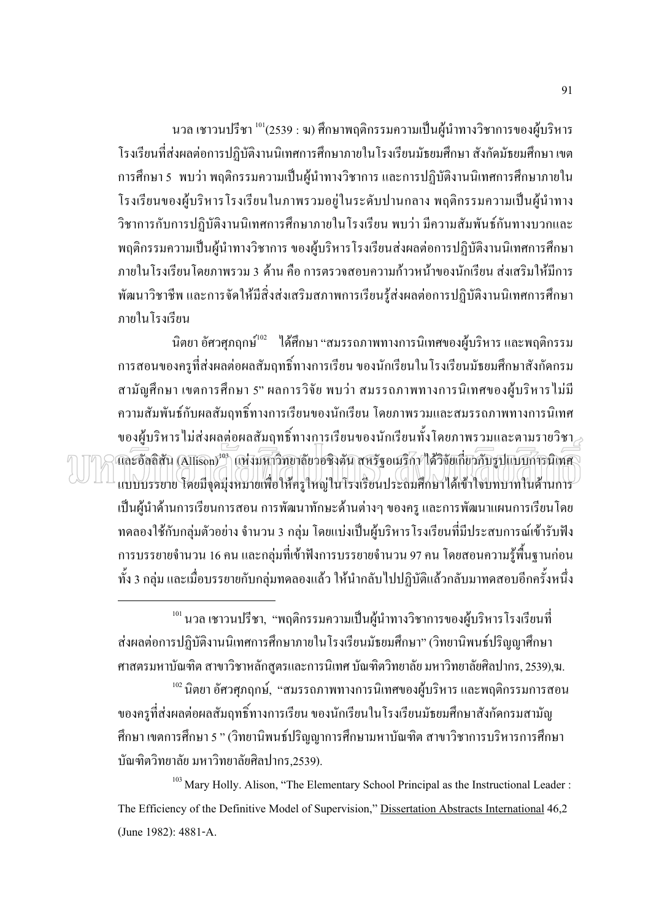นวล เชาวนปรีชา [101](2539 : ฆ) ศึกษาพฤติกรรมความเป็นผู้นำทางวิชาการของผู้บริหารโรงเรียนที่ส่งผลต่อการปฏิบัติงานนิเทศการศึกษาภายในโรงเรียนมัธยมศึกษา สังกัดมัธยมศึกษา เขตการศึกษา 5 พบว่า พฤติกรรมความเป็นผู้นำทางวิชาการ และการปฏิบัติงานนิเทศการศึกษาภายในโรงเรียนของผู้บริหารโรงเรียนในภาพรวมอยู่ในระดับปานกลาง พฤติกรรมความเป็นผู้นำทางวิชาการกับการปฏิบัติงานนิเทศการศึกษาภายในโรงเรียน พบว่า มีความสัมพันธ์กันทางบวกและพฤติกรรมความเป็นผู้นำทางวิชาการ ของผู้บริหารโรงเรียนส่งผลต่อการปฏิบัติงานนิเทศการศึกษาภายในโรงเรียนโดยภาพรวม 3 ด้าน คือ การตรวจสอบความก้าวหน้าของนักเรียน ส่งเสริมให้มีการพัฒนาวิชาชีพ และการจัดให้มีสิ่งส่งเสริมสภาพการเรียนรู้ส่งผลต่อการปฏิบัติงานนิเทศการศึกษาภายในโรงเรียน

นิตยา อัศวศุภฤกษ์[102] ได้ศึกษา “สมรรถภาพทางการนิเทศของผู้บริหาร และพฤติกรรมการสอนของครูที่ส่งผลต่อผลสัมฤทธิ์ทางการเรียน ของนักเรียนในโรงเรียนมัธยมศึกษาสังกัดกรมสามัญศึกษา เขตการศึกษา 5” ผลการวิจัย พบว่า สมรรถภาพทางการนิเทศของผู้บริหารไม่มีความสัมพันธ์กับผลสัมฤทธิ์ทางการเรียนของนักเรียน โดยภาพรวมและสมรรถภาพทางการนิเทศของผู้บริหารไม่ส่งผลต่อผลสัมฤทธิ์ทางการเรียนของนักเรียนทั้งโดยภาพรวมและตามรายวิชา

และอัลลิสัน (Allison)[103] แห่งมหาวิทยาลัยวอชิงตัน สหรัฐอเมริกา ได้วิจัยเกี่ยวกับรูปแบบการนิเทศแบบบรรยาย โดยมีจุดมุ่งหมายเพื่อให้ครูใหญ่ในโรงเรียนประถมศึกษาได้เข้าใจบทบาทในด้านการเป็นผู้นำด้านการเรียนการสอน การพัฒนาทักษะด้านต่างๆ ของครู และการพัฒนาแผนการเรียนโดยทดลองใช้กับกลุ่มตัวอย่าง จำนวน 3 กลุ่ม โดยแบ่งเป็นผู้บริหารโรงเรียนที่มีประสบการณ์เข้ารับฟังการบรรยายจำนวน 16 คน และกลุ่มที่เข้าฟังการบรรยายจำนวน 97 คน โดยสอนความรู้พื้นฐานก่อนทั้ง 3 กลุ่ม และเมื่อบรรยายกับกลุ่มทดลองแล้ว ให้นำกลับไปปฏิบัติแล้วกลับมาทดสอบอีกครั้งหนึ่ง

---

[101] นวล เชาวนปรีชา, “พฤติกรรมความเป็นผู้นำทางวิชาการของผู้บริหารโรงเรียนที่ส่งผลต่อการปฏิบัติงานนิเทศการศึกษาภายในโรงเรียนมัธยมศึกษา” (วิทยานิพนธ์ปริญญาศึกษาศาสตรมหาบัณฑิต สาขาวิชาหลักสูตรและการนิเทศ บัณฑิตวิทยาลัย มหาวิทยาลัยศิลปากร, 2539),ฆ.

[102] นิตยา อัศวศุภฤกษ์, “สมรรถภาพทางการนิเทศของผู้บริหาร และพฤติกรรมการสอนของครูที่ส่งผลต่อผลสัมฤทธิ์ทางการเรียน ของนักเรียนในโรงเรียนมัธยมศึกษาสังกัดกรมสามัญศึกษา เขตการศึกษา 5 ” (วิทยานิพนธ์ปริญญาการศึกษามหาบัณฑิต สาขาวิชาการบริหารการศึกษา บัณฑิตวิทยาลัย มหาวิทยาลัยศิลปากร,2539).

[103] Mary Holly. Alison, “The Elementary School Principal as the Instructional Leader : The Efficiency of the Definitive Model of Supervision,” Dissertation Abstracts International 46,2 (June 1982): 4881-A.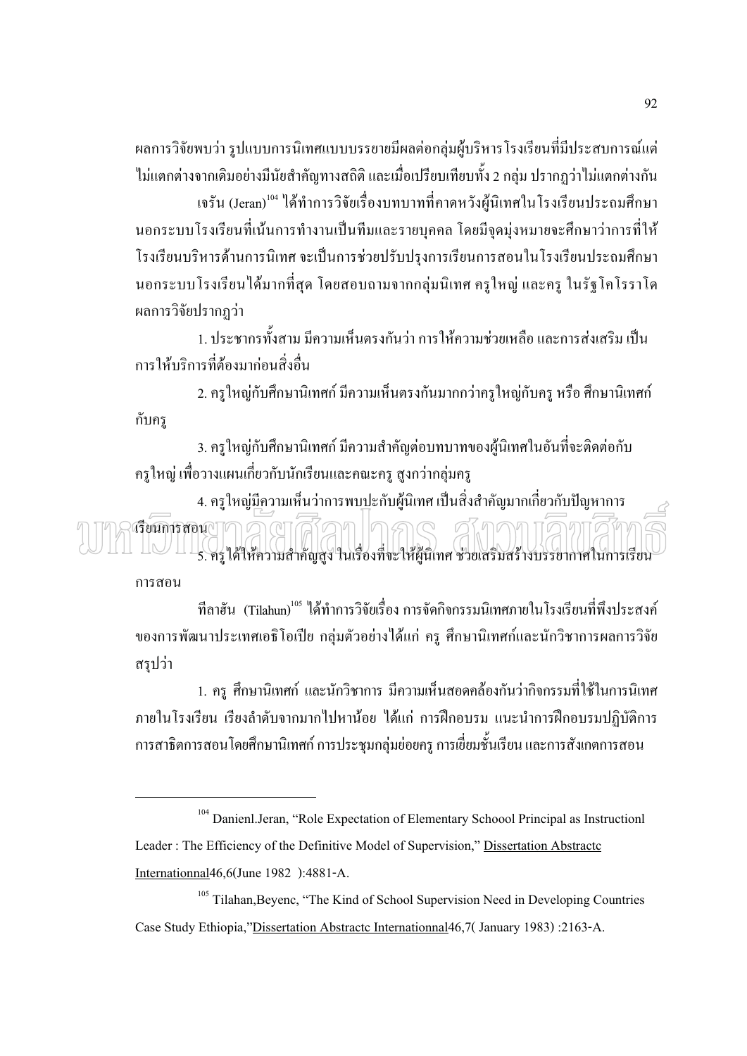ผลการวิจัยพบว่า รูปแบบการนิเทศแบบบรรยายมีผลต่อกลุ่มผู้บริหารโรงเรียนที่มีประสบการณ์แต่ไม่แตกต่างจากเดิมอย่างมีนัยสำคัญทางสถิติ และเมื่อเปรียบเทียบทั้ง 2 กลุ่ม ปรากฏว่าไม่แตกต่างกัน

เจรัน (Jeran)[104] ได้ทำการวิจัยเรื่องบทบาทที่คาดหวังผู้นิเทศในโรงเรียนประถมศึกษานอกระบบโรงเรียนที่เน้นการทำงานเป็นทีมและรายบุคคล โดยมีจุดมุ่งหมายจะศึกษาว่าการที่ให้โรงเรียนบริหารด้านการนิเทศ จะเป็นการช่วยปรับปรุงการเรียนการสอนในโรงเรียนประถมศึกษานอกระบบโรงเรียนได้มากที่สุด โดยสอบถามจากกลุ่มนิเทศ ครูใหญ่ และครู ในรัฐโคโรราโด ผลการวิจัยปรากฏว่า

1. ประชากรทั้งสาม มีความเห็นตรงกันว่า การให้ความช่วยเหลือ และการส่งเสริม เป็นการให้บริการที่ต้องมาก่อนสิ่งอื่น

2. ครูใหญ่กับศึกษานิเทศก์ มีความเห็นตรงกันมากกว่าครูใหญ่กับครู หรือ ศึกษานิเทศก์กับครู

3. ครูใหญ่กับศึกษานิเทศก์ มีความสำคัญต่อบทบาทของผู้นิเทศในอันที่จะติดต่อกับครูใหญ่ เพื่อวางแผนเกี่ยวกับนักเรียนและคณะครู สูงกว่ากลุ่มครู

4. ครูใหญ่มีความเห็นว่าการพบปะกับผู้นิเทศ เป็นสิ่งสำคัญมากเกี่ยวกับปัญหาการเรียนการสอน

5. ครูได้ให้ความสำคัญสูง ในเรื่องที่จะให้ผู้นิเทศ ช่วยเสริมสร้างบรรยากาศในการเรียนการสอน

ทีลาฮัน (Tilahun)[105] ได้ทำการวิจัยเรื่อง การจัดกิจกรรมนิเทศภายในโรงเรียนที่พึงประสงค์ของการพัฒนาประเทศเอธิโอเปีย กลุ่มตัวอย่างได้แก่ ครู ศึกษานิเทศก์และนักวิชาการผลการวิจัยสรุปว่า

1. ครู ศึกษานิเทศก์ และนักวิชาการ มีความเห็นสอดคล้องกันว่ากิจกรรมที่ใช้ในการนิเทศภายในโรงเรียน เรียงลำดับจากมากไปหาน้อย ได้แก่ การฝึกอบรม แนะนำการฝึกอบรมปฏิบัติการ การสาธิตการสอนโดยศึกษานิเทศก์ การประชุมกลุ่มย่อยครู การเยี่ยมชั้นเรียน และการสังเกตการสอน

---

[104] Danienl.Jeran, "Role Expectation of Elementary Schoool Principal as Instructionl Leader : The Efficiency of the Definitive Model of Supervision," Dissertation Abstractc Internationnal46,6(June 1982 ):4881-A.

[105] Tilahan,Beyenc, "The Kind of School Supervision Need in Developing Countries Case Study Ethiopia,"Dissertation Abstractc Internationnal46,7( January 1983) :2163-A.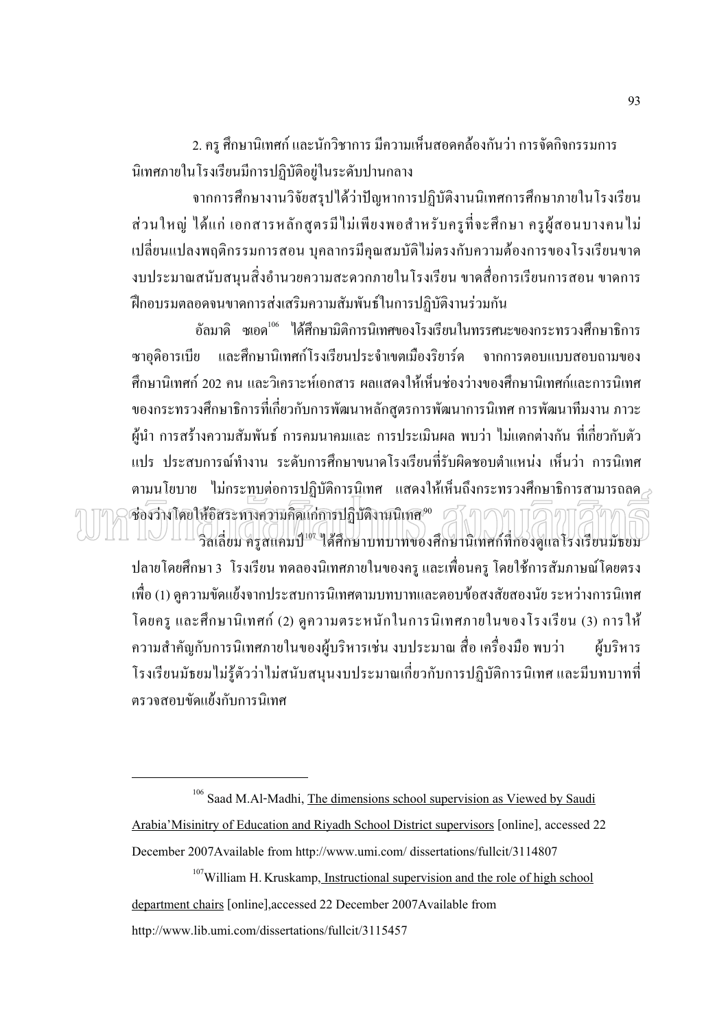2. ครู ศึกษานิเทศก์ และนักวิชาการ มีความเห็นสอดคล้องกันว่า การจัดกิจกรรมการนิเทศภายในโรงเรียนมีการปฏิบัติอยู่ในระดับปานกลาง

จากการศึกษางานวิจัยสรุปได้ว่าปัญหาการปฏิบัติงานนิเทศการศึกษาภายในโรงเรียนส่วนใหญ่ ได้แก่ เอกสารหลักสูตรมีไม่เพียงพอสำหรับครูที่จะศึกษา ครูผู้สอนบางคนไม่เปลี่ยนแปลงพฤติกรรมการสอน บุคลากรมีคุณสมบัติไม่ตรงกับความต้องการของโรงเรียนขาดงบประมาณสนับสนุนสิ่งอำนวยความสะดวกภายในโรงเรียน ขาดสื่อการเรียนการสอน ขาดการฝึกอบรมตลอดจนขาดการส่งเสริมความสัมพันธ์ในการปฏิบัติงานร่วมกัน

อัลมาดิ ซเอด[106] ได้ศึกษามิติการนิเทศของโรงเรียนในทรรศนะของกระทรวงศึกษาธิการซาอุดิอารเบีย และศึกษานิเทศก์โรงเรียนประจำเขตเมืองริยาร์ด จากการตอบแบบสอบถามของศึกษานิเทศก์ 202 คน และวิเคราะห์เอกสาร ผลแสดงให้เห็นช่องว่างของศึกษานิเทศก์และการนิเทศของกระทรวงศึกษาธิการที่เกี่ยวกับการพัฒนาหลักสูตรการพัฒนาการนิเทศ การพัฒนาทีมงาน ภาวะผู้นำ การสร้างความสัมพันธ์ การคมนาคมและ การประเมินผล พบว่า ไม่แตกต่างกัน ที่เกี่ยวกับตัวแปร ประสบการณ์ทำงาน ระดับการศึกษาขนาดโรงเรียนที่รับผิดชอบตำแหน่ง เห็นว่า การนิเทศตามนโยบาย ไม่กระทบต่อการปฏิบัติการนิเทศ แสดงให้เห็นถึงกระทรวงศึกษาธิการสามารถลดช่องว่างโดยให้อิสระทางความคิดแก่การปฏิบัติงานนิเทศ[90]

วิลเลี่ยม ครูสแคมป์[107] ได้ศึกษาบทบาทของศึกษานิเทศก์ที่ก่องดูแลโรงเรียนมัธยมปลายโดยศึกษา 3 โรงเรียน ทดลองนิเทศภายในของครู และเพื่อนครู โดยใช้การสัมภาษณ์โดยตรงเพื่อ (1) ดูความขัดแย้งจากประสบการนิเทศตามบทบาทและตอบข้อสงสัยสองนัย ระหว่างการนิเทศโดยครู และศึกษานิเทศก์ (2) ดูความตระหนักในการนิเทศภายในของโรงเรียน (3) การให้ความสำคัญกับการนิเทศภายในของผู้บริหารเช่น งบประมาณ สื่อ เครื่องมือ พบว่า ผู้บริหารโรงเรียนมัธยมไม่รู้ตัวว่าไม่สนับสนุนงบประมาณเกี่ยวกับการปฏิบัติการนิเทศ และมีบทบาทที่ตรวจสอบขัดแย้งกับการนิเทศ

---

[106] Saad M.Al-Madhi, The dimensions school supervision as Viewed by Saudi Arabia'Misinitry of Education and Riyadh School District supervisors [online], accessed 22 December 2007Available from http://www.umi.com/ dissertations/fullcit/3114807

[107] William H. Kruskamp, Instructional supervision and the role of high school department chairs [online],accessed 22 December 2007Available from http://www.lib.umi.com/dissertations/fullcit/3115457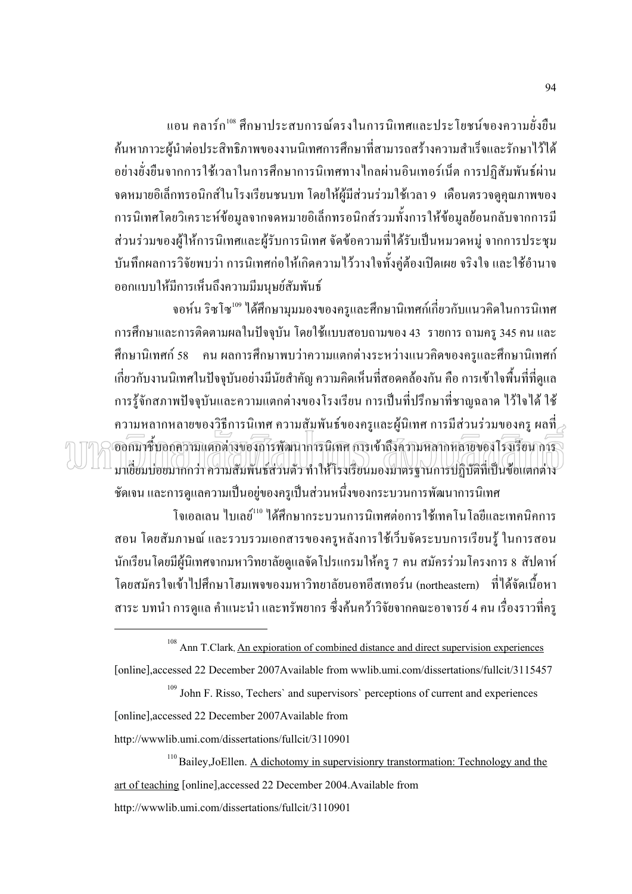แอน คลาร์ก[108] ศึกษาประสบการณ์ตรงในการนิเทศและประโยชน์ของความยั่งยืน ค้นหาภาวะผู้นำต่อประสิทธิภาพของงานนิเทศการศึกษาที่สามารถสร้างความสำเร็จและรักษาไว้ได้อย่างยั่งยืนจากการใช้เวลาในการศึกษาการนิเทศทางไกลผ่านอินเทอร์เน็ต การปฏิสัมพันธ์ผ่านจดหมายอิเล็กทรอนิกส์ในโรงเรียนชนบท โดยให้ผู้มีส่วนร่วมใช้เวลา 9 เดือนตรวจดูคุณภาพของการนิเทศโดยวิเคราะห์ข้อมูลจากจดหมายอิเล็กทรอนิกส์รวมทั้งการให้ข้อมูลย้อนกลับจากการมีส่วนร่วมของผู้ให้การนิเทศและผู้รับการนิเทศ จัดข้อความที่ได้รับเป็นหมวดหมู่ จากการประชุมบันทึกผลการวิจัยพบว่า การนิเทศก่อให้เกิดความไว้วางใจทั้งคู่ต้องเปิดเผย จริงใจ และใช้อำนาจออกแบบให้มีการเห็นถึงความมีมนุษย์สัมพันธ์

จอห์น ริซโซ[109] ได้ศึกษามุมมองของครูและศึกษานิเทศก์เกี่ยวกับแนวคิดในการนิเทศการศึกษาและการติดตามผลในปัจจุบัน โดยใช้แบบสอบถามของ 43 รายการ ถามครู 345 คน และศึกษานิเทศก์ 58 คน ผลการศึกษาพบว่าความแตกต่างระหว่างแนวคิดของครูและศึกษานิเทศก์เกี่ยวกับงานนิเทศในปัจจุบันอย่างมีนัยสำคัญ ความคิดเห็นที่สอดคล้องกัน คือ การเข้าใจพื้นที่ที่ดูแล การรู้จักสภาพปัจจุบันและความแตกต่างของโรงเรียน การเป็นที่ปรึกษาที่ชาญฉลาด ไว้ใจได้ ใช้ความหลากหลายของวิธีการนิเทศ ความสัมพันธ์ของครูและผู้นิเทศ การมีส่วนร่วมของครู ผลที่ออกมาชี้บอกความแตกต่างของการพัฒนาการนิเทศ การเข้าถึงความหลากหลายของโรงเรียน การมาเยี่ยมบ่อยมากกว่า ความสัมพันธ์ส่วนตัว ทำให้โรงเรียนมองมาตรฐานการปฏิบัติที่เป็นข้อแตกต่างชัดเจน และการดูแลความเป็นอยู่ของครูเป็นส่วนหนึ่งของกระบวนการพัฒนาการนิเทศ

โจเอลเลน ไบเลย์[110] ได้ศึกษากระบวนการนิเทศต่อการใช้เทคโนโลยีและเทคนิคการสอน โดยสัมภาษณ์ และรวบรวมเอกสารของครูหลังการใช้เว็บจัดระบบการเรียนรู้ ในการสอนนักเรียนโดยมีผู้นิเทศจากมหาวิทยาลัยดูแลจัดโปรแกรมให้ครู 7 คน สมัครร่วมโครงการ 8 สัปดาห์ โดยสมัครใจเข้าไปศึกษาโฮมเพจของมหาวิทยาลัยนอทอีสเทอร์น (northeastern) ที่ได้จัดเนื้อหาสาระ บทนำ การดูแล คำแนะนำ และทรัพยากร ซึ่งค้นคว้าวิจัยจากคณะอาจารย์ 4 คน เรื่องราวที่ครู

---

[108] Ann T.Clark, An expioration of combined distance and direct supervision experiences [online],accessed 22 December 2007Available from wwlib.umi.com/dissertations/fullcit/3115457

[109] John F. Risso, Techers` and supervisors` perceptions of current and experiences [online],accessed 22 December 2007Available from http://wwwlib.umi.com/dissertations/fullcit/3110901

[110] Bailey,JoEllen. A dichotomy in supervisionry transtormation: Technology and the art of teaching [online],accessed 22 December 2004.Available from http://wwwlib.umi.com/dissertations/fullcit/3110901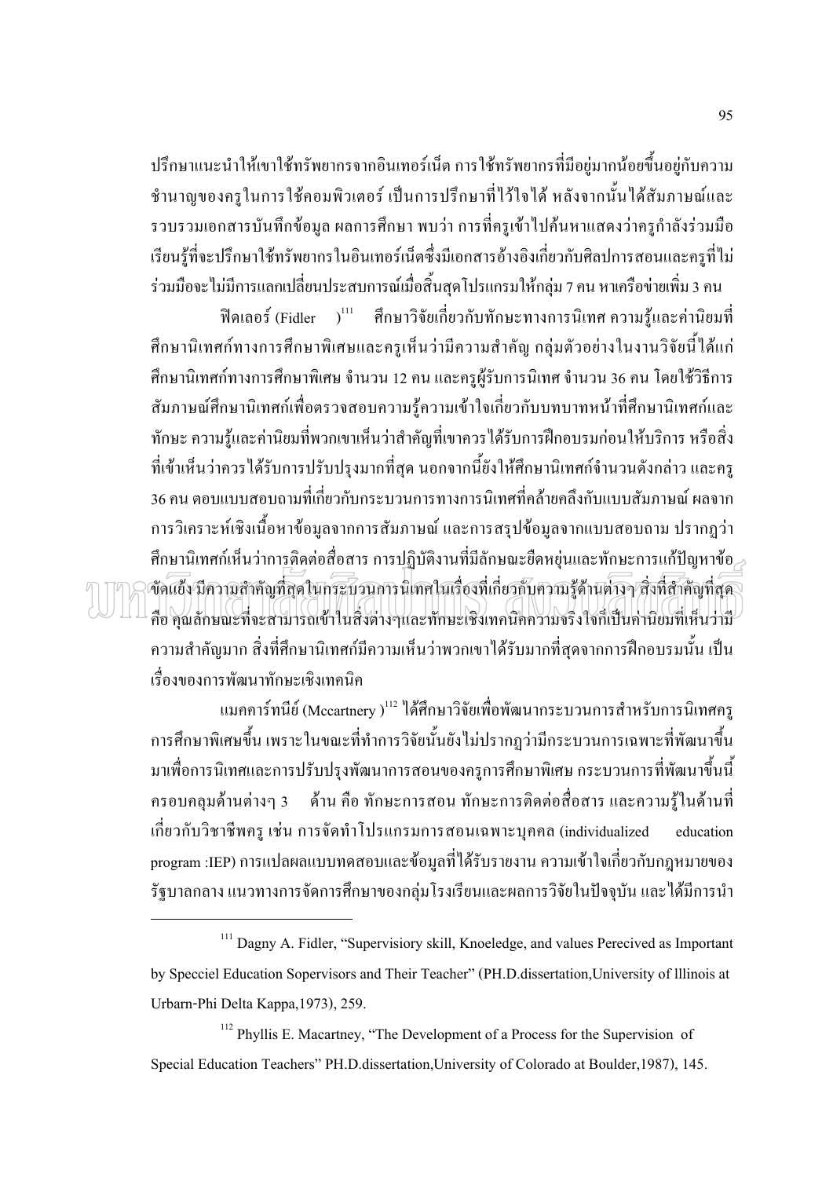ปรึกษาแนะนำให้เขาใช้ทรัพยากรจากอินเทอร์เน็ต การใช้ทรัพยากรที่มีอยู่มากน้อยขึ้นอยู่กับความชำนาญของครูในการใช้คอมพิวเตอร์ เป็นการปรึกษาที่ไว้ใจได้ หลังจากนั้นได้สัมภาษณ์และรวบรวมเอกสารบันทึกข้อมูล ผลการศึกษา พบว่า การที่ครูเข้าไปค้นหาแสดงว่าครูกำลังร่วมมือเรียนรู้ที่จะปรึกษาใช้ทรัพยากรในอินเทอร์เน็ตซึ่งมีเอกสารอ้างอิงเกี่ยวกับศิลปการสอนและครูที่ไม่ร่วมมือจะไม่มีการแลกเปลี่ยนประสบการณ์เมื่อสิ้นสุดโปรแกรมให้กลุ่ม 7 คน หาเครือข่ายเพิ่ม 3 คน

ฟิดเลอร์ (Fidler )[111] ศึกษาวิจัยเกี่ยวกับทักษะทางการนิเทศ ความรู้และค่านิยมที่ศึกษานิเทศก์ทางการศึกษาพิเศษและครูเห็นว่ามีความสำคัญ กลุ่มตัวอย่างในงานวิจัยนี้ได้แก่ศึกษานิเทศก์ทางการศึกษาพิเศษ จำนวน 12 คน และครูผู้รับการนิเทศ จำนวน 36 คน โดยใช้วิธีการสัมภาษณ์ศึกษานิเทศก์เพื่อตรวจสอบความรู้ความเข้าใจเกี่ยวกับบทบาทหน้าที่ศึกษานิเทศก์และทักษะ ความรู้และค่านิยมที่พวกเขาเห็นว่าสำคัญที่เขาควรได้รับการฝึกอบรมก่อนให้บริการ หรือสิ่งที่เข้าเห็นว่าควรได้รับการปรับปรุงมากที่สุด นอกจากนี้ยังให้ศึกษานิเทศก์จำนวนดังกล่าว และครู 36 คน ตอบแบบสอบถามที่เกี่ยวกับกระบวนการทางการนิเทศที่คล้ายคลึงกับแบบสัมภาษณ์ ผลจากการวิเคราะห์เชิงเนื้อหาข้อมูลจากการสัมภาษณ์ และการสรุปข้อมูลจากแบบสอบถาม ปรากฏว่าศึกษานิเทศก์เห็นว่าการติดต่อสื่อสาร การปฏิบัติงานที่มีลักษณะยืดหยุ่นและทักษะการแก้ปัญหาข้อขัดแย้ง มีความสำคัญที่สุดในกระบวนการนิเทศในเรื่องที่เกี่ยวกับความรู้ด้านต่างๆ สิ่งที่สำคัญที่สุด คือ คุณลักษณะที่จะสามารถเข้าในสิ่งต่างๆและทักษะเชิงเทคนิคความจริงใจก็เป็นค่านิยมที่เห็นว่ามีความสำคัญมาก สิ่งที่ศึกษานิเทศก์มีความเห็นว่าพวกเขาได้รับมากที่สุดจากการฝึกอบรมนั้น เป็นเรื่องของการพัฒนาทักษะเชิงเทคนิค

แมคคาร์ทนีย์ (Mccartney )[112] ได้ศึกษาวิจัยเพื่อพัฒนากระบวนการสำหรับการนิเทศครูการศึกษาพิเศษขึ้น เพราะในขณะที่ทำการวิจัยนั้นยังไม่ปรากฏว่ามีกระบวนการเฉพาะที่พัฒนาขึ้นมาเพื่อการนิเทศและการปรับปรุงพัฒนาการสอนของครูการศึกษาพิเศษ กระบวนการที่พัฒนาขึ้นนี้ครอบคลุมด้านต่างๆ 3 ด้าน คือ ทักษะการสอน ทักษะการติดต่อสื่อสาร และความรู้ในด้านที่เกี่ยวกับวิชาชีพครู เช่น การจัดทำโปรแกรมการสอนเฉพาะบุคคล (individualized education program :IEP) การแปลผลแบบทดสอบและข้อมูลที่ได้รับรายงาน ความเข้าใจเกี่ยวกับกฎหมายของรัฐบาลกลาง แนวทางการจัดการศึกษาของกลุ่มโรงเรียนและผลการวิจัยในปัจจุบัน และได้มีการนำ

---

[111] Dagny A. Fidler, “Supervisiory skill, Knoeledge, and values Perecived as Important by Specciel Education Sopervisors and Their Teacher” (PH.D.dissertation,University of lllinois at Urbarn-Phi Delta Kappa,1973), 259.

[112] Phyllis E. Macartney, “The Development of a Process for the Supervision of Special Education Teachers” PH.D.dissertation,University of Colorado at Boulder,1987), 145.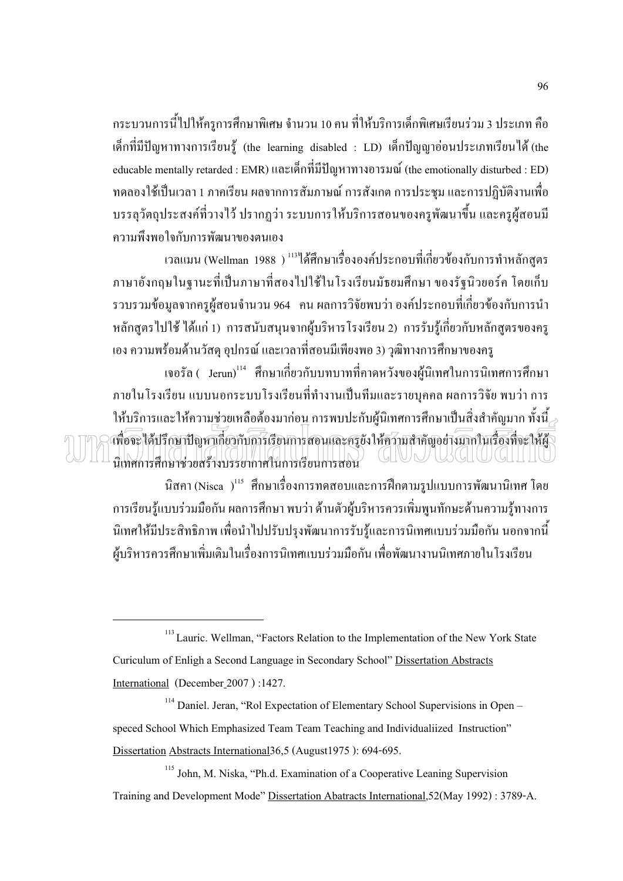กระบวนการนี้ไปให้ครูการศึกษาพิเศษ จำนวน 10 คน ที่ให้บริการเด็กพิเศษเรียนร่วม 3 ประเภท คือ เด็กที่มีปัญหาทางการเรียนรู้ (the learning disabled : LD) เด็กปัญญาอ่อนประเภทเรียนได้ (the educable mentally retarded : EMR) และเด็กที่มีปัญหาทางอารมณ์ (the emotionally disturbed : ED) ทดลองใช้เป็นเวลา 1 ภาคเรียน ผลจากการสัมภาษณ์ การสังเกต การประชุม และการปฏิบัติงานเพื่อบรรลุวัตถุประสงค์ที่วางไว้ ปรากฏว่า ระบบการให้บริการสอนของครูพัฒนาขึ้น และครูผู้สอนมีความพึงพอใจกับการพัฒนาของตนเอง

เวลแมน (Wellman 1988 )[113]ได้ศึกษาเรื่ององค์ประกอบที่เกี่ยวข้องกับการทำหลักสูตรภาษาอังกฤษในฐานะที่เป็นภาษาที่สองไปใช้ในโรงเรียนมัธยมศึกษา ของรัฐนิวยอร์ค โดยเก็บรวบรวมข้อมูลจากครูผู้สอนจำนวน 964 คน ผลการวิจัยพบว่า องค์ประกอบที่เกี่ยวข้องกับการนำหลักสูตรไปใช้ ได้แก่ 1) การสนับสนุนจากผู้บริหารโรงเรียน 2) การรับรู้เกี่ยวกับหลักสูตรของครูเอง ความพร้อมด้านวัสดุ อุปกรณ์ และเวลาที่สอนมีเพียงพอ 3) วุฒิทางการศึกษาของครู

เจอรัล ( Jerun)[114] ศึกษาเกี่ยวกับบทบาทที่คาดหวังของผู้นิเทศในการนิเทศการศึกษาภายในโรงเรียน แบบนอกระบบโรงเรียนที่ทำงานเป็นทีมและรายบุคคล ผลการวิจัย พบว่า การให้บริการและให้ความช่วยเหลือต้องมาก่อน การพบปะกับผู้นิเทศการศึกษาเป็นสิ่งสำคัญมาก ทั้งนี้เพื่อจะได้ปรึกษาปัญหาเกี่ยวกับการเรียนการสอนและครูยังให้ความสำคัญอย่างมากในเรื่องที่จะให้ผู้นิเทศการศึกษาช่วยสร้างบรรยากาศในการเรียนการสอน

นิสคา (Nisca )[115] ศึกษาเรื่องการทดสอบและการฝึกตามรูปแบบการพัฒนานิเทศ โดยการเรียนรู้แบบร่วมมือกัน ผลการศึกษา พบว่า ด้านตัวผู้บริหารควรเพิ่มพูนทักษะด้านความรู้ทางการนิเทศให้มีประสิทธิภาพ เพื่อนำไปปรับปรุงพัฒนาการรับรู้และการนิเทศแบบร่วมมือกัน นอกจากนี้ผู้บริหารควรศึกษาเพิ่มเติมในเรื่องการนิเทศแบบร่วมมือกัน เพื่อพัฒนางานนิเทศภายในโรงเรียน

---

[113] Lauric. Wellman, “Factors Relation to the Implementation of the New York State Curiculum of Enligh a Second Language in Secondary School” Dissertation Abstracts International (December 2007 ) :1427.

[114] Daniel. Jeran, “Rol Expectation of Elementary School Supervisions in Open – speced School Which Emphasized Team Team Teaching and Individualiized Instruction” Dissertation Abstracts International36,5 (August1975 ): 694-695.

[115] John, M. Niska, “Ph.d. Examination of a Cooperative Leaning Supervision Training and Development Mode” Dissertation Abatracts International,52(May 1992) : 3789-A.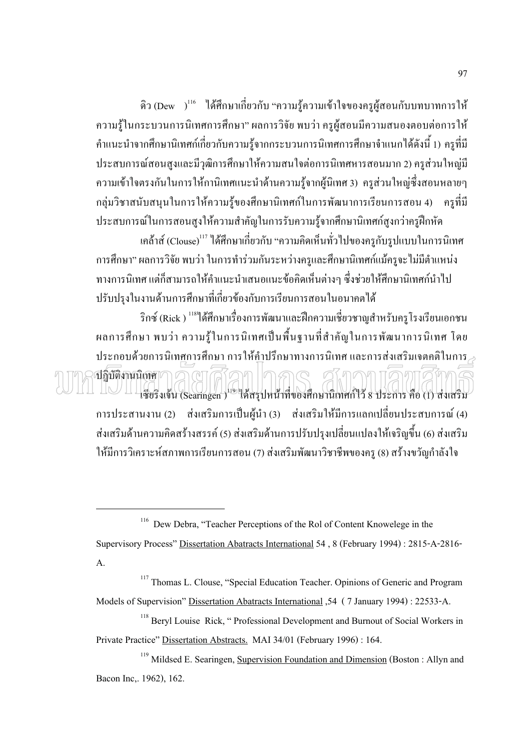ดิว (Dew )[116] ได้ศึกษาเกี่ยวกับ "ความรู้ความเข้าใจของครูผู้สอนกับบทบาทการให้ความรู้ในกระบวนการนิเทศการศึกษา" ผลการวิจัย พบว่า ครูผู้สอนมีความสนองตอบต่อการให้คำแนะนำจากศึกษานิเทศก์เกี่ยวกับความรู้จากกระบวนการนิเทศการศึกษาจำแนกได้ดังนี้ 1) ครูที่มีประสบการณ์สอนสูงและมีวุฒิการศึกษาให้ความสนใจต่อการนิเทศหารสอนมาก 2) ครูส่วนใหญ่มีความเข้าใจตรงกันในการให้กานิเทศแนะนำด้านความรู้จากผู้นิเทศ 3) ครูส่วนใหญ่ซึ่งสอนหลายๆ กลุ่มวิชาสนับสนุนในการให้ความรู้ของศึกษานิเทศก์ในการพัฒนาการเรียนการสอน 4) ครูที่มีประสบการณ์ในการสอนสูงให้ความสำคัญในการรับความรู้จากศึกษานิเทศก์สูงกว่าครูฝึกหัด

เคล้าส์ (Clouse)[117] ได้ศึกษาเกี่ยวกับ "ความคิดเห็นทั่วไปของครูกับรูปแบบในการนิเทศการศึกษา" ผลการวิจัย พบว่า ในการทำร่วมกันระหว่างครูและศึกษานิเทศก์แม้ครูจะไม่มีตำแหน่งทางการนิเทศ แต่ก็สามารถให้คำแนะนำเสนอแนะข้อคิดเห็นต่างๆ ซึ่งช่วยให้ศึกษานิเทศก์นำไปปรับปรุงในงานด้านการศึกษาที่เกี่ยวข้องกับการเรียนการสอนในอนาคตได้

ริกซ์ (Rick )[118]ได้ศึกษาเรื่องการพัฒนาและฝึกความเชี่ยวชาญสำหรับครูโรงเรียนเอกชน ผลการศึกษา พบว่า ความรู้ในการนิเทศเป็นพื้นฐานที่สำคัญในการพัฒนาการนิเทศ โดยประกอบด้วยการนิเทศการศึกษา การให้คำปรึกษาทางการนิเทศ และการส่งเสริมเจตคติในการปฏิบัติงานนิเทศ

เซียริงเจ้น (Searingen )[119] ได้สรุปหน้าที่ของศึกษานิเทศก์ไว้ 8 ประการ คือ (1) ส่งเสริมการประสานงาน (2) ส่งเสริมการเป็นผู้นำ (3) ส่งเสริมให้มีการแลกเปลี่ยนประสบการณ์ (4) ส่งเสริมด้านความคิดสร้างสรรค์ (5) ส่งเสริมด้านการปรับปรุงเปลี่ยนแปลงให้เจริญขึ้น (6) ส่งเสริมให้มีการวิเคราะห์สภาพการเรียนการสอน (7) ส่งเสริมพัฒนาวิชาชีพของครู (8) สร้างขวัญกำลังใจ

---

[116] Dew Debra, "Teacher Perceptions of the Rol of Content Knowelege in the Supervisory Process" Dissertation Abatracts International 54 , 8 (February 1994) : 2815-A-2816-A.

[117] Thomas L. Clouse, "Special Education Teacher. Opinions of Generic and Program Models of Supervision" Dissertation Abatracts International ,54 ( 7 January 1994) : 22533-A.

[118] Beryl Louise Rick, " Professional Development and Burnout of Social Workers in Private Practice" Dissertation Abstracts. MAI 34/01 (February 1996) : 164.

[119] Mildsed E. Searingen, Supervision Foundation and Dimension (Boston : Allyn and Bacon Inc,. 1962), 162.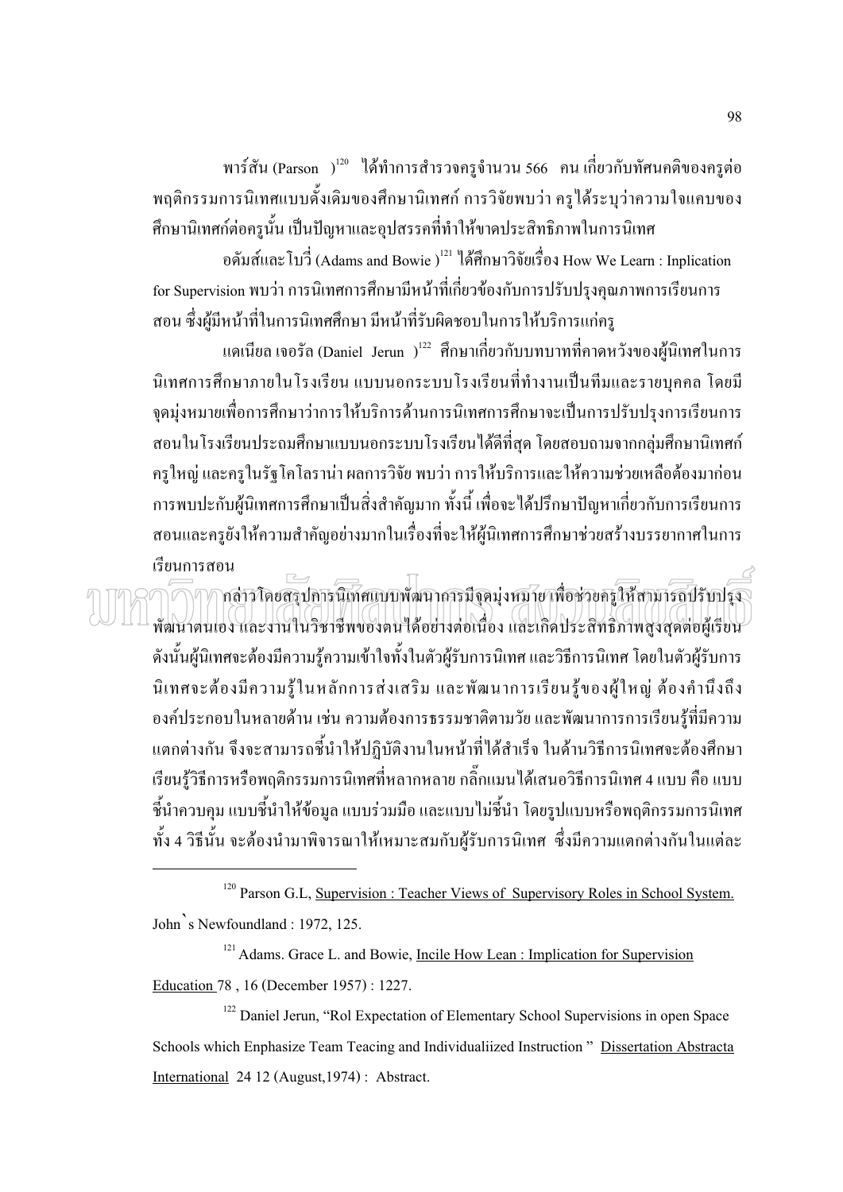พาร์สัน (Parson )[120] ได้ทำการสำรวจครูจำนวน 566 คน เกี่ยวกับทัศนคติของครูต่อพฤติกรรมการนิเทศแบบดั้งเดิมของศึกษานิเทศก์ การวิจัยพบว่า ครูได้ระบุว่าความใจแคบของศึกษานิเทศก์ต่อครูนั้น เป็นปัญหาและอุปสรรคที่ทำให้ขาดประสิทธิภาพในการนิเทศ

อดัมส์และโบวี่ (Adams and Bowie )[121] ได้ศึกษาวิจัยเรื่อง How We Learn : Inplication for Supervision พบว่า การนิเทศการศึกษามีหน้าที่เกี่ยวข้องกับการปรับปรุงคุณภาพการเรียนการสอน ซึ่งผู้มีหน้าที่ในการนิเทศศึกษา มีหน้าที่รับผิดชอบในการให้บริการแก่ครู

แดเนียล เจอรัล (Daniel Jerun )[122] ศึกษาเกี่ยวกับบทบาทที่คาดหวังของผู้นิเทศในการนิเทศการศึกษาภายในโรงเรียน แบบนอกระบบโรงเรียนที่ทำงานเป็นทีมและรายบุคคล โดยมีจุดมุ่งหมายเพื่อการศึกษาว่าการให้บริการด้านการนิเทศการศึกษาจะเป็นการปรับปรุงการเรียนการสอนในโรงเรียนประถมศึกษาแบบนอกระบบโรงเรียนได้ดีที่สุด โดยสอบถามจากกลุ่มศึกษานิเทศก์ ครูใหญ่ และครูในรัฐโคโลราน่า ผลการวิจัย พบว่า การให้บริการและให้ความช่วยเหลือต้องมาก่อนการพบปะกับผู้นิเทศการศึกษาเป็นสิ่งสำคัญมาก ทั้งนี้ เพื่อจะได้ปรึกษาปัญหาเกี่ยวกับการเรียนการสอนและครูยังให้ความสำคัญอย่างมากในเรื่องที่จะให้ผู้นิเทศการศึกษาช่วยสร้างบรรยากาศในการเรียนการสอน

กล่าวโดยสรุปการนิเทศแบบพัฒนาการมีจุดมุ่งหมาย เพื่อช่วยครูให้สามารถปรับปรุงพัฒนาตนเอง และงานในวิชาชีพของตนได้อย่างต่อเนื่อง และเกิดประสิทธิภาพสูงสุดต่อผู้เรียน ดังนั้นผู้นิเทศจะต้องมีความรู้ความเข้าใจทั้งในตัวผู้รับการนิเทศ และวิธีการนิเทศ โดยในตัวผู้รับการนิเทศจะต้องมีความรู้ในหลักการส่งเสริม และพัฒนาการเรียนรู้ของผู้ใหญ่ ต้องคำนึงถึงองค์ประกอบในหลายด้าน เช่น ความต้องการธรรมชาติตามวัย และพัฒนาการการเรียนรู้ที่มีความแตกต่างกัน จึงจะสามารถชี้นำให้ปฏิบัติงานในหน้าที่ได้สำเร็จ ในด้านวิธีการนิเทศจะต้องศึกษาเรียนรู้วิธีการหรือพฤติกรรมการนิเทศที่หลากหลาย กลิ๊กแมนได้เสนอวิธีการนิเทศ 4 แบบ คือ แบบชี้นำควบคุม แบบชี้นำให้ข้อมูล แบบร่วมมือ และแบบไม่ชี้นำ โดยรูปแบบหรือพฤติกรรมการนิเทศทั้ง 4 วิธีนั้น จะต้องนำมาพิจารณาให้เหมาะสมกับผู้รับการนิเทศ ซึ่งมีความแตกต่างกันในแต่ละ

---

[120] Parson G.L, Supervision : Teacher Views of Supervisory Roles in School System. John`s Newfoundland : 1972, 125.

[121] Adams. Grace L. and Bowie, Incile How Lean : Implication for Supervision Education 78 , 16 (December 1957) : 1227.

[122] Daniel Jerun, "Rol Expectation of Elementary School Supervisions in open Space Schools which Enphasize Team Teacing and Individualiized Instruction " Dissertation Abstracta International 24 12 (August,1974) : Abstract.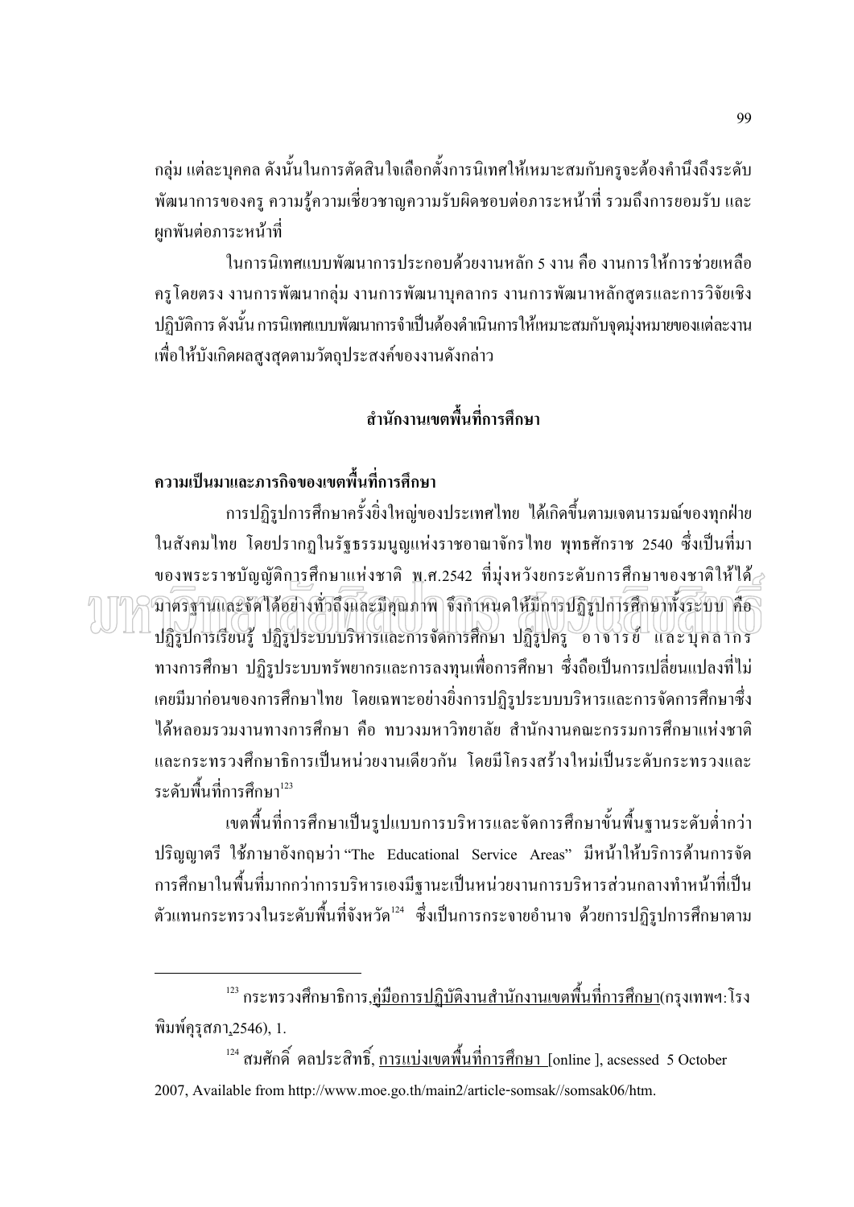กลุ่ม แต่ละบุคคล ดังนั้นในการตัดสินใจเลือกตั้งการนิเทศให้เหมาะสมกับครูจะต้องคำนึงถึงระดับพัฒนาการของครู ความรู้ความเชี่ยวชาญความรับผิดชอบต่อภาระหน้าที่ รวมถึงการยอมรับ และผูกพันต่อภาระหน้าที่

ในการนิเทศแบบพัฒนาการประกอบด้วยงานหลัก 5 งาน คือ งานการให้การช่วยเหลือครูโดยตรง งานการพัฒนากลุ่ม งานการพัฒนาบุคลากร งานการพัฒนาหลักสูตรและการวิจัยเชิงปฏิบัติการ ดังนั้น การนิเทศแบบพัฒนาการจำเป็นต้องดำเนินการให้เหมาะสมกับจุดมุ่งหมายของแต่ละงานเพื่อให้บังเกิดผลสูงสุดตามวัตถุประสงค์ของงานดังกล่าว

## สำนักงานเขตพื้นที่การศึกษา

### ความเป็นมาและภารกิจของเขตพื้นที่การศึกษา

การปฏิรูปการศึกษาครั้งยิ่งใหญ่ของประเทศไทย ได้เกิดขึ้นตามเจตนารมณ์ของทุกฝ่ายในสังคมไทย โดยปรากฏในรัฐธรรมนูญแห่งราชอาณาจักรไทย พุทธศักราช 2540 ซึ่งเป็นที่มาของพระราชบัญญัติการศึกษาแห่งชาติ พ.ศ.2542 ที่มุ่งหวังยกระดับการศึกษาของชาติให้ได้มาตรฐานและจัดได้อย่างทั่วถึงและมีคุณภาพ จึงกำหนดให้มีการปฏิรูปการศึกษาทั้งระบบ คือ ปฏิรูปการเรียนรู้ ปฏิรูประบบบริหารและการจัดการศึกษา ปฏิรูปครู อาจารย์ และบุคลากรทางการศึกษา ปฏิรูประบบทรัพยากรและการลงทุนเพื่อการศึกษา ซึ่งถือเป็นการเปลี่ยนแปลงที่ไม่เคยมีมาก่อนของการศึกษาไทย โดยเฉพาะอย่างยิ่งการปฏิรูประบบบริหารและการจัดการศึกษาซึ่งได้หลอมรวมงานทางการศึกษา คือ ทบวงมหาวิทยาลัย สำนักงานคณะกรรมการศึกษาแห่งชาติ และกระทรวงศึกษาธิการเป็นหน่วยงานเดียวกัน โดยมีโครงสร้างใหม่เป็นระดับกระทรวงและระดับพื้นที่การศึกษา[123]

เขตพื้นที่การศึกษาเป็นรูปแบบการบริหารและจัดการศึกษาขั้นพื้นฐานระดับต่ำกว่าปริญญาตรี ใช้ภาษาอังกฤษว่า "The Educational Service Areas" มีหน้าให้บริการด้านการจัดการศึกษาในพื้นที่มากกว่าการบริหารเองมีฐานะเป็นหน่วยงานการบริหารส่วนกลางทำหน้าที่เป็นตัวแทนกระทรวงในระดับพื้นที่จังหวัด[124] ซึ่งเป็นการกระจายอำนาจ ด้วยการปฏิรูปการศึกษาตาม

---

[123] กระทรวงศึกษาธิการ,คู่มือการปฏิบัติงานสำนักงานเขตพื้นที่การศึกษา(กรุงเทพฯ:โรงพิมพ์คุรุสภา,2546), 1.

[124] สมศักดิ์ ดลประสิทธิ์, การแบ่งเขตพื้นที่การศึกษา [online ], acsessed 5 October 2007, Available from http://www.moe.go.th/main2/article-somsak//somsak06/htm.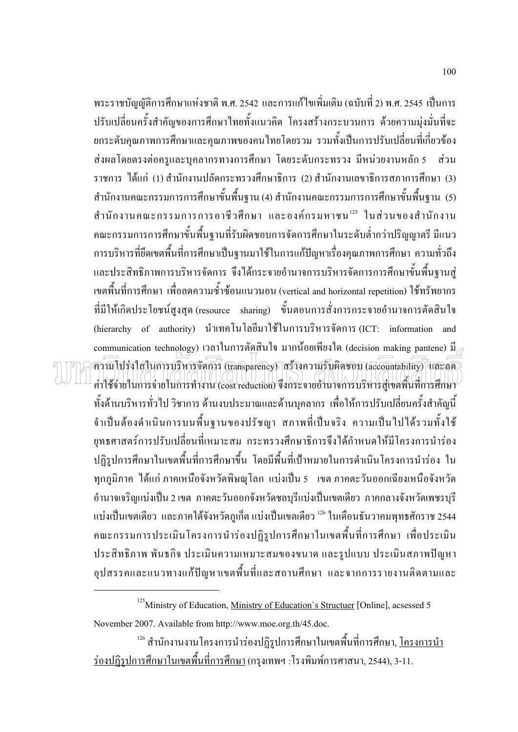พระราชบัญญัติการศึกษาแห่งชาติ พ.ศ. 2542 และการแก้ไขเพิ่มเติม (ฉบับที่ 2) พ.ศ. 2545 เป็นการปรับเปลี่ยนครั้งสำคัญของการศึกษาไทยทั้งแนวคิด โครงสร้างกระบวนการ ด้วยความมุ่งมั่นที่จะยกระดับคุณภาพการศึกษาและคุณภาพของคนไทยโดยรวม รวมทั้งเป็นการปรับเปลี่ยนที่เกี่ยวข้องส่งผลโดยตรงต่อครูและบุคลากรทางการศึกษา โดยระดับกระทรวง มีหน่วยงานหลัก 5 ส่วนราชการ ได้แก่ (1) สำนักงานปลัดกระทรวงศึกษาธิการ (2) สำนักงานเลขาธิการสภาการศึกษา (3) สำนักงานคณะกรรมการการศึกษาขั้นพื้นฐาน (4) สำนักงานคณะกรรมการการศึกษาขั้นพื้นฐาน (5) สำนักงานคณะกรรมการการอาชีวศึกษา และองค์กรมหาชน[125] ในส่วนของสำนักงานคณะกรรมการการศึกษาขั้นพื้นฐานที่รับผิดชอบการจัดการศึกษาในระดับต่ำกว่าปริญญาตรี มีแนวการบริหารที่ยึดเขตพื้นที่การศึกษาเป็นฐานมาใช้ในการแก้ปัญหาเรื่องคุณภาพการศึกษา ความทั่วถึงและประสิทธิภาพการบริหารจัดการ จึงได้กระจายอำนาจการบริหารจัดการการศึกษาขั้นพื้นฐานสู่เขตพื้นที่การศึกษา เพื่อลดความซ้ำซ้อนแนวนอน (vertical and horizontal repetition) ใช้ทรัพยากรที่มีให้เกิดประโยชน์สูงสุด (resource sharing) ขั้นตอนการสั่งการกระจายอำนาจการตัดสินใจ (hierarchy of authority) นำเทคโนโลยีมาใช้ในการบริหารจัดการ (ICT: information and communication technology) เวลาในการตัดสินใจ มากน้อยเพียงใด (decision making pantene) มีความโปร่งใสในการบริหารจัดการ (transparency) สร้างความรับผิดชอบ (accountability) และลดค่าใช้จ่ายในการจ่ายในการทำงาน (cost reduction) จึงกระจายอำนาจการบริหารสู่เขตพื้นที่การศึกษาทั้งด้านบริหารทั่วไป วิชาการ ด้านงบประมาณและด้านบุคลากร เพื่อให้การปรับเปลี่ยนครั้งสำคัญนี้จำเป็นต้องดำเนินการบนพื้นฐานของปรัชญา สภาพที่เป็นจริง ความเป็นไปได้รวมทั้งใช้ยุทธศาสตร์การปรับเปลี่ยนที่เหมาะสม กระทรวงศึกษาธิการจึงได้กำหนดให้มีโครงการนำร่องปฏิรูปการศึกษาในเขตพื้นที่การศึกษาขึ้น โดยมีพื้นที่เป้าหมายในการดำเนินโครงการนำร่อง ในทุกภูมิภาค ได้แก่ ภาคเหนือจังหวัดพิษณุโลก แบ่งเป็น 5 เขต ภาคตะวันออกเฉียงเหนือจังหวัดอำนาจเจริญแบ่งเป็น 2 เขต ภาคตะวันออกจังหวัดชลบุรีแบ่งเป็นเขตเดียว ภาคกลางจังหวัดเพชรบุรีแบ่งเป็นเขตเดียว และภาคใต้จังหวัดภูเก็ต แบ่งเป็นเขตเดียว [126] ในเดือนธันวาคมพุทธศักราช 2544 คณะกรรมการประเมินโครงการนำร่องปฏิรูปการศึกษาในเขตพื้นที่การศึกษา เพื่อประเมินประสิทธิภาพ พันธกิจ ประเมินความเหมาะสมของขนาด และรูปแบบ ประเมินสภาพปัญหาอุปสรรคและแนวทางแก้ปัญหาเขตพื้นที่และสถานศึกษา และจากการรายงานติดตามและ

---

[125] Ministry of Education, Ministry of Education`s Structuer [Online], acsessed 5 November 2007. Available from http://www.moe.org.th/45.doc.

[126] สำนักงานงานโครงการนำร่องปฏิรูปการศึกษาในเขตพื้นที่การศึกษา, โครงการนำร่องปฏิรูปการศึกษาในเขตพื้นที่การศึกษา (กรุงเทพฯ : โรงพิมพ์การศาสนา, 2544), 3-11.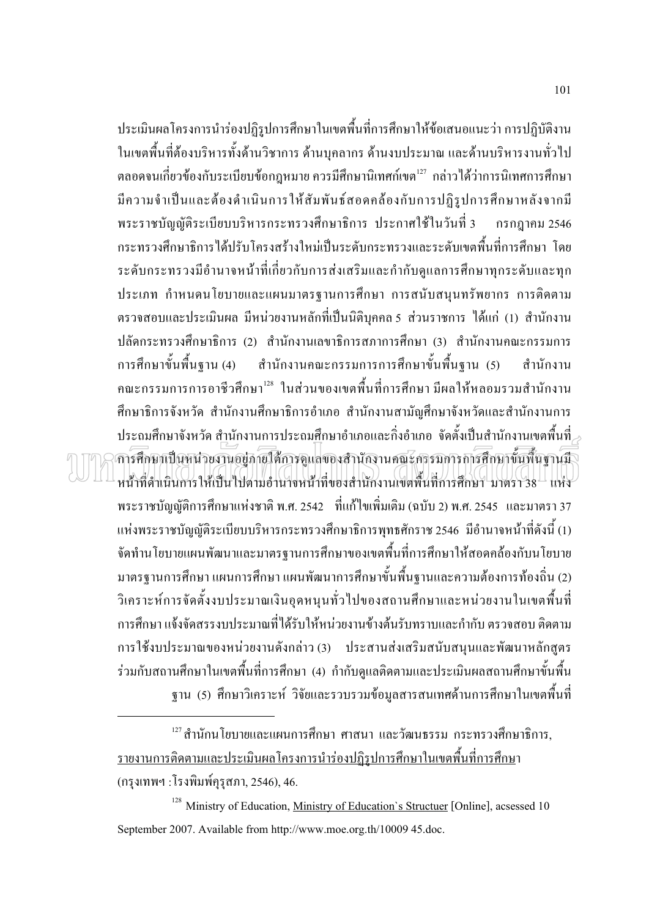ประเมินผลโครงการนำร่องปฏิรูปการศึกษาในเขตพื้นที่การศึกษาให้ข้อเสนอแนะว่า การปฏิบัติงานในเขตพื้นที่ต้องบริหารทั้งด้านวิชาการ ด้านบุคลากร ด้านงบประมาณ และด้านบริหารงานทั่วไป ตลอดจนเกี่ยวข้องกับระเบียบข้อกฎหมาย ควรมีศึกษานิเทศก์เขต[127] กล่าวได้ว่าการนิเทศการศึกษามีความจำเป็นและต้องดำเนินการให้สัมพันธ์สอดคล้องกับการปฏิรูปการศึกษาหลังจากมีพระราชบัญญัติระเบียบบริหารกระทรวงศึกษาธิการ ประกาศใช้ในวันที่ 3 กรกฎาคม 2546 กระทรวงศึกษาธิการได้ปรับโครงสร้างใหม่เป็นระดับกระทรวงและระดับเขตพื้นที่การศึกษา โดยระดับกระทรวงมีอำนาจหน้าที่เกี่ยวกับการส่งเสริมและกำกับดูแลการศึกษาทุกระดับและทุกประเภท กำหนดนโยบายและแผนมาตรฐานการศึกษา การสนับสนุนทรัพยากร การติดตามตรวจสอบและประเมินผล มีหน่วยงานหลักที่เป็นนิติบุคคล 5 ส่วนราชการ ได้แก่ (1) สำนักงานปลัดกระทรวงศึกษาธิการ (2) สำนักงานเลขาธิการสภาการศึกษา (3) สำนักงานคณะกรรมการการศึกษาขั้นพื้นฐาน (4) สำนักงานคณะกรรมการการศึกษาขั้นพื้นฐาน (5) สำนักงานคณะกรรมการการอาชีวศึกษา[128] ในส่วนของเขตพื้นที่การศึกษา มีผลให้หลอมรวมสำนักงานศึกษาธิการจังหวัด สำนักงานศึกษาธิการอำเภอ สำนักงานสามัญศึกษาจังหวัดและสำนักงานการประถมศึกษาจังหวัด สำนักงานการประถมศึกษาอำเภอและกิ่งอำเภอ จัดตั้งเป็นสำนักงานเขตพื้นที่การศึกษาเป็นหน่วยงานอยู่ภายใต้การดูแลของสำนักงานคณะกรรมการการศึกษาขั้นพื้นฐานมีหน้าที่ดำเนินการให้เป็นไปตามอำนาจหน้าที่ของสำนักงานเขตพื้นที่การศึกษา มาตรา 38 แห่งพระราชบัญญัติการศึกษาแห่งชาติ พ.ศ. 2542 ที่แก้ไขเพิ่มเติม (ฉบับ 2) พ.ศ. 2545 และมาตรา 37 แห่งพระราชบัญญัติระเบียบบริหารกระทรวงศึกษาธิการพุทธศักราช 2546 มีอำนาจหน้าที่ดังนี้ (1) จัดทำนโยบายแผนพัฒนาและมาตรฐานการศึกษาของเขตพื้นที่การศึกษาให้สอดคล้องกับนโยบาย มาตรฐานการศึกษา แผนการศึกษา แผนพัฒนาการศึกษาขั้นพื้นฐานและความต้องการท้องถิ่น (2) วิเคราะห์การจัดตั้งงบประมาณเงินอุดหนุนทั่วไปของสถานศึกษาและหน่วยงานในเขตพื้นที่การศึกษา แจ้งจัดสรรงบประมาณที่ได้รับให้หน่วยงานข้างต้นรับทราบและกำกับ ตรวจสอบ ติดตามการใช้งบประมาณของหน่วยงานดังกล่าว (3) ประสานส่งเสริมสนับสนุนและพัฒนาหลักสูตรร่วมกับสถานศึกษาในเขตพื้นที่การศึกษา (4) กำกับดูแลติดตามและประเมินผลสถานศึกษาขั้นพื้นฐาน (5) ศึกษาวิเคราะห์ วิจัยและรวบรวมข้อมูลสารสนเทศด้านการศึกษาในเขตพื้นที่

---

[127] สำนักนโยบายและแผนการศึกษา ศาสนา และวัฒนธรรม กระทรวงศึกษาธิการ, รายงานการติดตามและประเมินผลโครงการนำร่องปฏิรูปการศึกษาในเขตพื้นที่การศึกษา (กรุงเทพฯ : โรงพิมพ์คุรุสภา, 2546), 46.

[128] Ministry of Education, Ministry of Education`s Structuer [Online], acsessed 10 September 2007. Available from http://www.moe.org.th/10009 45.doc.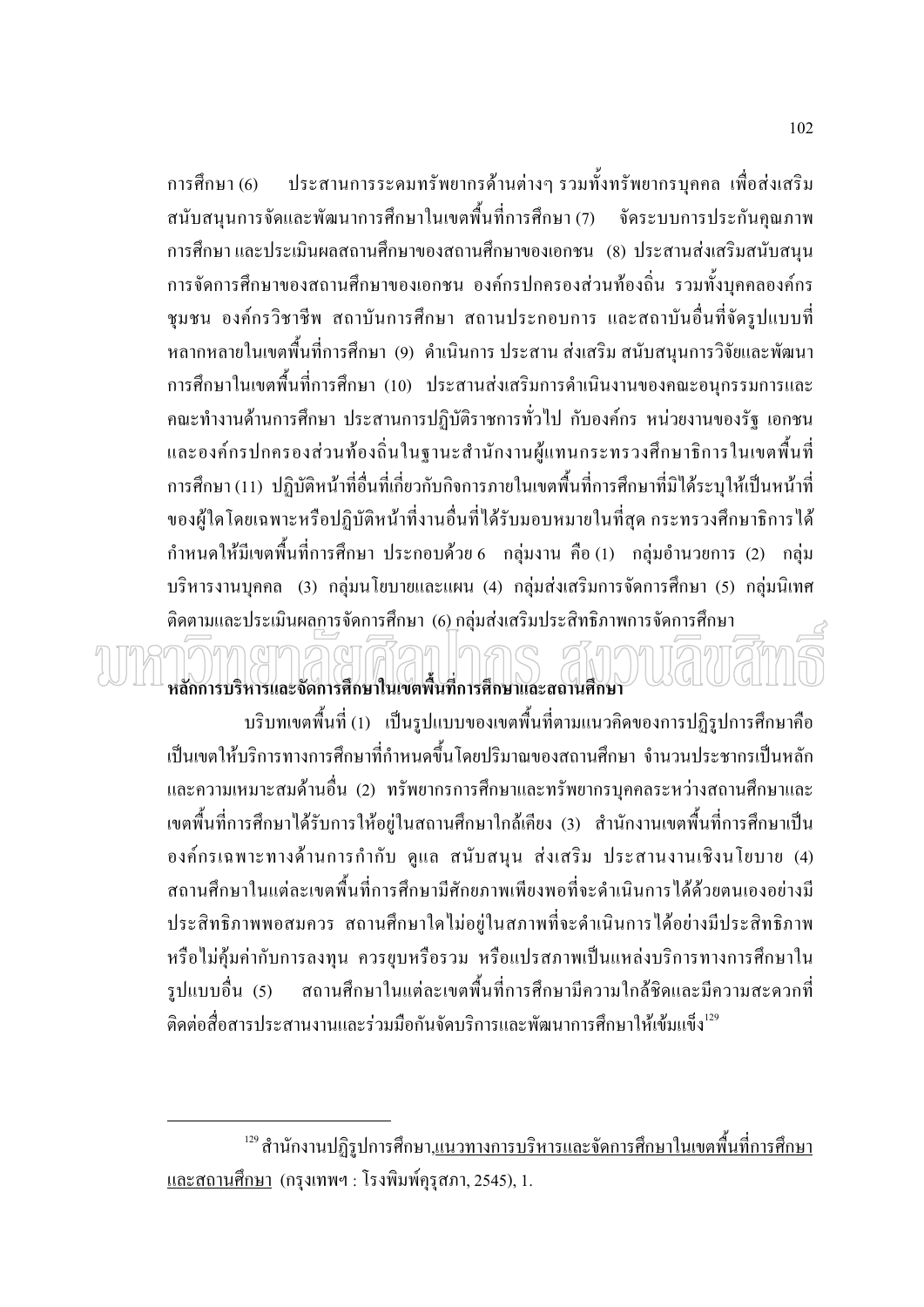การศึกษา (6) ประสานการระดมทรัพยากรด้านต่างๆ รวมทั้งทรัพยากรบุคคล เพื่อส่งเสริมสนับสนุนการจัดและพัฒนาการศึกษาในเขตพื้นที่การศึกษา (7) จัดระบบการประกันคุณภาพการศึกษา และประเมินผลสถานศึกษาของสถานศึกษาของเอกชน (8) ประสานส่งเสริมสนับสนุนการจัดการศึกษาของสถานศึกษาของเอกชน องค์กรปกครองส่วนท้องถิ่น รวมทั้งบุคคลองค์กรชุมชน องค์กรวิชาชีพ สถาบันการศึกษา สถานประกอบการ และสถาบันอื่นที่จัดรูปแบบที่หลากหลายในเขตพื้นที่การศึกษา (9) ดำเนินการ ประสาน ส่งเสริม สนับสนุนการวิจัยและพัฒนาการศึกษาในเขตพื้นที่การศึกษา (10) ประสานส่งเสริมการดำเนินงานของคณะอนุกรรมการและคณะทำงานด้านการศึกษา ประสานการปฏิบัติราชการทั่วไป กับองค์กร หน่วยงานของรัฐ เอกชนและองค์กรปกครองส่วนท้องถิ่นในฐานะสำนักงานผู้แทนกระทรวงศึกษาธิการในเขตพื้นที่การศึกษา (11) ปฏิบัติหน้าที่อื่นที่เกี่ยวกับกิจการภายในเขตพื้นที่การศึกษาที่มิได้ระบุให้เป็นหน้าที่ของผู้ใดโดยเฉพาะหรือปฏิบัติหน้าที่งานอื่นที่ได้รับมอบหมายในที่สุด กระทรวงศึกษาธิการได้กำหนดให้มีเขตพื้นที่การศึกษา ประกอบด้วย 6 กลุ่มงาน คือ (1) กลุ่มอำนวยการ (2) กลุ่มบริหารงานบุคคล (3) กลุ่มนโยบายและแผน (4) กลุ่มส่งเสริมการจัดการศึกษา (5) กลุ่มนิเทศติดตามและประเมินผลการจัดการศึกษา (6) กลุ่มส่งเสริมประสิทธิภาพการจัดการศึกษา

**หลักการบริหารและจัดการศึกษาในเขตพื้นที่การศึกษาและสถานศึกษา**

บริบทเขตพื้นที่ (1) เป็นรูปแบบของเขตพื้นที่ตามแนวคิดของการปฏิรูปการศึกษาคือเป็นเขตให้บริการทางการศึกษาที่กำหนดขึ้นโดยปริมาณของสถานศึกษา จำนวนประชากรเป็นหลักและความเหมาะสมด้านอื่น (2) ทรัพยากรการศึกษาและทรัพยากรบุคคลระหว่างสถานศึกษาและเขตพื้นที่การศึกษาได้รับการให้อยู่ในสถานศึกษาใกล้เคียง (3) สำนักงานเขตพื้นที่การศึกษาเป็นองค์กรเฉพาะทางด้านการกำกับ ดูแล สนับสนุน ส่งเสริม ประสานงานเชิงนโยบาย (4) สถานศึกษาในแต่ละเขตพื้นที่การศึกษามีศักยภาพเพียงพอที่จะดำเนินการได้ด้วยตนเองอย่างมีประสิทธิภาพพอสมควร สถานศึกษาใดไม่อยู่ในสภาพที่จะดำเนินการได้อย่างมีประสิทธิภาพหรือไม่คุ้มค่ากับการลงทุน ควรยุบหรือรวม หรือแปรสภาพเป็นแหล่งบริการทางการศึกษาในรูปแบบอื่น (5) สถานศึกษาในแต่ละเขตพื้นที่การศึกษามีความใกล้ชิดและมีความสะดวกที่ติดต่อสื่อสารประสานงานและร่วมมือกันจัดบริการและพัฒนาการศึกษาให้เข้มแข็ง[129]

---

[129] สำนักงานปฏิรูปการศึกษา, แนวทางการบริหารและจัดการศึกษาในเขตพื้นที่การศึกษาและสถานศึกษา (กรุงเทพฯ : โรงพิมพ์คุรุสภา, 2545), 1.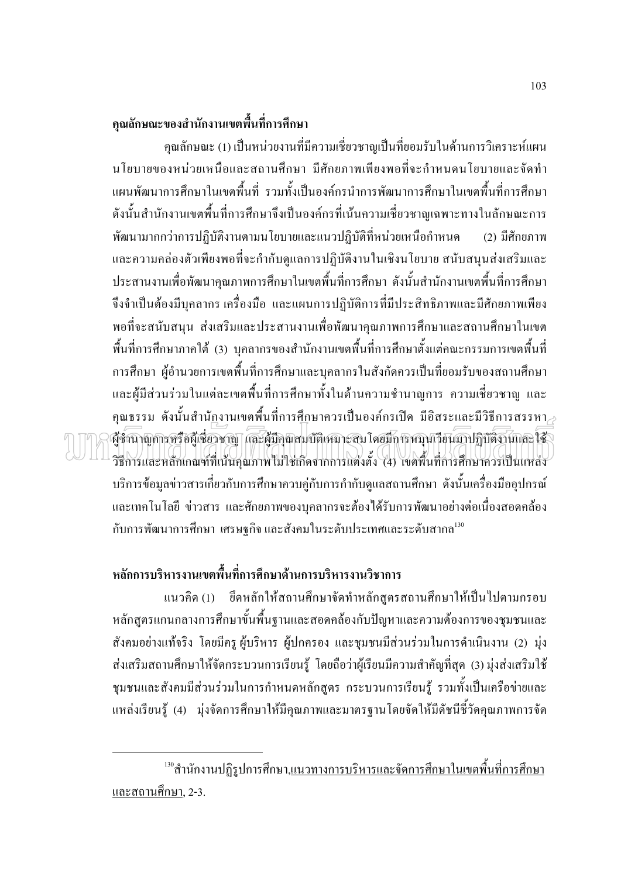**คุณลักษณะของสำนักงานเขตพื้นที่การศึกษา**

คุณลักษณะ (1) เป็นหน่วยงานที่มีความเชี่ยวชาญเป็นที่ยอมรับในด้านการวิเคราะห์แผนนโยบายของหน่วยเหนือและสถานศึกษา มีศักยภาพเพียงพอที่จะกำหนดนโยบายและจัดทำแผนพัฒนาการศึกษาในเขตพื้นที่ รวมทั้งเป็นองค์กรนำการพัฒนาการศึกษาในเขตพื้นที่การศึกษา ดังนั้นสำนักงานเขตพื้นที่การศึกษาจึงเป็นองค์กรที่เน้นความเชี่ยวชาญเฉพาะทางในลักษณะการพัฒนามากกว่าการปฏิบัติงานตามนโยบายและแนวปฏิบัติที่หน่วยเหนือกำหนด (2) มีศักยภาพและความคล่องตัวเพียงพอที่จะกำกับดูแลการปฏิบัติงานในเชิงนโยบาย สนับสนุนส่งเสริมและประสานงานเพื่อพัฒนาคุณภาพการศึกษาในเขตพื้นที่การศึกษา ดังนั้นสำนักงานเขตพื้นที่การศึกษาจึงจำเป็นต้องมีบุคลากร เครื่องมือ และแผนการปฏิบัติการที่มีประสิทธิภาพและมีศักยภาพเพียงพอที่จะสนับสนุน ส่งเสริมและประสานงานเพื่อพัฒนาคุณภาพการศึกษาและสถานศึกษาในเขตพื้นที่การศึกษาภาคใต้ (3) บุคลากรของสำนักงานเขตพื้นที่การศึกษาตั้งแต่คณะกรรมการเขตพื้นที่การศึกษา ผู้อำนวยการเขตพื้นที่การศึกษาและบุคลากรในสังกัดควรเป็นที่ยอมรับของสถานศึกษาและผู้มีส่วนร่วมในแต่ละเขตพื้นที่การศึกษาทั้งในด้านความชำนาญการ ความเชี่ยวชาญ และคุณธรรม ดังนั้นสำนักงานเขตพื้นที่การศึกษาควรเป็นองค์กรเปิด มีอิสระและมีวิธีการสรรหาผู้ชำนาญการหรือผู้เชี่ยวชาญ และผู้มีคุณสมบัติเหมาะสมโดยมีการหมุนเวียนมาปฏิบัติงานและใช้วิธีการและหลักเกณฑ์ที่เน้นคุณภาพไม่ใช่เกิดจากการแต่งตั้ง (4) เขตพื้นที่การศึกษาควรเป็นแหล่งบริการข้อมูลข่าวสารเกี่ยวกับการศึกษาควบคู่กับการกำกับดูแลสถานศึกษา ดังนั้นเครื่องมืออุปกรณ์และเทคโนโลยี ข่าวสาร และศักยภาพของบุคลากรจะต้องได้รับการพัฒนาอย่างต่อเนื่องสอดคล้องกับการพัฒนาการศึกษา เศรษฐกิจ และสังคมในระดับประเทศและระดับสากล[130]

**หลักการบริหารงานเขตพื้นที่การศึกษาด้านการบริหารงานวิชาการ**

แนวคิด (1) ยึดหลักให้สถานศึกษาจัดทำหลักสูตรสถานศึกษาให้เป็นไปตามกรอบหลักสูตรแกนกลางการศึกษาขั้นพื้นฐานและสอดคล้องกับปัญหาและความต้องการของชุมชนและสังคมอย่างแท้จริง โดยมีครู ผู้บริหาร ผู้ปกครอง และชุมชนมีส่วนร่วมในการดำเนินงาน (2) มุ่งส่งเสริมสถานศึกษาให้จัดกระบวนการเรียนรู้ โดยถือว่าผู้เรียนมีความสำคัญที่สุด (3) มุ่งส่งเสริมใช้ชุมชนและสังคมมีส่วนร่วมในการกำหนดหลักสูตร กระบวนการเรียนรู้ รวมทั้งเป็นเครือข่ายและแหล่งเรียนรู้ (4) มุ่งจัดการศึกษาให้มีคุณภาพและมาตรฐานโดยจัดให้มีดัชนีชี้วัดคุณภาพการจัด

---

[130]สำนักงานปฏิรูปการศึกษา,แนวทางการบริหารและจัดการศึกษาในเขตพื้นที่การศึกษาและสถานศึกษา, 2-3.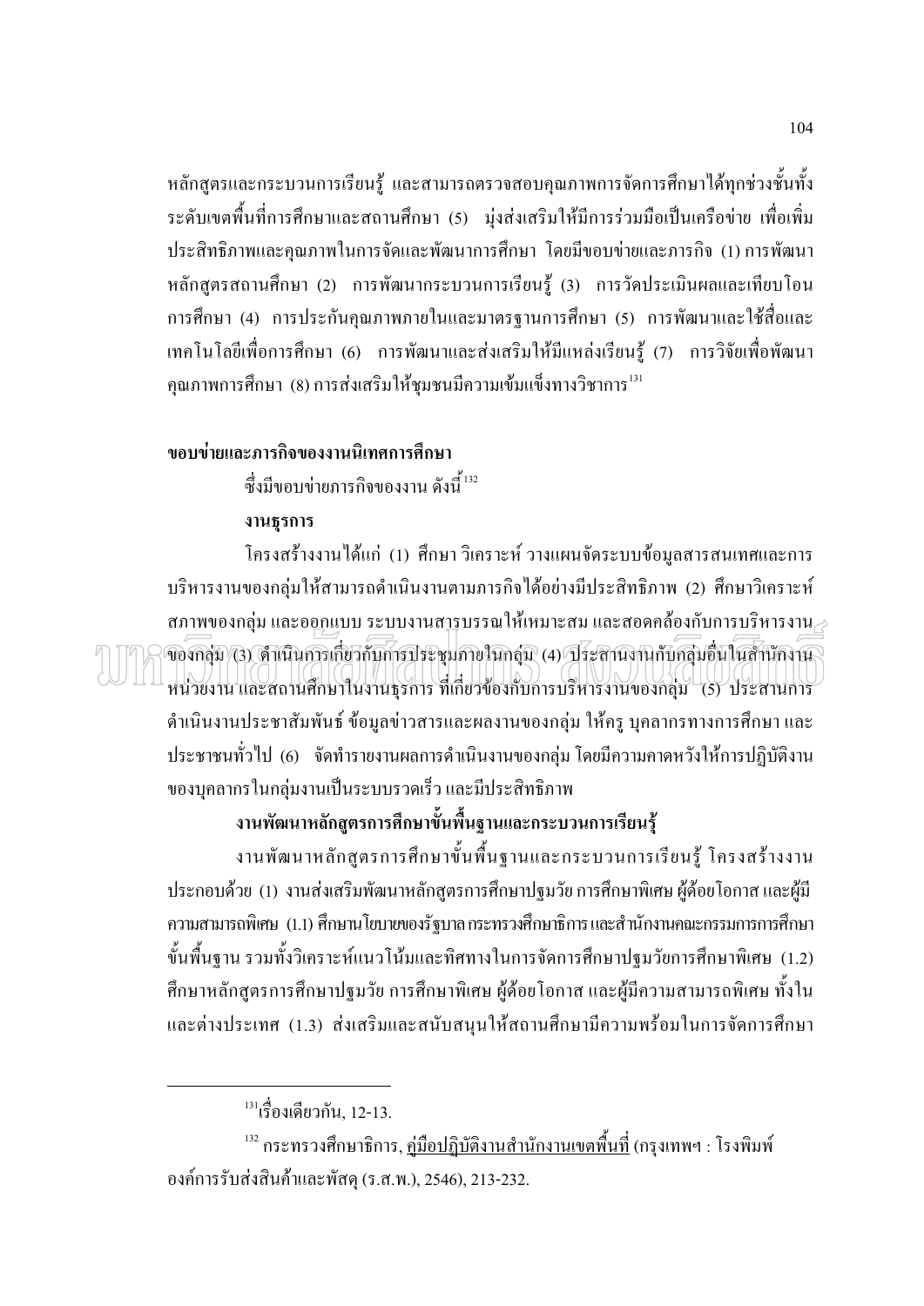หลักสูตรและกระบวนการเรียนรู้ และสามารถตรวจสอบคุณภาพการจัดการศึกษาได้ทุกช่วงชั้นทั้งระดับเขตพื้นที่การศึกษาและสถานศึกษา (5) มุ่งส่งเสริมให้มีการร่วมมือเป็นเครือข่าย เพื่อเพิ่มประสิทธิภาพและคุณภาพในการจัดและพัฒนาการศึกษา โดยมีขอบข่ายและภารกิจ (1) การพัฒนาหลักสูตรสถานศึกษา (2) การพัฒนากระบวนการเรียนรู้ (3) การวัดประเมินผลและเทียบโอนการศึกษา (4) การประกันคุณภาพภายในและมาตรฐานการศึกษา (5) การพัฒนาและใช้สื่อและเทคโนโลยีเพื่อการศึกษา (6) การพัฒนาและส่งเสริมให้มีแหล่งเรียนรู้ (7) การวิจัยเพื่อพัฒนาคุณภาพการศึกษา (8) การส่งเสริมให้ชุมชนมีความเข้มแข็งทางวิชาการ[131]

**ขอบข่ายและภารกิจของงานนิเทศการศึกษา**

ซึ่งมีขอบข่ายภารกิจของงาน ดังนี้[132]

**งานธุรการ**

โครงสร้างงานได้แก่ (1) ศึกษา วิเคราะห์ วางแผนจัดระบบข้อมูลสารสนเทศและการบริหารงานของกลุ่มให้สามารถดำเนินงานตามภารกิจได้อย่างมีประสิทธิภาพ (2) ศึกษาวิเคราะห์สภาพของกลุ่ม และออกแบบ ระบบงานสารบรรณให้เหมาะสม และสอดคล้องกับการบริหารงานของกลุ่ม (3) ดำเนินการเกี่ยวกับการประชุมภายในกลุ่ม (4) ประสานงานกับกลุ่มอื่นในสำนักงาน หน่วยงาน และสถานศึกษาในงานธุรการ ที่เกี่ยวข้องกับการบริหารงานของกลุ่ม (5) ประสานการดำเนินงานประชาสัมพันธ์ ข้อมูลข่าวสารและผลงานของกลุ่ม ให้ครู บุคลากรทางการศึกษา และประชาชนทั่วไป (6) จัดทำรายงานผลการดำเนินงานของกลุ่ม โดยมีความคาดหวังให้การปฏิบัติงานของบุคลากรในกลุ่มงานเป็นระบบรวดเร็ว และมีประสิทธิภาพ

**งานพัฒนาหลักสูตรการศึกษาขั้นพื้นฐานและกระบวนการเรียนรู้**

งานพัฒนาหลักสูตรการศึกษาขั้นพื้นฐานและกระบวนการเรียนรู้ โครงสร้างงานประกอบด้วย (1) งานส่งเสริมพัฒนาหลักสูตรการศึกษาปฐมวัย การศึกษาพิเศษ ผู้ด้อยโอกาส และผู้มีความสามารถพิเศษ (1.1) ศึกษานโยบายของรัฐบาล กระทรวงศึกษาธิการ และสำนักงานคณะกรรมการการศึกษาขั้นพื้นฐาน รวมทั้งวิเคราะห์แนวโน้มและทิศทางในการจัดการศึกษาปฐมวัยการศึกษาพิเศษ (1.2) ศึกษาหลักสูตรการศึกษาปฐมวัย การศึกษาพิเศษ ผู้ด้อยโอกาส และผู้มีความสามารถพิเศษ ทั้งในและต่างประเทศ (1.3) ส่งเสริมและสนับสนุนให้สถานศึกษามีความพร้อมในการจัดการศึกษา

---

[131] เรื่องเดียวกัน, 12-13.

[132] กระทรวงศึกษาธิการ, คู่มือปฏิบัติงานสำนักงานเขตพื้นที่ (กรุงเทพฯ : โรงพิมพ์องค์การรับส่งสินค้าและพัสดุ (ร.ส.พ.), 2546), 213-232.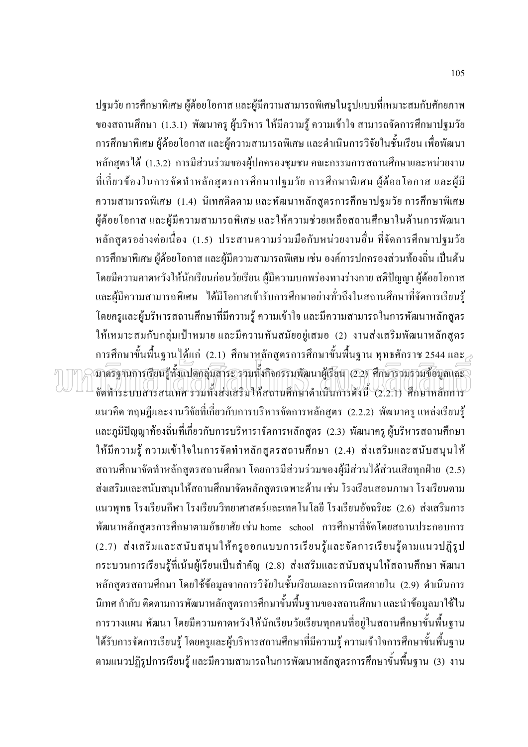ปฐมวัย การศึกษาพิเศษ ผู้ด้อยโอกาส และผู้มีความสามารถพิเศษในรูปแบบที่เหมาะสมกับศักยภาพของสถานศึกษา (1.3.1) พัฒนาครู ผู้บริหาร ให้มีความรู้ ความเข้าใจ สามารถจัดการศึกษาปฐมวัย การศึกษาพิเศษ ผู้ด้อยโอกาส และผู้ความสามารถพิเศษ และดำเนินการวิจัยในชั้นเรียน เพื่อพัฒนาหลักสูตรได้ (1.3.2) การมีส่วนร่วมของผู้ปกครองชุมชน คณะกรรมการสถานศึกษาและหน่วยงานที่เกี่ยวข้องในการจัดทำหลักสูตรการศึกษาปฐมวัย การศึกษาพิเศษ ผู้ด้อยโอกาส และผู้มีความสามารถพิเศษ (1.4) นิเทศติดตาม และพัฒนาหลักสูตรการศึกษาปฐมวัย การศึกษาพิเศษ ผู้ด้อยโอกาส และผู้มีความสามารถพิเศษ และให้ความช่วยเหลือสถานศึกษาในด้านการพัฒนาหลักสูตรอย่างต่อเนื่อง (1.5) ประสานความร่วมมือกับหน่วยงานอื่น ที่จัดการศึกษาปฐมวัย การศึกษาพิเศษ ผู้ด้อยโอกาส และผู้มีความสามารถพิเศษ เช่น องค์การปกครองส่วนท้องถิ่น เป็นต้น โดยมีความคาดหวังให้นักเรียนก่อนวัยเรียน ผู้มีความบกพร่องทางร่างกาย สติปัญญา ผู้ด้อยโอกาส และผู้มีความสามารถพิเศษ ได้มีโอกาสเข้ารับการศึกษาอย่างทั่วถึงในสถานศึกษาที่จัดการเรียนรู้ โดยครูและผู้บริหารสถานศึกษาที่มีความรู้ ความเข้าใจ และมีความสามารถในการพัฒนาหลักสูตรให้เหมาะสมกับกลุ่มเป้าหมาย และมีความทันสมัยอยู่เสมอ (2) งานส่งเสริมพัฒนาหลักสูตรการศึกษาขั้นพื้นฐานได้แก่ (2.1) ศึกษาหลักสูตรการศึกษาขั้นพื้นฐาน พุทธศักราช 2544 และมาตรฐานการเรียนรู้ทั้งแปดกลุ่มสาระ รวมทั้งกิจกรรมพัฒนาผู้เรียน (2.2) ศึกษารวบรวมข้อมูลและจัดทำระบบสารสนเทศ รวมทั้งส่งเสริมให้สถานศึกษาดำเนินการดังนี้ (2.2.1) ศึกษาหลักการ แนวคิด ทฤษฎีและงานวิจัยที่เกี่ยวกับการบริหารจัดการหลักสูตร (2.2.2) พัฒนาครู แหล่งเรียนรู้ และภูมิปัญญาท้องถิ่นที่เกี่ยวกับการบริหาราจัดการหลักสูตร (2.3) พัฒนาครู ผู้บริหารสถานศึกษาให้มีความรู้ ความเข้าใจในการจัดทำหลักสูตรสถานศึกษา (2.4) ส่งเสริมและสนับสนุนให้สถานศึกษาจัดทำหลักสูตรสถานศึกษา โดยการมีส่วนร่วมของผู้มีส่วนได้ส่วนเสียทุกฝ่าย (2.5) ส่งเสริมและสนับสนุนให้สถานศึกษาจัดหลักสูตรเฉพาะด้าน เช่น โรงเรียนสอนภาษา โรงเรียนตามแนวพุทธ โรงเรียนกีฬา โรงเรียนวิทยาศาสตร์และเทคโนโลยี โรงเรียนอัจฉริยะ (2.6) ส่งเสริมการพัฒนาหลักสูตรการศึกษาตามอัธยาศัย เช่น home school การศึกษาที่จัดโดยสถานประกอบการ (2.7) ส่งเสริมและสนับสนุนให้ครูออกแบบการเรียนรู้และจัดการเรียนรู้ตามแนวปฏิรูปกระบวนการเรียนรู้ที่เน้นผู้เรียนเป็นสำคัญ (2.8) ส่งเสริมและสนับสนุนให้สถานศึกษา พัฒนาหลักสูตรสถานศึกษา โดยใช้ข้อมูลจากการวิจัยในชั้นเรียนและการนิเทศภายใน (2.9) ดำเนินการนิเทศ กำกับ ติดตามการพัฒนาหลักสูตรการศึกษาขั้นพื้นฐานของสถานศึกษา และนำข้อมูลมาใช้ในการวางแผน พัฒนา โดยมีความคาดหวังให้นักเรียนวัยเรียนทุกคนที่อยู่ในสถานศึกษาขั้นพื้นฐานได้รับการจัดการเรียนรู้ โดยครูและผู้บริหารสถานศึกษาที่มีความรู้ ความเข้าใจการศึกษาขั้นพื้นฐานตามแนวปฏิรูปการเรียนรู้ และมีความสามารถในการพัฒนาหลักสูตรการศึกษาขั้นพื้นฐาน (3) งาน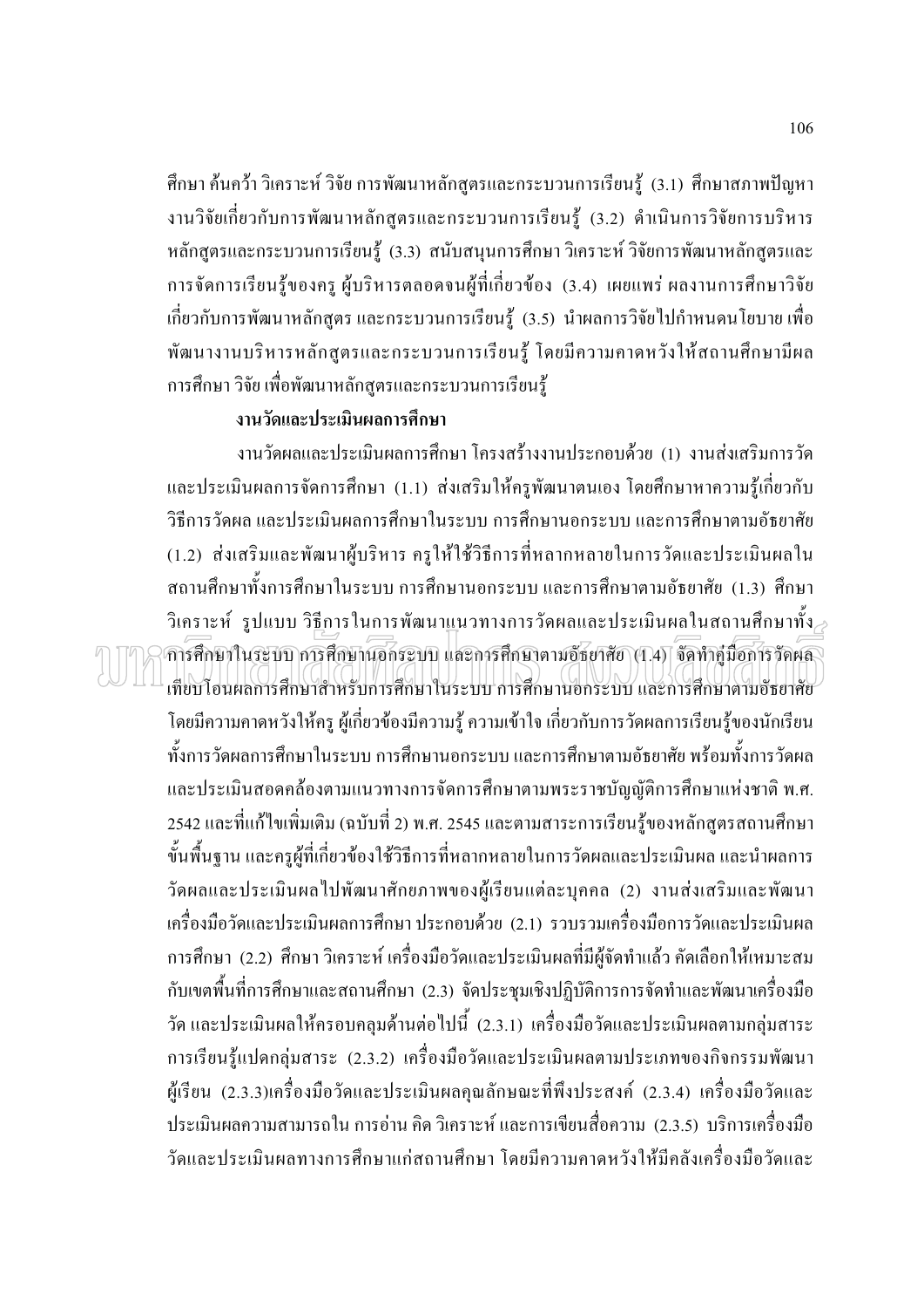ศึกษา ค้นคว้า วิเคราะห์ วิจัย การพัฒนาหลักสูตรและกระบวนการเรียนรู้ (3.1) ศึกษาสภาพปัญหางานวิจัยเกี่ยวกับการพัฒนาหลักสูตรและกระบวนการเรียนรู้ (3.2) ดำเนินการวิจัยการบริหารหลักสูตรและกระบวนการเรียนรู้ (3.3) สนับสนุนการศึกษา วิเคราะห์ วิจัยการพัฒนาหลักสูตรและการจัดการเรียนรู้ของครู ผู้บริหารตลอดจนผู้ที่เกี่ยวข้อง (3.4) เผยแพร่ ผลงานการศึกษาวิจัยเกี่ยวกับการพัฒนาหลักสูตร และกระบวนการเรียนรู้ (3.5) นำผลการวิจัยไปกำหนดนโยบาย เพื่อพัฒนางานบริหารหลักสูตรและกระบวนการเรียนรู้ โดยมีความคาดหวังให้สถานศึกษามีผลการศึกษา วิจัย เพื่อพัฒนาหลักสูตรและกระบวนการเรียนรู้

**งานวัดและประเมินผลการศึกษา**

งานวัดผลและประเมินผลการศึกษา โครงสร้างงานประกอบด้วย (1) งานส่งเสริมการวัดและประเมินผลการจัดการศึกษา (1.1) ส่งเสริมให้ครูพัฒนาตนเอง โดยศึกษาหาความรู้เกี่ยวกับวิธีการวัดผล และประเมินผลการศึกษาในระบบ การศึกษานอกระบบ และการศึกษาตามอัธยาศัย (1.2) ส่งเสริมและพัฒนาผู้บริหาร ครูให้ใช้วิธีการที่หลากหลายในการวัดและประเมินผลในสถานศึกษาทั้งการศึกษาในระบบ การศึกษานอกระบบ และการศึกษาตามอัธยาศัย (1.3) ศึกษาวิเคราะห์ รูปแบบ วิธีการในการพัฒนาแนวทางการวัดผลและประเมินผลในสถานศึกษาทั้งการศึกษาในระบบ การศึกษานอกระบบ และการศึกษาตามอัธยาศัย (1.4) จัดทำคู่มือการวัดผลเทียบโอนผลการศึกษาสำหรับการศึกษาในระบบ การศึกษานอกระบบ และการศึกษาตามอัธยาศัย โดยมีความคาดหวังให้ครู ผู้เกี่ยวข้องมีความรู้ ความเข้าใจ เกี่ยวกับการวัดผลการเรียนรู้ของนักเรียนทั้งการวัดผลการศึกษาในระบบ การศึกษานอกระบบ และการศึกษาตามอัธยาศัย พร้อมทั้งการวัดผลและประเมินสอดคล้องตามแนวทางการจัดการศึกษาตามพระราชบัญญัติการศึกษาแห่งชาติ พ.ศ. 2542 และที่แก้ไขเพิ่มเติม (ฉบับที่ 2) พ.ศ. 2545 และตามสาระการเรียนรู้ของหลักสูตรสถานศึกษาขั้นพื้นฐาน และครูผู้ที่เกี่ยวข้องใช้วิธีการที่หลากหลายในการวัดผลและประเมินผล และนำผลการวัดผลและประเมินผลไปพัฒนาศักยภาพของผู้เรียนแต่ละบุคคล (2) งานส่งเสริมและพัฒนาเครื่องมือวัดและประเมินผลการศึกษา ประกอบด้วย (2.1) รวบรวมเครื่องมือการวัดและประเมินผลการศึกษา (2.2) ศึกษา วิเคราะห์ เครื่องมือวัดและประเมินผลที่มีผู้จัดทำแล้ว คัดเลือกให้เหมาะสมกับเขตพื้นที่การศึกษาและสถานศึกษา (2.3) จัดประชุมเชิงปฏิบัติการการจัดทำและพัฒนาเครื่องมือวัด และประเมินผลให้ครอบคลุมด้านต่อไปนี้ (2.3.1) เครื่องมือวัดและประเมินผลตามกลุ่มสาระการเรียนรู้แปดกลุ่มสาระ (2.3.2) เครื่องมือวัดและประเมินผลตามประเภทของกิจกรรมพัฒนาผู้เรียน (2.3.3)เครื่องมือวัดและประเมินผลคุณลักษณะที่พึงประสงค์ (2.3.4) เครื่องมือวัดและประเมินผลความสามารถใน การอ่าน คิด วิเคราะห์ และการเขียนสื่อความ (2.3.5) บริการเครื่องมือวัดและประเมินผลทางการศึกษาแก่สถานศึกษา โดยมีความคาดหวังให้มีคลังเครื่องมือวัดและ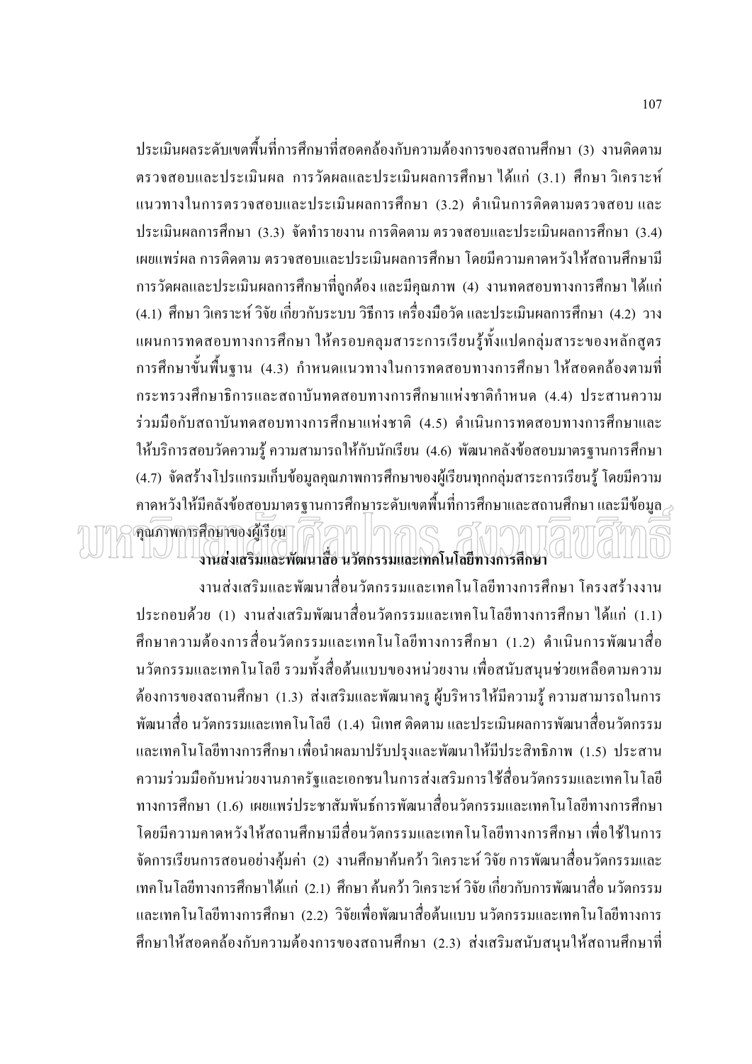ประเมินผลระดับเขตพื้นที่การศึกษาที่สอดคล้องกับความต้องการของสถานศึกษา (3) งานติดตามตรวจสอบและประเมินผล การวัดผลและประเมินผลการศึกษา ได้แก่ (3.1) ศึกษา วิเคราะห์แนวทางในการตรวจสอบและประเมินผลการศึกษา (3.2) ดำเนินการติดตามตรวจสอบ และประเมินผลการศึกษา (3.3) จัดทำรายงาน การติดตาม ตรวจสอบและประเมินผลการศึกษา (3.4) เผยแพร่ผล การติดตาม ตรวจสอบและประเมินผลการศึกษา โดยมีความคาดหวังให้สถานศึกษามีการวัดผลและประเมินผลการศึกษาที่ถูกต้อง และมีคุณภาพ (4) งานทดสอบทางการศึกษา ได้แก่ (4.1) ศึกษา วิเคราะห์ วิจัย เกี่ยวกับระบบ วิธีการ เครื่องมือวัด และประเมินผลการศึกษา (4.2) วางแผนการทดสอบทางการศึกษา ให้ครอบคลุมสาระการเรียนรู้ทั้งแปดกลุ่มสาระของหลักสูตรการศึกษาขั้นพื้นฐาน (4.3) กำหนดแนวทางในการทดสอบทางการศึกษา ให้สอดคล้องตามที่กระทรวงศึกษาธิการและสถาบันทดสอบทางการศึกษาแห่งชาติกำหนด (4.4) ประสานความร่วมมือกับสถาบันทดสอบทางการศึกษาแห่งชาติ (4.5) ดำเนินการทดสอบทางการศึกษาและให้บริการสอบวัดความรู้ ความสามารถให้กับนักเรียน (4.6) พัฒนาคลังข้อสอบมาตรฐานการศึกษา (4.7) จัดสร้างโปรแกรมเก็บข้อมูลคุณภาพการศึกษาของผู้เรียนทุกกลุ่มสาระการเรียนรู้ โดยมีความคาดหวังให้มีคลังข้อสอบมาตรฐานการศึกษาระดับเขตพื้นที่การศึกษาและสถานศึกษา และมีข้อมูลคุณภาพการศึกษาของผู้เรียน

**งานส่งเสริมและพัฒนาสื่อ นวัตกรรมและเทคโนโลยีทางการศึกษา**

งานส่งเสริมและพัฒนาสื่อนวัตกรรมและเทคโนโลยีทางการศึกษา โครงสร้างงานประกอบด้วย (1) งานส่งเสริมพัฒนาสื่อนวัตกรรมและเทคโนโลยีทางการศึกษา ได้แก่ (1.1) ศึกษาความต้องการสื่อนวัตกรรมและเทคโนโลยีทางการศึกษา (1.2) ดำเนินการพัฒนาสื่อ นวัตกรรมและเทคโนโลยี รวมทั้งสื่อต้นแบบของหน่วยงาน เพื่อสนับสนุนช่วยเหลือตามความต้องการของสถานศึกษา (1.3) ส่งเสริมและพัฒนาครู ผู้บริหารให้มีความรู้ ความสามารถในการพัฒนาสื่อ นวัตกรรมและเทคโนโลยี (1.4) นิเทศ ติดตาม และประเมินผลการพัฒนาสื่อนวัตกรรมและเทคโนโลยีทางการศึกษา เพื่อนำผลมาปรับปรุงและพัฒนาให้มีประสิทธิภาพ (1.5) ประสานความร่วมมือกับหน่วยงานภาครัฐและเอกชนในการส่งเสริมการใช้สื่อนวัตกรรมและเทคโนโลยีทางการศึกษา (1.6) เผยแพร่ประชาสัมพันธ์การพัฒนาสื่อนวัตกรรมและเทคโนโลยีทางการศึกษา โดยมีความคาดหวังให้สถานศึกษามีสื่อนวัตกรรมและเทคโนโลยีทางการศึกษา เพื่อใช้ในการจัดการเรียนการสอนอย่างคุ้มค่า (2) งานศึกษาค้นคว้า วิเคราะห์ วิจัย การพัฒนาสื่อนวัตกรรมและเทคโนโลยีทางการศึกษาได้แก่ (2.1) ศึกษา ค้นคว้า วิเคราะห์ วิจัย เกี่ยวกับการพัฒนาสื่อ นวัตกรรมและเทคโนโลยีทางการศึกษา (2.2) วิจัยเพื่อพัฒนาสื่อต้นแบบ นวัตกรรมและเทคโนโลยีทางการศึกษาให้สอดคล้องกับความต้องการของสถานศึกษา (2.3) ส่งเสริมสนับสนุนให้สถานศึกษาที่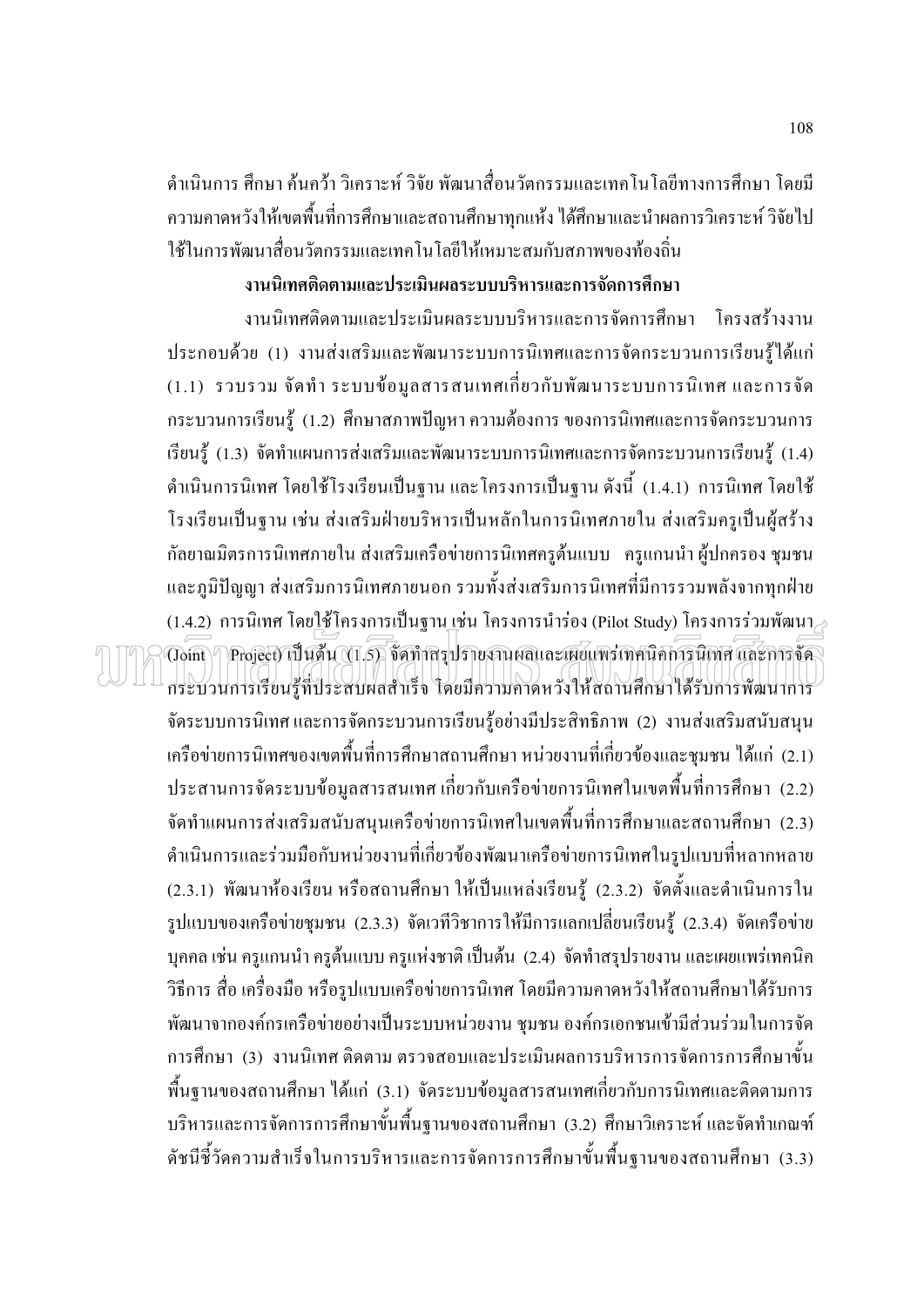ดำเนินการ ศึกษา ค้นคว้า วิเคราะห์ วิจัย พัฒนาสื่อนวัตกรรมและเทคโนโลยีทางการศึกษา โดยมีความคาดหวังให้เขตพื้นที่การศึกษาและสถานศึกษาทุกแห่ง ได้ศึกษาและนำผลการวิเคราะห์ วิจัยไปใช้ในการพัฒนาสื่อนวัตกรรมและเทคโนโลยีให้เหมาะสมกับสภาพของท้องถิ่น

**งานนิเทศติดตามและประเมินผลระบบบริหารและการจัดการศึกษา**

งานนิเทศติดตามและประเมินผลระบบบริหารและการจัดการศึกษา โครงสร้างงานประกอบด้วย (1) งานส่งเสริมและพัฒนาระบบการนิเทศและการจัดกระบวนการเรียนรู้ได้แก่ (1.1) รวบรวม จัดทำ ระบบข้อมูลสารสนเทศเกี่ยวกับพัฒนาระบบการนิเทศ และการจัดกระบวนการเรียนรู้ (1.2) ศึกษาสภาพปัญหา ความต้องการ ของการนิเทศและการจัดกระบวนการเรียนรู้ (1.3) จัดทำแผนการส่งเสริมและพัฒนาระบบการนิเทศและการจัดกระบวนการเรียนรู้ (1.4) ดำเนินการนิเทศ โดยใช้โรงเรียนเป็นฐาน และโครงการเป็นฐาน ดังนี้ (1.4.1) การนิเทศ โดยใช้โรงเรียนเป็นฐาน เช่น ส่งเสริมฝ่ายบริหารเป็นหลักในการนิเทศภายใน ส่งเสริมครูเป็นผู้สร้างกัลยาณมิตรการนิเทศภายใน ส่งเสริมเครือข่ายการนิเทศครูต้นแบบ ครูแกนนำ ผู้ปกครอง ชุมชน และภูมิปัญญา ส่งเสริมการนิเทศภายนอก รวมทั้งส่งเสริมการนิเทศที่มีการรวมพลังจากทุกฝ่าย (1.4.2) การนิเทศ โดยใช้โครงการเป็นฐาน เช่น โครงการนำร่อง (Pilot Study) โครงการร่วมพัฒนา (Joint Project) เป็นต้น (1.5) จัดทำสรุปรายงานผลและเผยแพร่เทคนิคการนิเทศ และการจัดกระบวนการเรียนรู้ที่ประสบผลสำเร็จ โดยมีความคาดหวังให้สถานศึกษาได้รับการพัฒนาการจัดระบบการนิเทศ และการจัดกระบวนการเรียนรู้อย่างมีประสิทธิภาพ (2) งานส่งเสริมสนับสนุนเครือข่ายการนิเทศของเขตพื้นที่การศึกษาสถานศึกษา หน่วยงานที่เกี่ยวข้องและชุมชน ได้แก่ (2.1) ประสานการจัดระบบข้อมูลสารสนเทศ เกี่ยวกับเครือข่ายการนิเทศในเขตพื้นที่การศึกษา (2.2) จัดทำแผนการส่งเสริมสนับสนุนเครือข่ายการนิเทศในเขตพื้นที่การศึกษาและสถานศึกษา (2.3) ดำเนินการและร่วมมือกับหน่วยงานที่เกี่ยวข้องพัฒนาเครือข่ายการนิเทศในรูปแบบที่หลากหลาย (2.3.1) พัฒนาห้องเรียน หรือสถานศึกษา ให้เป็นแหล่งเรียนรู้ (2.3.2) จัดตั้งและดำเนินการในรูปแบบของเครือข่ายชุมชน (2.3.3) จัดเวทีวิชาการให้มีการแลกเปลี่ยนเรียนรู้ (2.3.4) จัดเครือข่ายบุคคล เช่น ครูแกนนำ ครูต้นแบบ ครูแห่งชาติ เป็นต้น (2.4) จัดทำสรุปรายงาน และเผยแพร่เทคนิควิธีการ สื่อ เครื่องมือ หรือรูปแบบเครือข่ายการนิเทศ โดยมีความคาดหวังให้สถานศึกษาได้รับการพัฒนาจากองค์กรเครือข่ายอย่างเป็นระบบหน่วยงาน ชุมชน องค์กรเอกชนเข้ามีส่วนร่วมในการจัดการศึกษา (3) งานนิเทศ ติดตาม ตรวจสอบและประเมินผลการบริหารการจัดการการศึกษาขั้นพื้นฐานของสถานศึกษา ได้แก่ (3.1) จัดระบบข้อมูลสารสนเทศเกี่ยวกับการนิเทศและติดตามการบริหารและการจัดการการศึกษาขั้นพื้นฐานของสถานศึกษา (3.2) ศึกษาวิเคราะห์ และจัดทำเกณฑ์ดัชนีชี้วัดความสำเร็จในการบริหารและการจัดการการศึกษาขั้นพื้นฐานของสถานศึกษา (3.3)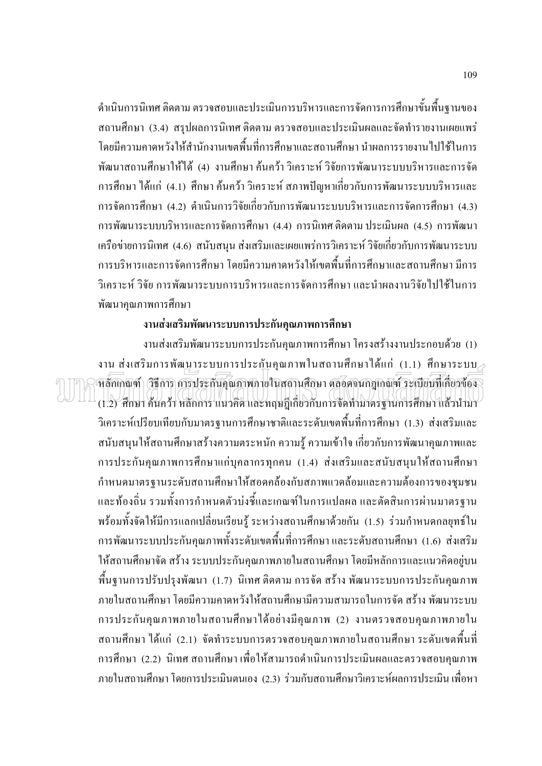ดำเนินการนิเทศ ติดตาม ตรวจสอบและประเมินการบริหารและการจัดการการศึกษาขั้นพื้นฐานของสถานศึกษา (3.4) สรุปผลการนิเทศ ติดตาม ตรวจสอบและประเมินผลและจัดทำรายงานเผยแพร่ โดยมีความคาดหวังให้สำนักงานเขตพื้นที่การศึกษาและสถานศึกษา นำผลการรายงานไปใช้ในการพัฒนาสถานศึกษาให้ได้ (4) งานศึกษา ค้นคว้า วิเคราะห์ วิจัยการพัฒนาระบบบริหารและการจัดการศึกษา ได้แก่ (4.1) ศึกษา ค้นคว้า วิเคราะห์ สภาพปัญหาเกี่ยวกับการพัฒนาระบบบริหารและการจัดการศึกษา (4.2) ดำเนินการวิจัยเกี่ยวกับการพัฒนาระบบบริหารและการจัดการศึกษา (4.3) การพัฒนาระบบบริหารและการจัดการศึกษา (4.4) การนิเทศ ติดตาม ประเมินผล (4.5) การพัฒนาเครือข่ายการนิเทศ (4.6) สนับสนุน ส่งเสริมและเผยแพร่การวิเคราะห์ วิจัยเกี่ยวกับการพัฒนาระบบการบริหารและการจัดการศึกษา โดยมีความคาดหวังให้เขตพื้นที่การศึกษาและสถานศึกษา มีการวิเคราะห์ วิจัย การพัฒนาระบบการบริหารและการจัดการศึกษา และนำผลงานวิจัยไปใช้ในการพัฒนาคุณภาพการศึกษา

**งานส่งเสริมพัฒนาระบบการประกันคุณภาพการศึกษา**

งานส่งเสริมพัฒนาระบบการประกันคุณภาพการศึกษา โครงสร้างงานประกอบด้วย (1) งาน ส่งเสริมการพัฒนาระบบการประกันคุณภาพในสถานศึกษาได้แก่ (1.1) ศึกษาระบบ หลักเกณฑ์ วิธีการ การประกันคุณภาพภายในสถานศึกษา ตลอดจนกฎเกณฑ์ ระเบียบที่เกี่ยวข้อง (1.2) ศึกษา ค้นคว้า หลักการ แนวคิด และทฤษฎีเกี่ยวกับการจัดทำมาตรฐานการศึกษา แล้วนำมาวิเคราะห์เปรียบเทียบกับมาตรฐานการศึกษาชาติและระดับเขตพื้นที่การศึกษา (1.3) ส่งเสริมและสนับสนุนให้สถานศึกษาสร้างความตระหนัก ความรู้ ความเข้าใจ เกี่ยวกับการพัฒนาคุณภาพและการประกันคุณภาพการศึกษาแก่บุคลากรทุกคน (1.4) ส่งเสริมและสนับสนุนให้สถานศึกษากำหนดมาตรฐานระดับสถานศึกษาให้สอดคล้องกับสภาพแวดล้อมและความต้องการของชุมชนและท้องถิ่น รวมทั้งการกำหนดตัวบ่งชี้และเกณฑ์ในการแปลผล และตัดสินการผ่านมาตรฐาน พร้อมทั้งจัดให้มีการแลกเปลี่ยนเรียนรู้ ระหว่างสถานศึกษาด้วยกัน (1.5) ร่วมกำหนดกลยุทธ์ในการพัฒนาระบบประกันคุณภาพทั้งระดับเขตพื้นที่การศึกษา และระดับสถานศึกษา (1.6) ส่งเสริมให้สถานศึกษาจัด สร้าง ระบบประกันคุณภาพภายในสถานศึกษา โดยมีหลักการและแนวคิดอยู่บนพื้นฐานการปรับปรุงพัฒนา (1.7) นิเทศ ติดตาม การจัด สร้าง พัฒนาระบบการประกันคุณภาพภายในสถานศึกษา โดยมีความคาดหวังให้สถานศึกษามีความสามารถในการจัด สร้าง พัฒนาระบบการประกันคุณภาพภายในสถานศึกษาได้อย่างมีคุณภาพ (2) งานตรวจสอบคุณภาพภายในสถานศึกษา ได้แก่ (2.1) จัดทำระบบการตรวจสอบคุณภาพภายในสถานศึกษา ระดับเขตพื้นที่การศึกษา (2.2) นิเทศ สถานศึกษา เพื่อให้สามารถดำเนินการประเมินผลและตรวจสอบคุณภาพภายในสถานศึกษา โดยการประเมินตนเอง (2.3) ร่วมกับสถานศึกษาวิเคราะห์ผลการประเมิน เพื่อหา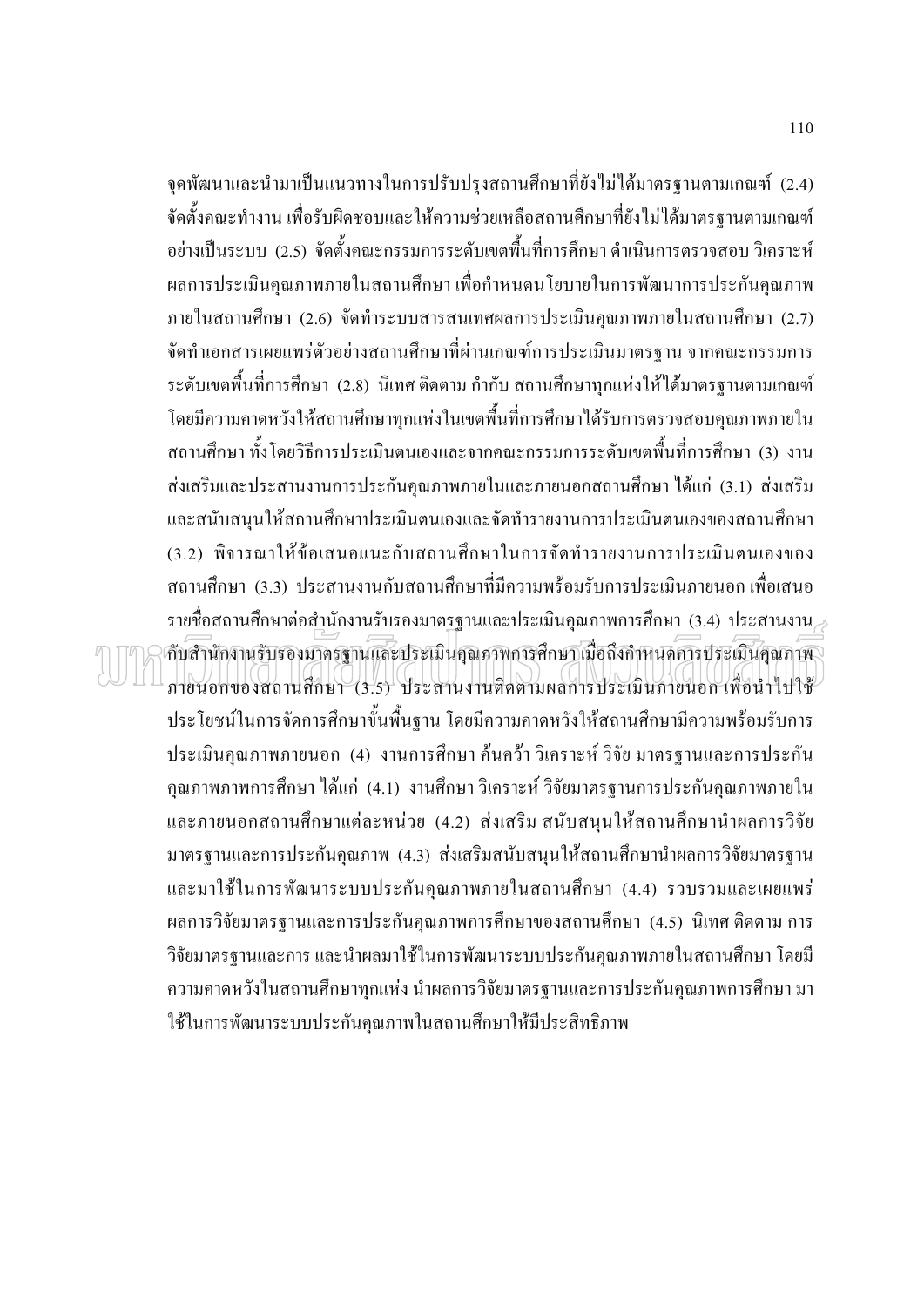จุดพัฒนาและนำมาเป็นแนวทางในการปรับปรุงสถานศึกษาที่ยังไม่ได้มาตรฐานตามเกณฑ์ (2.4) จัดตั้งคณะทำงาน เพื่อรับผิดชอบและให้ความช่วยเหลือสถานศึกษาที่ยังไม่ได้มาตรฐานตามเกณฑ์อย่างเป็นระบบ (2.5) จัดตั้งคณะกรรมการระดับเขตพื้นที่การศึกษา ดำเนินการตรวจสอบ วิเคราะห์ผลการประเมินคุณภาพภายในสถานศึกษา เพื่อกำหนดนโยบายในการพัฒนาการประกันคุณภาพภายในสถานศึกษา (2.6) จัดทำระบบสารสนเทศผลการประเมินคุณภาพภายในสถานศึกษา (2.7) จัดทำเอกสารเผยแพร่ตัวอย่างสถานศึกษาที่ผ่านเกณฑ์การประเมินมาตรฐาน จากคณะกรรมการระดับเขตพื้นที่การศึกษา (2.8) นิเทศ ติดตาม กำกับ สถานศึกษาทุกแห่งให้ได้มาตรฐานตามเกณฑ์ โดยมีความคาดหวังให้สถานศึกษาทุกแห่งในเขตพื้นที่การศึกษาได้รับการตรวจสอบคุณภาพภายในสถานศึกษา ทั้งโดยวิธีการประเมินตนเองและจากคณะกรรมการระดับเขตพื้นที่การศึกษา (3) งานส่งเสริมและประสานงานการประกันคุณภาพภายในและภายนอกสถานศึกษา ได้แก่ (3.1) ส่งเสริมและสนับสนุนให้สถานศึกษาประเมินตนเองและจัดทำรายงานการประเมินตนเองของสถานศึกษา (3.2) พิจารณาให้ข้อเสนอแนะกับสถานศึกษาในการจัดทำรายงานการประเมินตนเองของสถานศึกษา (3.3) ประสานงานกับสถานศึกษาที่มีความพร้อมรับการประเมินภายนอก เพื่อเสนอรายชื่อสถานศึกษาต่อสำนักงานรับรองมาตรฐานและประเมินคุณภาพการศึกษา (3.4) ประสานงานกับสำนักงานรับรองมาตรฐานและประเมินคุณภาพการศึกษา เมื่อถึงกำหนดการประเมินคุณภาพภายนอกของสถานศึกษา (3.5) ประสานงานติดตามผลการประเมินภายนอก เพื่อนำไปใช้ประโยชน์ในการจัดการศึกษาขั้นพื้นฐาน โดยมีความคาดหวังให้สถานศึกษามีความพร้อมรับการประเมินคุณภาพภายนอก (4) งานการศึกษา ค้นคว้า วิเคราะห์ วิจัย มาตรฐานและการประกันคุณภาพภาพการศึกษา ได้แก่ (4.1) งานศึกษา วิเคราะห์ วิจัยมาตรฐานการประกันคุณภาพภายในและภายนอกสถานศึกษาแต่ละหน่วย (4.2) ส่งเสริม สนับสนุนให้สถานศึกษานำผลการวิจัยมาตรฐานและการประกันคุณภาพ (4.3) ส่งเสริมสนับสนุนให้สถานศึกษานำผลการวิจัยมาตรฐานและมาใช้ในการพัฒนาระบบประกันคุณภาพภายในสถานศึกษา (4.4) รวบรวมและเผยแพร่ผลการวิจัยมาตรฐานและการประกันคุณภาพการศึกษาของสถานศึกษา (4.5) นิเทศ ติดตาม การวิจัยมาตรฐานและการ และนำผลมาใช้ในการพัฒนาระบบประกันคุณภาพภายในสถานศึกษา โดยมีความคาดหวังในสถานศึกษาทุกแห่ง นำผลการวิจัยมาตรฐานและการประกันคุณภาพการศึกษา มาใช้ในการพัฒนาระบบประกันคุณภาพในสถานศึกษาให้มีประสิทธิภาพ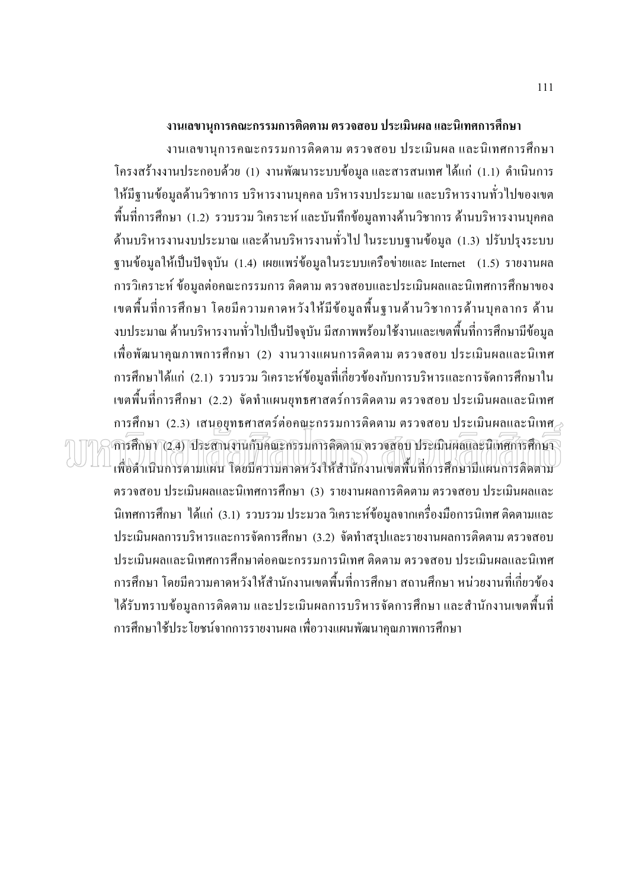**งานเลขานุการคณะกรรมการติดตาม ตรวจสอบ ประเมินผล และนิเทศการศึกษา**

งานเลขานุการคณะกรรมการติดตาม ตรวจสอบ ประเมินผล และนิเทศการศึกษา โครงสร้างงานประกอบด้วย (1) งานพัฒนาระบบข้อมูล และสารสนเทศ ได้แก่ (1.1) ดำเนินการให้มีฐานข้อมูลด้านวิชาการ บริหารงานบุคคล บริหารงบประมาณ และบริหารงานทั่วไปของเขตพื้นที่การศึกษา (1.2) รวบรวม วิเคราะห์ และบันทึกข้อมูลทางด้านวิชาการ ด้านบริหารงานบุคคล ด้านบริหารงานงบประมาณ และด้านบริหารงานทั่วไป ในระบบฐานข้อมูล (1.3) ปรับปรุงระบบฐานข้อมูลให้เป็นปัจจุบัน (1.4) เผยแพร่ข้อมูลในระบบเครือข่ายและ Internet (1.5) รายงานผลการวิเคราะห์ ข้อมูลต่อคณะกรรมการ ติดตาม ตรวจสอบและประเมินผลและนิเทศการศึกษาของเขตพื้นที่การศึกษา โดยมีความคาดหวังให้มีข้อมูลพื้นฐานด้านวิชาการด้านบุคลากร ด้านงบประมาณ ด้านบริหารงานทั่วไปเป็นปัจจุบัน มีสภาพพร้อมใช้งานและเขตพื้นที่การศึกษามีข้อมูลเพื่อพัฒนาคุณภาพการศึกษา (2) งานวางแผนการติดตาม ตรวจสอบ ประเมินผลและนิเทศการศึกษาได้แก่ (2.1) รวบรวม วิเคราะห์ข้อมูลที่เกี่ยวข้องกับการบริหารและการจัดการศึกษาในเขตพื้นที่การศึกษา (2.2) จัดทำแผนยุทธศาสตร์การติดตาม ตรวจสอบ ประเมินผลและนิเทศการศึกษา (2.3) เสนอยุทธศาสตร์ต่อคณะกรรมการติดตาม ตรวจสอบ ประเมินผลและนิเทศการศึกษา (2.4) ประสานงานกับคณะกรรมการติดตาม ตรวจสอบ ประเมินผลและนิเทศการศึกษาเพื่อดำเนินการตามแผน โดยมีความคาดหวังให้สำนักงานเขตพื้นที่การศึกษามีแผนการติดตาม ตรวจสอบ ประเมินผลและนิเทศการศึกษา (3) รายงานผลการติดตาม ตรวจสอบ ประเมินผลและนิเทศการศึกษา ได้แก่ (3.1) รวบรวม ประมวล วิเคราะห์ข้อมูลจากเครื่องมือการนิเทศ ติดตามและประเมินผลการบริหารและการจัดการศึกษา (3.2) จัดทำสรุปและรายงานผลการติดตาม ตรวจสอบ ประเมินผลและนิเทศการศึกษาต่อคณะกรรมการนิเทศ ติดตาม ตรวจสอบ ประเมินผลและนิเทศการศึกษา โดยมีความคาดหวังให้สำนักงานเขตพื้นที่การศึกษา สถานศึกษา หน่วยงานที่เกี่ยวข้องได้รับทราบข้อมูลการติดตาม และประเมินผลการบริหารจัดการศึกษา และสำนักงานเขตพื้นที่การศึกษาใช้ประโยชน์จากการรายงานผล เพื่อวางแผนพัฒนาคุณภาพการศึกษา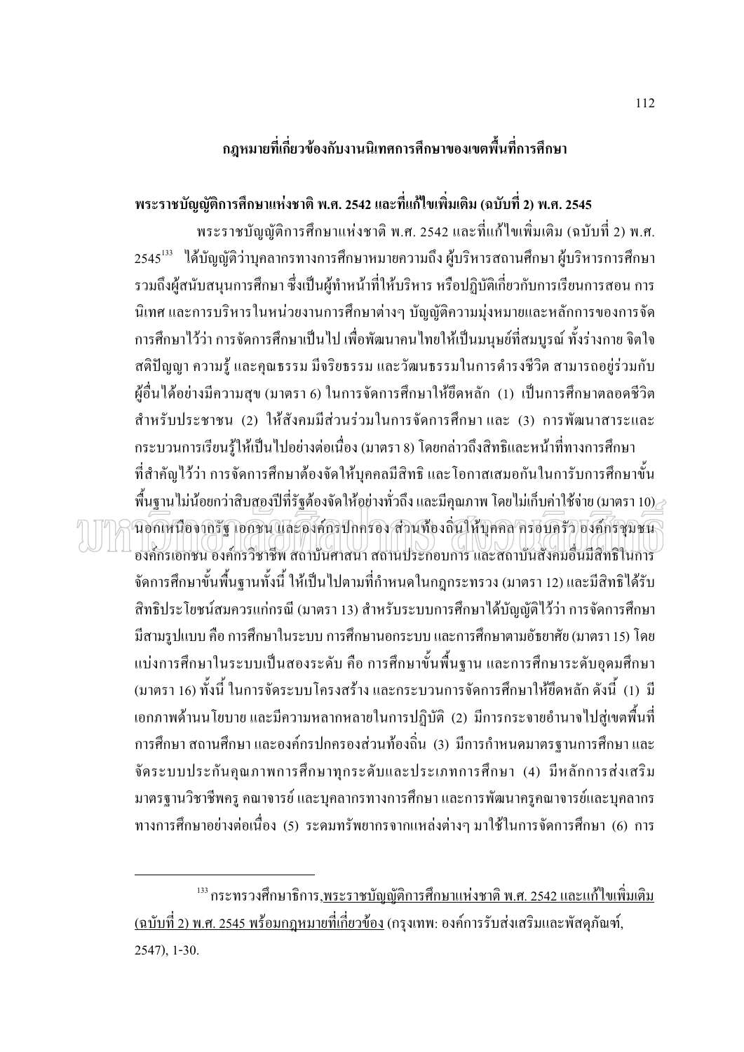## กฎหมายที่เกี่ยวข้องกับงานนิเทศการศึกษาของเขตพื้นที่การศึกษา

### พระราชบัญญัติการศึกษาแห่งชาติ พ.ศ. 2542 และที่แก้ไขเพิ่มเติม (ฉบับที่ 2) พ.ศ. 2545

พระราชบัญญัติการศึกษาแห่งชาติ พ.ศ. 2542 และที่แก้ไขเพิ่มเติม (ฉบับที่ 2) พ.ศ. 2545[133] ได้บัญญัติว่าบุคลากรทางการศึกษาหมายความถึง ผู้บริหารสถานศึกษา ผู้บริหารการศึกษา รวมถึงผู้สนับสนุนการศึกษา ซึ่งเป็นผู้ทำหน้าที่ให้บริการ หรือปฏิบัติเกี่ยวกับการเรียนการสอน การนิเทศ และการบริหารในหน่วยงานการศึกษาต่างๆ บัญญัติความมุ่งหมายและหลักการของการจัดการศึกษาไว้ว่า การจัดการศึกษาเป็นไป เพื่อพัฒนาคนไทยให้เป็นมนุษย์ที่สมบูรณ์ ทั้งร่างกาย จิตใจ สติปัญญา ความรู้ และคุณธรรม มีจริยธรรม และวัฒนธรรมในการดำรงชีวิต สามารถอยู่ร่วมกับผู้อื่นได้อย่างมีความสุข (มาตรา 6) ในการจัดการศึกษาให้ยึดหลัก (1) เป็นการศึกษาตลอดชีวิตสำหรับประชาชน (2) ให้สังคมมีส่วนร่วมในการจัดการศึกษา และ (3) การพัฒนาสาระและกระบวนการเรียนรู้ให้เป็นไปอย่างต่อเนื่อง (มาตรา 8) โดยกล่าวถึงสิทธิและหน้าที่ทางการศึกษาที่สำคัญไว้ว่า การจัดการศึกษาต้องจัดให้บุคคลมีสิทธิ และโอกาสเสมอกันในการรับการศึกษาขั้นพื้นฐานไม่น้อยกว่าสิบสองปีที่รัฐต้องจัดให้อย่างทั่วถึง และมีคุณภาพ โดยไม่เก็บค่าใช้จ่าย (มาตรา 10) นอกเหนือจากรัฐ เอกชน และองค์กรปกครอง ส่วนท้องถิ่นให้บุคคล ครอบครัว องค์กรชุมชน องค์กรเอกชน องค์กรวิชาชีพ สถาบันศาสนา สถานประกอบการ และสถาบันสังคมอื่นมีสิทธิในการจัดการศึกษาขั้นพื้นฐานทั้งนี้ ให้เป็นไปตามที่กำหนดในกฎกระทรวง (มาตรา 12) และมีสิทธิได้รับสิทธิประโยชน์สมควรแก่กรณี (มาตรา 13) สำหรับระบบการศึกษาได้บัญญัติไว้ว่า การจัดการศึกษามีสามรูปแบบ คือ การศึกษาในระบบ การศึกษานอกระบบ และการศึกษาตามอัธยาศัย (มาตรา 15) โดยแบ่งการศึกษาในระบบเป็นสองระดับ คือ การศึกษาขั้นพื้นฐาน และการศึกษาระดับอุดมศึกษา (มาตรา 16) ทั้งนี้ ในการจัดระบบโครงสร้าง และกระบวนการจัดการศึกษาให้ยึดหลัก ดังนี้ (1) มีเอกภาพด้านนโยบาย และมีความหลากหลายในการปฏิบัติ (2) มีการกระจายอำนาจไปสู่เขตพื้นที่การศึกษา สถานศึกษา และองค์กรปกครองส่วนท้องถิ่น (3) มีการกำหนดมาตรฐานการศึกษา และจัดระบบประกันคุณภาพการศึกษาทุกระดับและประเภทการศึกษา (4) มีหลักการส่งเสริมมาตรฐานวิชาชีพครู คณาจารย์ และบุคลากรทางการศึกษา และการพัฒนาครูคณาจารย์และบุคลากรทางการศึกษาอย่างต่อเนื่อง (5) ระดมทรัพยากรจากแหล่งต่างๆ มาใช้ในการจัดการศึกษา (6) การ

---

[133] กระทรวงศึกษาธิการ, พระราชบัญญัติการศึกษาแห่งชาติ พ.ศ. 2542 และแก้ไขเพิ่มเติม (ฉบับที่ 2) พ.ศ. 2545 พร้อมกฎหมายที่เกี่ยวข้อง (กรุงเทพ: องค์การรับส่งเสริมและพัสดุภัณฑ์, 2547), 1-30.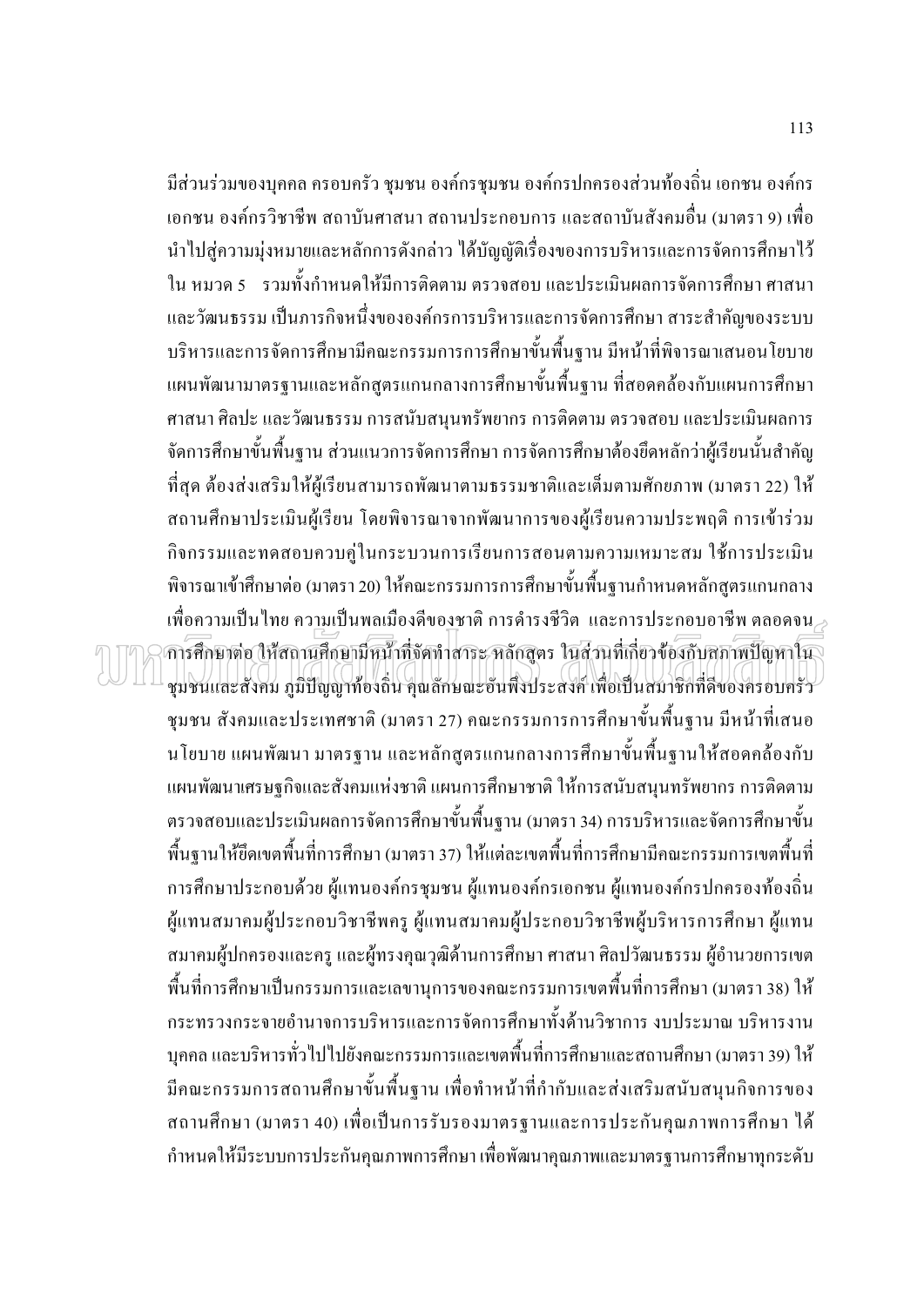มีส่วนร่วมของบุคคล ครอบครัว ชุมชน องค์กรชุมชน องค์กรปกครองส่วนท้องถิ่น เอกชน องค์กรเอกชน องค์กรวิชาชีพ สถาบันศาสนา สถานประกอบการ และสถาบันสังคมอื่น (มาตรา 9) เพื่อนำไปสู่ความมุ่งหมายและหลักการดังกล่าว ได้บัญญัติเรื่องของการบริหารและการจัดการศึกษาไว้ใน หมวด 5 รวมทั้งกำหนดให้มีการติดตาม ตรวจสอบ และประเมินผลการจัดการศึกษา ศาสนาและวัฒนธรรม เป็นภารกิจหนึ่งขององค์กรการบริหารและการจัดการศึกษา สาระสำคัญของระบบบริหารและการจัดการศึกษามีคณะกรรมการการศึกษาขั้นพื้นฐาน มีหน้าที่พิจารณาเสนอนโยบาย แผนพัฒนามาตรฐานและหลักสูตรแกนกลางการศึกษาขั้นพื้นฐาน ที่สอดคล้องกับแผนการศึกษา ศาสนา ศิลปะ และวัฒนธรรม การสนับสนุนทรัพยากร การติดตาม ตรวจสอบ และประเมินผลการจัดการศึกษาขั้นพื้นฐาน ส่วนแนวการจัดการศึกษา การจัดการศึกษาต้องยึดหลักว่าผู้เรียนนั้นสำคัญที่สุด ต้องส่งเสริมให้ผู้เรียนสามารถพัฒนาตามธรรมชาติและเต็มตามศักยภาพ (มาตรา 22) ให้สถานศึกษาประเมินผู้เรียน โดยพิจารณาจากพัฒนาการของผู้เรียนความประพฤติ การเข้าร่วมกิจกรรมและทดสอบควบคู่ในกระบวนการเรียนการสอนตามความเหมาะสม ใช้การประเมินพิจารณาเข้าศึกษาต่อ (มาตรา 20) ให้คณะกรรมการการศึกษาขั้นพื้นฐานกำหนดหลักสูตรแกนกลางเพื่อความเป็นไทย ความเป็นพลเมืองดีของชาติ การดำรงชีวิต และการประกอบอาชีพ ตลอดจนการศึกษาต่อ ให้สถานศึกษามีหน้าที่จัดทำสาระ หลักสูตร ในส่วนที่เกี่ยวข้องกับสภาพปัญหาในชุมชนและสังคม ภูมิปัญญาท้องถิ่น คุณลักษณะอันพึงประสงค์ เพื่อเป็นสมาชิกที่ดีของครอบครัว ชุมชน สังคมและประเทศชาติ (มาตรา 27) คณะกรรมการการศึกษาขั้นพื้นฐาน มีหน้าที่เสนอนโยบาย แผนพัฒนา มาตรฐาน และหลักสูตรแกนกลางการศึกษาขั้นพื้นฐานให้สอดคล้องกับแผนพัฒนาเศรษฐกิจและสังคมแห่งชาติ แผนการศึกษาชาติ ให้การสนับสนุนทรัพยากร การติดตาม ตรวจสอบและประเมินผลการจัดการศึกษาขั้นพื้นฐาน (มาตรา 34) การบริหารและจัดการศึกษาขั้นพื้นฐานให้ยึดเขตพื้นที่การศึกษา (มาตรา 37) ให้แต่ละเขตพื้นที่การศึกษามีคณะกรรมการเขตพื้นที่การศึกษาประกอบด้วย ผู้แทนองค์กรชุมชน ผู้แทนองค์กรเอกชน ผู้แทนองค์กรปกครองท้องถิ่น ผู้แทนสมาคมผู้ประกอบวิชาชีพครู ผู้แทนสมาคมผู้ประกอบวิชาชีพผู้บริหารการศึกษา ผู้แทนสมาคมผู้ปกครองและครู และผู้ทรงคุณวุฒิด้านการศึกษา ศาสนา ศิลปวัฒนธรรม ผู้อำนวยการเขตพื้นที่การศึกษาเป็นกรรมการและเลขานุการของคณะกรรมการเขตพื้นที่การศึกษา (มาตรา 38) ให้กระทรวงกระจายอำนาจการบริหารและการจัดการศึกษาทั้งด้านวิชาการ งบประมาณ บริหารงานบุคคล และบริหารทั่วไปไปยังคณะกรรมการและเขตพื้นที่การศึกษาและสถานศึกษา (มาตรา 39) ให้มีคณะกรรมการสถานศึกษาขั้นพื้นฐาน เพื่อทำหน้าที่กำกับและส่งเสริมสนับสนุนกิจการของสถานศึกษา (มาตรา 40) เพื่อเป็นการรับรองมาตรฐานและการประกันคุณภาพการศึกษา ได้กำหนดให้มีระบบการประกันคุณภาพการศึกษา เพื่อพัฒนาคุณภาพและมาตรฐานการศึกษาทุกระดับ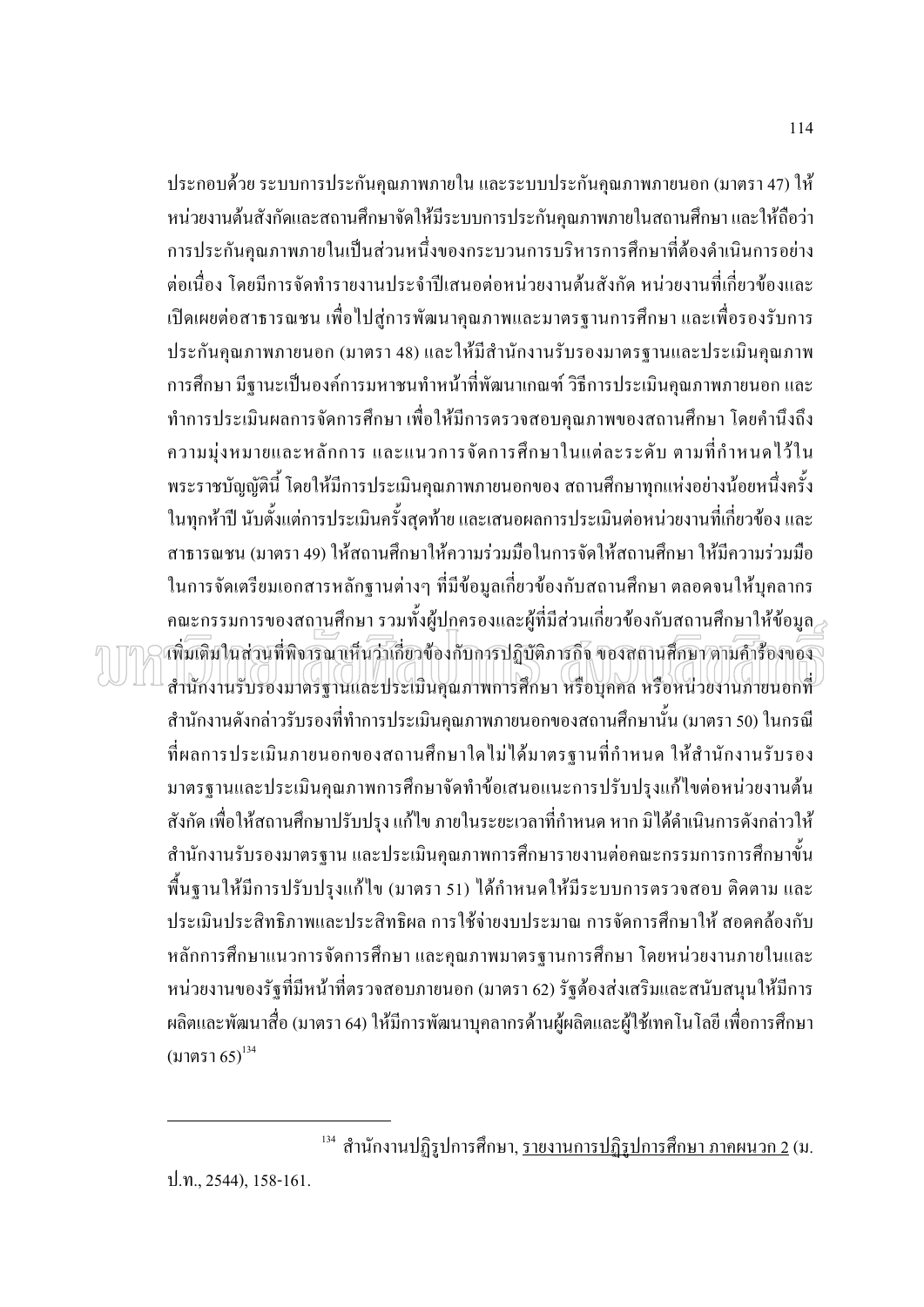ประกอบด้วย ระบบการประกันคุณภาพภายใน และระบบประกันคุณภาพภายนอก (มาตรา 47) ให้หน่วยงานต้นสังกัดและสถานศึกษาจัดให้มีระบบการประกันคุณภาพภายในสถานศึกษา และให้ถือว่าการประกันคุณภาพภายในเป็นส่วนหนึ่งของกระบวนการบริหารการศึกษาที่ต้องดำเนินการอย่างต่อเนื่อง โดยมีการจัดทำรายงานประจำปีเสนอต่อหน่วยงานต้นสังกัด หน่วยงานที่เกี่ยวข้องและเปิดเผยต่อสาธารณชน เพื่อไปสู่การพัฒนาคุณภาพและมาตรฐานการศึกษา และเพื่อรองรับการประกันคุณภาพภายนอก (มาตรา 48) และให้มีสำนักงานรับรองมาตรฐานและประเมินคุณภาพการศึกษา มีฐานะเป็นองค์การมหาชนทำหน้าที่พัฒนาเกณฑ์ วิธีการประเมินคุณภาพภายนอก และทำการประเมินผลการจัดการศึกษา เพื่อให้มีการตรวจสอบคุณภาพของสถานศึกษา โดยคำนึงถึงความมุ่งหมายและหลักการ และแนวการจัดการศึกษาในแต่ละระดับ ตามที่กำหนดไว้ในพระราชบัญญัตินี้ โดยให้มีการประเมินคุณภาพภายนอกของ สถานศึกษาทุกแห่งอย่างน้อยหนึ่งครั้งในทุกห้าปี นับตั้งแต่การประเมินครั้งสุดท้าย และเสนอผลการประเมินต่อหน่วยงานที่เกี่ยวข้อง และสาธารณชน (มาตรา 49) ให้สถานศึกษาให้ความร่วมมือในการจัดให้สถานศึกษา ให้มีความร่วมมือในการจัดเตรียมเอกสารหลักฐานต่างๆ ที่มีข้อมูลเกี่ยวข้องกับสถานศึกษา ตลอดจนให้บุคลากรคณะกรรมการของสถานศึกษา รวมทั้งผู้ปกครองและผู้ที่มีส่วนเกี่ยวข้องกับสถานศึกษาให้ข้อมูลเพิ่มเติมในส่วนที่พิจารณาเห็นว่าเกี่ยวข้องกับการปฏิบัติภารกิจ ของสถานศึกษา ตามคำร้องของสำนักงานรับรองมาตรฐานและประเมินคุณภาพการศึกษา หรือบุคคล หรือหน่วยงานภายนอกที่สำนักงานดังกล่าวรับรองที่ทำการประเมินคุณภาพภายนอกของสถานศึกษานั้น (มาตรา 50) ในกรณีที่ผลการประเมินภายนอกของสถานศึกษาใดไม่ได้มาตรฐานที่กำหนด ให้สำนักงานรับรองมาตรฐานและประเมินคุณภาพการศึกษาจัดทำข้อเสนอแนะการปรับปรุงแก้ไขต่อหน่วยงานต้นสังกัด เพื่อให้สถานศึกษาปรับปรุง แก้ไข ภายในระยะเวลาที่กำหนด หาก มิได้ดำเนินการดังกล่าวให้สำนักงานรับรองมาตรฐาน และประเมินคุณภาพการศึกษารายงานต่อคณะกรรมการการศึกษาขั้นพื้นฐานให้มีการปรับปรุงแก้ไข (มาตรา 51) ได้กำหนดให้มีระบบการตรวจสอบ ติดตาม และประเมินประสิทธิภาพและประสิทธิผล การใช้จ่ายงบประมาณ การจัดการศึกษาให้ สอดคล้องกับหลักการศึกษาแนวการจัดการศึกษา และคุณภาพมาตรฐานการศึกษา โดยหน่วยงานภายในและหน่วยงานของรัฐที่มีหน้าที่ตรวจสอบภายนอก (มาตรา 62) รัฐต้องส่งเสริมและสนับสนุนให้มีการผลิตและพัฒนาสื่อ (มาตรา 64) ให้มีการพัฒนาบุคลากรด้านผู้ผลิตและผู้ใช้เทคโนโลยี เพื่อการศึกษา (มาตรา 65)[134]

---

[134] สำนักงานปฏิรูปการศึกษา, รายงานการปฏิรูปการศึกษา ภาคผนวก 2 (ม.ป.ท., 2544), 158-161.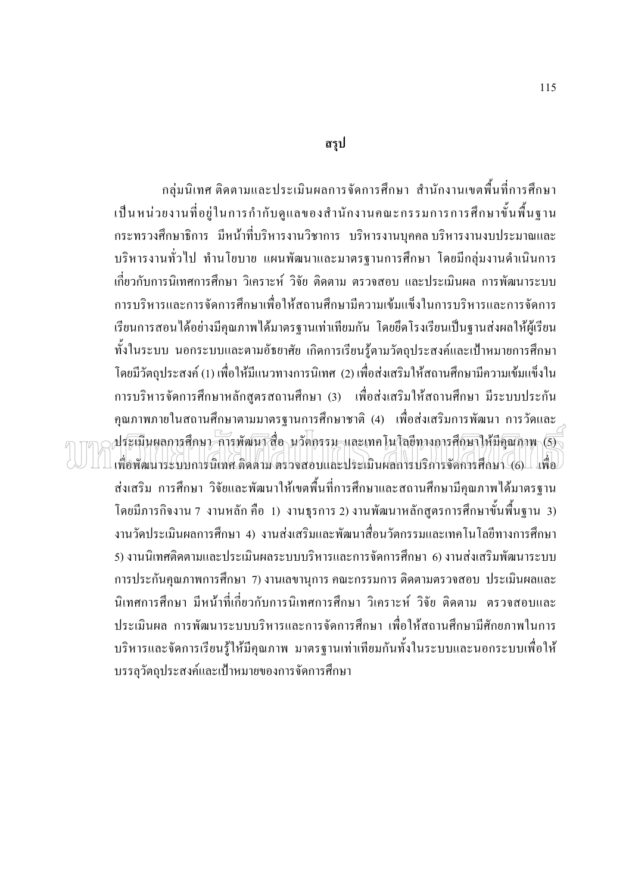## สรุป

กลุ่มนิเทศ ติดตามและประเมินผลการจัดการศึกษา สำนักงานเขตพื้นที่การศึกษา เป็นหน่วยงานที่อยู่ในการกำกับดูแลของสำนักงานคณะกรรมการการศึกษาขั้นพื้นฐาน กระทรวงศึกษาธิการ มีหน้าที่บริหารงานวิชาการ บริหารงานบุคคล บริหารงานงบประมาณและบริหารงานทั่วไป ทำนโยบาย แผนพัฒนาและมาตรฐานการศึกษา โดยมีกลุ่มงานดำเนินการเกี่ยวกับการนิเทศการศึกษา วิเคราะห์ วิจัย ติดตาม ตรวจสอบ และประเมินผล การพัฒนาระบบการบริหารและการจัดการศึกษาเพื่อให้สถานศึกษามีความเข้มแข็งในการบริหารและการจัดการเรียนการสอนได้อย่างมีคุณภาพได้มาตรฐานเท่าเทียมกัน โดยยึดโรงเรียนเป็นฐานส่งผลให้ผู้เรียนทั้งในระบบ นอกระบบและตามอัธยาศัย เกิดการเรียนรู้ตามวัตถุประสงค์และเป้าหมายการศึกษา โดยมีวัตถุประสงค์ (1) เพื่อให้มีแนวทางการนิเทศ (2) เพื่อส่งเสริมให้สถานศึกษามีความเข้มแข็งในการบริหารจัดการศึกษาหลักสูตรสถานศึกษา (3) เพื่อส่งเสริมให้สถานศึกษา มีระบบประกันคุณภาพภายในสถานศึกษาตามมาตรฐานการศึกษาชาติ (4) เพื่อส่งเสริมการพัฒนา การวัดและประเมินผลการศึกษา การพัฒนา สื่อ นวัตกรรม และเทคโนโลยีทางการศึกษาให้มีคุณภาพ (5) เพื่อพัฒนาระบบการนิเทศ ติดตาม ตรวจสอบและประเมินผลการบริการจัดการศึกษา (6) เพื่อส่งเสริม การศึกษา วิจัยและพัฒนาให้เขตพื้นที่การศึกษาและสถานศึกษามีคุณภาพได้มาตรฐาน โดยมีภารกิจงาน 7 งานหลัก คือ 1) งานธุรการ 2) งานพัฒนาหลักสูตรการศึกษาขั้นพื้นฐาน 3) งานวัดประเมินผลการศึกษา 4) งานส่งเสริมและพัฒนาสื่อนวัตกรรมและเทคโนโลยีทางการศึกษา 5) งานนิเทศติดตามและประเมินผลระบบบริหารและการจัดการศึกษา 6) งานส่งเสริมพัฒนาระบบการประกันคุณภาพการศึกษา 7) งานเลขานุการ คณะกรรมการ ติดตามตรวจสอบ ประเมินผลและนิเทศการศึกษา มีหน้าที่เกี่ยวกับการนิเทศการศึกษา วิเคราะห์ วิจัย ติดตาม ตรวจสอบและประเมินผล การพัฒนาระบบบริหารและการจัดการศึกษา เพื่อให้สถานศึกษามีศักยภาพในการบริหารและจัดการเรียนรู้ให้มีคุณภาพ มาตรฐานเท่าเทียมกันทั้งในระบบและนอกระบบเพื่อให้บรรลุวัตถุประสงค์และเป้าหมายของการจัดการศึกษา